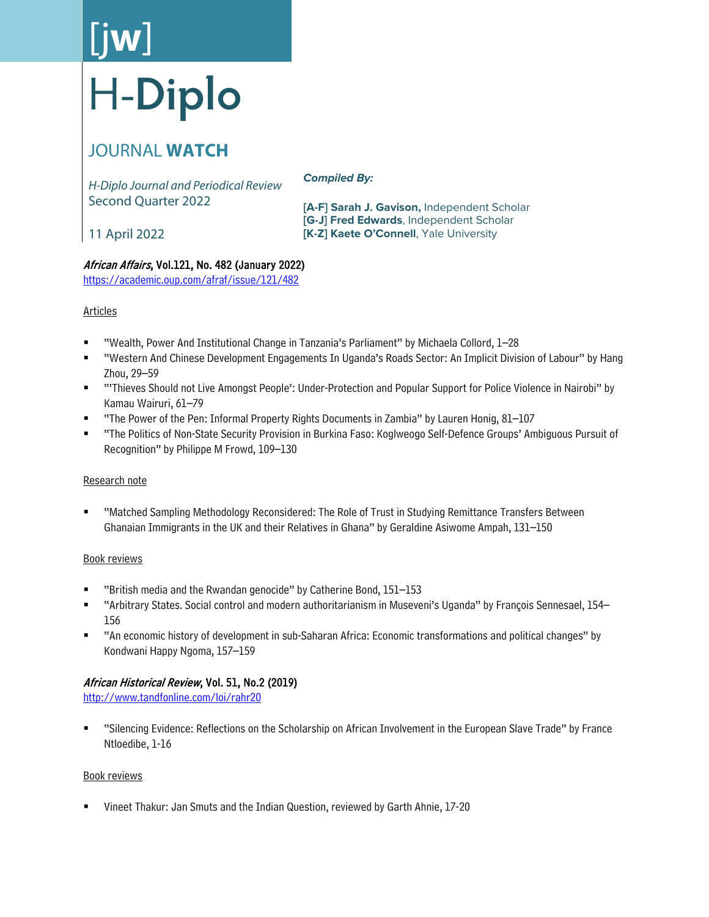[jw]

# H-Diplo

## JOURNAL **WATCH**

*H-Diplo Journal and Periodical Review*
Second Quarter 2022

11 April 2022

***Compiled By:***

[**A-F**] **Sarah J. Gavison,** Independent Scholar
[**G-J**] **Fred Edwards**, Independent Scholar
[**K-Z**] **Kaete O'Connell**, Yale University

### *African Affairs*, Vol.121, No. 482 (January 2022)

https://academic.oup.com/afraf/issue/121/482

Articles

- "Wealth, Power And Institutional Change in Tanzania's Parliament" by Michaela Collord, 1–28
- "Western And Chinese Development Engagements In Uganda's Roads Sector: An Implicit Division of Labour" by Hang Zhou, 29–59
- "'Thieves Should not Live Amongst People': Under-Protection and Popular Support for Police Violence in Nairobi" by Kamau Wairuri, 61–79
- "The Power of the Pen: Informal Property Rights Documents in Zambia" by Lauren Honig, 81–107
- "The Politics of Non-State Security Provision in Burkina Faso: Koglweogo Self-Defence Groups' Ambiguous Pursuit of Recognition" by Philippe M Frowd, 109–130

Research note

- "Matched Sampling Methodology Reconsidered: The Role of Trust in Studying Remittance Transfers Between Ghanaian Immigrants in the UK and their Relatives in Ghana" by Geraldine Asiwome Ampah, 131–150

Book reviews

- "British media and the Rwandan genocide" by Catherine Bond, 151–153
- "Arbitrary States. Social control and modern authoritarianism in Museveni's Uganda" by François Sennesael, 154–156
- "An economic history of development in sub-Saharan Africa: Economic transformations and political changes" by Kondwani Happy Ngoma, 157–159

### *African Historical Review*, Vol. 51, No.2 (2019)

http://www.tandfonline.com/loi/rahr20

- "Silencing Evidence: Reflections on the Scholarship on African Involvement in the European Slave Trade" by France Ntloedibe, 1-16

Book reviews

- Vineet Thakur: Jan Smuts and the Indian Question, reviewed by Garth Ahnie, 17-20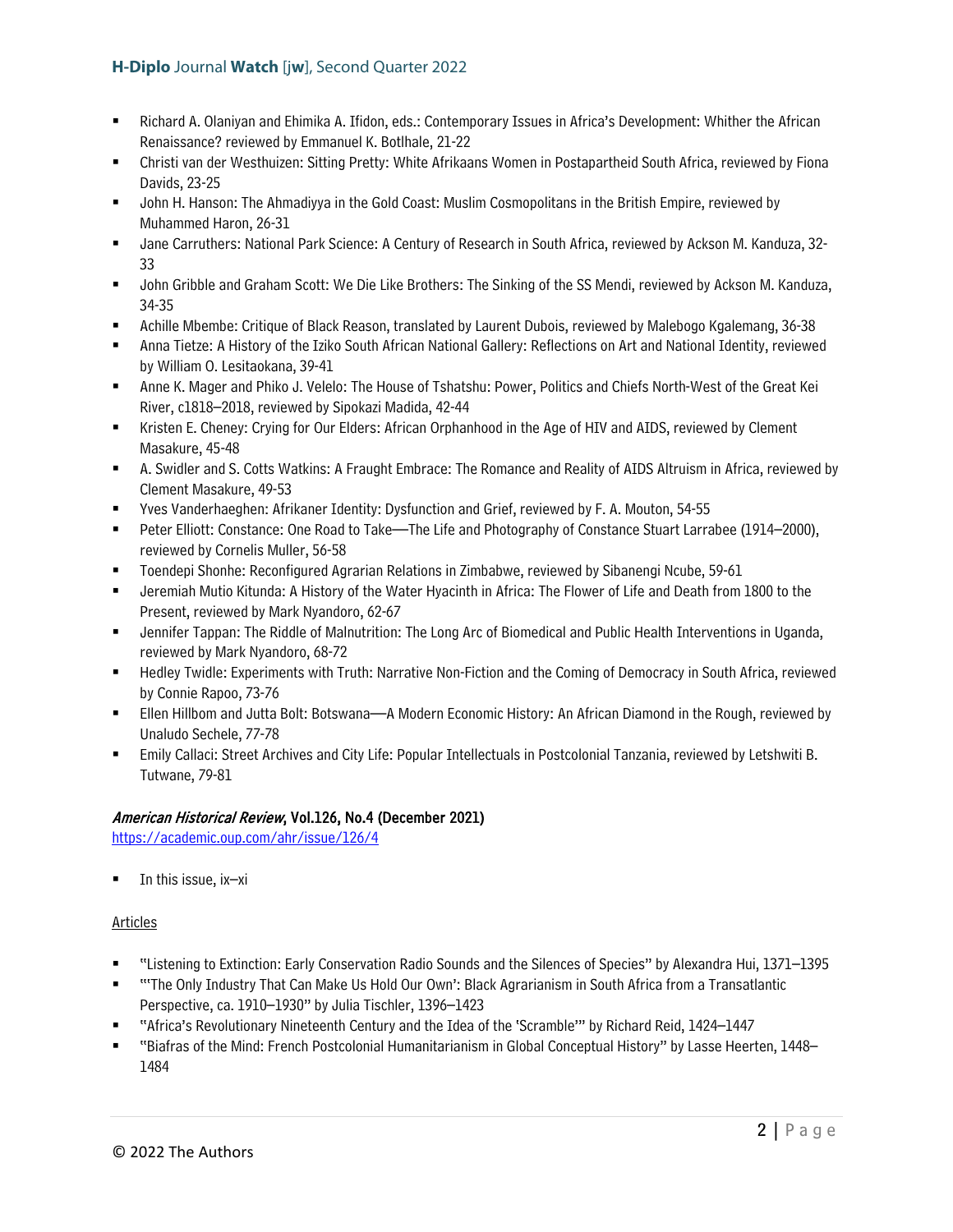- Richard A. Olaniyan and Ehimika A. Ifidon, eds.: Contemporary Issues in Africa's Development: Whither the African Renaissance? reviewed by Emmanuel K. Botlhale, 21-22
- Christi van der Westhuizen: Sitting Pretty: White Afrikaans Women in Postapartheid South Africa, reviewed by Fiona Davids, 23-25
- John H. Hanson: The Ahmadiyya in the Gold Coast: Muslim Cosmopolitans in the British Empire, reviewed by Muhammed Haron, 26-31
- Jane Carruthers: National Park Science: A Century of Research in South Africa, reviewed by Ackson M. Kanduza, 32-33
- John Gribble and Graham Scott: We Die Like Brothers: The Sinking of the SS Mendi, reviewed by Ackson M. Kanduza, 34-35
- Achille Mbembe: Critique of Black Reason, translated by Laurent Dubois, reviewed by Malebogo Kgalemang, 36-38
- Anna Tietze: A History of the Iziko South African National Gallery: Reflections on Art and National Identity, reviewed by William O. Lesitaokana, 39-41
- Anne K. Mager and Phiko J. Velelo: The House of Tshatshu: Power, Politics and Chiefs North-West of the Great Kei River, c1818–2018, reviewed by Sipokazi Madida, 42-44
- Kristen E. Cheney: Crying for Our Elders: African Orphanhood in the Age of HIV and AIDS, reviewed by Clement Masakure, 45-48
- A. Swidler and S. Cotts Watkins: A Fraught Embrace: The Romance and Reality of AIDS Altruism in Africa, reviewed by Clement Masakure, 49-53
- Yves Vanderhaeghen: Afrikaner Identity: Dysfunction and Grief, reviewed by F. A. Mouton, 54-55
- Peter Elliott: Constance: One Road to Take—The Life and Photography of Constance Stuart Larrabee (1914–2000), reviewed by Cornelis Muller, 56-58
- Toendepi Shonhe: Reconfigured Agrarian Relations in Zimbabwe, reviewed by Sibanengi Ncube, 59-61
- Jeremiah Mutio Kitunda: A History of the Water Hyacinth in Africa: The Flower of Life and Death from 1800 to the Present, reviewed by Mark Nyandoro, 62-67
- Jennifer Tappan: The Riddle of Malnutrition: The Long Arc of Biomedical and Public Health Interventions in Uganda, reviewed by Mark Nyandoro, 68-72
- Hedley Twidle: Experiments with Truth: Narrative Non-Fiction and the Coming of Democracy in South Africa, reviewed by Connie Rapoo, 73-76
- Ellen Hillbom and Jutta Bolt: Botswana—A Modern Economic History: An African Diamond in the Rough, reviewed by Unaludo Sechele, 77-78
- Emily Callaci: Street Archives and City Life: Popular Intellectuals in Postcolonial Tanzania, reviewed by Letshwiti B. Tutwane, 79-81

### *American Historical Review*, Vol.126, No.4 (December 2021)

https://academic.oup.com/ahr/issue/126/4

- In this issue, ix–xi

Articles

- "Listening to Extinction: Early Conservation Radio Sounds and the Silences of Species" by Alexandra Hui, 1371–1395
- "'The Only Industry That Can Make Us Hold Our Own': Black Agrarianism in South Africa from a Transatlantic Perspective, ca. 1910–1930" by Julia Tischler, 1396–1423
- "Africa's Revolutionary Nineteenth Century and the Idea of the 'Scramble'" by Richard Reid, 1424–1447
- "Biafras of the Mind: French Postcolonial Humanitarianism in Global Conceptual History" by Lasse Heerten, 1448–1484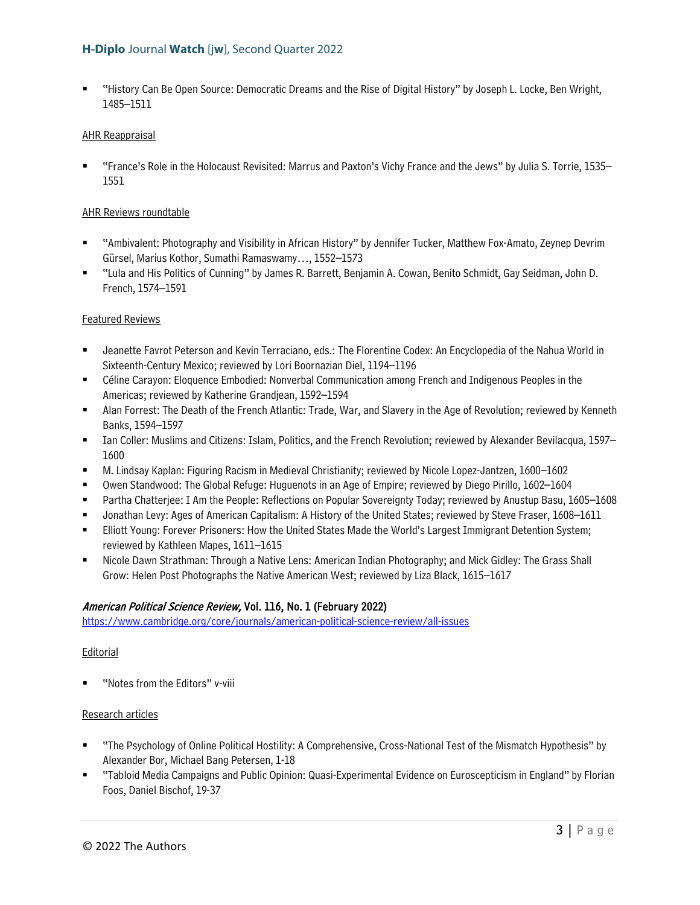- "History Can Be Open Source: Democratic Dreams and the Rise of Digital History" by Joseph L. Locke, Ben Wright, 1485–1511

AHR Reappraisal

- "France's Role in the Holocaust Revisited: Marrus and Paxton's Vichy France and the Jews" by Julia S. Torrie, 1535–1551

AHR Reviews roundtable

- "Ambivalent: Photography and Visibility in African History" by Jennifer Tucker, Matthew Fox-Amato, Zeynep Devrim Gürsel, Marius Kothor, Sumathi Ramaswamy…, 1552–1573
- "Lula and His Politics of Cunning" by James R. Barrett, Benjamin A. Cowan, Benito Schmidt, Gay Seidman, John D. French, 1574–1591

Featured Reviews

- Jeanette Favrot Peterson and Kevin Terraciano, eds.: The Florentine Codex: An Encyclopedia of the Nahua World in Sixteenth-Century Mexico; reviewed by Lori Boornazian Diel, 1194–1196
- Céline Carayon: Eloquence Embodied: Nonverbal Communication among French and Indigenous Peoples in the Americas; reviewed by Katherine Grandjean, 1592–1594
- Alan Forrest: The Death of the French Atlantic: Trade, War, and Slavery in the Age of Revolution; reviewed by Kenneth Banks, 1594–1597
- Ian Coller: Muslims and Citizens: Islam, Politics, and the French Revolution; reviewed by Alexander Bevilacqua, 1597–1600
- M. Lindsay Kaplan: Figuring Racism in Medieval Christianity; reviewed by Nicole Lopez-Jantzen, 1600–1602
- Owen Standwood: The Global Refuge: Huguenots in an Age of Empire; reviewed by Diego Pirillo, 1602–1604
- Partha Chatterjee: I Am the People: Reflections on Popular Sovereignty Today; reviewed by Anustup Basu, 1605–1608
- Jonathan Levy: Ages of American Capitalism: A History of the United States; reviewed by Steve Fraser, 1608–1611
- Elliott Young: Forever Prisoners: How the United States Made the World's Largest Immigrant Detention System; reviewed by Kathleen Mapes, 1611–1615
- Nicole Dawn Strathman: Through a Native Lens: American Indian Photography; and Mick Gidley: The Grass Shall Grow: Helen Post Photographs the Native American West; reviewed by Liza Black, 1615–1617

### *American Political Science Review,* Vol. 116, No. 1 (February 2022)

https://www.cambridge.org/core/journals/american-political-science-review/all-issues

Editorial

- "Notes from the Editors" v-viii

Research articles

- "The Psychology of Online Political Hostility: A Comprehensive, Cross-National Test of the Mismatch Hypothesis" by Alexander Bor, Michael Bang Petersen, 1-18
- "Tabloid Media Campaigns and Public Opinion: Quasi-Experimental Evidence on Euroscepticism in England" by Florian Foos, Daniel Bischof, 19-37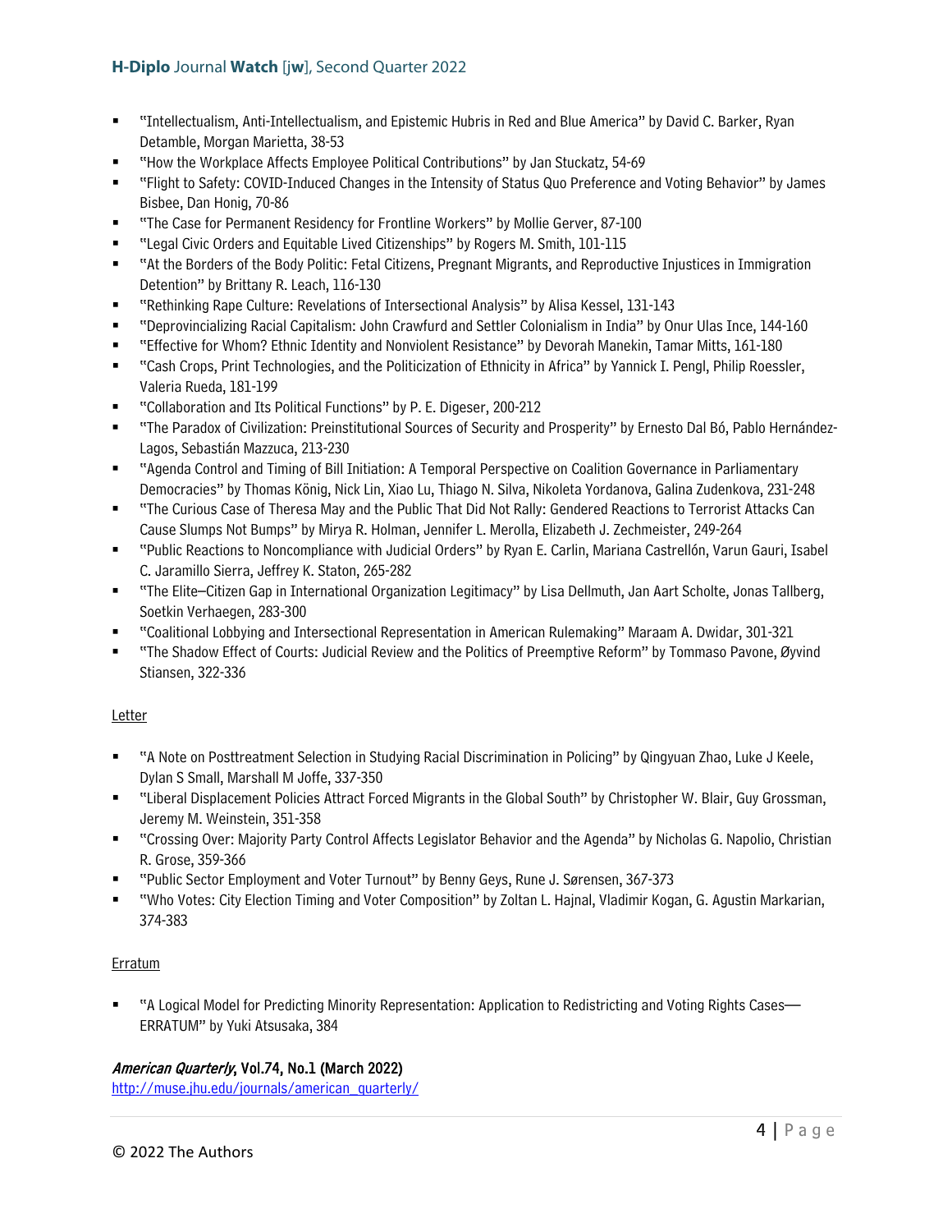- "Intellectualism, Anti-Intellectualism, and Epistemic Hubris in Red and Blue America" by David C. Barker, Ryan Detamble, Morgan Marietta, 38-53
- "How the Workplace Affects Employee Political Contributions" by Jan Stuckatz, 54-69
- "Flight to Safety: COVID-Induced Changes in the Intensity of Status Quo Preference and Voting Behavior" by James Bisbee, Dan Honig, 70-86
- "The Case for Permanent Residency for Frontline Workers" by Mollie Gerver, 87-100
- "Legal Civic Orders and Equitable Lived Citizenships" by Rogers M. Smith, 101-115
- "At the Borders of the Body Politic: Fetal Citizens, Pregnant Migrants, and Reproductive Injustices in Immigration Detention" by Brittany R. Leach, 116-130
- "Rethinking Rape Culture: Revelations of Intersectional Analysis" by Alisa Kessel, 131-143
- "Deprovincializing Racial Capitalism: John Crawfurd and Settler Colonialism in India" by Onur Ulas Ince, 144-160
- "Effective for Whom? Ethnic Identity and Nonviolent Resistance" by Devorah Manekin, Tamar Mitts, 161-180
- "Cash Crops, Print Technologies, and the Politicization of Ethnicity in Africa" by Yannick I. Pengl, Philip Roessler, Valeria Rueda, 181-199
- "Collaboration and Its Political Functions" by P. E. Digeser, 200-212
- "The Paradox of Civilization: Preinstitutional Sources of Security and Prosperity" by Ernesto Dal Bó, Pablo Hernández-Lagos, Sebastián Mazzuca, 213-230
- "Agenda Control and Timing of Bill Initiation: A Temporal Perspective on Coalition Governance in Parliamentary Democracies" by Thomas König, Nick Lin, Xiao Lu, Thiago N. Silva, Nikoleta Yordanova, Galina Zudenkova, 231-248
- "The Curious Case of Theresa May and the Public That Did Not Rally: Gendered Reactions to Terrorist Attacks Can Cause Slumps Not Bumps" by Mirya R. Holman, Jennifer L. Merolla, Elizabeth J. Zechmeister, 249-264
- "Public Reactions to Noncompliance with Judicial Orders" by Ryan E. Carlin, Mariana Castrellón, Varun Gauri, Isabel C. Jaramillo Sierra, Jeffrey K. Staton, 265-282
- "The Elite–Citizen Gap in International Organization Legitimacy" by Lisa Dellmuth, Jan Aart Scholte, Jonas Tallberg, Soetkin Verhaegen, 283-300
- "Coalitional Lobbying and Intersectional Representation in American Rulemaking" Maraam A. Dwidar, 301-321
- "The Shadow Effect of Courts: Judicial Review and the Politics of Preemptive Reform" by Tommaso Pavone, Øyvind Stiansen, 322-336

Letter

- "A Note on Posttreatment Selection in Studying Racial Discrimination in Policing" by Qingyuan Zhao, Luke J Keele, Dylan S Small, Marshall M Joffe, 337-350
- "Liberal Displacement Policies Attract Forced Migrants in the Global South" by Christopher W. Blair, Guy Grossman, Jeremy M. Weinstein, 351-358
- "Crossing Over: Majority Party Control Affects Legislator Behavior and the Agenda" by Nicholas G. Napolio, Christian R. Grose, 359-366
- "Public Sector Employment and Voter Turnout" by Benny Geys, Rune J. Sørensen, 367-373
- "Who Votes: City Election Timing and Voter Composition" by Zoltan L. Hajnal, Vladimir Kogan, G. Agustin Markarian, 374-383

Erratum

- "A Logical Model for Predicting Minority Representation: Application to Redistricting and Voting Rights Cases—ERRATUM" by Yuki Atsusaka, 384

***American Quarterly*, Vol.74, No.1 (March 2022)**
http://muse.jhu.edu/journals/american_quarterly/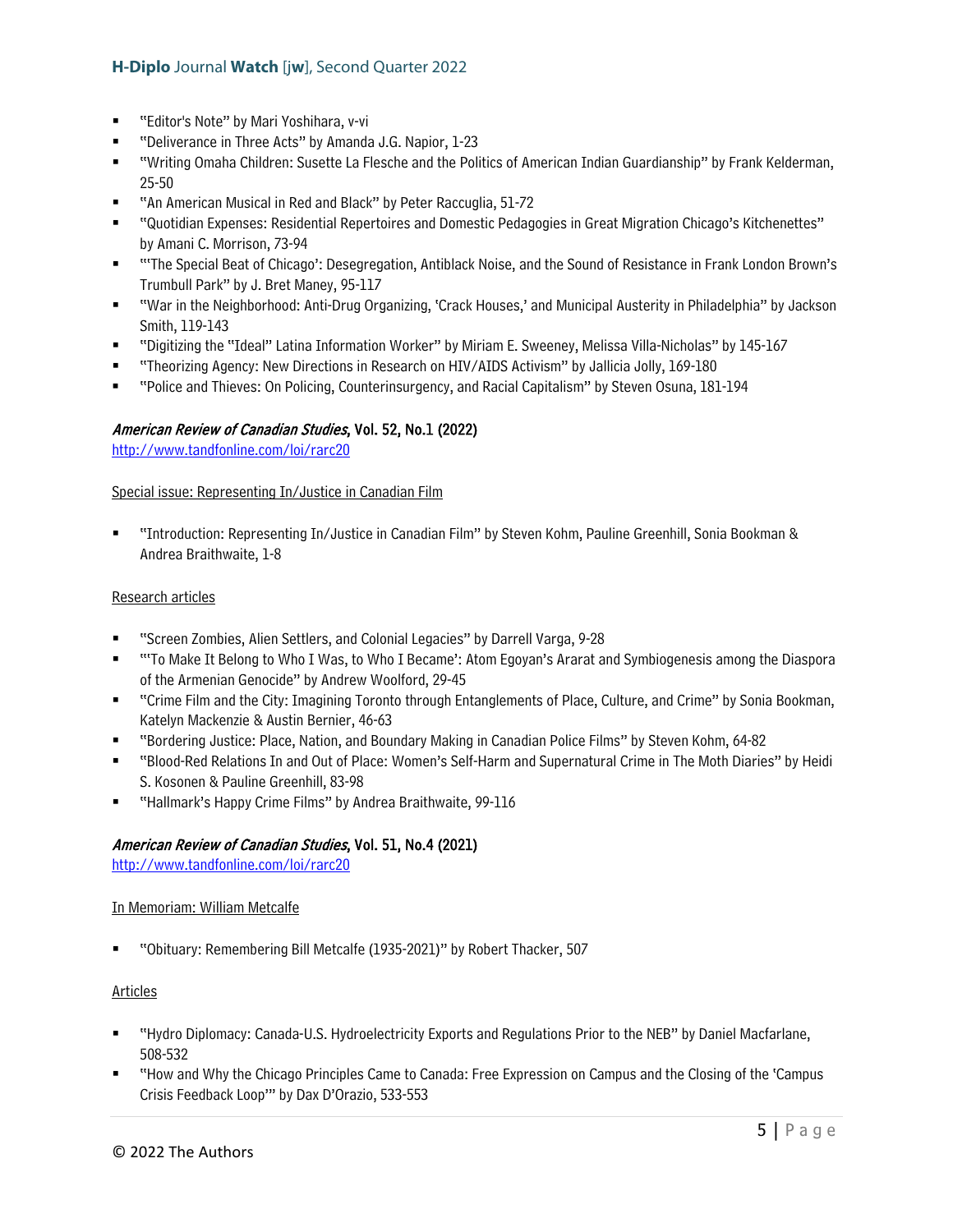- "Editor's Note" by Mari Yoshihara, v-vi
- "Deliverance in Three Acts" by Amanda J.G. Napior, 1-23
- "Writing Omaha Children: Susette La Flesche and the Politics of American Indian Guardianship" by Frank Kelderman, 25-50
- "An American Musical in Red and Black" by Peter Raccuglia, 51-72
- "Quotidian Expenses: Residential Repertoires and Domestic Pedagogies in Great Migration Chicago's Kitchenettes" by Amani C. Morrison, 73-94
- "'The Special Beat of Chicago': Desegregation, Antiblack Noise, and the Sound of Resistance in Frank London Brown's Trumbull Park" by J. Bret Maney, 95-117
- "War in the Neighborhood: Anti-Drug Organizing, 'Crack Houses,' and Municipal Austerity in Philadelphia" by Jackson Smith, 119-143
- "Digitizing the "Ideal" Latina Information Worker" by Miriam E. Sweeney, Melissa Villa-Nicholas" by 145-167
- "Theorizing Agency: New Directions in Research on HIV/AIDS Activism" by Jallicia Jolly, 169-180
- "Police and Thieves: On Policing, Counterinsurgency, and Racial Capitalism" by Steven Osuna, 181-194

### *American Review of Canadian Studies*, Vol. 52, No.1 (2022)

http://www.tandfonline.com/loi/rarc20

Special issue: Representing In/Justice in Canadian Film

- "Introduction: Representing In/Justice in Canadian Film" by Steven Kohm, Pauline Greenhill, Sonia Bookman & Andrea Braithwaite, 1-8

Research articles

- "Screen Zombies, Alien Settlers, and Colonial Legacies" by Darrell Varga, 9-28
- "'To Make It Belong to Who I Was, to Who I Became': Atom Egoyan's Ararat and Symbiogenesis among the Diaspora of the Armenian Genocide" by Andrew Woolford, 29-45
- "Crime Film and the City: Imagining Toronto through Entanglements of Place, Culture, and Crime" by Sonia Bookman, Katelyn Mackenzie & Austin Bernier, 46-63
- "Bordering Justice: Place, Nation, and Boundary Making in Canadian Police Films" by Steven Kohm, 64-82
- "Blood-Red Relations In and Out of Place: Women's Self-Harm and Supernatural Crime in The Moth Diaries" by Heidi S. Kosonen & Pauline Greenhill, 83-98
- "Hallmark's Happy Crime Films" by Andrea Braithwaite, 99-116

### *American Review of Canadian Studies*, Vol. 51, No.4 (2021)

http://www.tandfonline.com/loi/rarc20

In Memoriam: William Metcalfe

- "Obituary: Remembering Bill Metcalfe (1935-2021)" by Robert Thacker, 507

Articles

- "Hydro Diplomacy: Canada-U.S. Hydroelectricity Exports and Regulations Prior to the NEB" by Daniel Macfarlane, 508-532
- "How and Why the Chicago Principles Came to Canada: Free Expression on Campus and the Closing of the 'Campus Crisis Feedback Loop'" by Dax D'Orazio, 533-553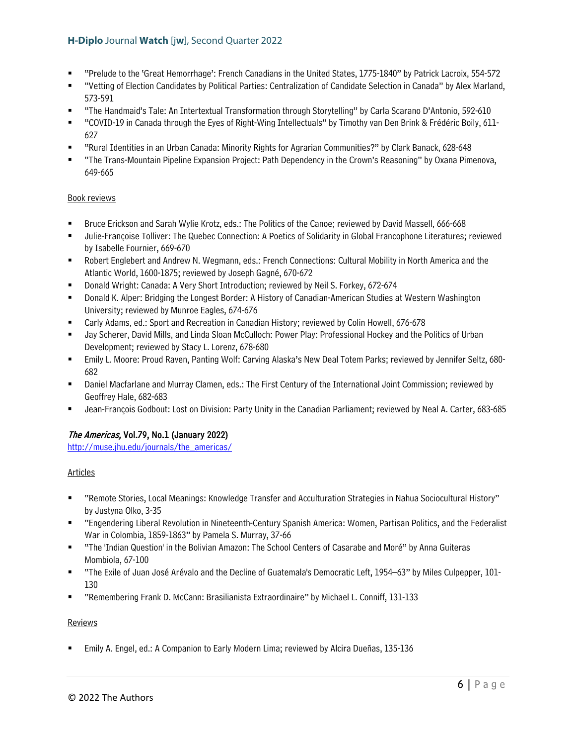- "Prelude to the 'Great Hemorrhage': French Canadians in the United States, 1775-1840" by Patrick Lacroix, 554-572
- "Vetting of Election Candidates by Political Parties: Centralization of Candidate Selection in Canada" by Alex Marland, 573-591
- "The Handmaid's Tale: An Intertextual Transformation through Storytelling" by Carla Scarano D'Antonio, 592-610
- "COVID-19 in Canada through the Eyes of Right-Wing Intellectuals" by Timothy van Den Brink & Frédéric Boily, 611-627
- "Rural Identities in an Urban Canada: Minority Rights for Agrarian Communities?" by Clark Banack, 628-648
- "The Trans-Mountain Pipeline Expansion Project: Path Dependency in the Crown's Reasoning" by Oxana Pimenova, 649-665

Book reviews

- Bruce Erickson and Sarah Wylie Krotz, eds.: The Politics of the Canoe; reviewed by David Massell, 666-668
- Julie-Françoise Tolliver: The Quebec Connection: A Poetics of Solidarity in Global Francophone Literatures; reviewed by Isabelle Fournier, 669-670
- Robert Englebert and Andrew N. Wegmann, eds.: French Connections: Cultural Mobility in North America and the Atlantic World, 1600-1875; reviewed by Joseph Gagné, 670-672
- Donald Wright: Canada: A Very Short Introduction; reviewed by Neil S. Forkey, 672-674
- Donald K. Alper: Bridging the Longest Border: A History of Canadian-American Studies at Western Washington University; reviewed by Munroe Eagles, 674-676
- Carly Adams, ed.: Sport and Recreation in Canadian History; reviewed by Colin Howell, 676-678
- Jay Scherer, David Mills, and Linda Sloan McCulloch: Power Play: Professional Hockey and the Politics of Urban Development; reviewed by Stacy L. Lorenz, 678-680
- Emily L. Moore: Proud Raven, Panting Wolf: Carving Alaska's New Deal Totem Parks; reviewed by Jennifer Seltz, 680-682
- Daniel Macfarlane and Murray Clamen, eds.: The First Century of the International Joint Commission; reviewed by Geoffrey Hale, 682-683
- Jean-François Godbout: Lost on Division: Party Unity in the Canadian Parliament; reviewed by Neal A. Carter, 683-685

**_The Americas_, Vol.79, No.1 (January 2022)**
http://muse.jhu.edu/journals/the_americas/

Articles

- "Remote Stories, Local Meanings: Knowledge Transfer and Acculturation Strategies in Nahua Sociocultural History" by Justyna Olko, 3-35
- "Engendering Liberal Revolution in Nineteenth-Century Spanish America: Women, Partisan Politics, and the Federalist War in Colombia, 1859-1863" by Pamela S. Murray, 37-66
- "The 'Indian Question' in the Bolivian Amazon: The School Centers of Casarabe and Moré" by Anna Guiteras Mombiola, 67-100
- "The Exile of Juan José Arévalo and the Decline of Guatemala's Democratic Left, 1954–63" by Miles Culpepper, 101-130
- "Remembering Frank D. McCann: Brasilianista Extraordinaire" by Michael L. Conniff, 131-133

Reviews

- Emily A. Engel, ed.: A Companion to Early Modern Lima; reviewed by Alcira Dueñas, 135-136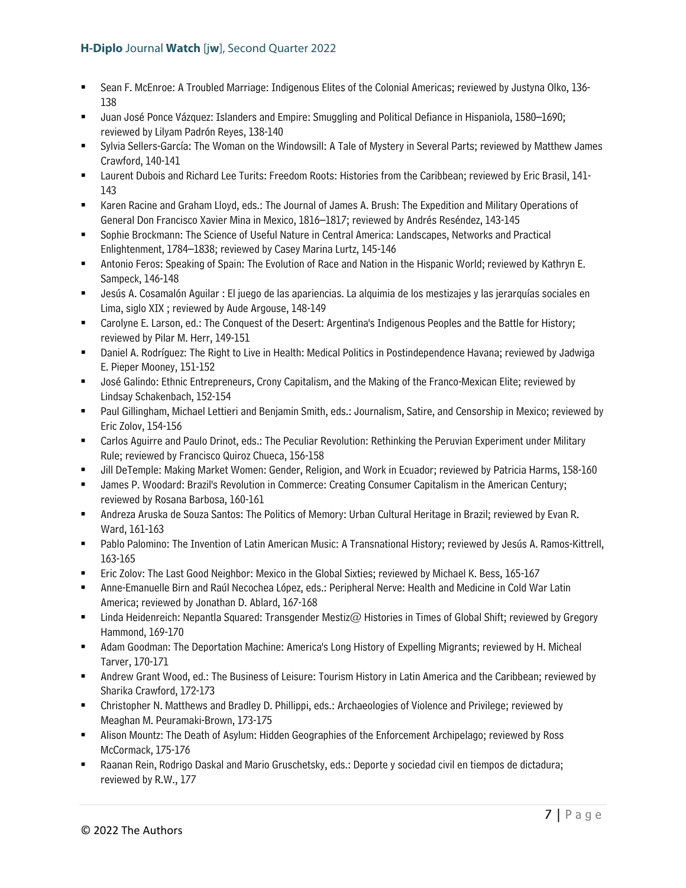- Sean F. McEnroe: A Troubled Marriage: Indigenous Elites of the Colonial Americas; reviewed by Justyna Olko, 136-138
- Juan José Ponce Vázquez: Islanders and Empire: Smuggling and Political Defiance in Hispaniola, 1580–1690; reviewed by Lilyam Padrón Reyes, 138-140
- Sylvia Sellers-García: The Woman on the Windowsill: A Tale of Mystery in Several Parts; reviewed by Matthew James Crawford, 140-141
- Laurent Dubois and Richard Lee Turits: Freedom Roots: Histories from the Caribbean; reviewed by Eric Brasil, 141-143
- Karen Racine and Graham Lloyd, eds.: The Journal of James A. Brush: The Expedition and Military Operations of General Don Francisco Xavier Mina in Mexico, 1816–1817; reviewed by Andrés Reséndez, 143-145
- Sophie Brockmann: The Science of Useful Nature in Central America: Landscapes, Networks and Practical Enlightenment, 1784–1838; reviewed by Casey Marina Lurtz, 145-146
- Antonio Feros: Speaking of Spain: The Evolution of Race and Nation in the Hispanic World; reviewed by Kathryn E. Sampeck, 146-148
- Jesús A. Cosamalón Aguilar : El juego de las apariencias. La alquimia de los mestizajes y las jerarquías sociales en Lima, siglo XIX ; reviewed by Aude Argouse, 148-149
- Carolyne E. Larson, ed.: The Conquest of the Desert: Argentina's Indigenous Peoples and the Battle for History; reviewed by Pilar M. Herr, 149-151
- Daniel A. Rodríguez: The Right to Live in Health: Medical Politics in Postindependence Havana; reviewed by Jadwiga E. Pieper Mooney, 151-152
- José Galindo: Ethnic Entrepreneurs, Crony Capitalism, and the Making of the Franco-Mexican Elite; reviewed by Lindsay Schakenbach, 152-154
- Paul Gillingham, Michael Lettieri and Benjamin Smith, eds.: Journalism, Satire, and Censorship in Mexico; reviewed by Eric Zolov, 154-156
- Carlos Aguirre and Paulo Drinot, eds.: The Peculiar Revolution: Rethinking the Peruvian Experiment under Military Rule; reviewed by Francisco Quiroz Chueca, 156-158
- Jill DeTemple: Making Market Women: Gender, Religion, and Work in Ecuador; reviewed by Patricia Harms, 158-160
- James P. Woodard: Brazil's Revolution in Commerce: Creating Consumer Capitalism in the American Century; reviewed by Rosana Barbosa, 160-161
- Andreza Aruska de Souza Santos: The Politics of Memory: Urban Cultural Heritage in Brazil; reviewed by Evan R. Ward, 161-163
- Pablo Palomino: The Invention of Latin American Music: A Transnational History; reviewed by Jesús A. Ramos-Kittrell, 163-165
- Eric Zolov: The Last Good Neighbor: Mexico in the Global Sixties; reviewed by Michael K. Bess, 165-167
- Anne-Emanuelle Birn and Raúl Necochea López, eds.: Peripheral Nerve: Health and Medicine in Cold War Latin America; reviewed by Jonathan D. Ablard, 167-168
- Linda Heidenreich: Nepantla Squared: Transgender Mestiz@ Histories in Times of Global Shift; reviewed by Gregory Hammond, 169-170
- Adam Goodman: The Deportation Machine: America's Long History of Expelling Migrants; reviewed by H. Micheal Tarver, 170-171
- Andrew Grant Wood, ed.: The Business of Leisure: Tourism History in Latin America and the Caribbean; reviewed by Sharika Crawford, 172-173
- Christopher N. Matthews and Bradley D. Phillippi, eds.: Archaeologies of Violence and Privilege; reviewed by Meaghan M. Peuramaki-Brown, 173-175
- Alison Mountz: The Death of Asylum: Hidden Geographies of the Enforcement Archipelago; reviewed by Ross McCormack, 175-176
- Raanan Rein, Rodrigo Daskal and Mario Gruschetsky, eds.: Deporte y sociedad civil en tiempos de dictadura; reviewed by R.W., 177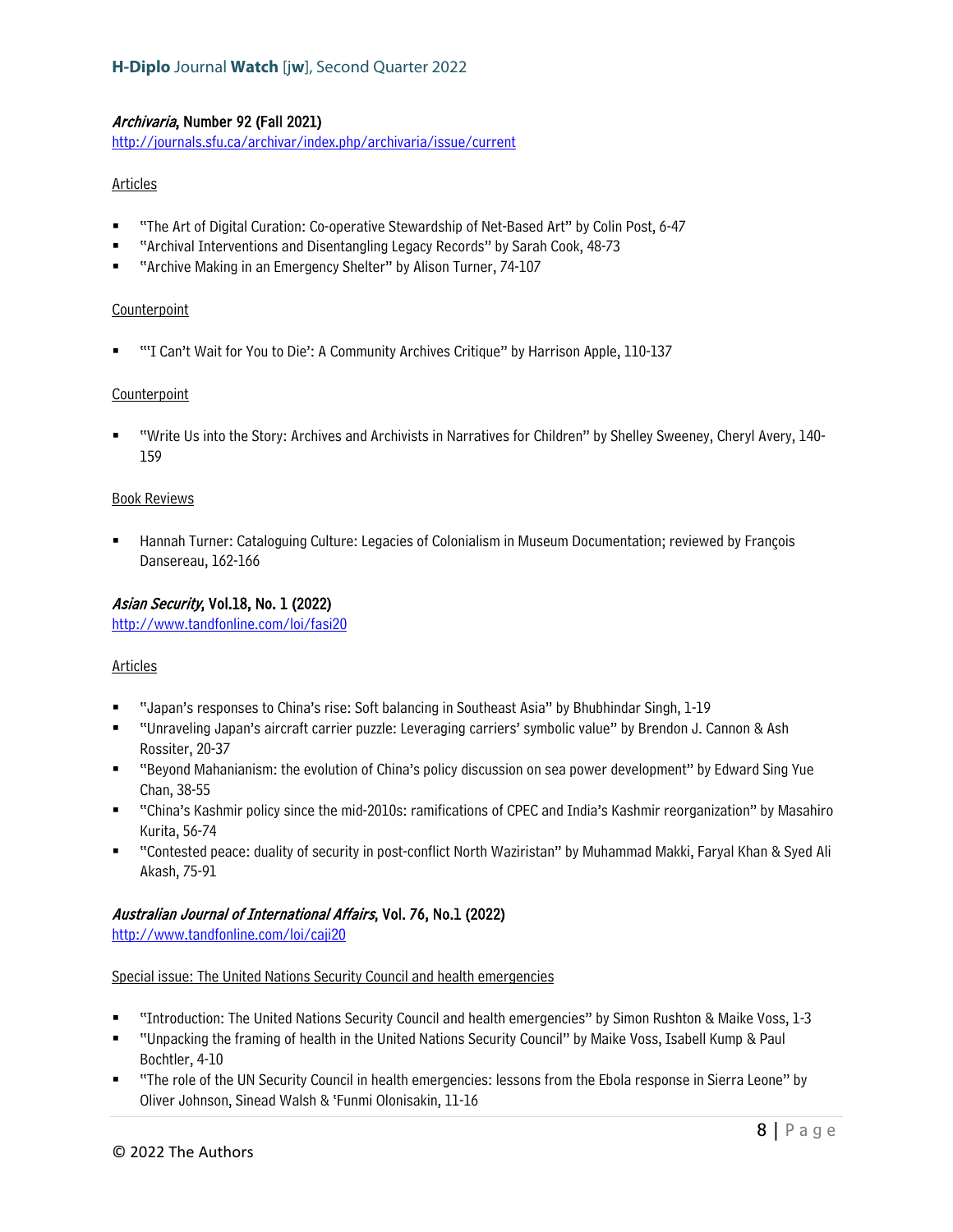### *Archivaria*, Number 92 (Fall 2021)

http://journals.sfu.ca/archivar/index.php/archivaria/issue/current

Articles

- "The Art of Digital Curation: Co-operative Stewardship of Net-Based Art" by Colin Post, 6-47
- "Archival Interventions and Disentangling Legacy Records" by Sarah Cook, 48-73
- "Archive Making in an Emergency Shelter" by Alison Turner, 74-107

Counterpoint

- "'I Can't Wait for You to Die': A Community Archives Critique" by Harrison Apple, 110-137

Counterpoint

- "Write Us into the Story: Archives and Archivists in Narratives for Children" by Shelley Sweeney, Cheryl Avery, 140-159

Book Reviews

- Hannah Turner: Cataloguing Culture: Legacies of Colonialism in Museum Documentation; reviewed by François Dansereau, 162-166

### *Asian Security*, Vol.18, No. 1 (2022)

http://www.tandfonline.com/loi/fasi20

Articles

- "Japan's responses to China's rise: Soft balancing in Southeast Asia" by Bhubhindar Singh, 1-19
- "Unraveling Japan's aircraft carrier puzzle: Leveraging carriers' symbolic value" by Brendon J. Cannon & Ash Rossiter, 20-37
- "Beyond Mahanianism: the evolution of China's policy discussion on sea power development" by Edward Sing Yue Chan, 38-55
- "China's Kashmir policy since the mid-2010s: ramifications of CPEC and India's Kashmir reorganization" by Masahiro Kurita, 56-74
- "Contested peace: duality of security in post-conflict North Waziristan" by Muhammad Makki, Faryal Khan & Syed Ali Akash, 75-91

### *Australian Journal of International Affairs*, Vol. 76, No.1 (2022)

http://www.tandfonline.com/loi/caji20

Special issue: The United Nations Security Council and health emergencies

- "Introduction: The United Nations Security Council and health emergencies" by Simon Rushton & Maike Voss, 1-3
- "Unpacking the framing of health in the United Nations Security Council" by Maike Voss, Isabell Kump & Paul Bochtler, 4-10
- "The role of the UN Security Council in health emergencies: lessons from the Ebola response in Sierra Leone" by Oliver Johnson, Sinead Walsh & 'Funmi Olonisakin, 11-16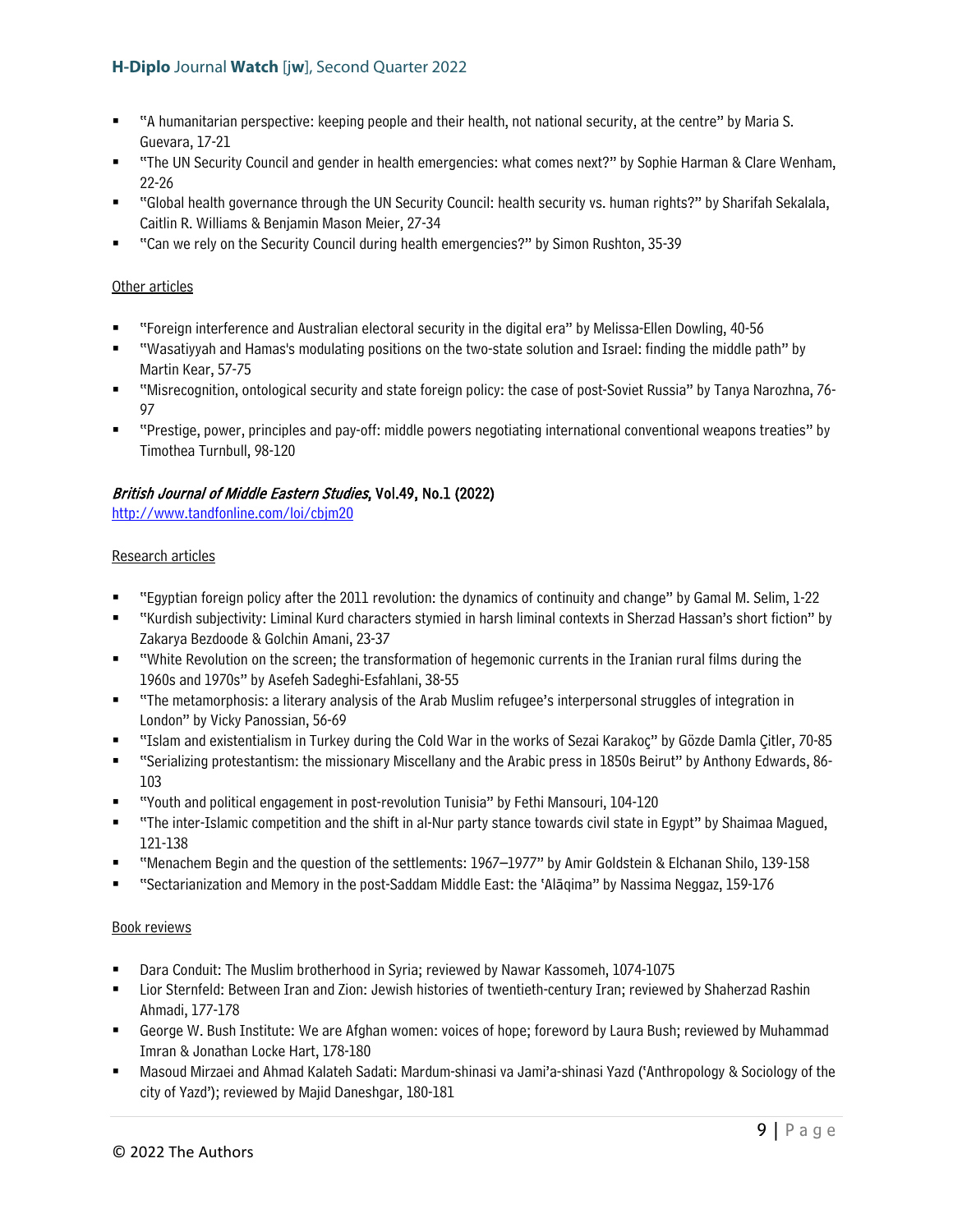- "A humanitarian perspective: keeping people and their health, not national security, at the centre" by Maria S. Guevara, 17-21
- "The UN Security Council and gender in health emergencies: what comes next?" by Sophie Harman & Clare Wenham, 22-26
- "Global health governance through the UN Security Council: health security vs. human rights?" by Sharifah Sekalala, Caitlin R. Williams & Benjamin Mason Meier, 27-34
- "Can we rely on the Security Council during health emergencies?" by Simon Rushton, 35-39

Other articles

- "Foreign interference and Australian electoral security in the digital era" by Melissa-Ellen Dowling, 40-56
- "Wasatiyyah and Hamas's modulating positions on the two-state solution and Israel: finding the middle path" by Martin Kear, 57-75
- "Misrecognition, ontological security and state foreign policy: the case of post-Soviet Russia" by Tanya Narozhna, 76-97
- "Prestige, power, principles and pay-off: middle powers negotiating international conventional weapons treaties" by Timothea Turnbull, 98-120

### *British Journal of Middle Eastern Studies*, Vol.49, No.1 (2022)

http://www.tandfonline.com/loi/cbjm20

Research articles

- "Egyptian foreign policy after the 2011 revolution: the dynamics of continuity and change" by Gamal M. Selim, 1-22
- "Kurdish subjectivity: Liminal Kurd characters stymied in harsh liminal contexts in Sherzad Hassan's short fiction" by Zakarya Bezdoode & Golchin Amani, 23-37
- "White Revolution on the screen; the transformation of hegemonic currents in the Iranian rural films during the 1960s and 1970s" by Asefeh Sadeghi-Esfahlani, 38-55
- "The metamorphosis: a literary analysis of the Arab Muslim refugee's interpersonal struggles of integration in London" by Vicky Panossian, 56-69
- "Islam and existentialism in Turkey during the Cold War in the works of Sezai Karakoç" by Gözde Damla Çitler, 70-85
- "Serializing protestantism: the missionary Miscellany and the Arabic press in 1850s Beirut" by Anthony Edwards, 86-103
- "Youth and political engagement in post-revolution Tunisia" by Fethi Mansouri, 104-120
- "The inter-Islamic competition and the shift in al-Nur party stance towards civil state in Egypt" by Shaimaa Magued, 121-138
- "Menachem Begin and the question of the settlements: 1967–1977" by Amir Goldstein & Elchanan Shilo, 139-158
- "Sectarianization and Memory in the post-Saddam Middle East: the 'Alāqima" by Nassima Neggaz, 159-176

Book reviews

- Dara Conduit: The Muslim brotherhood in Syria; reviewed by Nawar Kassomeh, 1074-1075
- Lior Sternfeld: Between Iran and Zion: Jewish histories of twentieth-century Iran; reviewed by Shaherzad Rashin Ahmadi, 177-178
- George W. Bush Institute: We are Afghan women: voices of hope; foreword by Laura Bush; reviewed by Muhammad Imran & Jonathan Locke Hart, 178-180
- Masoud Mirzaei and Ahmad Kalateh Sadati: Mardum-shinasi va Jami'a-shinasi Yazd ('Anthropology & Sociology of the city of Yazd'); reviewed by Majid Daneshgar, 180-181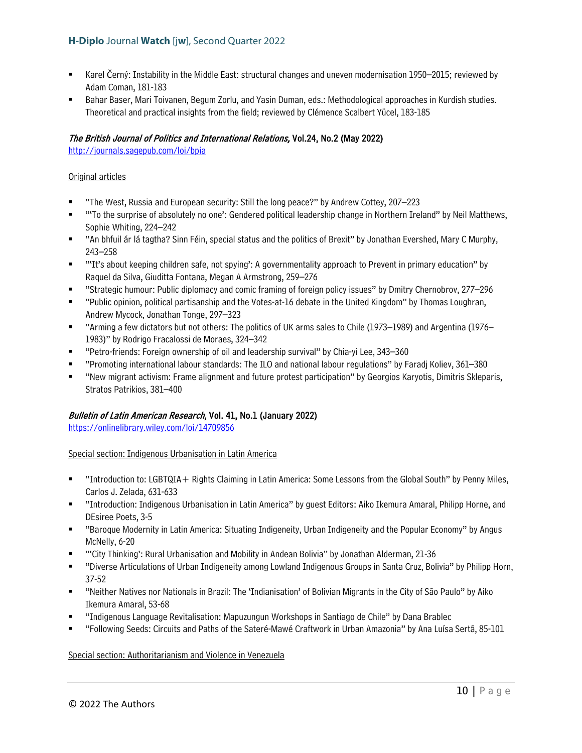- Karel Černý: Instability in the Middle East: structural changes and uneven modernisation 1950–2015; reviewed by Adam Coman, 181-183
- Bahar Baser, Mari Toivanen, Begum Zorlu, and Yasin Duman, eds.: Methodological approaches in Kurdish studies. Theoretical and practical insights from the field; reviewed by Clémence Scalbert Yücel, 183-185

### *The British Journal of Politics and International Relations,* Vol.24, No.2 (May 2022)

http://journals.sagepub.com/loi/bpia

Original articles

- "The West, Russia and European security: Still the long peace?" by Andrew Cottey, 207–223
- "'To the surprise of absolutely no one': Gendered political leadership change in Northern Ireland" by Neil Matthews, Sophie Whiting, 224–242
- "An bhfuil ár lá tagtha? Sinn Féin, special status and the politics of Brexit" by Jonathan Evershed, Mary C Murphy, 243–258
- "'It's about keeping children safe, not spying': A governmentality approach to Prevent in primary education" by Raquel da Silva, Giuditta Fontana, Megan A Armstrong, 259–276
- "Strategic humour: Public diplomacy and comic framing of foreign policy issues" by Dmitry Chernobrov, 277–296
- "Public opinion, political partisanship and the Votes-at-16 debate in the United Kingdom" by Thomas Loughran, Andrew Mycock, Jonathan Tonge, 297–323
- "Arming a few dictators but not others: The politics of UK arms sales to Chile (1973–1989) and Argentina (1976–1983)" by Rodrigo Fracalossi de Moraes, 324–342
- "Petro-friends: Foreign ownership of oil and leadership survival" by Chia-yi Lee, 343–360
- "Promoting international labour standards: The ILO and national labour regulations" by Faradj Koliev, 361–380
- "New migrant activism: Frame alignment and future protest participation" by Georgios Karyotis, Dimitris Skleparis, Stratos Patrikios, 381–400

### *Bulletin of Latin American Research*, Vol. 41, No.1 (January 2022)

https://onlinelibrary.wiley.com/loi/14709856

Special section: Indigenous Urbanisation in Latin America

- "Introduction to: LGBTQIA+ Rights Claiming in Latin America: Some Lessons from the Global South" by Penny Miles, Carlos J. Zelada, 631-633
- "Introduction: Indigenous Urbanisation in Latin America" by guest Editors: Aiko Ikemura Amaral, Philipp Horne, and DEsiree Poets, 3-5
- "Baroque Modernity in Latin America: Situating Indigeneity, Urban Indigeneity and the Popular Economy" by Angus McNelly, 6-20
- "'City Thinking': Rural Urbanisation and Mobility in Andean Bolivia" by Jonathan Alderman, 21-36
- "Diverse Articulations of Urban Indigeneity among Lowland Indigenous Groups in Santa Cruz, Bolivia" by Philipp Horn, 37-52
- "Neither Natives nor Nationals in Brazil: The 'Indianisation' of Bolivian Migrants in the City of São Paulo" by Aiko Ikemura Amaral, 53-68
- "Indigenous Language Revitalisation: Mapuzungun Workshops in Santiago de Chile" by Dana Brablec
- "Following Seeds: Circuits and Paths of the Sateré-Mawé Craftwork in Urban Amazonia" by Ana Luísa Sertã, 85-101

Special section: Authoritarianism and Violence in Venezuela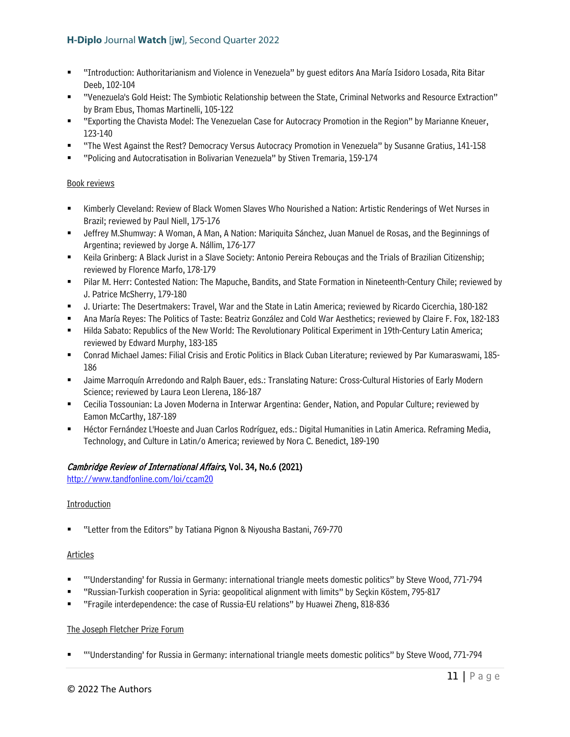- "Introduction: Authoritarianism and Violence in Venezuela" by guest editors Ana María Isidoro Losada, Rita Bitar Deeb, 102-104
- "Venezuela's Gold Heist: The Symbiotic Relationship between the State, Criminal Networks and Resource Extraction" by Bram Ebus, Thomas Martinelli, 105-122
- "Exporting the Chavista Model: The Venezuelan Case for Autocracy Promotion in the Region" by Marianne Kneuer, 123-140
- "The West Against the Rest? Democracy Versus Autocracy Promotion in Venezuela" by Susanne Gratius, 141-158
- "Policing and Autocratisation in Bolivarian Venezuela" by Stiven Tremaria, 159-174

Book reviews

- Kimberly Cleveland: Review of Black Women Slaves Who Nourished a Nation: Artistic Renderings of Wet Nurses in Brazil; reviewed by Paul Niell, 175-176
- Jeffrey M.Shumway: A Woman, A Man, A Nation: Mariquita Sánchez, Juan Manuel de Rosas, and the Beginnings of Argentina; reviewed by Jorge A. Nállim, 176-177
- Keila Grinberg: A Black Jurist in a Slave Society: Antonio Pereira Rebouças and the Trials of Brazilian Citizenship; reviewed by Florence Marfo, 178-179
- Pilar M. Herr: Contested Nation: The Mapuche, Bandits, and State Formation in Nineteenth-Century Chile; reviewed by J. Patrice McSherry, 179-180
- J. Uriarte: The Desertmakers: Travel, War and the State in Latin America; reviewed by Ricardo Cicerchia, 180-182
- Ana María Reyes: The Politics of Taste: Beatriz González and Cold War Aesthetics; reviewed by Claire F. Fox, 182-183
- Hilda Sabato: Republics of the New World: The Revolutionary Political Experiment in 19th-Century Latin America; reviewed by Edward Murphy, 183-185
- Conrad Michael James: Filial Crisis and Erotic Politics in Black Cuban Literature; reviewed by Par Kumaraswami, 185-186
- Jaime Marroquín Arredondo and Ralph Bauer, eds.: Translating Nature: Cross-Cultural Histories of Early Modern Science; reviewed by Laura Leon Llerena, 186-187
- Cecilia Tossounian: La Joven Moderna in Interwar Argentina: Gender, Nation, and Popular Culture; reviewed by Eamon McCarthy, 187-189
- Héctor Fernández L'Hoeste and Juan Carlos Rodríguez, eds.: Digital Humanities in Latin America. Reframing Media, Technology, and Culture in Latin/o America; reviewed by Nora C. Benedict, 189-190

### *Cambridge Review of International Affairs*, Vol. 34, No.6 (2021)

http://www.tandfonline.com/loi/ccam20

Introduction

- "Letter from the Editors" by Tatiana Pignon & Niyousha Bastani, 769-770

Articles

- "'Understanding' for Russia in Germany: international triangle meets domestic politics" by Steve Wood, 771-794
- "Russian-Turkish cooperation in Syria: geopolitical alignment with limits" by Seçkin Köstem, 795-817
- "Fragile interdependence: the case of Russia-EU relations" by Huawei Zheng, 818-836

The Joseph Fletcher Prize Forum

- "'Understanding' for Russia in Germany: international triangle meets domestic politics" by Steve Wood, 771-794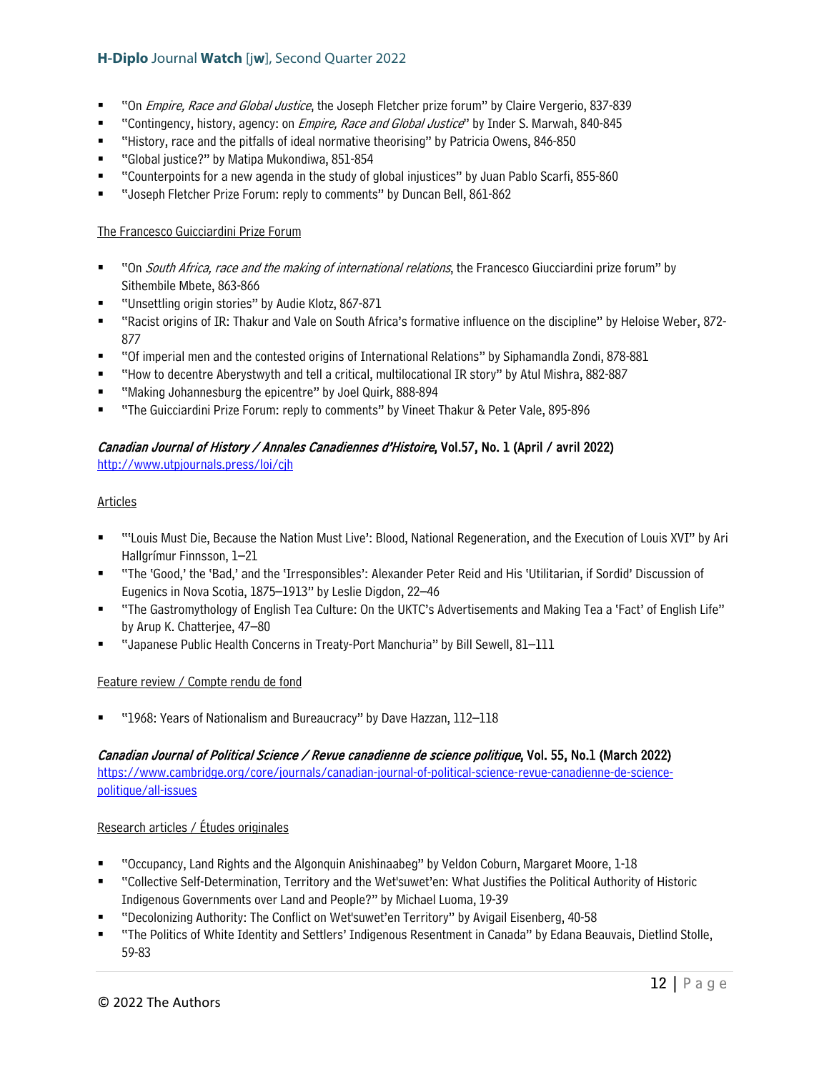- "On *Empire, Race and Global Justice*, the Joseph Fletcher prize forum" by Claire Vergerio, 837-839
- "Contingency, history, agency: on *Empire, Race and Global Justice*" by Inder S. Marwah, 840-845
- "History, race and the pitfalls of ideal normative theorising" by Patricia Owens, 846-850
- "Global justice?" by Matipa Mukondiwa, 851-854
- "Counterpoints for a new agenda in the study of global injustices" by Juan Pablo Scarfi, 855-860
- "Joseph Fletcher Prize Forum: reply to comments" by Duncan Bell, 861-862

The Francesco Guicciardini Prize Forum

- "On *South Africa, race and the making of international relations*, the Francesco Giucciardini prize forum" by Sithembile Mbete, 863-866
- "Unsettling origin stories" by Audie Klotz, 867-871
- "Racist origins of IR: Thakur and Vale on South Africa's formative influence on the discipline" by Heloise Weber, 872-877
- "Of imperial men and the contested origins of International Relations" by Siphamandla Zondi, 878-881
- "How to decentre Aberystwyth and tell a critical, multilocational IR story" by Atul Mishra, 882-887
- "Making Johannesburg the epicentre" by Joel Quirk, 888-894
- "The Guicciardini Prize Forum: reply to comments" by Vineet Thakur & Peter Vale, 895-896

### *Canadian Journal of History / Annales Canadiennes d'Histoire*, Vol.57, No. 1 (April / avril 2022)

http://www.utpjournals.press/loi/cjh

Articles

- "'Louis Must Die, Because the Nation Must Live': Blood, National Regeneration, and the Execution of Louis XVI" by Ari Hallgrímur Finnsson, 1–21
- "The 'Good,' the 'Bad,' and the 'Irresponsibles': Alexander Peter Reid and His 'Utilitarian, if Sordid' Discussion of Eugenics in Nova Scotia, 1875–1913" by Leslie Digdon, 22–46
- "The Gastromythology of English Tea Culture: On the UKTC's Advertisements and Making Tea a 'Fact' of English Life" by Arup K. Chatterjee, 47–80
- "Japanese Public Health Concerns in Treaty-Port Manchuria" by Bill Sewell, 81–111

Feature review / Compte rendu de fond

- "1968: Years of Nationalism and Bureaucracy" by Dave Hazzan, 112–118

### *Canadian Journal of Political Science / Revue canadienne de science politique*, Vol. 55, No.1 (March 2022)

https://www.cambridge.org/core/journals/canadian-journal-of-political-science-revue-canadienne-de-science-politique/all-issues

Research articles / Études originales

- "Occupancy, Land Rights and the Algonquin Anishinaabeg" by Veldon Coburn, Margaret Moore, 1-18
- "Collective Self-Determination, Territory and the Wet'suwet'en: What Justifies the Political Authority of Historic Indigenous Governments over Land and People?" by Michael Luoma, 19-39
- "Decolonizing Authority: The Conflict on Wet'suwet'en Territory" by Avigail Eisenberg, 40-58
- "The Politics of White Identity and Settlers' Indigenous Resentment in Canada" by Edana Beauvais, Dietlind Stolle, 59-83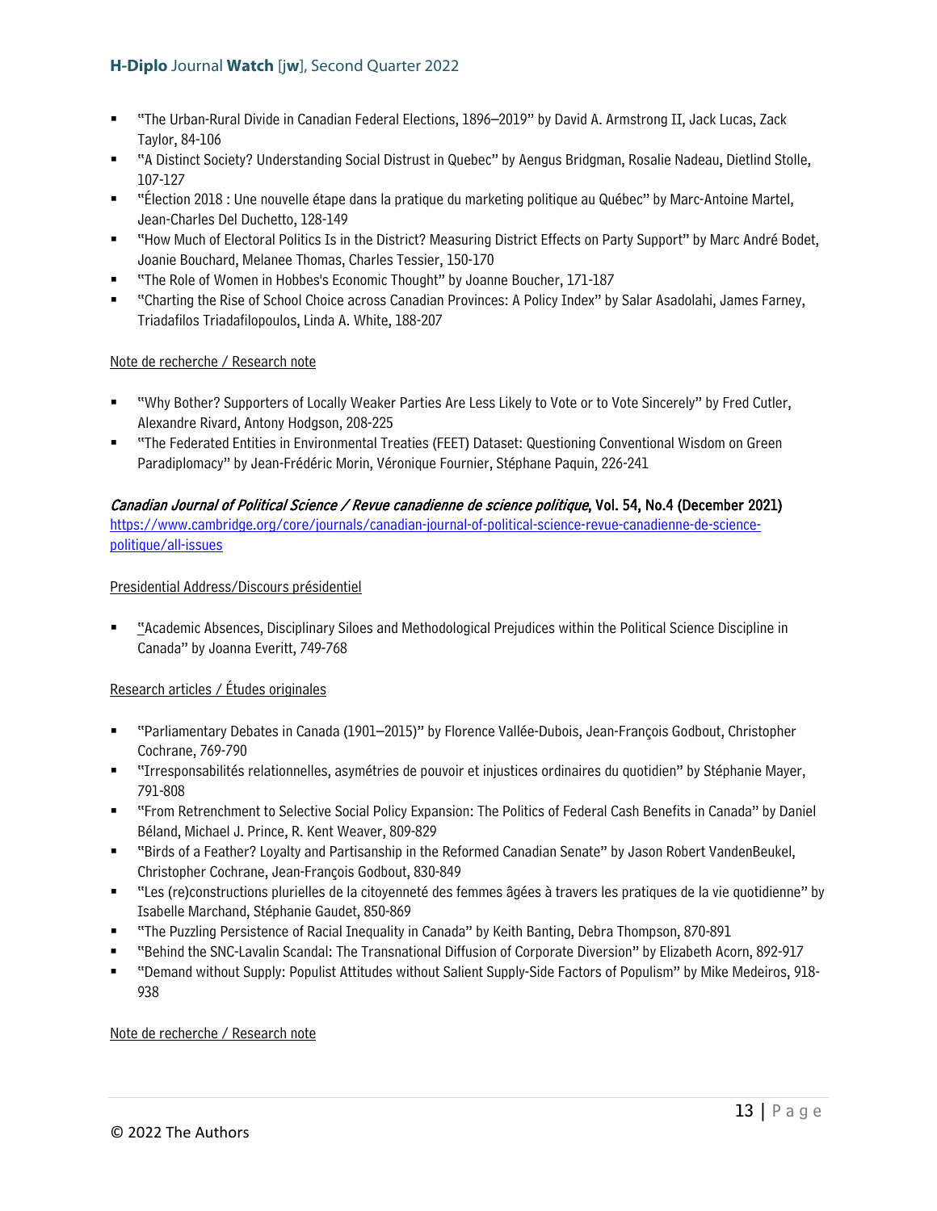- "The Urban-Rural Divide in Canadian Federal Elections, 1896–2019" by David A. Armstrong II, Jack Lucas, Zack Taylor, 84-106
- "A Distinct Society? Understanding Social Distrust in Quebec" by Aengus Bridgman, Rosalie Nadeau, Dietlind Stolle, 107-127
- "Élection 2018 : Une nouvelle étape dans la pratique du marketing politique au Québec" by Marc-Antoine Martel, Jean-Charles Del Duchetto, 128-149
- "How Much of Electoral Politics Is in the District? Measuring District Effects on Party Support" by Marc André Bodet, Joanie Bouchard, Melanee Thomas, Charles Tessier, 150-170
- "The Role of Women in Hobbes's Economic Thought" by Joanne Boucher, 171-187
- "Charting the Rise of School Choice across Canadian Provinces: A Policy Index" by Salar Asadolahi, James Farney, Triadafilos Triadafilopoulos, Linda A. White, 188-207

Note de recherche / Research note

- "Why Bother? Supporters of Locally Weaker Parties Are Less Likely to Vote or to Vote Sincerely" by Fred Cutler, Alexandre Rivard, Antony Hodgson, 208-225
- "The Federated Entities in Environmental Treaties (FEET) Dataset: Questioning Conventional Wisdom on Green Paradiplomacy" by Jean-Frédéric Morin, Véronique Fournier, Stéphane Paquin, 226-241

***Canadian Journal of Political Science / Revue canadienne de science politique*, Vol. 54, No.4 (December 2021)**
https://www.cambridge.org/core/journals/canadian-journal-of-political-science-revue-canadienne-de-science-politique/all-issues

Presidential Address/Discours présidentiel

- "Academic Absences, Disciplinary Siloes and Methodological Prejudices within the Political Science Discipline in Canada" by Joanna Everitt, 749-768

Research articles / Études originales

- "Parliamentary Debates in Canada (1901–2015)" by Florence Vallée-Dubois, Jean-François Godbout, Christopher Cochrane, 769-790
- "Irresponsabilités relationnelles, asymétries de pouvoir et injustices ordinaires du quotidien" by Stéphanie Mayer, 791-808
- "From Retrenchment to Selective Social Policy Expansion: The Politics of Federal Cash Benefits in Canada" by Daniel Béland, Michael J. Prince, R. Kent Weaver, 809-829
- "Birds of a Feather? Loyalty and Partisanship in the Reformed Canadian Senate" by Jason Robert VandenBeukel, Christopher Cochrane, Jean-François Godbout, 830-849
- "Les (re)constructions plurielles de la citoyenneté des femmes âgées à travers les pratiques de la vie quotidienne" by Isabelle Marchand, Stéphanie Gaudet, 850-869
- "The Puzzling Persistence of Racial Inequality in Canada" by Keith Banting, Debra Thompson, 870-891
- "Behind the SNC-Lavalin Scandal: The Transnational Diffusion of Corporate Diversion" by Elizabeth Acorn, 892-917
- "Demand without Supply: Populist Attitudes without Salient Supply-Side Factors of Populism" by Mike Medeiros, 918-938

Note de recherche / Research note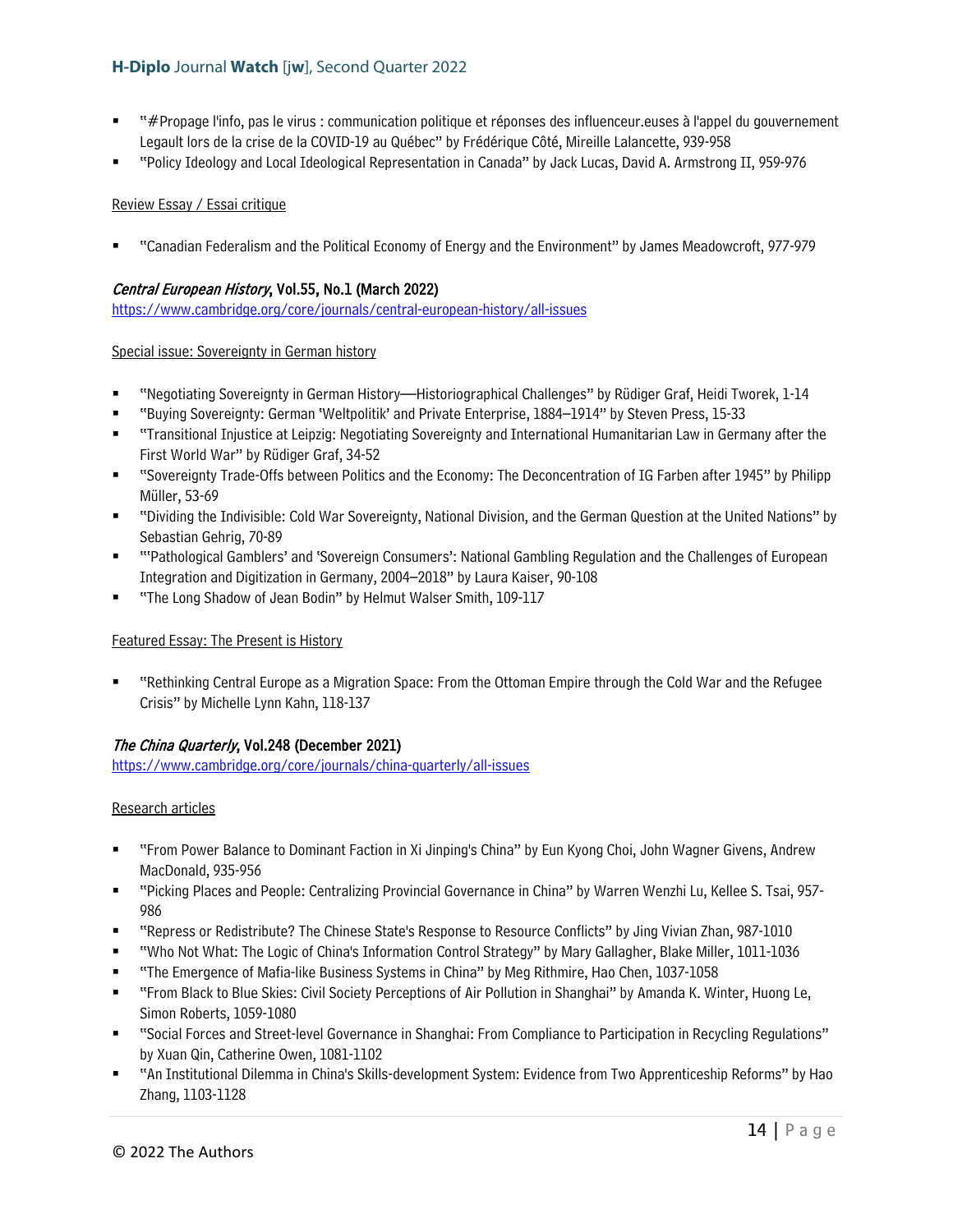- "#Propage l'info, pas le virus : communication politique et réponses des influenceur.euses à l'appel du gouvernement Legault lors de la crise de la COVID-19 au Québec" by Frédérique Côté, Mireille Lalancette, 939-958
- "Policy Ideology and Local Ideological Representation in Canada" by Jack Lucas, David A. Armstrong II, 959-976

Review Essay / Essai critique

- "Canadian Federalism and the Political Economy of Energy and the Environment" by James Meadowcroft, 977-979

### *Central European History*, Vol.55, No.1 (March 2022)

https://www.cambridge.org/core/journals/central-european-history/all-issues

Special issue: Sovereignty in German history

- "Negotiating Sovereignty in German History—Historiographical Challenges" by Rüdiger Graf, Heidi Tworek, 1-14
- "Buying Sovereignty: German 'Weltpolitik' and Private Enterprise, 1884–1914" by Steven Press, 15-33
- "Transitional Injustice at Leipzig: Negotiating Sovereignty and International Humanitarian Law in Germany after the First World War" by Rüdiger Graf, 34-52
- "Sovereignty Trade-Offs between Politics and the Economy: The Deconcentration of IG Farben after 1945" by Philipp Müller, 53-69
- "Dividing the Indivisible: Cold War Sovereignty, National Division, and the German Question at the United Nations" by Sebastian Gehrig, 70-89
- "'Pathological Gamblers' and 'Sovereign Consumers': National Gambling Regulation and the Challenges of European Integration and Digitization in Germany, 2004–2018" by Laura Kaiser, 90-108
- "The Long Shadow of Jean Bodin" by Helmut Walser Smith, 109-117

Featured Essay: The Present is History

- "Rethinking Central Europe as a Migration Space: From the Ottoman Empire through the Cold War and the Refugee Crisis" by Michelle Lynn Kahn, 118-137

### *The China Quarterly*, Vol.248 (December 2021)

https://www.cambridge.org/core/journals/china-quarterly/all-issues

Research articles

- "From Power Balance to Dominant Faction in Xi Jinping's China" by Eun Kyong Choi, John Wagner Givens, Andrew MacDonald, 935-956
- "Picking Places and People: Centralizing Provincial Governance in China" by Warren Wenzhi Lu, Kellee S. Tsai, 957-986
- "Repress or Redistribute? The Chinese State's Response to Resource Conflicts" by Jing Vivian Zhan, 987-1010
- "Who Not What: The Logic of China's Information Control Strategy" by Mary Gallagher, Blake Miller, 1011-1036
- "The Emergence of Mafia-like Business Systems in China" by Meg Rithmire, Hao Chen, 1037-1058
- "From Black to Blue Skies: Civil Society Perceptions of Air Pollution in Shanghai" by Amanda K. Winter, Huong Le, Simon Roberts, 1059-1080
- "Social Forces and Street-level Governance in Shanghai: From Compliance to Participation in Recycling Regulations" by Xuan Qin, Catherine Owen, 1081-1102
- "An Institutional Dilemma in China's Skills-development System: Evidence from Two Apprenticeship Reforms" by Hao Zhang, 1103-1128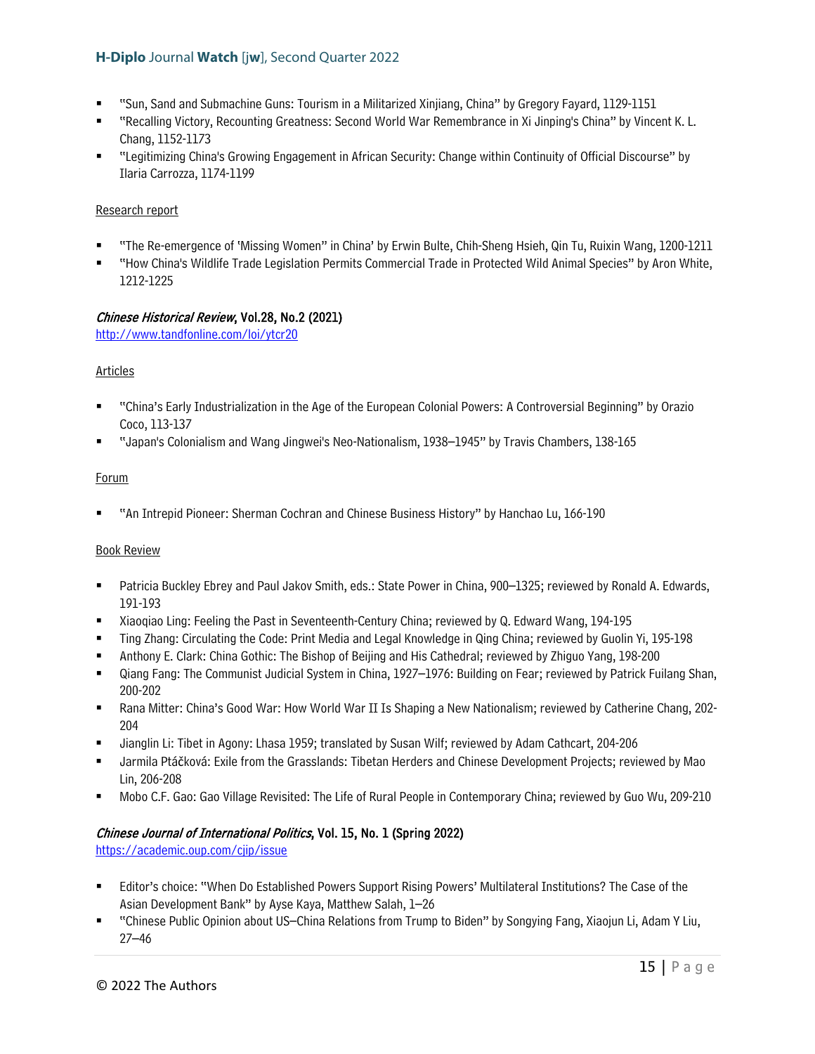- "Sun, Sand and Submachine Guns: Tourism in a Militarized Xinjiang, China" by Gregory Fayard, 1129-1151
- "Recalling Victory, Recounting Greatness: Second World War Remembrance in Xi Jinping's China" by Vincent K. L. Chang, 1152-1173
- "Legitimizing China's Growing Engagement in African Security: Change within Continuity of Official Discourse" by Ilaria Carrozza, 1174-1199

Research report

- "The Re-emergence of 'Missing Women" in China' by Erwin Bulte, Chih-Sheng Hsieh, Qin Tu, Ruixin Wang, 1200-1211
- "How China's Wildlife Trade Legislation Permits Commercial Trade in Protected Wild Animal Species" by Aron White, 1212-1225

### *Chinese Historical Review*, Vol.28, No.2 (2021)

http://www.tandfonline.com/loi/ytcr20

Articles

- "China's Early Industrialization in the Age of the European Colonial Powers: A Controversial Beginning" by Orazio Coco, 113-137
- "Japan's Colonialism and Wang Jingwei's Neo-Nationalism, 1938–1945" by Travis Chambers, 138-165

Forum

- "An Intrepid Pioneer: Sherman Cochran and Chinese Business History" by Hanchao Lu, 166-190

Book Review

- Patricia Buckley Ebrey and Paul Jakov Smith, eds.: State Power in China, 900–1325; reviewed by Ronald A. Edwards, 191-193
- Xiaoqiao Ling: Feeling the Past in Seventeenth-Century China; reviewed by Q. Edward Wang, 194-195
- Ting Zhang: Circulating the Code: Print Media and Legal Knowledge in Qing China; reviewed by Guolin Yi, 195-198
- Anthony E. Clark: China Gothic: The Bishop of Beijing and His Cathedral; reviewed by Zhiguo Yang, 198-200
- Qiang Fang: The Communist Judicial System in China, 1927–1976: Building on Fear; reviewed by Patrick Fuilang Shan, 200-202
- Rana Mitter: China's Good War: How World War II Is Shaping a New Nationalism; reviewed by Catherine Chang, 202-204
- Jianglin Li: Tibet in Agony: Lhasa 1959; translated by Susan Wilf; reviewed by Adam Cathcart, 204-206
- Jarmila Ptáčková: Exile from the Grasslands: Tibetan Herders and Chinese Development Projects; reviewed by Mao Lin, 206-208
- Mobo C.F. Gao: Gao Village Revisited: The Life of Rural People in Contemporary China; reviewed by Guo Wu, 209-210

### *Chinese Journal of International Politics*, Vol. 15, No. 1 (Spring 2022)

https://academic.oup.com/cjip/issue

- Editor's choice: "When Do Established Powers Support Rising Powers' Multilateral Institutions? The Case of the Asian Development Bank" by Ayse Kaya, Matthew Salah, 1–26
- "Chinese Public Opinion about US–China Relations from Trump to Biden" by Songying Fang, Xiaojun Li, Adam Y Liu, 27–46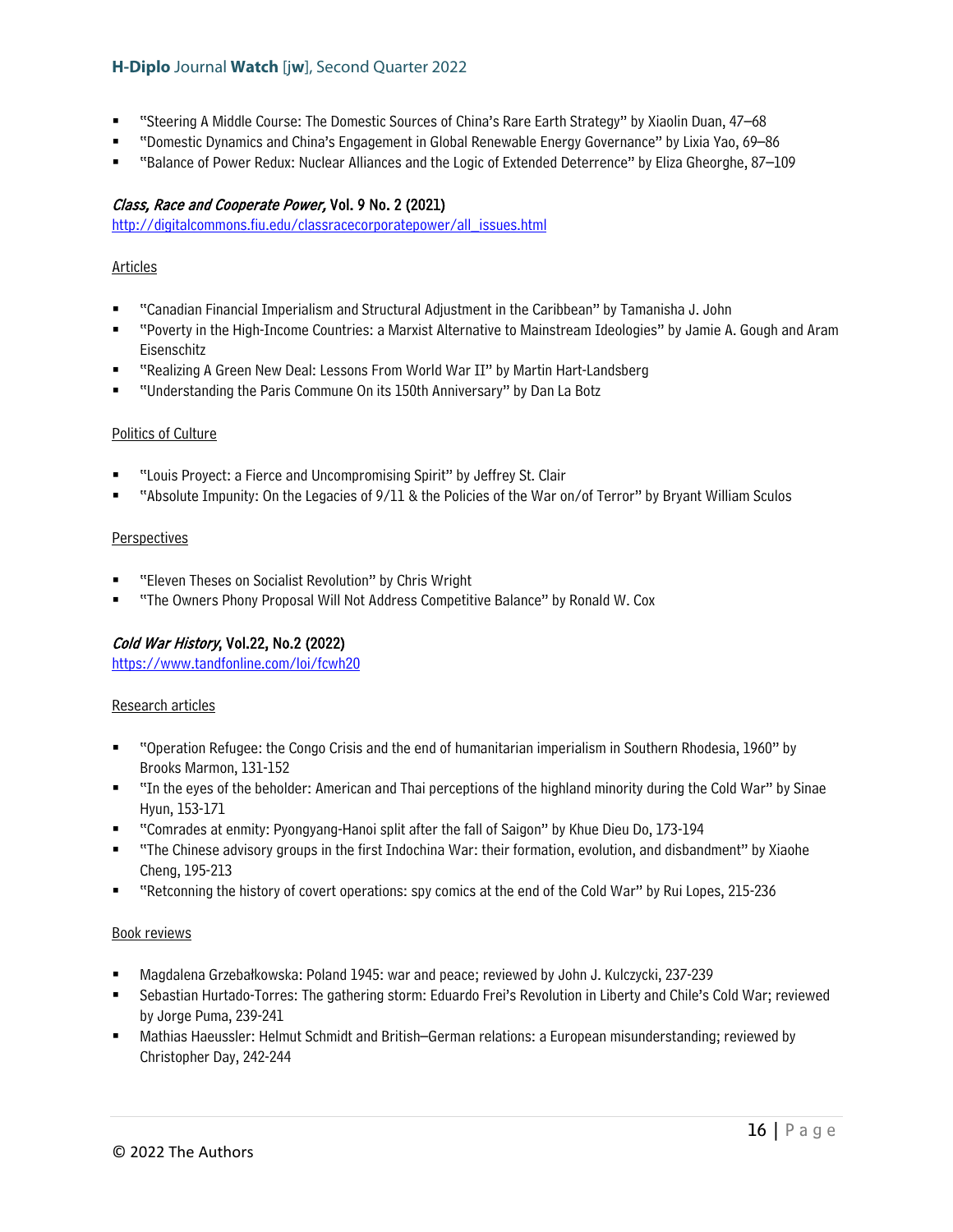- "Steering A Middle Course: The Domestic Sources of China's Rare Earth Strategy" by Xiaolin Duan, 47–68
- "Domestic Dynamics and China's Engagement in Global Renewable Energy Governance" by Lixia Yao, 69–86
- "Balance of Power Redux: Nuclear Alliances and the Logic of Extended Deterrence" by Eliza Gheorghe, 87–109

### *Class, Race and Cooperate Power,* Vol. 9 No. 2 (2021)

http://digitalcommons.fiu.edu/classracecorporatepower/all_issues.html

Articles

- "Canadian Financial Imperialism and Structural Adjustment in the Caribbean" by Tamanisha J. John
- "Poverty in the High-Income Countries: a Marxist Alternative to Mainstream Ideologies" by Jamie A. Gough and Aram Eisenschitz
- "Realizing A Green New Deal: Lessons From World War II" by Martin Hart-Landsberg
- "Understanding the Paris Commune On its 150th Anniversary" by Dan La Botz

Politics of Culture

- "Louis Proyect: a Fierce and Uncompromising Spirit" by Jeffrey St. Clair
- "Absolute Impunity: On the Legacies of 9/11 & the Policies of the War on/of Terror" by Bryant William Sculos

Perspectives

- "Eleven Theses on Socialist Revolution" by Chris Wright
- "The Owners Phony Proposal Will Not Address Competitive Balance" by Ronald W. Cox

### *Cold War History*, Vol.22, No.2 (2022)

https://www.tandfonline.com/loi/fcwh20

Research articles

- "Operation Refugee: the Congo Crisis and the end of humanitarian imperialism in Southern Rhodesia, 1960" by Brooks Marmon, 131-152
- "In the eyes of the beholder: American and Thai perceptions of the highland minority during the Cold War" by Sinae Hyun, 153-171
- "Comrades at enmity: Pyongyang-Hanoi split after the fall of Saigon" by Khue Dieu Do, 173-194
- "The Chinese advisory groups in the first Indochina War: their formation, evolution, and disbandment" by Xiaohe Cheng, 195-213
- "Retconning the history of covert operations: spy comics at the end of the Cold War" by Rui Lopes, 215-236

Book reviews

- Magdalena Grzebałkowska: Poland 1945: war and peace; reviewed by John J. Kulczycki, 237-239
- Sebastian Hurtado-Torres: The gathering storm: Eduardo Frei's Revolution in Liberty and Chile's Cold War; reviewed by Jorge Puma, 239-241
- Mathias Haeussler: Helmut Schmidt and British–German relations: a European misunderstanding; reviewed by Christopher Day, 242-244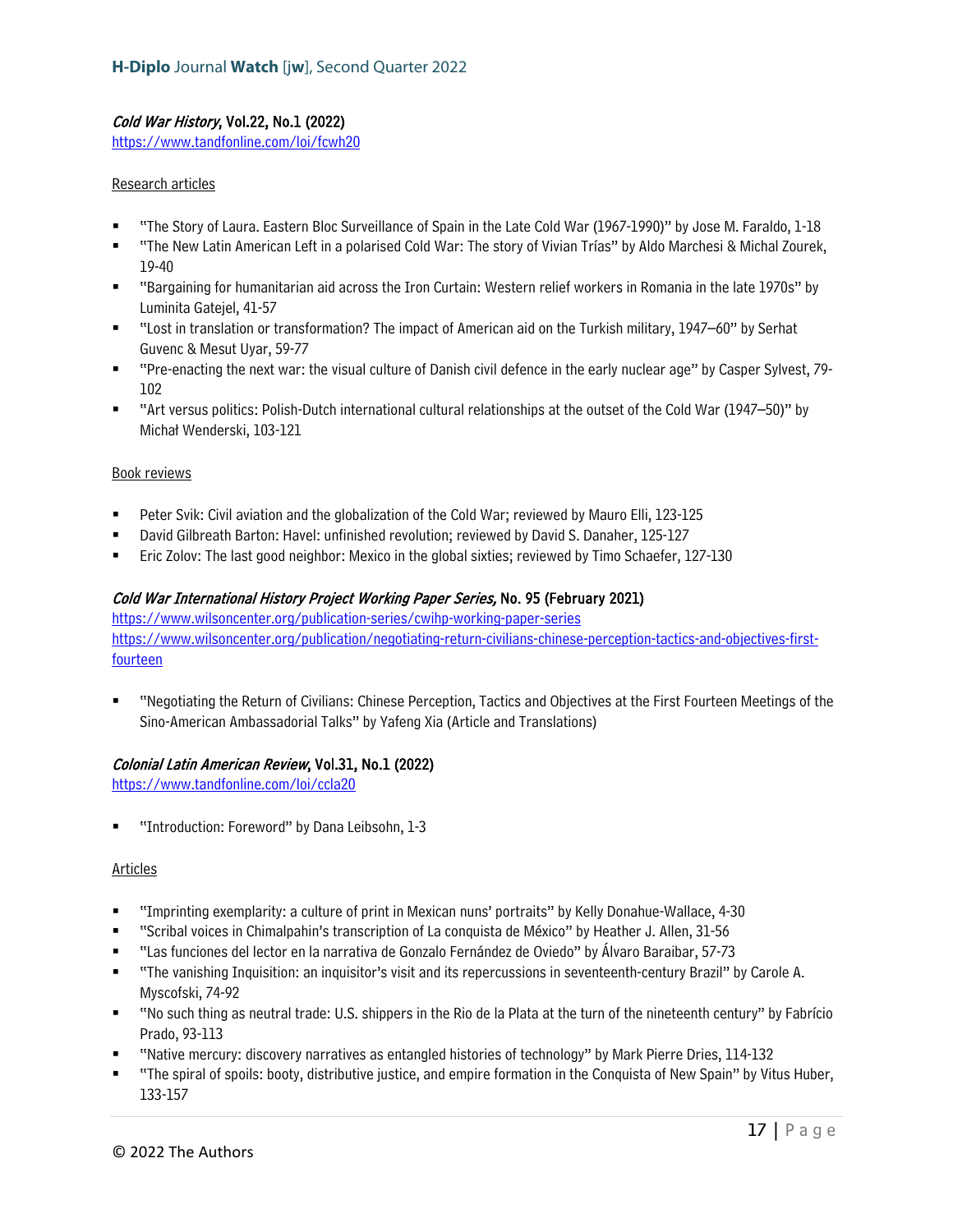***Cold War History*, Vol.22, No.1 (2022)**
https://www.tandfonline.com/loi/fcwh20

Research articles

- "The Story of Laura. Eastern Bloc Surveillance of Spain in the Late Cold War (1967-1990)" by Jose M. Faraldo, 1-18
- "The New Latin American Left in a polarised Cold War: The story of Vivian Trías" by Aldo Marchesi & Michal Zourek, 19-40
- "Bargaining for humanitarian aid across the Iron Curtain: Western relief workers in Romania in the late 1970s" by Luminita Gatejel, 41-57
- "Lost in translation or transformation? The impact of American aid on the Turkish military, 1947–60" by Serhat Guvenc & Mesut Uyar, 59-77
- "Pre-enacting the next war: the visual culture of Danish civil defence in the early nuclear age" by Casper Sylvest, 79-102
- "Art versus politics: Polish-Dutch international cultural relationships at the outset of the Cold War (1947–50)" by Michał Wenderski, 103-121

Book reviews

- Peter Svik: Civil aviation and the globalization of the Cold War; reviewed by Mauro Elli, 123-125
- David Gilbreath Barton: Havel: unfinished revolution; reviewed by David S. Danaher, 125-127
- Eric Zolov: The last good neighbor: Mexico in the global sixties; reviewed by Timo Schaefer, 127-130

***Cold War International History Project Working Paper Series*, No. 95 (February 2021)**
https://www.wilsoncenter.org/publication-series/cwihp-working-paper-series
https://www.wilsoncenter.org/publication/negotiating-return-civilians-chinese-perception-tactics-and-objectives-first-fourteen

- "Negotiating the Return of Civilians: Chinese Perception, Tactics and Objectives at the First Fourteen Meetings of the Sino-American Ambassadorial Talks" by Yafeng Xia (Article and Translations)

***Colonial Latin American Review*, Vol.31, No.1 (2022)**
https://www.tandfonline.com/loi/ccla20

- "Introduction: Foreword" by Dana Leibsohn, 1-3

Articles

- "Imprinting exemplarity: a culture of print in Mexican nuns' portraits" by Kelly Donahue-Wallace, 4-30
- "Scribal voices in Chimalpahin's transcription of La conquista de México" by Heather J. Allen, 31-56
- "Las funciones del lector en la narrativa de Gonzalo Fernández de Oviedo" by Álvaro Baraibar, 57-73
- "The vanishing Inquisition: an inquisitor's visit and its repercussions in seventeenth-century Brazil" by Carole A. Myscofski, 74-92
- "No such thing as neutral trade: U.S. shippers in the Rio de la Plata at the turn of the nineteenth century" by Fabrício Prado, 93-113
- "Native mercury: discovery narratives as entangled histories of technology" by Mark Pierre Dries, 114-132
- "The spiral of spoils: booty, distributive justice, and empire formation in the Conquista of New Spain" by Vitus Huber, 133-157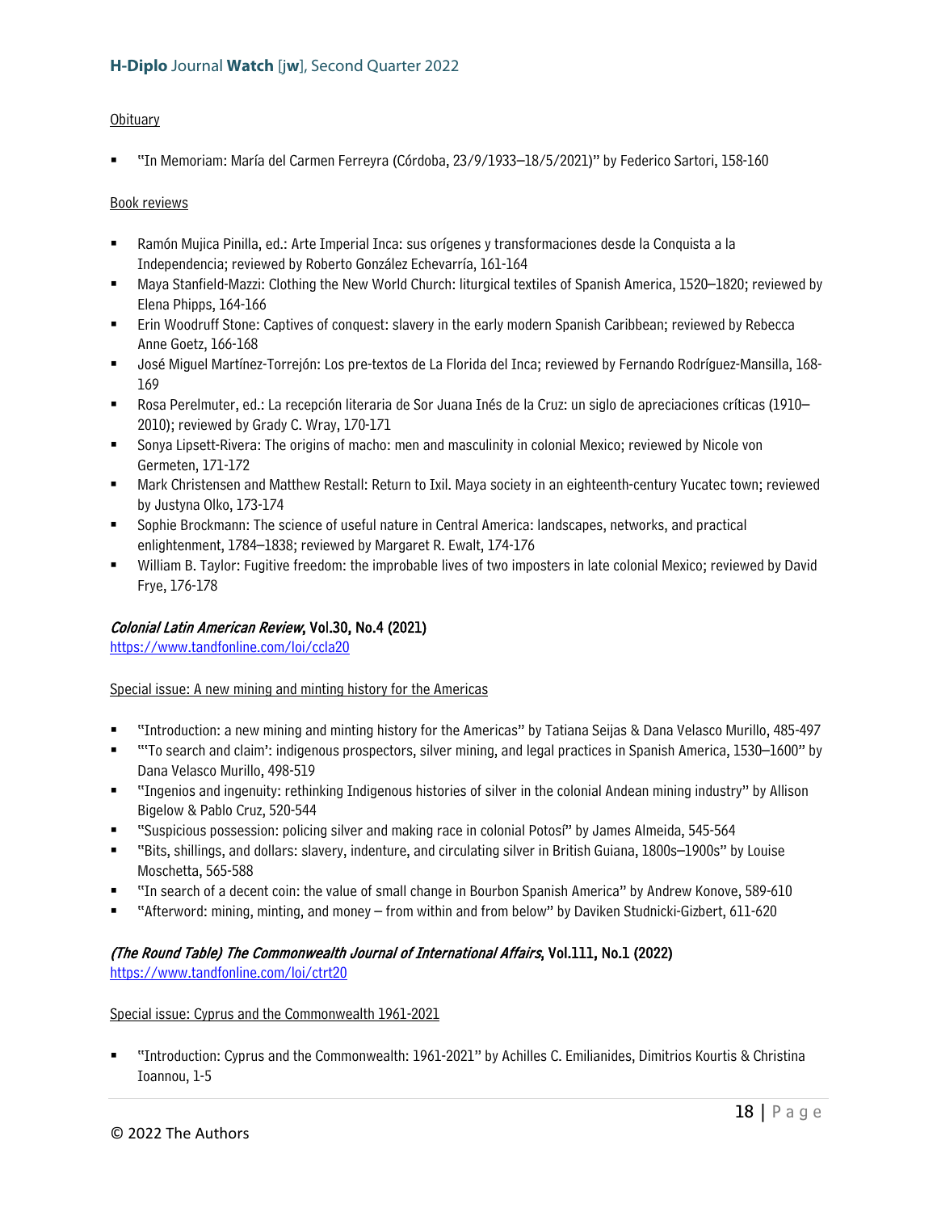Obituary

- "In Memoriam: María del Carmen Ferreyra (Córdoba, 23/9/1933–18/5/2021)" by Federico Sartori, 158-160

Book reviews

- Ramón Mujica Pinilla, ed.: Arte Imperial Inca: sus orígenes y transformaciones desde la Conquista a la Independencia; reviewed by Roberto González Echevarría, 161-164
- Maya Stanfield-Mazzi: Clothing the New World Church: liturgical textiles of Spanish America, 1520–1820; reviewed by Elena Phipps, 164-166
- Erin Woodruff Stone: Captives of conquest: slavery in the early modern Spanish Caribbean; reviewed by Rebecca Anne Goetz, 166-168
- José Miguel Martínez-Torrejón: Los pre-textos de La Florida del Inca; reviewed by Fernando Rodríguez-Mansilla, 168-169
- Rosa Perelmuter, ed.: La recepción literaria de Sor Juana Inés de la Cruz: un siglo de apreciaciones críticas (1910–2010); reviewed by Grady C. Wray, 170-171
- Sonya Lipsett-Rivera: The origins of macho: men and masculinity in colonial Mexico; reviewed by Nicole von Germeten, 171-172
- Mark Christensen and Matthew Restall: Return to Ixil. Maya society in an eighteenth-century Yucatec town; reviewed by Justyna Olko, 173-174
- Sophie Brockmann: The science of useful nature in Central America: landscapes, networks, and practical enlightenment, 1784–1838; reviewed by Margaret R. Ewalt, 174-176
- William B. Taylor: Fugitive freedom: the improbable lives of two imposters in late colonial Mexico; reviewed by David Frye, 176-178

**_Colonial Latin American Review_, Vol.30, No.4 (2021)**
https://www.tandfonline.com/loi/ccla20

Special issue: A new mining and minting history for the Americas

- "Introduction: a new mining and minting history for the Americas" by Tatiana Seijas & Dana Velasco Murillo, 485-497
- "'To search and claim': indigenous prospectors, silver mining, and legal practices in Spanish America, 1530–1600" by Dana Velasco Murillo, 498-519
- "Ingenios and ingenuity: rethinking Indigenous histories of silver in the colonial Andean mining industry" by Allison Bigelow & Pablo Cruz, 520-544
- "Suspicious possession: policing silver and making race in colonial Potosí" by James Almeida, 545-564
- "Bits, shillings, and dollars: slavery, indenture, and circulating silver in British Guiana, 1800s–1900s" by Louise Moschetta, 565-588
- "In search of a decent coin: the value of small change in Bourbon Spanish America" by Andrew Konove, 589-610
- "Afterword: mining, minting, and money – from within and from below" by Daviken Studnicki-Gizbert, 611-620

**_(The Round Table) The Commonwealth Journal of International Affairs_, Vol.111, No.1 (2022)**
https://www.tandfonline.com/loi/ctrt20

Special issue: Cyprus and the Commonwealth 1961-2021

- "Introduction: Cyprus and the Commonwealth: 1961-2021" by Achilles C. Emilianides, Dimitrios Kourtis & Christina Ioannou, 1-5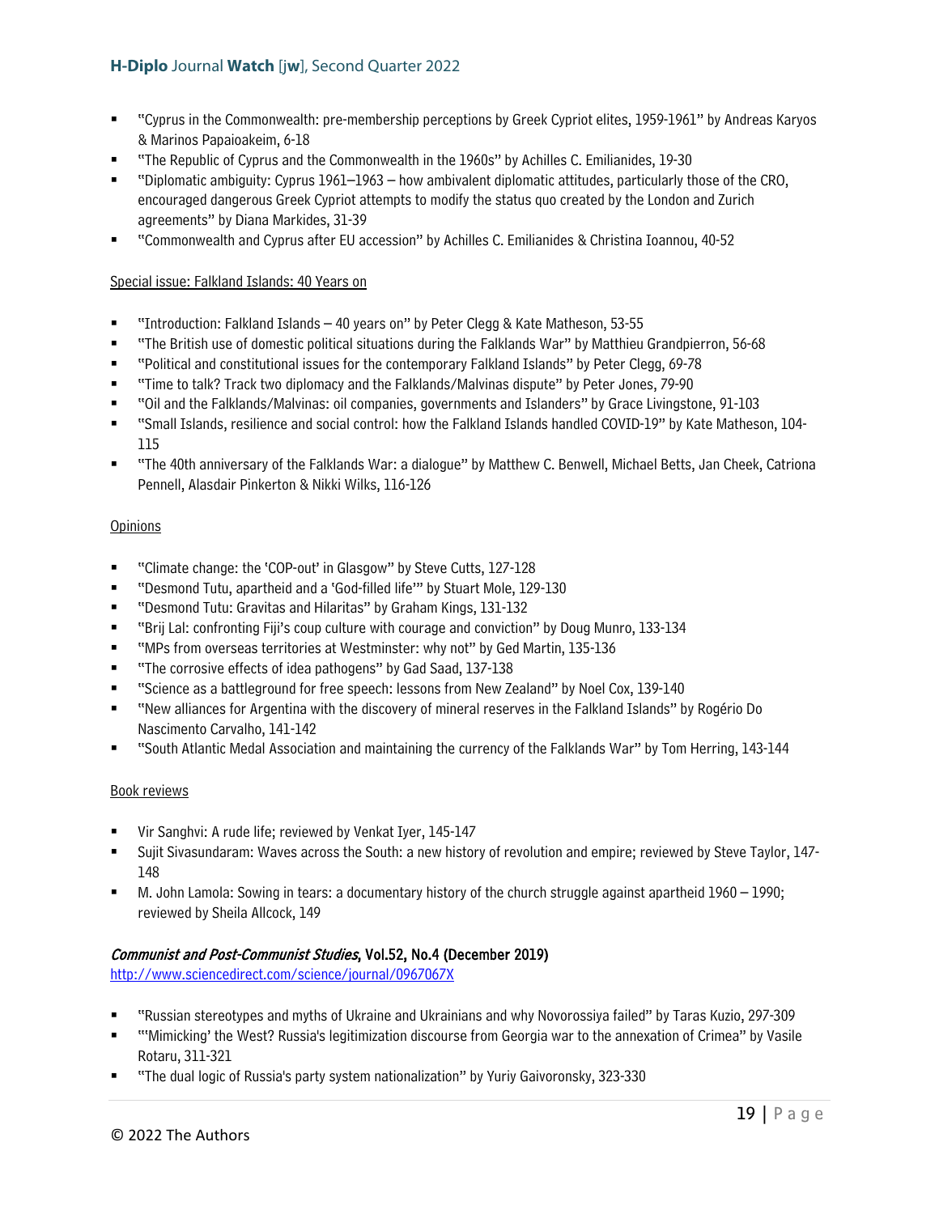- "Cyprus in the Commonwealth: pre-membership perceptions by Greek Cypriot elites, 1959-1961" by Andreas Karyos & Marinos Papaioakeim, 6-18
- "The Republic of Cyprus and the Commonwealth in the 1960s" by Achilles C. Emilianides, 19-30
- "Diplomatic ambiguity: Cyprus 1961–1963 – how ambivalent diplomatic attitudes, particularly those of the CRO, encouraged dangerous Greek Cypriot attempts to modify the status quo created by the London and Zurich agreements" by Diana Markides, 31-39
- "Commonwealth and Cyprus after EU accession" by Achilles C. Emilianides & Christina Ioannou, 40-52

Special issue: Falkland Islands: 40 Years on

- "Introduction: Falkland Islands – 40 years on" by Peter Clegg & Kate Matheson, 53-55
- "The British use of domestic political situations during the Falklands War" by Matthieu Grandpierron, 56-68
- "Political and constitutional issues for the contemporary Falkland Islands" by Peter Clegg, 69-78
- "Time to talk? Track two diplomacy and the Falklands/Malvinas dispute" by Peter Jones, 79-90
- "Oil and the Falklands/Malvinas: oil companies, governments and Islanders" by Grace Livingstone, 91-103
- "Small Islands, resilience and social control: how the Falkland Islands handled COVID-19" by Kate Matheson, 104-115
- "The 40th anniversary of the Falklands War: a dialogue" by Matthew C. Benwell, Michael Betts, Jan Cheek, Catriona Pennell, Alasdair Pinkerton & Nikki Wilks, 116-126

Opinions

- "Climate change: the 'COP-out' in Glasgow" by Steve Cutts, 127-128
- "Desmond Tutu, apartheid and a 'God-filled life'" by Stuart Mole, 129-130
- "Desmond Tutu: Gravitas and Hilaritas" by Graham Kings, 131-132
- "Brij Lal: confronting Fiji's coup culture with courage and conviction" by Doug Munro, 133-134
- "MPs from overseas territories at Westminster: why not" by Ged Martin, 135-136
- "The corrosive effects of idea pathogens" by Gad Saad, 137-138
- "Science as a battleground for free speech: lessons from New Zealand" by Noel Cox, 139-140
- "New alliances for Argentina with the discovery of mineral reserves in the Falkland Islands" by Rogério Do Nascimento Carvalho, 141-142
- "South Atlantic Medal Association and maintaining the currency of the Falklands War" by Tom Herring, 143-144

Book reviews

- Vir Sanghvi: A rude life; reviewed by Venkat Iyer, 145-147
- Sujit Sivasundaram: Waves across the South: a new history of revolution and empire; reviewed by Steve Taylor, 147-148
- M. John Lamola: Sowing in tears: a documentary history of the church struggle against apartheid 1960 – 1990; reviewed by Sheila Allcock, 149

### *Communist and Post-Communist Studies*, Vol.52, No.4 (December 2019)

http://www.sciencedirect.com/science/journal/0967067X

- "Russian stereotypes and myths of Ukraine and Ukrainians and why Novorossiya failed" by Taras Kuzio, 297-309
- "'Mimicking' the West? Russia's legitimization discourse from Georgia war to the annexation of Crimea" by Vasile Rotaru, 311-321
- "The dual logic of Russia's party system nationalization" by Yuriy Gaivoronsky, 323-330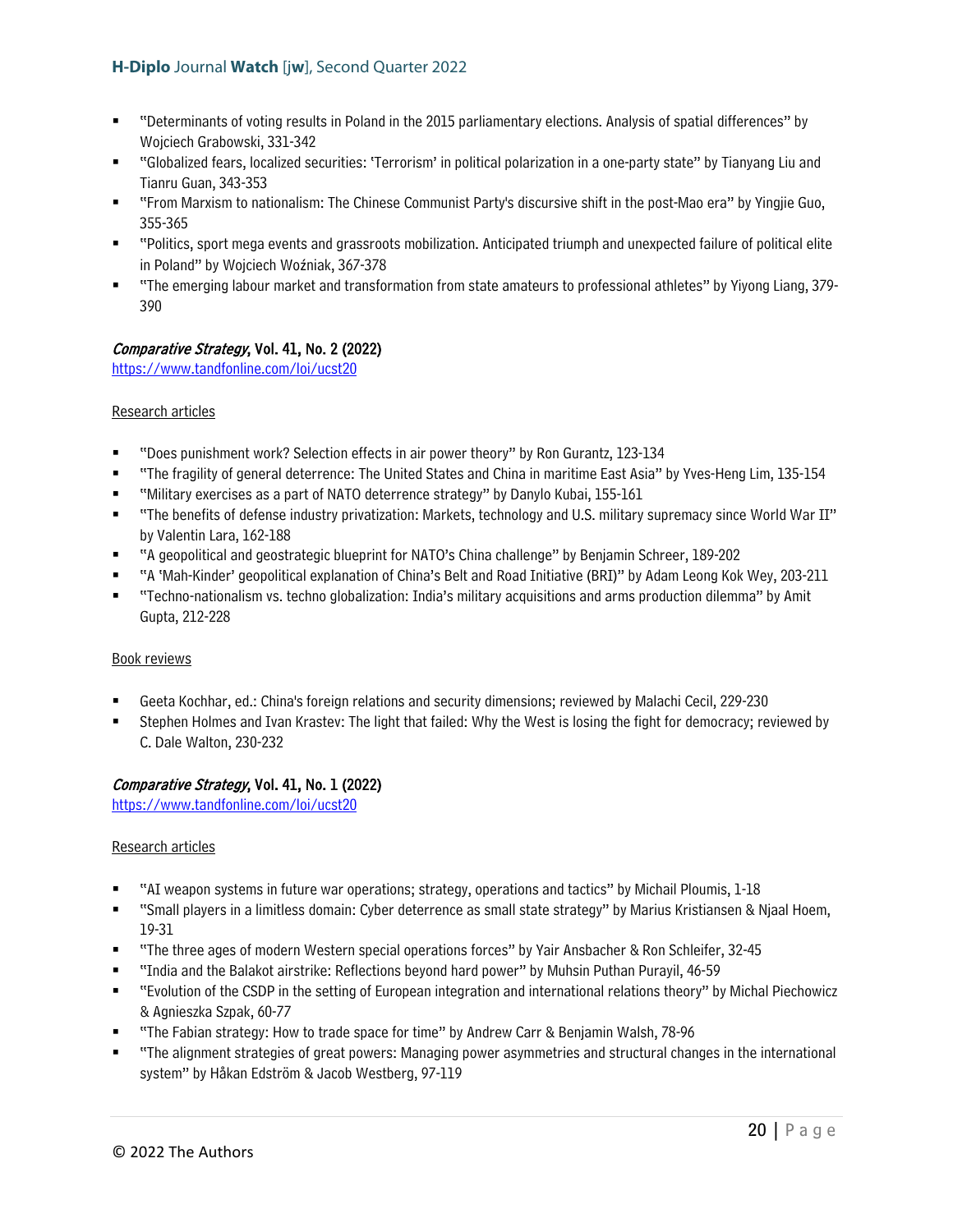- "Determinants of voting results in Poland in the 2015 parliamentary elections. Analysis of spatial differences" by Wojciech Grabowski, 331-342
- "Globalized fears, localized securities: 'Terrorism' in political polarization in a one-party state" by Tianyang Liu and Tianru Guan, 343-353
- "From Marxism to nationalism: The Chinese Communist Party's discursive shift in the post-Mao era" by Yingjie Guo, 355-365
- "Politics, sport mega events and grassroots mobilization. Anticipated triumph and unexpected failure of political elite in Poland" by Wojciech Woźniak, 367-378
- "The emerging labour market and transformation from state amateurs to professional athletes" by Yiyong Liang, 379-390

### *Comparative Strategy*, Vol. 41, No. 2 (2022)

https://www.tandfonline.com/loi/ucst20

Research articles

- "Does punishment work? Selection effects in air power theory" by Ron Gurantz, 123-134
- "The fragility of general deterrence: The United States and China in maritime East Asia" by Yves-Heng Lim, 135-154
- "Military exercises as a part of NATO deterrence strategy" by Danylo Kubai, 155-161
- "The benefits of defense industry privatization: Markets, technology and U.S. military supremacy since World War II" by Valentin Lara, 162-188
- "A geopolitical and geostrategic blueprint for NATO's China challenge" by Benjamin Schreer, 189-202
- "A 'Mah-Kinder' geopolitical explanation of China's Belt and Road Initiative (BRI)" by Adam Leong Kok Wey, 203-211
- "Techno-nationalism vs. techno globalization: India's military acquisitions and arms production dilemma" by Amit Gupta, 212-228

Book reviews

- Geeta Kochhar, ed.: China's foreign relations and security dimensions; reviewed by Malachi Cecil, 229-230
- Stephen Holmes and Ivan Krastev: The light that failed: Why the West is losing the fight for democracy; reviewed by C. Dale Walton, 230-232

### *Comparative Strategy*, Vol. 41, No. 1 (2022)

https://www.tandfonline.com/loi/ucst20

Research articles

- "AI weapon systems in future war operations; strategy, operations and tactics" by Michail Ploumis, 1-18
- "Small players in a limitless domain: Cyber deterrence as small state strategy" by Marius Kristiansen & Njaal Hoem, 19-31
- "The three ages of modern Western special operations forces" by Yair Ansbacher & Ron Schleifer, 32-45
- "India and the Balakot airstrike: Reflections beyond hard power" by Muhsin Puthan Purayil, 46-59
- "Evolution of the CSDP in the setting of European integration and international relations theory" by Michal Piechowicz & Agnieszka Szpak, 60-77
- "The Fabian strategy: How to trade space for time" by Andrew Carr & Benjamin Walsh, 78-96
- "The alignment strategies of great powers: Managing power asymmetries and structural changes in the international system" by Håkan Edström & Jacob Westberg, 97-119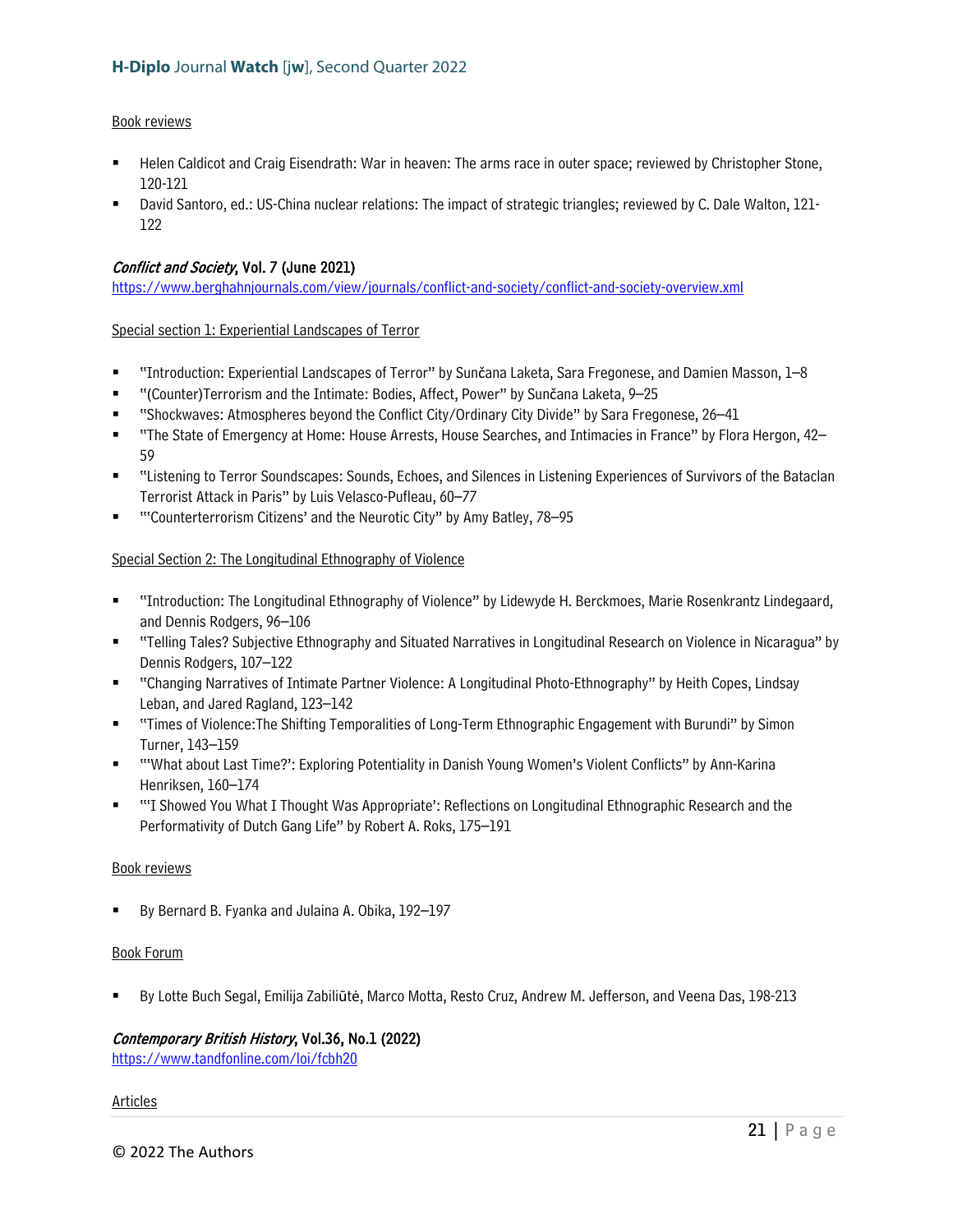Book reviews

- Helen Caldicot and Craig Eisendrath: War in heaven: The arms race in outer space; reviewed by Christopher Stone, 120-121
- David Santoro, ed.: US-China nuclear relations: The impact of strategic triangles; reviewed by C. Dale Walton, 121-122

### *Conflict and Society*, Vol. 7 (June 2021)

https://www.berghahnjournals.com/view/journals/conflict-and-society/conflict-and-society-overview.xml

Special section 1: Experiential Landscapes of Terror

- "Introduction: Experiential Landscapes of Terror" by Sunčana Laketa, Sara Fregonese, and Damien Masson, 1–8
- "(Counter)Terrorism and the Intimate: Bodies, Affect, Power" by Sunčana Laketa, 9–25
- "Shockwaves: Atmospheres beyond the Conflict City/Ordinary City Divide" by Sara Fregonese, 26–41
- "The State of Emergency at Home: House Arrests, House Searches, and Intimacies in France" by Flora Hergon, 42–59
- "Listening to Terror Soundscapes: Sounds, Echoes, and Silences in Listening Experiences of Survivors of the Bataclan Terrorist Attack in Paris" by Luis Velasco-Pufleau, 60–77
- "'Counterterrorism Citizens' and the Neurotic City" by Amy Batley, 78–95

Special Section 2: The Longitudinal Ethnography of Violence

- "Introduction: The Longitudinal Ethnography of Violence" by Lidewyde H. Berckmoes, Marie Rosenkrantz Lindegaard, and Dennis Rodgers, 96–106
- "Telling Tales? Subjective Ethnography and Situated Narratives in Longitudinal Research on Violence in Nicaragua" by Dennis Rodgers, 107–122
- "Changing Narratives of Intimate Partner Violence: A Longitudinal Photo-Ethnography" by Heith Copes, Lindsay Leban, and Jared Ragland, 123–142
- "Times of Violence:The Shifting Temporalities of Long-Term Ethnographic Engagement with Burundi" by Simon Turner, 143–159
- "'What about Last Time?': Exploring Potentiality in Danish Young Women's Violent Conflicts" by Ann-Karina Henriksen, 160–174
- "'I Showed You What I Thought Was Appropriate': Reflections on Longitudinal Ethnographic Research and the Performativity of Dutch Gang Life" by Robert A. Roks, 175–191

Book reviews

- By Bernard B. Fyanka and Julaina A. Obika, 192–197

Book Forum

- By Lotte Buch Segal, Emilija Zabiliūtė, Marco Motta, Resto Cruz, Andrew M. Jefferson, and Veena Das, 198-213

### *Contemporary British History*, Vol.36, No.1 (2022)

https://www.tandfonline.com/loi/fcbh20

Articles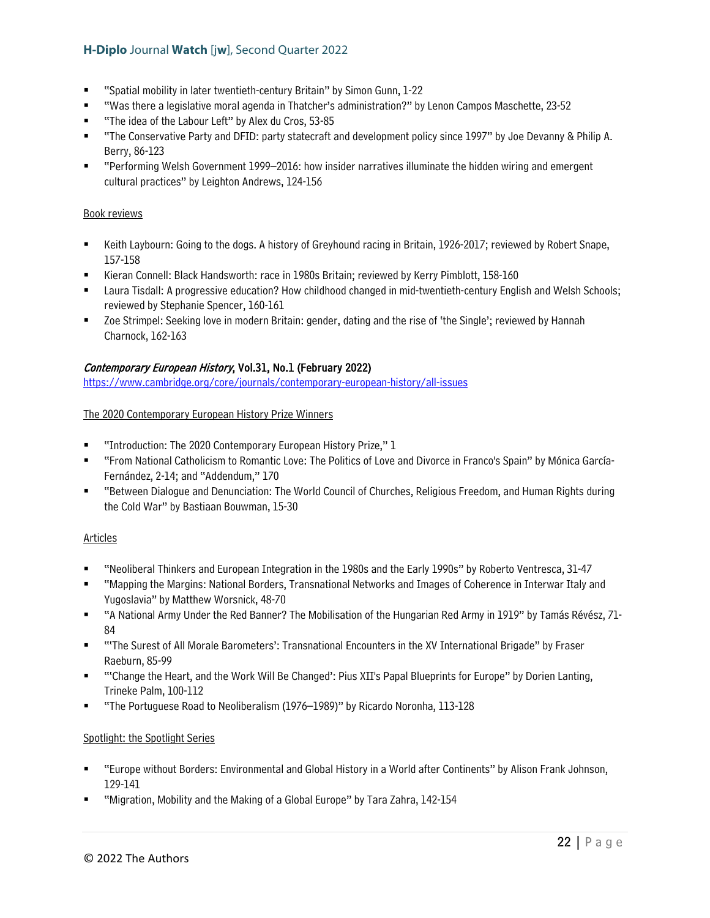- "Spatial mobility in later twentieth-century Britain" by Simon Gunn, 1-22
- "Was there a legislative moral agenda in Thatcher's administration?" by Lenon Campos Maschette, 23-52
- "The idea of the Labour Left" by Alex du Cros, 53-85
- "The Conservative Party and DFID: party statecraft and development policy since 1997" by Joe Devanny & Philip A. Berry, 86-123
- "Performing Welsh Government 1999–2016: how insider narratives illuminate the hidden wiring and emergent cultural practices" by Leighton Andrews, 124-156

Book reviews

- Keith Laybourn: Going to the dogs. A history of Greyhound racing in Britain, 1926-2017; reviewed by Robert Snape, 157-158
- Kieran Connell: Black Handsworth: race in 1980s Britain; reviewed by Kerry Pimblott, 158-160
- Laura Tisdall: A progressive education? How childhood changed in mid-twentieth-century English and Welsh Schools; reviewed by Stephanie Spencer, 160-161
- Zoe Strimpel: Seeking love in modern Britain: gender, dating and the rise of 'the Single'; reviewed by Hannah Charnock, 162-163

### *Contemporary European History*, Vol.31, No.1 (February 2022)

https://www.cambridge.org/core/journals/contemporary-european-history/all-issues

The 2020 Contemporary European History Prize Winners

- "Introduction: The 2020 Contemporary European History Prize," 1
- "From National Catholicism to Romantic Love: The Politics of Love and Divorce in Franco's Spain" by Mónica García-Fernández, 2-14; and "Addendum," 170
- "Between Dialogue and Denunciation: The World Council of Churches, Religious Freedom, and Human Rights during the Cold War" by Bastiaan Bouwman, 15-30

Articles

- "Neoliberal Thinkers and European Integration in the 1980s and the Early 1990s" by Roberto Ventresca, 31-47
- "Mapping the Margins: National Borders, Transnational Networks and Images of Coherence in Interwar Italy and Yugoslavia" by Matthew Worsnick, 48-70
- "A National Army Under the Red Banner? The Mobilisation of the Hungarian Red Army in 1919" by Tamás Révész, 71-84
- "'The Surest of All Morale Barometers': Transnational Encounters in the XV International Brigade" by Fraser Raeburn, 85-99
- "'Change the Heart, and the Work Will Be Changed': Pius XII's Papal Blueprints for Europe" by Dorien Lanting, Trineke Palm, 100-112
- "The Portuguese Road to Neoliberalism (1976–1989)" by Ricardo Noronha, 113-128

Spotlight: the Spotlight Series

- "Europe without Borders: Environmental and Global History in a World after Continents" by Alison Frank Johnson, 129-141
- "Migration, Mobility and the Making of a Global Europe" by Tara Zahra, 142-154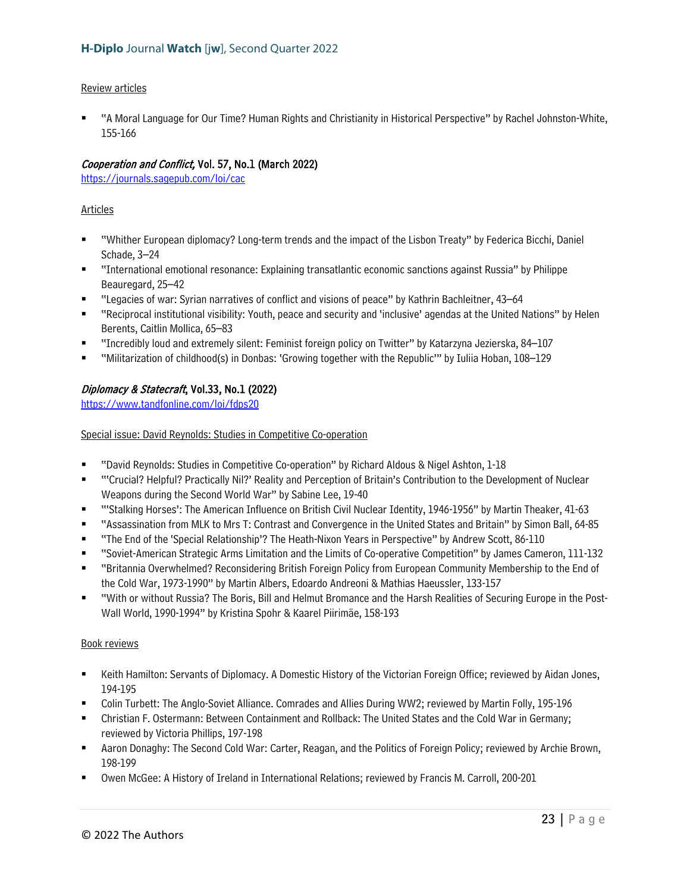Review articles

- "A Moral Language for Our Time? Human Rights and Christianity in Historical Perspective" by Rachel Johnston-White, 155-166

### *Cooperation and Conflict,* Vol. 57, No.1 (March 2022)

https://journals.sagepub.com/loi/cac

Articles

- "Whither European diplomacy? Long-term trends and the impact of the Lisbon Treaty" by Federica Bicchi, Daniel Schade, 3–24
- "International emotional resonance: Explaining transatlantic economic sanctions against Russia" by Philippe Beauregard, 25–42
- "Legacies of war: Syrian narratives of conflict and visions of peace" by Kathrin Bachleitner, 43–64
- "Reciprocal institutional visibility: Youth, peace and security and 'inclusive' agendas at the United Nations" by Helen Berents, Caitlin Mollica, 65–83
- "Incredibly loud and extremely silent: Feminist foreign policy on Twitter" by Katarzyna Jezierska, 84–107
- "Militarization of childhood(s) in Donbas: 'Growing together with the Republic'" by Iuliia Hoban, 108–129

### *Diplomacy & Statecraft*, Vol.33, No.1 (2022)

https://www.tandfonline.com/loi/fdps20

Special issue: David Reynolds: Studies in Competitive Co-operation

- "David Reynolds: Studies in Competitive Co-operation" by Richard Aldous & Nigel Ashton, 1-18
- "'Crucial? Helpful? Practically Nil?' Reality and Perception of Britain's Contribution to the Development of Nuclear Weapons during the Second World War" by Sabine Lee, 19-40
- "'Stalking Horses': The American Influence on British Civil Nuclear Identity, 1946-1956" by Martin Theaker, 41-63
- "Assassination from MLK to Mrs T: Contrast and Convergence in the United States and Britain" by Simon Ball, 64-85
- "The End of the 'Special Relationship'? The Heath-Nixon Years in Perspective" by Andrew Scott, 86-110
- "Soviet-American Strategic Arms Limitation and the Limits of Co-operative Competition" by James Cameron, 111-132
- "Britannia Overwhelmed? Reconsidering British Foreign Policy from European Community Membership to the End of the Cold War, 1973-1990" by Martin Albers, Edoardo Andreoni & Mathias Haeussler, 133-157
- "With or without Russia? The Boris, Bill and Helmut Bromance and the Harsh Realities of Securing Europe in the Post-Wall World, 1990-1994" by Kristina Spohr & Kaarel Piirimäe, 158-193

Book reviews

- Keith Hamilton: Servants of Diplomacy. A Domestic History of the Victorian Foreign Office; reviewed by Aidan Jones, 194-195
- Colin Turbett: The Anglo-Soviet Alliance. Comrades and Allies During WW2; reviewed by Martin Folly, 195-196
- Christian F. Ostermann: Between Containment and Rollback: The United States and the Cold War in Germany; reviewed by Victoria Phillips, 197-198
- Aaron Donaghy: The Second Cold War: Carter, Reagan, and the Politics of Foreign Policy; reviewed by Archie Brown, 198-199
- Owen McGee: A History of Ireland in International Relations; reviewed by Francis M. Carroll, 200-201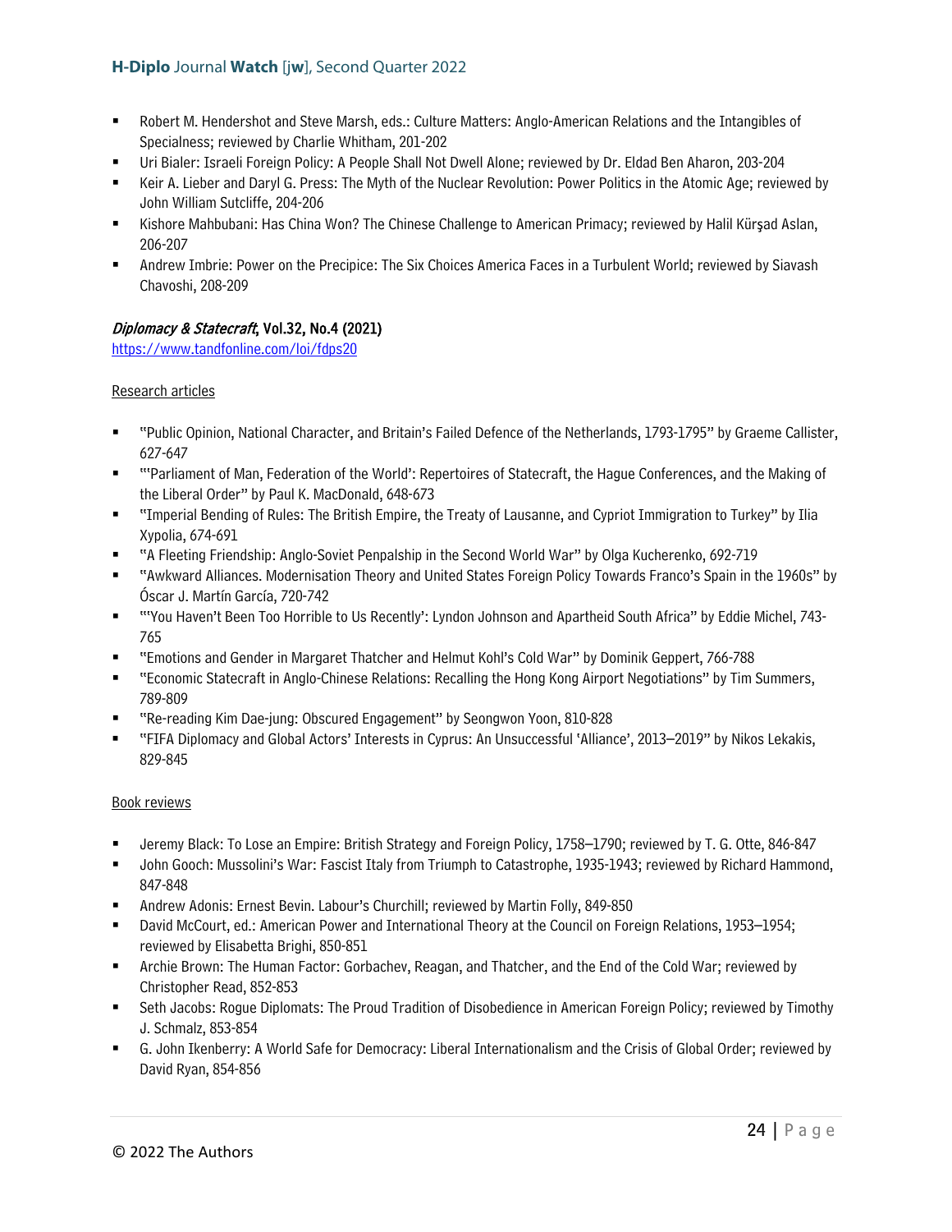- Robert M. Hendershot and Steve Marsh, eds.: Culture Matters: Anglo-American Relations and the Intangibles of Specialness; reviewed by Charlie Whitham, 201-202
- Uri Bialer: Israeli Foreign Policy: A People Shall Not Dwell Alone; reviewed by Dr. Eldad Ben Aharon, 203-204
- Keir A. Lieber and Daryl G. Press: The Myth of the Nuclear Revolution: Power Politics in the Atomic Age; reviewed by John William Sutcliffe, 204-206
- Kishore Mahbubani: Has China Won? The Chinese Challenge to American Primacy; reviewed by Halil Kürşad Aslan, 206-207
- Andrew Imbrie: Power on the Precipice: The Six Choices America Faces in a Turbulent World; reviewed by Siavash Chavoshi, 208-209

***Diplomacy & Statecraft*, Vol.32, No.4 (2021)**
https://www.tandfonline.com/loi/fdps20

Research articles

- "Public Opinion, National Character, and Britain's Failed Defence of the Netherlands, 1793-1795" by Graeme Callister, 627-647
- "'Parliament of Man, Federation of the World': Repertoires of Statecraft, the Hague Conferences, and the Making of the Liberal Order" by Paul K. MacDonald, 648-673
- "Imperial Bending of Rules: The British Empire, the Treaty of Lausanne, and Cypriot Immigration to Turkey" by Ilia Xypolia, 674-691
- "A Fleeting Friendship: Anglo-Soviet Penpalship in the Second World War" by Olga Kucherenko, 692-719
- "Awkward Alliances. Modernisation Theory and United States Foreign Policy Towards Franco's Spain in the 1960s" by Óscar J. Martín García, 720-742
- "'You Haven't Been Too Horrible to Us Recently': Lyndon Johnson and Apartheid South Africa" by Eddie Michel, 743-765
- "Emotions and Gender in Margaret Thatcher and Helmut Kohl's Cold War" by Dominik Geppert, 766-788
- "Economic Statecraft in Anglo-Chinese Relations: Recalling the Hong Kong Airport Negotiations" by Tim Summers, 789-809
- "Re-reading Kim Dae-jung: Obscured Engagement" by Seongwon Yoon, 810-828
- "FIFA Diplomacy and Global Actors' Interests in Cyprus: An Unsuccessful 'Alliance', 2013–2019" by Nikos Lekakis, 829-845

Book reviews

- Jeremy Black: To Lose an Empire: British Strategy and Foreign Policy, 1758–1790; reviewed by T. G. Otte, 846-847
- John Gooch: Mussolini's War: Fascist Italy from Triumph to Catastrophe, 1935-1943; reviewed by Richard Hammond, 847-848
- Andrew Adonis: Ernest Bevin. Labour's Churchill; reviewed by Martin Folly, 849-850
- David McCourt, ed.: American Power and International Theory at the Council on Foreign Relations, 1953–1954; reviewed by Elisabetta Brighi, 850-851
- Archie Brown: The Human Factor: Gorbachev, Reagan, and Thatcher, and the End of the Cold War; reviewed by Christopher Read, 852-853
- Seth Jacobs: Rogue Diplomats: The Proud Tradition of Disobedience in American Foreign Policy; reviewed by Timothy J. Schmalz, 853-854
- G. John Ikenberry: A World Safe for Democracy: Liberal Internationalism and the Crisis of Global Order; reviewed by David Ryan, 854-856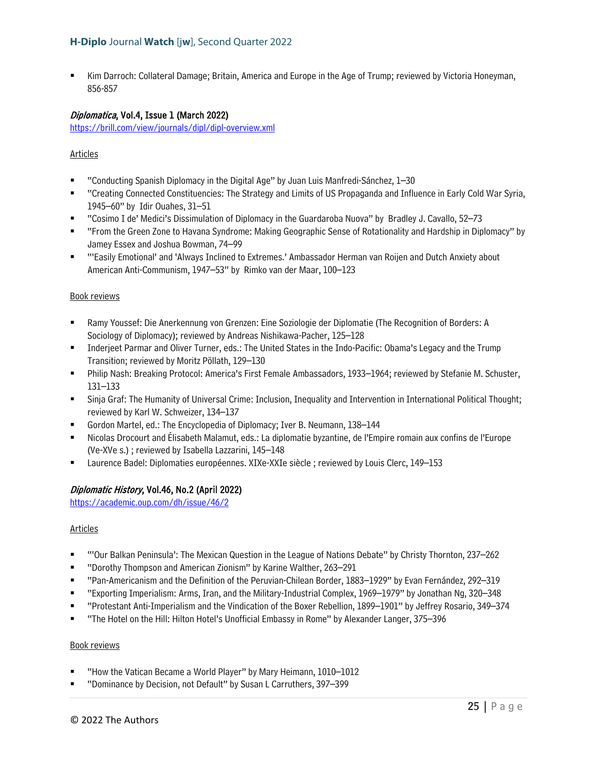- Kim Darroch: Collateral Damage; Britain, America and Europe in the Age of Trump; reviewed by Victoria Honeyman, 856-857

### *Diplomatica*, Vol.4, Issue 1 (March 2022)

https://brill.com/view/journals/dipl/dipl-overview.xml

Articles

- "Conducting Spanish Diplomacy in the Digital Age" by Juan Luis Manfredi-Sánchez, 1–30
- "Creating Connected Constituencies: The Strategy and Limits of US Propaganda and Influence in Early Cold War Syria, 1945–60" by Idir Ouahes, 31–51
- "Cosimo I de' Medici's Dissimulation of Diplomacy in the Guardaroba Nuova" by Bradley J. Cavallo, 52–73
- "From the Green Zone to Havana Syndrome: Making Geographic Sense of Rotationality and Hardship in Diplomacy" by Jamey Essex and Joshua Bowman, 74–99
- "'Easily Emotional' and 'Always Inclined to Extremes.' Ambassador Herman van Roijen and Dutch Anxiety about American Anti-Communism, 1947–53" by Rimko van der Maar, 100–123

Book reviews

- Ramy Youssef: Die Anerkennung von Grenzen: Eine Soziologie der Diplomatie (The Recognition of Borders: A Sociology of Diplomacy); reviewed by Andreas Nishikawa-Pacher, 125–128
- Inderjeet Parmar and Oliver Turner, eds.: The United States in the Indo-Pacific: Obama's Legacy and the Trump Transition; reviewed by Moritz Pöllath, 129–130
- Philip Nash: Breaking Protocol: America's First Female Ambassadors, 1933–1964; reviewed by Stefanie M. Schuster, 131–133
- Sinja Graf: The Humanity of Universal Crime: Inclusion, Inequality and Intervention in International Political Thought; reviewed by Karl W. Schweizer, 134–137
- Gordon Martel, ed.: The Encyclopedia of Diplomacy; Iver B. Neumann, 138–144
- Nicolas Drocourt and Élisabeth Malamut, eds.: La diplomatie byzantine, de l'Empire romain aux confins de l'Europe (Ve-XVe s.) ; reviewed by Isabella Lazzarini, 145–148
- Laurence Badel: Diplomaties européennes. XIXe-XXIe siècle ; reviewed by Louis Clerc, 149–153

### *Diplomatic History*, Vol.46, No.2 (April 2022)

https://academic.oup.com/dh/issue/46/2

Articles

- "'Our Balkan Peninsula': The Mexican Question in the League of Nations Debate" by Christy Thornton, 237–262
- "Dorothy Thompson and American Zionism" by Karine Walther, 263–291
- "Pan-Americanism and the Definition of the Peruvian-Chilean Border, 1883–1929" by Evan Fernández, 292–319
- "Exporting Imperialism: Arms, Iran, and the Military-Industrial Complex, 1969–1979" by Jonathan Ng, 320–348
- "Protestant Anti-Imperialism and the Vindication of the Boxer Rebellion, 1899–1901" by Jeffrey Rosario, 349–374
- "The Hotel on the Hill: Hilton Hotel's Unofficial Embassy in Rome" by Alexander Langer, 375–396

Book reviews

- "How the Vatican Became a World Player" by Mary Heimann, 1010–1012
- "Dominance by Decision, not Default" by Susan L Carruthers, 397–399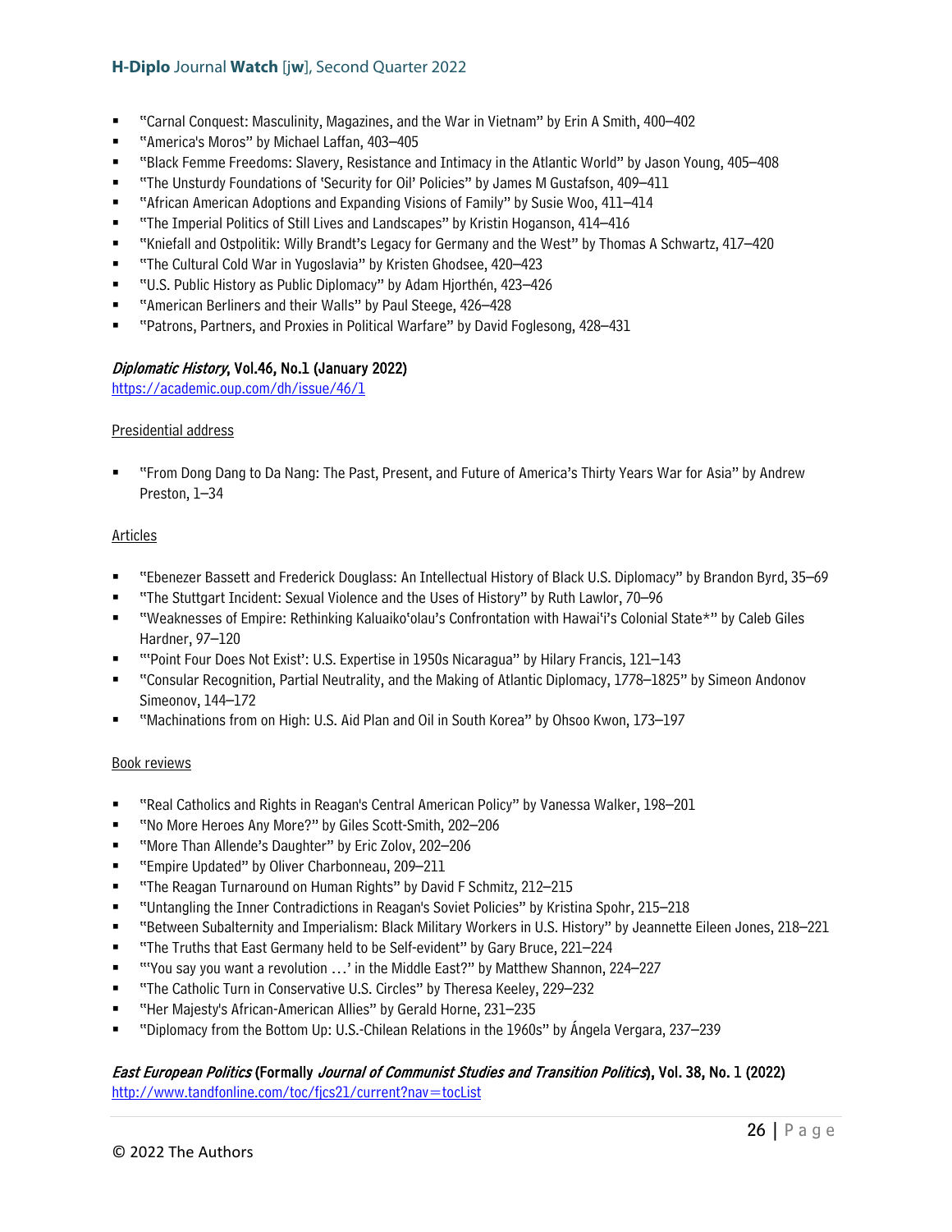- "Carnal Conquest: Masculinity, Magazines, and the War in Vietnam" by Erin A Smith, 400–402
- "America's Moros" by Michael Laffan, 403–405
- "Black Femme Freedoms: Slavery, Resistance and Intimacy in the Atlantic World" by Jason Young, 405–408
- "The Unsturdy Foundations of 'Security for Oil' Policies" by James M Gustafson, 409–411
- "African American Adoptions and Expanding Visions of Family" by Susie Woo, 411–414
- "The Imperial Politics of Still Lives and Landscapes" by Kristin Hoganson, 414–416
- "Kniefall and Ostpolitik: Willy Brandt's Legacy for Germany and the West" by Thomas A Schwartz, 417–420
- "The Cultural Cold War in Yugoslavia" by Kristen Ghodsee, 420–423
- "U.S. Public History as Public Diplomacy" by Adam Hjorthén, 423–426
- "American Berliners and their Walls" by Paul Steege, 426–428
- "Patrons, Partners, and Proxies in Political Warfare" by David Foglesong, 428–431

### *Diplomatic History*, Vol.46, No.1 (January 2022)

https://academic.oup.com/dh/issue/46/1

Presidential address

- "From Dong Dang to Da Nang: The Past, Present, and Future of America's Thirty Years War for Asia" by Andrew Preston, 1–34

Articles

- "Ebenezer Bassett and Frederick Douglass: An Intellectual History of Black U.S. Diplomacy" by Brandon Byrd, 35–69
- "The Stuttgart Incident: Sexual Violence and the Uses of History" by Ruth Lawlor, 70–96
- "Weaknesses of Empire: Rethinking Kaluaikoʻolau's Confrontation with Hawaiʻi's Colonial State*" by Caleb Giles Hardner, 97–120
- "'Point Four Does Not Exist': U.S. Expertise in 1950s Nicaragua" by Hilary Francis, 121–143
- "Consular Recognition, Partial Neutrality, and the Making of Atlantic Diplomacy, 1778–1825" by Simeon Andonov Simeonov, 144–172
- "Machinations from on High: U.S. Aid Plan and Oil in South Korea" by Ohsoo Kwon, 173–197

Book reviews

- "Real Catholics and Rights in Reagan's Central American Policy" by Vanessa Walker, 198–201
- "No More Heroes Any More?" by Giles Scott-Smith, 202–206
- "More Than Allende's Daughter" by Eric Zolov, 202–206
- "Empire Updated" by Oliver Charbonneau, 209–211
- "The Reagan Turnaround on Human Rights" by David F Schmitz, 212–215
- "Untangling the Inner Contradictions in Reagan's Soviet Policies" by Kristina Spohr, 215–218
- "Between Subalternity and Imperialism: Black Military Workers in U.S. History" by Jeannette Eileen Jones, 218–221
- "The Truths that East Germany held to be Self-evident" by Gary Bruce, 221–224
- "'You say you want a revolution …' in the Middle East?" by Matthew Shannon, 224–227
- "The Catholic Turn in Conservative U.S. Circles" by Theresa Keeley, 229–232
- "Her Majesty's African-American Allies" by Gerald Horne, 231–235
- "Diplomacy from the Bottom Up: U.S.-Chilean Relations in the 1960s" by Ángela Vergara, 237–239

### *East European Politics* (Formally *Journal of Communist Studies and Transition Politics*), Vol. 38, No. 1 (2022)

http://www.tandfonline.com/toc/fjcs21/current?nav=tocList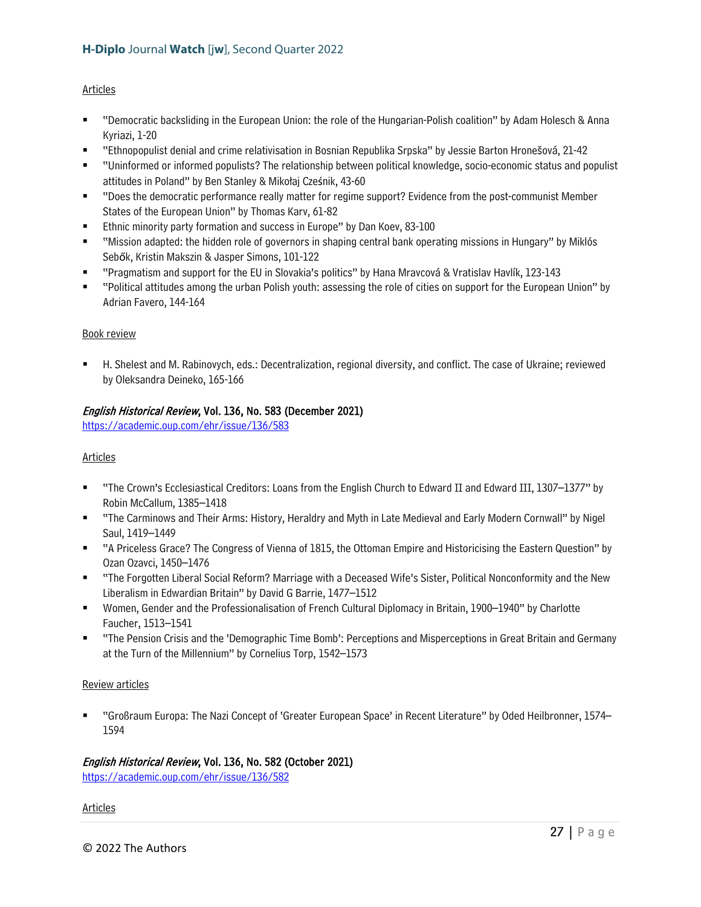Articles

- "Democratic backsliding in the European Union: the role of the Hungarian-Polish coalition" by Adam Holesch & Anna Kyriazi, 1-20
- "Ethnopopulist denial and crime relativisation in Bosnian Republika Srpska" by Jessie Barton Hronešová, 21-42
- "Uninformed or informed populists? The relationship between political knowledge, socio-economic status and populist attitudes in Poland" by Ben Stanley & Mikołaj Cześnik, 43-60
- "Does the democratic performance really matter for regime support? Evidence from the post-communist Member States of the European Union" by Thomas Karv, 61-82
- Ethnic minority party formation and success in Europe" by Dan Koev, 83-100
- "Mission adapted: the hidden role of governors in shaping central bank operating missions in Hungary" by Miklós Sebők, Kristin Makszin & Jasper Simons, 101-122
- "Pragmatism and support for the EU in Slovakia's politics" by Hana Mravcová & Vratislav Havlík, 123-143
- "Political attitudes among the urban Polish youth: assessing the role of cities on support for the European Union" by Adrian Favero, 144-164

Book review

- H. Shelest and M. Rabinovych, eds.: Decentralization, regional diversity, and conflict. The case of Ukraine; reviewed by Oleksandra Deineko, 165-166

### *English Historical Review*, Vol. 136, No. 583 (December 2021)

https://academic.oup.com/ehr/issue/136/583

Articles

- "The Crown's Ecclesiastical Creditors: Loans from the English Church to Edward II and Edward III, 1307–1377" by Robin McCallum, 1385–1418
- "The Carminows and Their Arms: History, Heraldry and Myth in Late Medieval and Early Modern Cornwall" by Nigel Saul, 1419–1449
- "A Priceless Grace? The Congress of Vienna of 1815, the Ottoman Empire and Historicising the Eastern Question" by Ozan Ozavci, 1450–1476
- "The Forgotten Liberal Social Reform? Marriage with a Deceased Wife's Sister, Political Nonconformity and the New Liberalism in Edwardian Britain" by David G Barrie, 1477–1512
- Women, Gender and the Professionalisation of French Cultural Diplomacy in Britain, 1900–1940" by Charlotte Faucher, 1513–1541
- "The Pension Crisis and the 'Demographic Time Bomb': Perceptions and Misperceptions in Great Britain and Germany at the Turn of the Millennium" by Cornelius Torp, 1542–1573

Review articles

- "Großraum Europa: The Nazi Concept of 'Greater European Space' in Recent Literature" by Oded Heilbronner, 1574–1594

### *English Historical Review*, Vol. 136, No. 582 (October 2021)

https://academic.oup.com/ehr/issue/136/582

Articles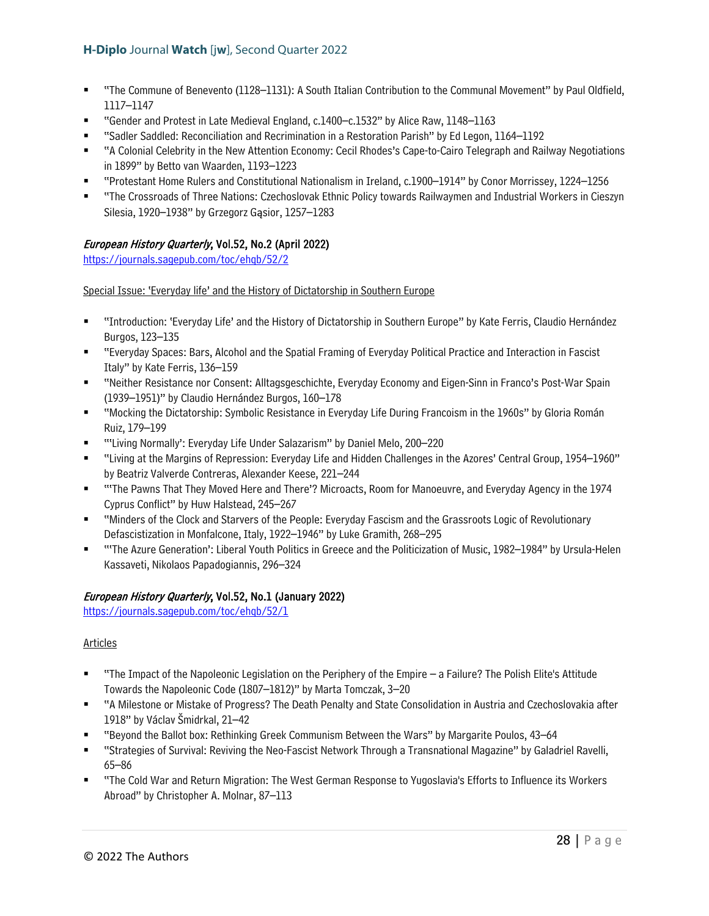- "The Commune of Benevento (1128–1131): A South Italian Contribution to the Communal Movement" by Paul Oldfield, 1117–1147
- "Gender and Protest in Late Medieval England, c.1400–c.1532" by Alice Raw, 1148–1163
- "Sadler Saddled: Reconciliation and Recrimination in a Restoration Parish" by Ed Legon, 1164–1192
- "A Colonial Celebrity in the New Attention Economy: Cecil Rhodes's Cape-to-Cairo Telegraph and Railway Negotiations in 1899" by Betto van Waarden, 1193–1223
- "Protestant Home Rulers and Constitutional Nationalism in Ireland, c.1900–1914" by Conor Morrissey, 1224–1256
- "The Crossroads of Three Nations: Czechoslovak Ethnic Policy towards Railwaymen and Industrial Workers in Cieszyn Silesia, 1920–1938" by Grzegorz Gąsior, 1257–1283

***European History Quarterly*, Vol.52, No.2 (April 2022)**
https://journals.sagepub.com/toc/ehqb/52/2

Special Issue: 'Everyday life' and the History of Dictatorship in Southern Europe

- "Introduction: 'Everyday Life' and the History of Dictatorship in Southern Europe" by Kate Ferris, Claudio Hernández Burgos, 123–135
- "Everyday Spaces: Bars, Alcohol and the Spatial Framing of Everyday Political Practice and Interaction in Fascist Italy" by Kate Ferris, 136–159
- "Neither Resistance nor Consent: Alltagsgeschichte, Everyday Economy and Eigen-Sinn in Franco's Post-War Spain (1939–1951)" by Claudio Hernández Burgos, 160–178
- "Mocking the Dictatorship: Symbolic Resistance in Everyday Life During Francoism in the 1960s" by Gloria Román Ruiz, 179–199
- "'Living Normally': Everyday Life Under Salazarism" by Daniel Melo, 200–220
- "Living at the Margins of Repression: Everyday Life and Hidden Challenges in the Azores' Central Group, 1954–1960" by Beatriz Valverde Contreras, Alexander Keese, 221–244
- "'The Pawns That They Moved Here and There'? Microacts, Room for Manoeuvre, and Everyday Agency in the 1974 Cyprus Conflict" by Huw Halstead, 245–267
- "Minders of the Clock and Starvers of the People: Everyday Fascism and the Grassroots Logic of Revolutionary Defascistization in Monfalcone, Italy, 1922–1946" by Luke Gramith, 268–295
- "'The Azure Generation': Liberal Youth Politics in Greece and the Politicization of Music, 1982–1984" by Ursula-Helen Kassaveti, Nikolaos Papadogiannis, 296–324

***European History Quarterly*, Vol.52, No.1 (January 2022)**
https://journals.sagepub.com/toc/ehqb/52/1

Articles

- "The Impact of the Napoleonic Legislation on the Periphery of the Empire – a Failure? The Polish Elite's Attitude Towards the Napoleonic Code (1807–1812)" by Marta Tomczak, 3–20
- "A Milestone or Mistake of Progress? The Death Penalty and State Consolidation in Austria and Czechoslovakia after 1918" by Václav Šmidrkal, 21–42
- "Beyond the Ballot box: Rethinking Greek Communism Between the Wars" by Margarite Poulos, 43–64
- "Strategies of Survival: Reviving the Neo-Fascist Network Through a Transnational Magazine" by Galadriel Ravelli, 65–86
- "The Cold War and Return Migration: The West German Response to Yugoslavia's Efforts to Influence its Workers Abroad" by Christopher A. Molnar, 87–113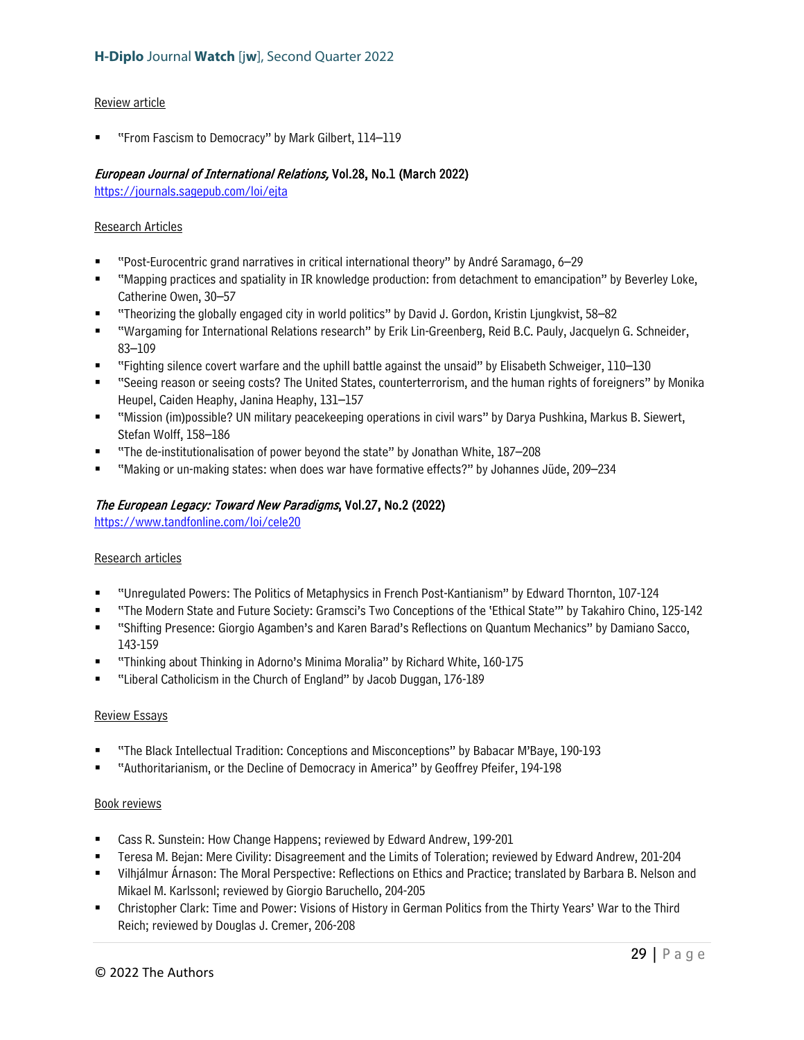Review article

- "From Fascism to Democracy" by Mark Gilbert, 114–119

### *European Journal of International Relations,* Vol.28, No.1 (March 2022)

https://journals.sagepub.com/loi/ejta

Research Articles

- "Post-Eurocentric grand narratives in critical international theory" by André Saramago, 6–29
- "Mapping practices and spatiality in IR knowledge production: from detachment to emancipation" by Beverley Loke, Catherine Owen, 30–57
- "Theorizing the globally engaged city in world politics" by David J. Gordon, Kristin Ljungkvist, 58–82
- "Wargaming for International Relations research" by Erik Lin-Greenberg, Reid B.C. Pauly, Jacquelyn G. Schneider, 83–109
- "Fighting silence covert warfare and the uphill battle against the unsaid" by Elisabeth Schweiger, 110–130
- "Seeing reason or seeing costs? The United States, counterterrorism, and the human rights of foreigners" by Monika Heupel, Caiden Heaphy, Janina Heaphy, 131–157
- "Mission (im)possible? UN military peacekeeping operations in civil wars" by Darya Pushkina, Markus B. Siewert, Stefan Wolff, 158–186
- "The de-institutionalisation of power beyond the state" by Jonathan White, 187–208
- "Making or un-making states: when does war have formative effects?" by Johannes Jüde, 209–234

### *The European Legacy: Toward New Paradigms*, Vol.27, No.2 (2022)

https://www.tandfonline.com/loi/cele20

Research articles

- "Unregulated Powers: The Politics of Metaphysics in French Post-Kantianism" by Edward Thornton, 107-124
- "The Modern State and Future Society: Gramsci's Two Conceptions of the 'Ethical State'" by Takahiro Chino, 125-142
- "Shifting Presence: Giorgio Agamben's and Karen Barad's Reflections on Quantum Mechanics" by Damiano Sacco, 143-159
- "Thinking about Thinking in Adorno's Minima Moralia" by Richard White, 160-175
- "Liberal Catholicism in the Church of England" by Jacob Duggan, 176-189

Review Essays

- "The Black Intellectual Tradition: Conceptions and Misconceptions" by Babacar M'Baye, 190-193
- "Authoritarianism, or the Decline of Democracy in America" by Geoffrey Pfeifer, 194-198

Book reviews

- Cass R. Sunstein: How Change Happens; reviewed by Edward Andrew, 199-201
- Teresa M. Bejan: Mere Civility: Disagreement and the Limits of Toleration; reviewed by Edward Andrew, 201-204
- Vilhjálmur Árnason: The Moral Perspective: Reflections on Ethics and Practice; translated by Barbara B. Nelson and Mikael M. Karlssonl; reviewed by Giorgio Baruchello, 204-205
- Christopher Clark: Time and Power: Visions of History in German Politics from the Thirty Years' War to the Third Reich; reviewed by Douglas J. Cremer, 206-208

© 2022 The Authors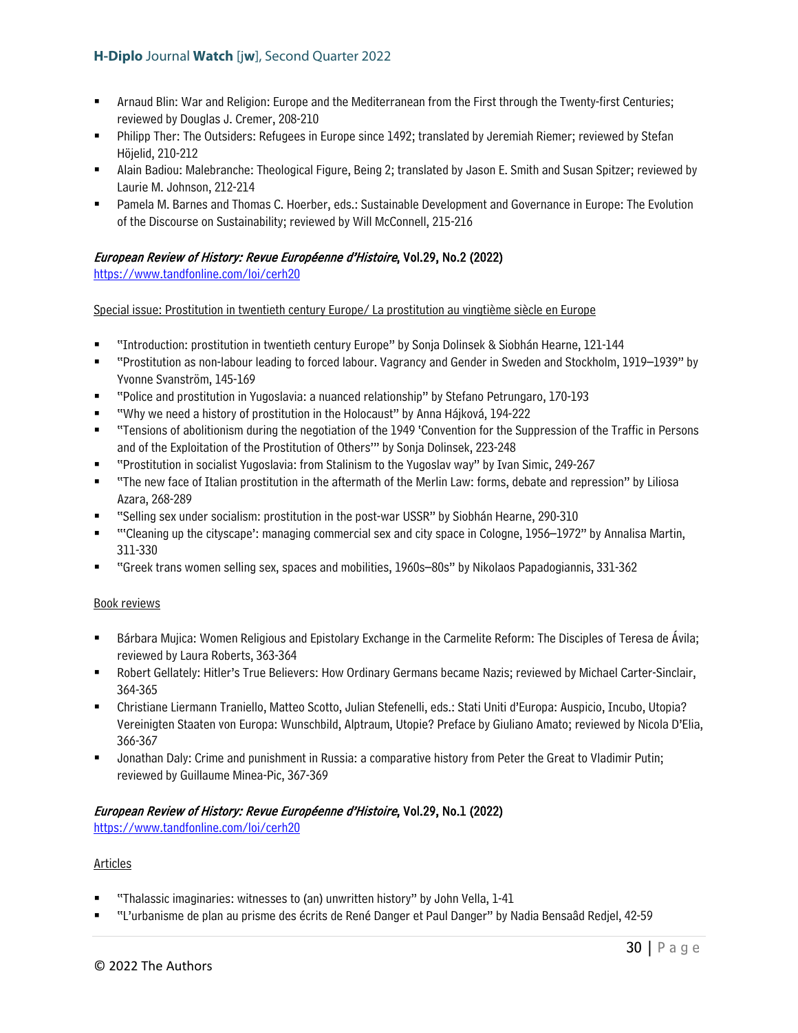- Arnaud Blin: War and Religion: Europe and the Mediterranean from the First through the Twenty-first Centuries; reviewed by Douglas J. Cremer, 208-210
- Philipp Ther: The Outsiders: Refugees in Europe since 1492; translated by Jeremiah Riemer; reviewed by Stefan Höjelid, 210-212
- Alain Badiou: Malebranche: Theological Figure, Being 2; translated by Jason E. Smith and Susan Spitzer; reviewed by Laurie M. Johnson, 212-214
- Pamela M. Barnes and Thomas C. Hoerber, eds.: Sustainable Development and Governance in Europe: The Evolution of the Discourse on Sustainability; reviewed by Will McConnell, 215-216

### *European Review of History: Revue Européenne d'Histoire*, Vol.29, No.2 (2022)

https://www.tandfonline.com/loi/cerh20

Special issue: Prostitution in twentieth century Europe/ La prostitution au vingtième siècle en Europe

- "Introduction: prostitution in twentieth century Europe" by Sonja Dolinsek & Siobhán Hearne, 121-144
- "Prostitution as non-labour leading to forced labour. Vagrancy and Gender in Sweden and Stockholm, 1919–1939" by Yvonne Svanström, 145-169
- "Police and prostitution in Yugoslavia: a nuanced relationship" by Stefano Petrungaro, 170-193
- "Why we need a history of prostitution in the Holocaust" by Anna Hájková, 194-222
- "Tensions of abolitionism during the negotiation of the 1949 'Convention for the Suppression of the Traffic in Persons and of the Exploitation of the Prostitution of Others'" by Sonja Dolinsek, 223-248
- "Prostitution in socialist Yugoslavia: from Stalinism to the Yugoslav way" by Ivan Simic, 249-267
- "The new face of Italian prostitution in the aftermath of the Merlin Law: forms, debate and repression" by Liliosa Azara, 268-289
- "Selling sex under socialism: prostitution in the post-war USSR" by Siobhán Hearne, 290-310
- "'Cleaning up the cityscape': managing commercial sex and city space in Cologne, 1956–1972" by Annalisa Martin, 311-330
- "Greek trans women selling sex, spaces and mobilities, 1960s–80s" by Nikolaos Papadogiannis, 331-362

Book reviews

- Bárbara Mujica: Women Religious and Epistolary Exchange in the Carmelite Reform: The Disciples of Teresa de Ávila; reviewed by Laura Roberts, 363-364
- Robert Gellately: Hitler's True Believers: How Ordinary Germans became Nazis; reviewed by Michael Carter-Sinclair, 364-365
- Christiane Liermann Traniello, Matteo Scotto, Julian Stefenelli, eds.: Stati Uniti d'Europa: Auspicio, Incubo, Utopia? Vereinigten Staaten von Europa: Wunschbild, Alptraum, Utopie? Preface by Giuliano Amato; reviewed by Nicola D'Elia, 366-367
- Jonathan Daly: Crime and punishment in Russia: a comparative history from Peter the Great to Vladimir Putin; reviewed by Guillaume Minea-Pic, 367-369

### *European Review of History: Revue Européenne d'Histoire*, Vol.29, No.1 (2022)

https://www.tandfonline.com/loi/cerh20

Articles

- "Thalassic imaginaries: witnesses to (an) unwritten history" by John Vella, 1-41
- "L'urbanisme de plan au prisme des écrits de René Danger et Paul Danger" by Nadia Bensaâd Redjel, 42-59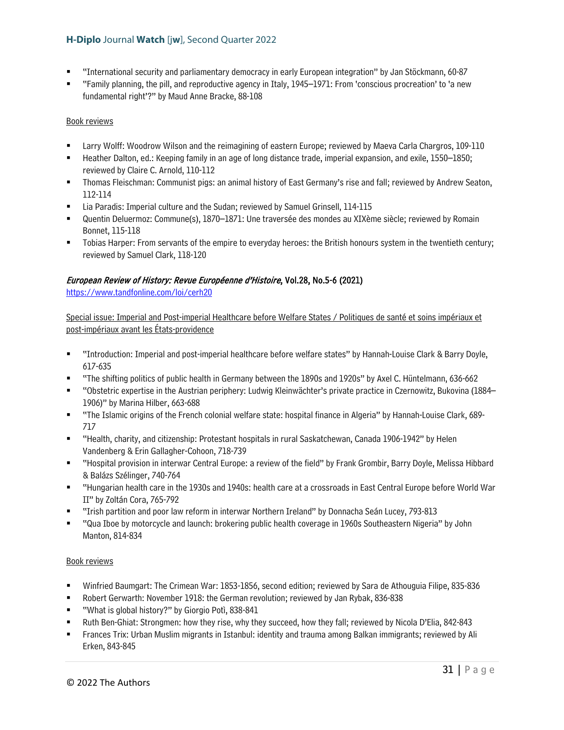- "International security and parliamentary democracy in early European integration" by Jan Stöckmann, 60-87
- "Family planning, the pill, and reproductive agency in Italy, 1945–1971: From 'conscious procreation' to 'a new fundamental right'?" by Maud Anne Bracke, 88-108

Book reviews

- Larry Wolff: Woodrow Wilson and the reimagining of eastern Europe; reviewed by Maeva Carla Chargros, 109-110
- Heather Dalton, ed.: Keeping family in an age of long distance trade, imperial expansion, and exile, 1550–1850; reviewed by Claire C. Arnold, 110-112
- Thomas Fleischman: Communist pigs: an animal history of East Germany's rise and fall; reviewed by Andrew Seaton, 112-114
- Lia Paradis: Imperial culture and the Sudan; reviewed by Samuel Grinsell, 114-115
- Quentin Deluermoz: Commune(s), 1870–1871: Une traversée des mondes au XIXème siècle; reviewed by Romain Bonnet, 115-118
- Tobias Harper: From servants of the empire to everyday heroes: the British honours system in the twentieth century; reviewed by Samuel Clark, 118-120

### *European Review of History: Revue Européenne d'Histoire*, Vol.28, No.5-6 (2021)

https://www.tandfonline.com/loi/cerh20

Special issue: Imperial and Post-imperial Healthcare before Welfare States / Politiques de santé et soins impériaux et post-impériaux avant les États-providence

- "Introduction: Imperial and post-imperial healthcare before welfare states" by Hannah-Louise Clark & Barry Doyle, 617-635
- "The shifting politics of public health in Germany between the 1890s and 1920s" by Axel C. Hüntelmann, 636-662
- "Obstetric expertise in the Austrian periphery: Ludwig Kleinwächter's private practice in Czernowitz, Bukovina (1884–1906)" by Marina Hilber, 663-688
- "The Islamic origins of the French colonial welfare state: hospital finance in Algeria" by Hannah-Louise Clark, 689-717
- "Health, charity, and citizenship: Protestant hospitals in rural Saskatchewan, Canada 1906-1942" by Helen Vandenberg & Erin Gallagher-Cohoon, 718-739
- "Hospital provision in interwar Central Europe: a review of the field" by Frank Grombir, Barry Doyle, Melissa Hibbard & Balázs Szélinger, 740-764
- "Hungarian health care in the 1930s and 1940s: health care at a crossroads in East Central Europe before World War II" by Zoltán Cora, 765-792
- "Irish partition and poor law reform in interwar Northern Ireland" by Donnacha Seán Lucey, 793-813
- "Qua Iboe by motorcycle and launch: brokering public health coverage in 1960s Southeastern Nigeria" by John Manton, 814-834

Book reviews

- Winfried Baumgart: The Crimean War: 1853-1856, second edition; reviewed by Sara de Athouguia Filipe, 835-836
- Robert Gerwarth: November 1918: the German revolution; reviewed by Jan Rybak, 836-838
- "What is global history?" by Giorgio Potì, 838-841
- Ruth Ben-Ghiat: Strongmen: how they rise, why they succeed, how they fall; reviewed by Nicola D'Elia, 842-843
- Frances Trix: Urban Muslim migrants in Istanbul: identity and trauma among Balkan immigrants; reviewed by Ali Erken, 843-845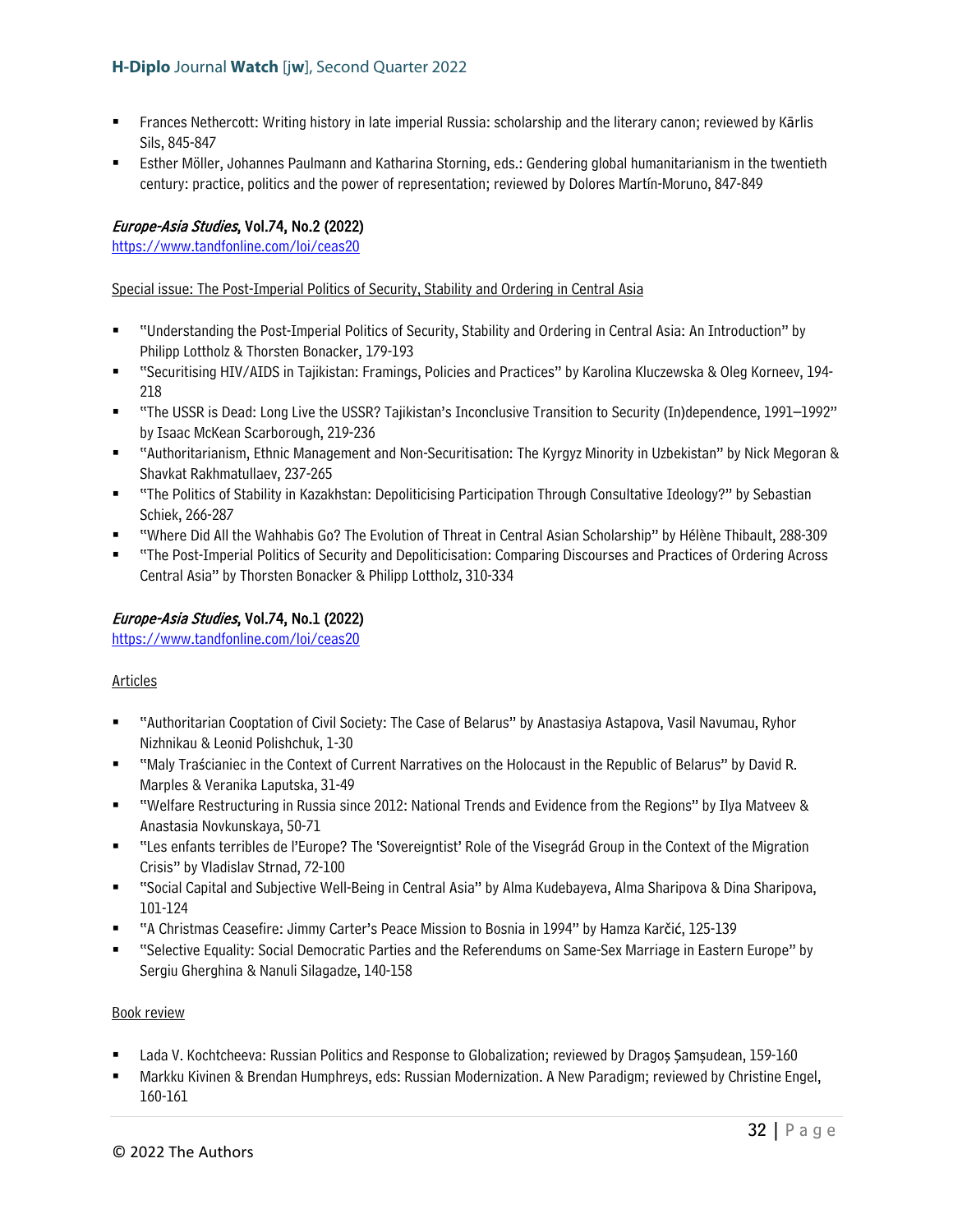- Frances Nethercott: Writing history in late imperial Russia: scholarship and the literary canon; reviewed by Kārlis Sils, 845-847
- Esther Möller, Johannes Paulmann and Katharina Storning, eds.: Gendering global humanitarianism in the twentieth century: practice, politics and the power of representation; reviewed by Dolores Martín-Moruno, 847-849

### *Europe-Asia Studies*, Vol.74, No.2 (2022)

https://www.tandfonline.com/loi/ceas20

Special issue: The Post-Imperial Politics of Security, Stability and Ordering in Central Asia

- "Understanding the Post-Imperial Politics of Security, Stability and Ordering in Central Asia: An Introduction" by Philipp Lottholz & Thorsten Bonacker, 179-193
- "Securitising HIV/AIDS in Tajikistan: Framings, Policies and Practices" by Karolina Kluczewska & Oleg Korneev, 194-218
- "The USSR is Dead: Long Live the USSR? Tajikistan's Inconclusive Transition to Security (In)dependence, 1991–1992" by Isaac McKean Scarborough, 219-236
- "Authoritarianism, Ethnic Management and Non-Securitisation: The Kyrgyz Minority in Uzbekistan" by Nick Megoran & Shavkat Rakhmatullaev, 237-265
- "The Politics of Stability in Kazakhstan: Depoliticising Participation Through Consultative Ideology?" by Sebastian Schiek, 266-287
- "Where Did All the Wahhabis Go? The Evolution of Threat in Central Asian Scholarship" by Hélène Thibault, 288-309
- "The Post-Imperial Politics of Security and Depoliticisation: Comparing Discourses and Practices of Ordering Across Central Asia" by Thorsten Bonacker & Philipp Lottholz, 310-334

### *Europe-Asia Studies*, Vol.74, No.1 (2022)

https://www.tandfonline.com/loi/ceas20

Articles

- "Authoritarian Cooptation of Civil Society: The Case of Belarus" by Anastasiya Astapova, Vasil Navumau, Ryhor Nizhnikau & Leonid Polishchuk, 1-30
- "Maly Traścianiec in the Context of Current Narratives on the Holocaust in the Republic of Belarus" by David R. Marples & Veranika Laputska, 31-49
- "Welfare Restructuring in Russia since 2012: National Trends and Evidence from the Regions" by Ilya Matveev & Anastasia Novkunskaya, 50-71
- "Les enfants terribles de l'Europe? The 'Sovereigntist' Role of the Visegrád Group in the Context of the Migration Crisis" by Vladislav Strnad, 72-100
- "Social Capital and Subjective Well-Being in Central Asia" by Alma Kudebayeva, Alma Sharipova & Dina Sharipova, 101-124
- "A Christmas Ceasefire: Jimmy Carter's Peace Mission to Bosnia in 1994" by Hamza Karčić, 125-139
- "Selective Equality: Social Democratic Parties and the Referendums on Same-Sex Marriage in Eastern Europe" by Sergiu Gherghina & Nanuli Silagadze, 140-158

Book review

- Lada V. Kochtcheeva: Russian Politics and Response to Globalization; reviewed by Dragoș Șamșudean, 159-160
- Markku Kivinen & Brendan Humphreys, eds: Russian Modernization. A New Paradigm; reviewed by Christine Engel, 160-161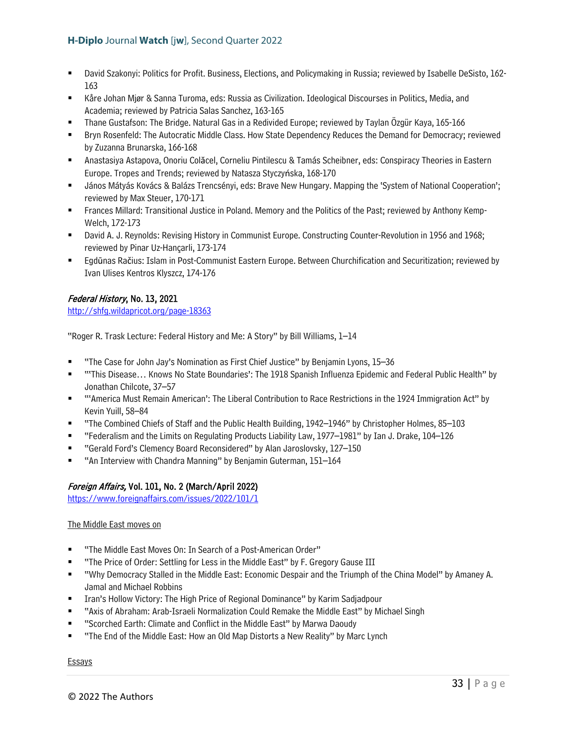- David Szakonyi: Politics for Profit. Business, Elections, and Policymaking in Russia; reviewed by Isabelle DeSisto, 162-163
- Kåre Johan Mjør & Sanna Turoma, eds: Russia as Civilization. Ideological Discourses in Politics, Media, and Academia; reviewed by Patricia Salas Sanchez, 163-165
- Thane Gustafson: The Bridge. Natural Gas in a Redivided Europe; reviewed by Taylan Özgür Kaya, 165-166
- Bryn Rosenfeld: The Autocratic Middle Class. How State Dependency Reduces the Demand for Democracy; reviewed by Zuzanna Brunarska, 166-168
- Anastasiya Astapova, Onoriu Colăcel, Corneliu Pintilescu & Tamás Scheibner, eds: Conspiracy Theories in Eastern Europe. Tropes and Trends; reviewed by Natasza Styczyńska, 168-170
- János Mátyás Kovács & Balázs Trencsényi, eds: Brave New Hungary. Mapping the 'System of National Cooperation'; reviewed by Max Steuer, 170-171
- Frances Millard: Transitional Justice in Poland. Memory and the Politics of the Past; reviewed by Anthony Kemp-Welch, 172-173
- David A. J. Reynolds: Revising History in Communist Europe. Constructing Counter-Revolution in 1956 and 1968; reviewed by Pinar Uz-Hançarli, 173-174
- Egdūnas Račius: Islam in Post-Communist Eastern Europe. Between Churchification and Securitization; reviewed by Ivan Ulises Kentros Klyszcz, 174-176

### *Federal History*, No. 13, 2021

http://shfg.wildapricot.org/page-18363

"Roger R. Trask Lecture: Federal History and Me: A Story" by Bill Williams, 1–14

- "The Case for John Jay's Nomination as First Chief Justice" by Benjamin Lyons, 15–36
- "'This Disease… Knows No State Boundaries': The 1918 Spanish Influenza Epidemic and Federal Public Health" by Jonathan Chilcote, 37–57
- "'America Must Remain American': The Liberal Contribution to Race Restrictions in the 1924 Immigration Act" by Kevin Yuill, 58–84
- "The Combined Chiefs of Staff and the Public Health Building, 1942–1946" by Christopher Holmes, 85–103
- "Federalism and the Limits on Regulating Products Liability Law, 1977–1981" by Ian J. Drake, 104–126
- "Gerald Ford's Clemency Board Reconsidered" by Alan Jaroslovsky, 127–150
- "An Interview with Chandra Manning" by Benjamin Guterman, 151–164

### *Foreign Affairs,* Vol. 101, No. 2 (March/April 2022)

https://www.foreignaffairs.com/issues/2022/101/1

The Middle East moves on

- "The Middle East Moves On: In Search of a Post-American Order"
- "The Price of Order: Settling for Less in the Middle East" by F. Gregory Gause III
- "Why Democracy Stalled in the Middle East: Economic Despair and the Triumph of the China Model" by Amaney A. Jamal and Michael Robbins
- Iran's Hollow Victory: The High Price of Regional Dominance" by Karim Sadjadpour
- "Axis of Abraham: Arab-Israeli Normalization Could Remake the Middle East" by Michael Singh
- "Scorched Earth: Climate and Conflict in the Middle East" by Marwa Daoudy
- "The End of the Middle East: How an Old Map Distorts a New Reality" by Marc Lynch

Essays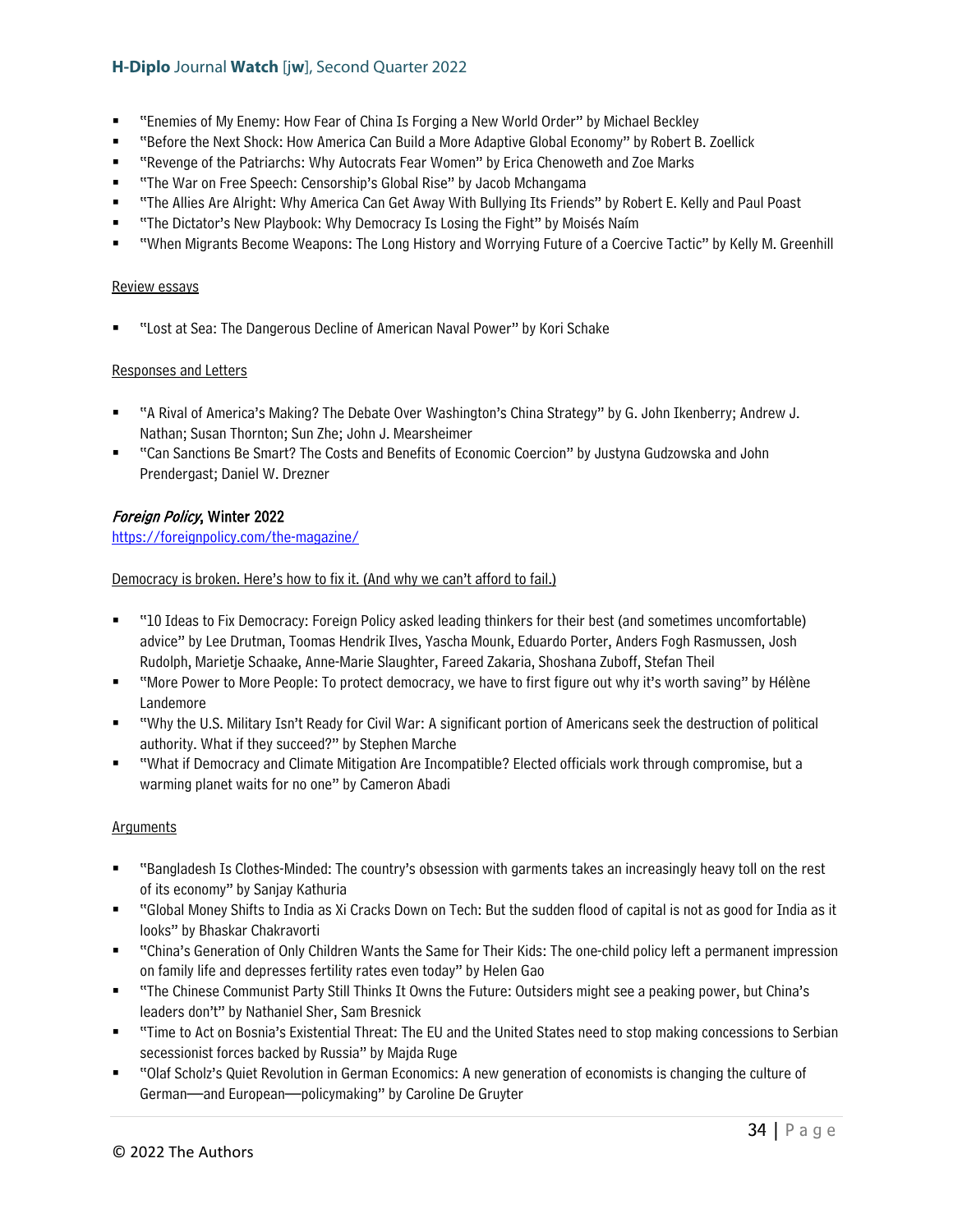- "Enemies of My Enemy: How Fear of China Is Forging a New World Order" by Michael Beckley
- "Before the Next Shock: How America Can Build a More Adaptive Global Economy" by Robert B. Zoellick
- "Revenge of the Patriarchs: Why Autocrats Fear Women" by Erica Chenoweth and Zoe Marks
- "The War on Free Speech: Censorship's Global Rise" by Jacob Mchangama
- "The Allies Are Alright: Why America Can Get Away With Bullying Its Friends" by Robert E. Kelly and Paul Poast
- "The Dictator's New Playbook: Why Democracy Is Losing the Fight" by Moisés Naím
- "When Migrants Become Weapons: The Long History and Worrying Future of a Coercive Tactic" by Kelly M. Greenhill

Review essays

- "Lost at Sea: The Dangerous Decline of American Naval Power" by Kori Schake

Responses and Letters

- "A Rival of America's Making? The Debate Over Washington's China Strategy" by G. John Ikenberry; Andrew J. Nathan; Susan Thornton; Sun Zhe; John J. Mearsheimer
- "Can Sanctions Be Smart? The Costs and Benefits of Economic Coercion" by Justyna Gudzowska and John Prendergast; Daniel W. Drezner

***Foreign Policy*, Winter 2022**
https://foreignpolicy.com/the-magazine/

Democracy is broken. Here's how to fix it. (And why we can't afford to fail.)

- "10 Ideas to Fix Democracy: Foreign Policy asked leading thinkers for their best (and sometimes uncomfortable) advice" by Lee Drutman, Toomas Hendrik Ilves, Yascha Mounk, Eduardo Porter, Anders Fogh Rasmussen, Josh Rudolph, Marietje Schaake, Anne-Marie Slaughter, Fareed Zakaria, Shoshana Zuboff, Stefan Theil
- "More Power to More People: To protect democracy, we have to first figure out why it's worth saving" by Hélène Landemore
- "Why the U.S. Military Isn't Ready for Civil War: A significant portion of Americans seek the destruction of political authority. What if they succeed?" by Stephen Marche
- "What if Democracy and Climate Mitigation Are Incompatible? Elected officials work through compromise, but a warming planet waits for no one" by Cameron Abadi

Arguments

- "Bangladesh Is Clothes-Minded: The country's obsession with garments takes an increasingly heavy toll on the rest of its economy" by Sanjay Kathuria
- "Global Money Shifts to India as Xi Cracks Down on Tech: But the sudden flood of capital is not as good for India as it looks" by Bhaskar Chakravorti
- "China's Generation of Only Children Wants the Same for Their Kids: The one-child policy left a permanent impression on family life and depresses fertility rates even today" by Helen Gao
- "The Chinese Communist Party Still Thinks It Owns the Future: Outsiders might see a peaking power, but China's leaders don't" by Nathaniel Sher, Sam Bresnick
- "Time to Act on Bosnia's Existential Threat: The EU and the United States need to stop making concessions to Serbian secessionist forces backed by Russia" by Majda Ruge
- "Olaf Scholz's Quiet Revolution in German Economics: A new generation of economists is changing the culture of German—and European—policymaking" by Caroline De Gruyter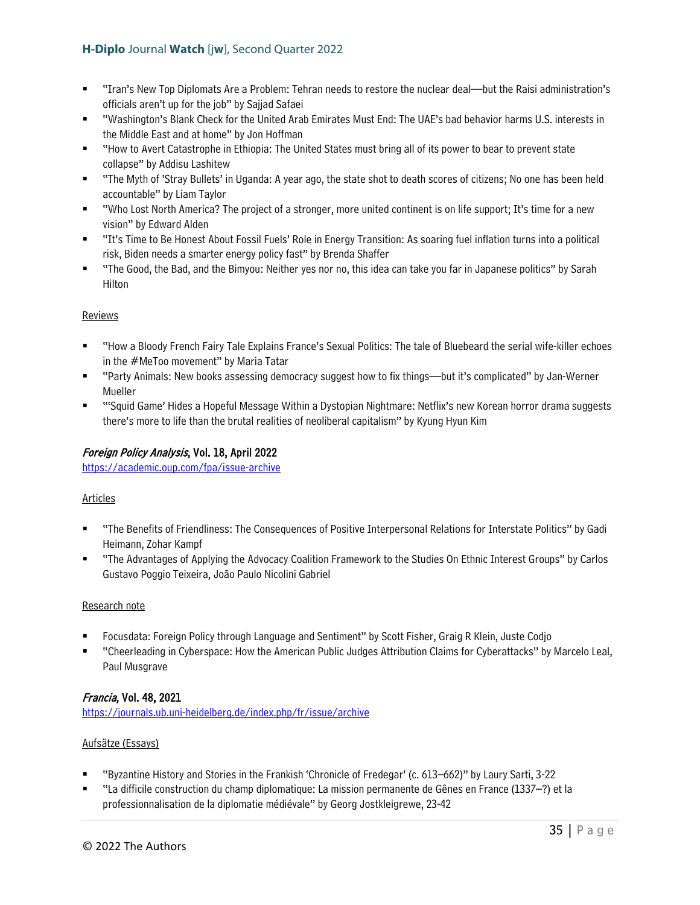- "Iran's New Top Diplomats Are a Problem: Tehran needs to restore the nuclear deal—but the Raisi administration's officials aren't up for the job" by Sajjad Safaei
- "Washington's Blank Check for the United Arab Emirates Must End: The UAE's bad behavior harms U.S. interests in the Middle East and at home" by Jon Hoffman
- "How to Avert Catastrophe in Ethiopia: The United States must bring all of its power to bear to prevent state collapse" by Addisu Lashitew
- "The Myth of 'Stray Bullets' in Uganda: A year ago, the state shot to death scores of citizens; No one has been held accountable" by Liam Taylor
- "Who Lost North America? The project of a stronger, more united continent is on life support; It's time for a new vision" by Edward Alden
- "It's Time to Be Honest About Fossil Fuels' Role in Energy Transition: As soaring fuel inflation turns into a political risk, Biden needs a smarter energy policy fast" by Brenda Shaffer
- "The Good, the Bad, and the Bimyou: Neither yes nor no, this idea can take you far in Japanese politics" by Sarah Hilton

Reviews

- "How a Bloody French Fairy Tale Explains France's Sexual Politics: The tale of Bluebeard the serial wife-killer echoes in the #MeToo movement" by Maria Tatar
- "Party Animals: New books assessing democracy suggest how to fix things—but it's complicated" by Jan-Werner Mueller
- "'Squid Game' Hides a Hopeful Message Within a Dystopian Nightmare: Netflix's new Korean horror drama suggests there's more to life than the brutal realities of neoliberal capitalism" by Kyung Hyun Kim

### *Foreign Policy Analysis*, Vol. 18, April 2022

https://academic.oup.com/fpa/issue-archive

Articles

- "The Benefits of Friendliness: The Consequences of Positive Interpersonal Relations for Interstate Politics" by Gadi Heimann, Zohar Kampf
- "The Advantages of Applying the Advocacy Coalition Framework to the Studies On Ethnic Interest Groups" by Carlos Gustavo Poggio Teixeira, João Paulo Nicolini Gabriel

Research note

- Focusdata: Foreign Policy through Language and Sentiment" by Scott Fisher, Graig R Klein, Juste Codjo
- "Cheerleading in Cyberspace: How the American Public Judges Attribution Claims for Cyberattacks" by Marcelo Leal, Paul Musgrave

### *Francia*, Vol. 48, 2021

https://journals.ub.uni-heidelberg.de/index.php/fr/issue/archive

Aufsätze (Essays)

- "Byzantine History and Stories in the Frankish 'Chronicle of Fredegar' (c. 613–662)" by Laury Sarti, 3-22
- "La difficile construction du champ diplomatique: La mission permanente de Gênes en France (1337–?) et la professionnalisation de la diplomatie médiévale" by Georg Jostkleigrewe, 23-42

© 2022 The Authors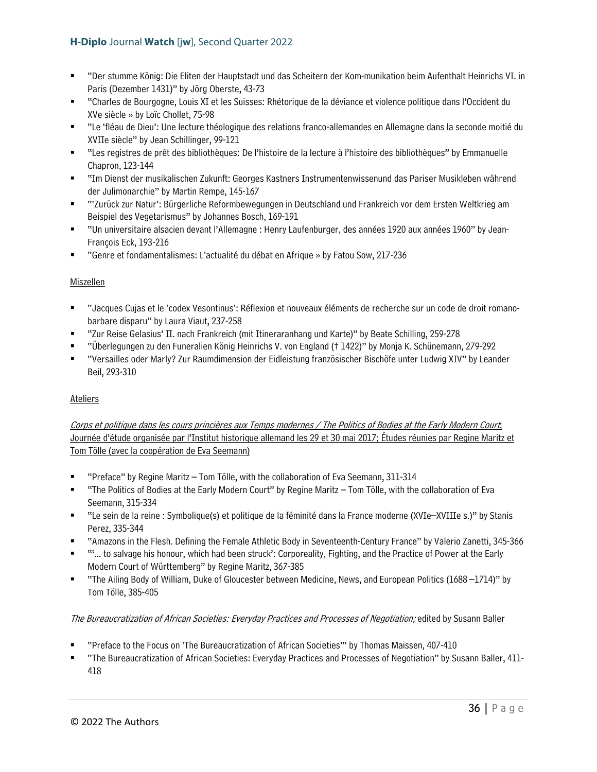- "Der stumme König: Die Eliten der Hauptstadt und das Scheitern der Kom-munikation beim Aufenthalt Heinrichs VI. in Paris (Dezember 1431)" by Jörg Oberste, 43-73
- "Charles de Bourgogne, Louis XI et les Suisses: Rhétorique de la déviance et violence politique dans l'Occident du XVe siècle » by Loïc Chollet, 75-98
- "Le 'fléau de Dieu': Une lecture théologique des relations franco-allemandes en Allemagne dans la seconde moitié du XVIIe siècle" by Jean Schillinger, 99-121
- "Les registres de prêt des bibliothèques: De l'histoire de la lecture à l'histoire des bibliothèques" by Emmanuelle Chapron, 123-144
- "Im Dienst der musikalischen Zukunft: Georges Kastners Instrumentenwissenund das Pariser Musikleben während der Julimonarchie" by Martin Rempe, 145-167
- "'Zurück zur Natur': Bürgerliche Reformbewegungen in Deutschland und Frankreich vor dem Ersten Weltkrieg am Beispiel des Vegetarismus" by Johannes Bosch, 169-191
- "Un universitaire alsacien devant l'Allemagne : Henry Laufenburger, des années 1920 aux années 1960" by Jean-François Eck, 193-216
- "Genre et fondamentalismes: L'actualité du débat en Afrique » by Fatou Sow, 217-236

Miszellen

- "Jacques Cujas et le 'codex Vesontinus': Réflexion et nouveaux éléments de recherche sur un code de droit romano-barbare disparu" by Laura Viaut, 237-258
- "Zur Reise Gelasius' II. nach Frankreich (mit Itineraranhang und Karte)" by Beate Schilling, 259-278
- "Überlegungen zu den Funeralien König Heinrichs V. von England († 1422)" by Monja K. Schünemann, 279-292
- "Versailles oder Marly? Zur Raumdimension der Eidleistung französischer Bischöfe unter Ludwig XIV" by Leander Beil, 293-310

Ateliers

*Corps et politique dans les cours princières aux Temps modernes / The Politics of Bodies at the Early Modern Court*; Journée d'étude organisée par l'Institut historique allemand les 29 et 30 mai 2017; Études réunies par Regine Maritz et Tom Tölle (avec la coopération de Eva Seemann)

- "Preface" by Regine Maritz – Tom Tölle, with the collaboration of Eva Seemann, 311-314
- "The Politics of Bodies at the Early Modern Court" by Regine Maritz – Tom Tölle, with the collaboration of Eva Seemann, 315-334
- "Le sein de la reine : Symbolique(s) et politique de la féminité dans la France moderne (XVIe–XVIIIe s.)" by Stanis Perez, 335-344
- "Amazons in the Flesh. Defining the Female Athletic Body in Seventeenth-Century France" by Valerio Zanetti, 345-366
- "'... to salvage his honour, which had been struck': Corporeality, Fighting, and the Practice of Power at the Early Modern Court of Württemberg" by Regine Maritz, 367-385
- "The Ailing Body of William, Duke of Gloucester between Medicine, News, and European Politics (1688 –1714)" by Tom Tölle, 385-405

*The Bureaucratization of African Societies: Everyday Practices and Processes of Negotiation;* edited by Susann Baller

- "Preface to the Focus on 'The Bureaucratization of African Societies'" by Thomas Maissen, 407-410
- "The Bureaucratization of African Societies: Everyday Practices and Processes of Negotiation" by Susann Baller, 411-418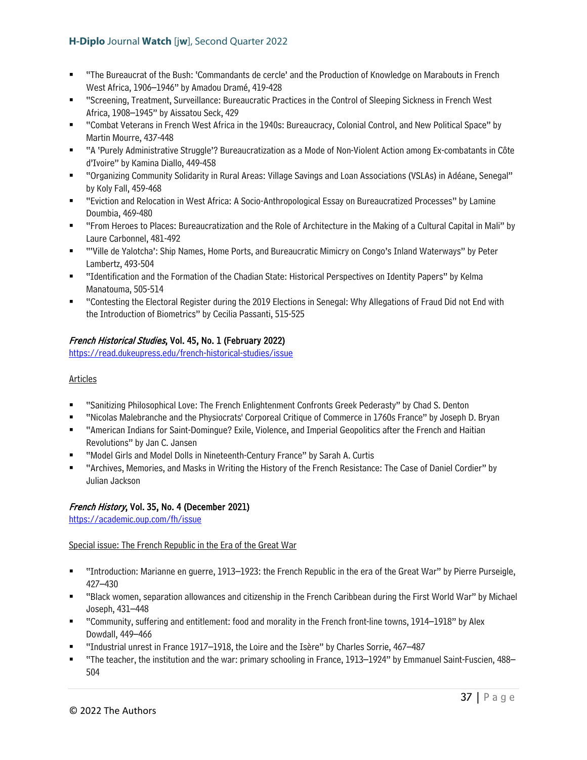- "The Bureaucrat of the Bush: 'Commandants de cercle' and the Production of Knowledge on Marabouts in French West Africa, 1906–1946" by Amadou Dramé, 419-428
- "Screening, Treatment, Surveillance: Bureaucratic Practices in the Control of Sleeping Sickness in French West Africa, 1908–1945" by Aissatou Seck, 429
- "Combat Veterans in French West Africa in the 1940s: Bureaucracy, Colonial Control, and New Political Space" by Martin Mourre, 437-448
- "A 'Purely Administrative Struggle'? Bureaucratization as a Mode of Non-Violent Action among Ex-combatants in Côte d'Ivoire" by Kamina Diallo, 449-458
- "Organizing Community Solidarity in Rural Areas: Village Savings and Loan Associations (VSLAs) in Adéane, Senegal" by Koly Fall, 459-468
- "Eviction and Relocation in West Africa: A Socio-Anthropological Essay on Bureaucratized Processes" by Lamine Doumbia, 469-480
- "From Heroes to Places: Bureaucratization and the Role of Architecture in the Making of a Cultural Capital in Mali" by Laure Carbonnel, 481-492
- "'Ville de Yalotcha': Ship Names, Home Ports, and Bureaucratic Mimicry on Congo's Inland Waterways" by Peter Lambertz, 493-504
- "Identification and the Formation of the Chadian State: Historical Perspectives on Identity Papers" by Kelma Manatouma, 505-514
- "Contesting the Electoral Register during the 2019 Elections in Senegal: Why Allegations of Fraud Did not End with the Introduction of Biometrics" by Cecilia Passanti, 515-525

### *French Historical Studies*, Vol. 45, No. 1 (February 2022)

https://read.dukeupress.edu/french-historical-studies/issue

Articles

- "Sanitizing Philosophical Love: The French Enlightenment Confronts Greek Pederasty" by Chad S. Denton
- "Nicolas Malebranche and the Physiocrats' Corporeal Critique of Commerce in 1760s France" by Joseph D. Bryan
- "American Indians for Saint-Domingue? Exile, Violence, and Imperial Geopolitics after the French and Haitian Revolutions" by Jan C. Jansen
- "Model Girls and Model Dolls in Nineteenth-Century France" by Sarah A. Curtis
- "Archives, Memories, and Masks in Writing the History of the French Resistance: The Case of Daniel Cordier" by Julian Jackson

### *French History*, Vol. 35, No. 4 (December 2021)

https://academic.oup.com/fh/issue

Special issue: The French Republic in the Era of the Great War

- "Introduction: Marianne en guerre, 1913–1923: the French Republic in the era of the Great War" by Pierre Purseigle, 427–430
- "Black women, separation allowances and citizenship in the French Caribbean during the First World War" by Michael Joseph, 431–448
- "Community, suffering and entitlement: food and morality in the French front-line towns, 1914–1918" by Alex Dowdall, 449–466
- "Industrial unrest in France 1917–1918, the Loire and the Isère" by Charles Sorrie, 467–487
- "The teacher, the institution and the war: primary schooling in France, 1913–1924" by Emmanuel Saint-Fuscien, 488–504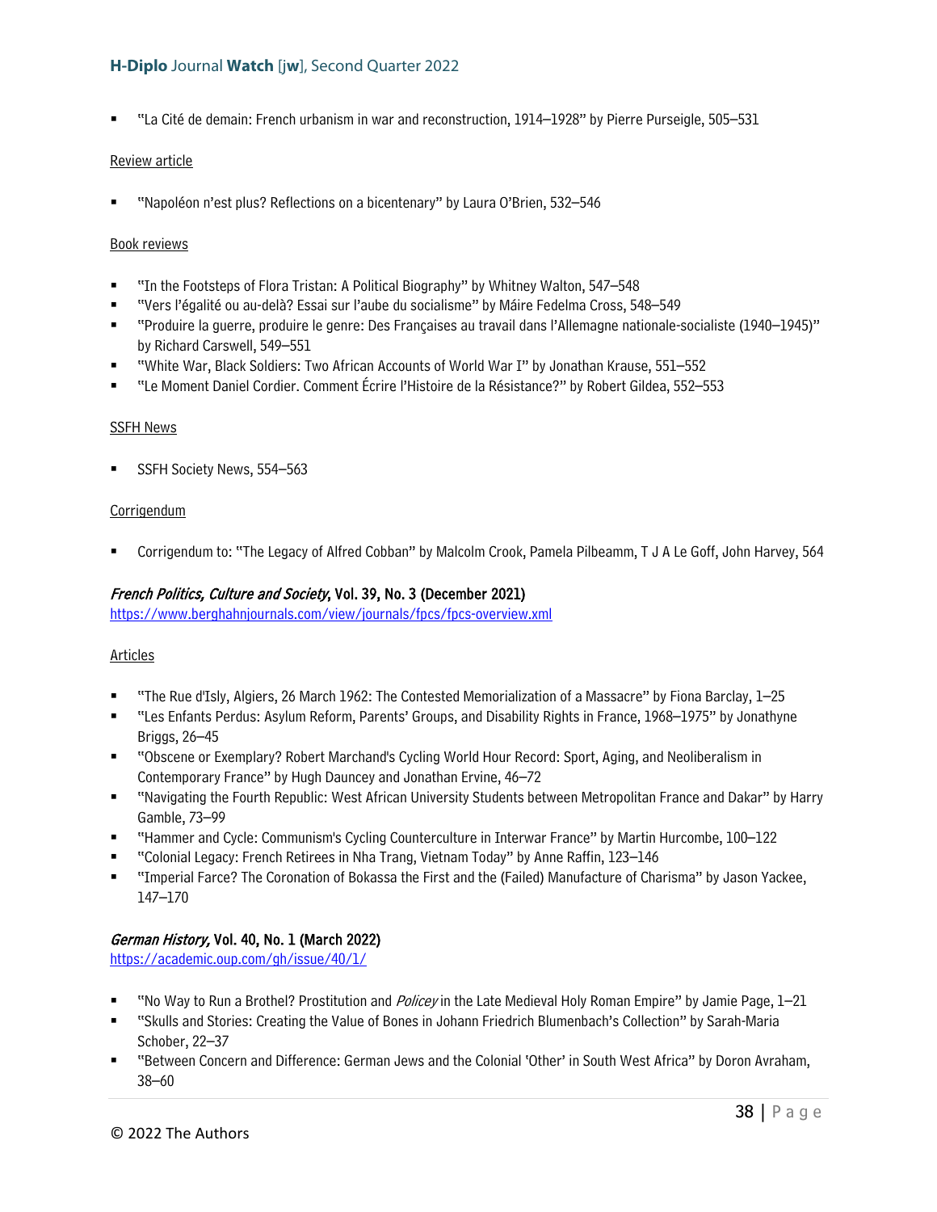- "La Cité de demain: French urbanism in war and reconstruction, 1914–1928" by Pierre Purseigle, 505–531

Review article

- "Napoléon n'est plus? Reflections on a bicentenary" by Laura O'Brien, 532–546

Book reviews

- "In the Footsteps of Flora Tristan: A Political Biography" by Whitney Walton, 547–548
- "Vers l'égalité ou au-delà? Essai sur l'aube du socialisme" by Máire Fedelma Cross, 548–549
- "Produire la guerre, produire le genre: Des Françaises au travail dans l'Allemagne nationale-socialiste (1940–1945)" by Richard Carswell, 549–551
- "White War, Black Soldiers: Two African Accounts of World War I" by Jonathan Krause, 551–552
- "Le Moment Daniel Cordier. Comment Écrire l'Histoire de la Résistance?" by Robert Gildea, 552–553

SSFH News

- SSFH Society News, 554–563

Corrigendum

- Corrigendum to: "The Legacy of Alfred Cobban" by Malcolm Crook, Pamela Pilbeamm, T J A Le Goff, John Harvey, 564

### *French Politics, Culture and Society*, Vol. 39, No. 3 (December 2021)

https://www.berghahnjournals.com/view/journals/fpcs/fpcs-overview.xml

Articles

- "The Rue d'Isly, Algiers, 26 March 1962: The Contested Memorialization of a Massacre" by Fiona Barclay, 1–25
- "Les Enfants Perdus: Asylum Reform, Parents' Groups, and Disability Rights in France, 1968–1975" by Jonathyne Briggs, 26–45
- "Obscene or Exemplary? Robert Marchand's Cycling World Hour Record: Sport, Aging, and Neoliberalism in Contemporary France" by Hugh Dauncey and Jonathan Ervine, 46–72
- "Navigating the Fourth Republic: West African University Students between Metropolitan France and Dakar" by Harry Gamble, 73–99
- "Hammer and Cycle: Communism's Cycling Counterculture in Interwar France" by Martin Hurcombe, 100–122
- "Colonial Legacy: French Retirees in Nha Trang, Vietnam Today" by Anne Raffin, 123–146
- "Imperial Farce? The Coronation of Bokassa the First and the (Failed) Manufacture of Charisma" by Jason Yackee, 147–170

### *German History,* Vol. 40, No. 1 (March 2022)

https://academic.oup.com/gh/issue/40/1/

- "No Way to Run a Brothel? Prostitution and *Policey* in the Late Medieval Holy Roman Empire" by Jamie Page, 1–21
- "Skulls and Stories: Creating the Value of Bones in Johann Friedrich Blumenbach's Collection" by Sarah-Maria Schober, 22–37
- "Between Concern and Difference: German Jews and the Colonial 'Other' in South West Africa" by Doron Avraham, 38–60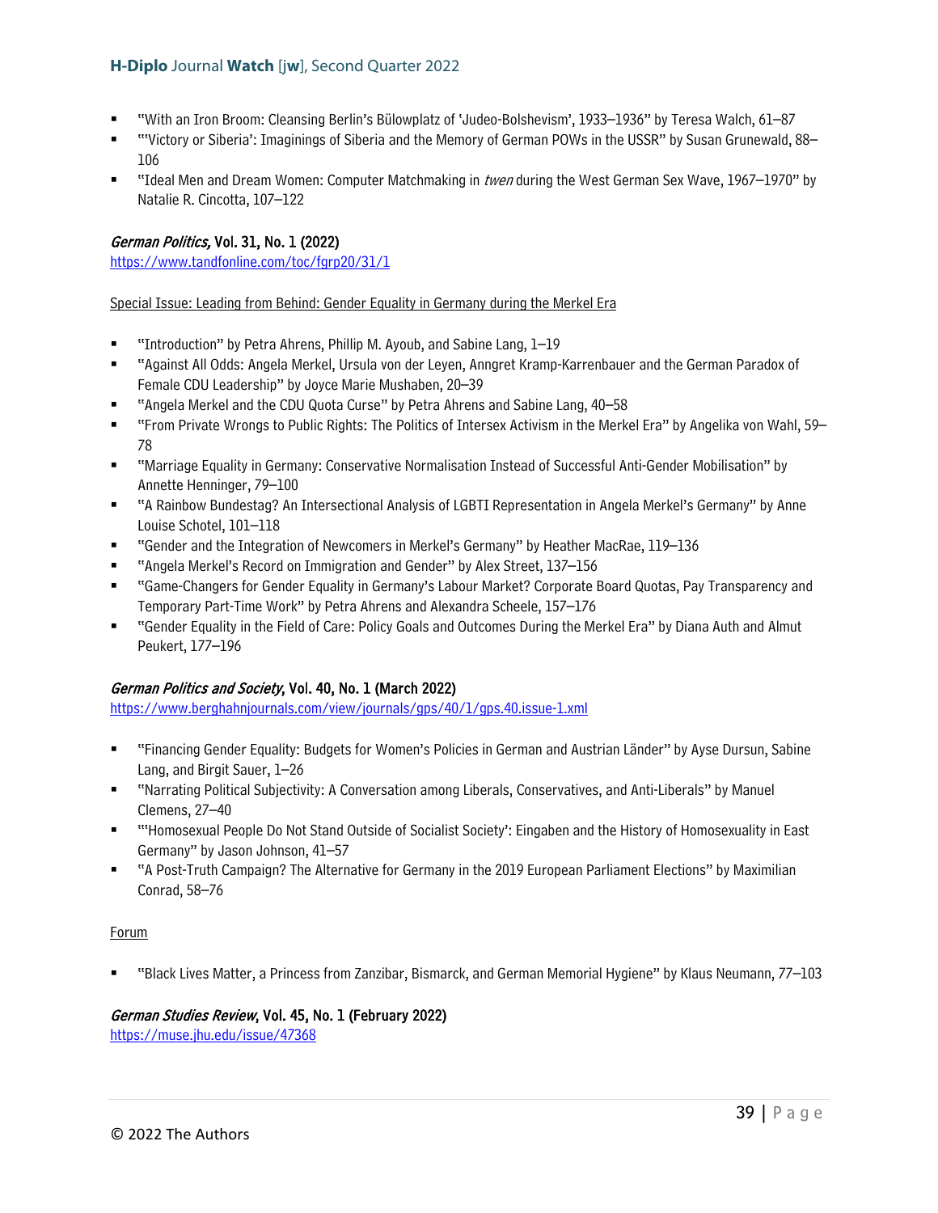- "With an Iron Broom: Cleansing Berlin's Bülowplatz of 'Judeo-Bolshevism', 1933–1936" by Teresa Walch, 61–87
- "'Victory or Siberia': Imaginings of Siberia and the Memory of German POWs in the USSR" by Susan Grunewald, 88–106
- "Ideal Men and Dream Women: Computer Matchmaking in *twen* during the West German Sex Wave, 1967–1970" by Natalie R. Cincotta, 107–122

***German Politics,* Vol. 31, No. 1 (2022)**
https://www.tandfonline.com/toc/fgrp20/31/1

Special Issue: Leading from Behind: Gender Equality in Germany during the Merkel Era

- "Introduction" by Petra Ahrens, Phillip M. Ayoub, and Sabine Lang, 1–19
- "Against All Odds: Angela Merkel, Ursula von der Leyen, Anngret Kramp-Karrenbauer and the German Paradox of Female CDU Leadership" by Joyce Marie Mushaben, 20–39
- "Angela Merkel and the CDU Quota Curse" by Petra Ahrens and Sabine Lang, 40–58
- "From Private Wrongs to Public Rights: The Politics of Intersex Activism in the Merkel Era" by Angelika von Wahl, 59–78
- "Marriage Equality in Germany: Conservative Normalisation Instead of Successful Anti-Gender Mobilisation" by Annette Henninger, 79–100
- "A Rainbow Bundestag? An Intersectional Analysis of LGBTI Representation in Angela Merkel's Germany" by Anne Louise Schotel, 101–118
- "Gender and the Integration of Newcomers in Merkel's Germany" by Heather MacRae, 119–136
- "Angela Merkel's Record on Immigration and Gender" by Alex Street, 137–156
- "Game-Changers for Gender Equality in Germany's Labour Market? Corporate Board Quotas, Pay Transparency and Temporary Part-Time Work" by Petra Ahrens and Alexandra Scheele, 157–176
- "Gender Equality in the Field of Care: Policy Goals and Outcomes During the Merkel Era" by Diana Auth and Almut Peukert, 177–196

***German Politics and Society*, Vol. 40, No. 1 (March 2022)**
https://www.berghahnjournals.com/view/journals/gps/40/1/gps.40.issue-1.xml

- "Financing Gender Equality: Budgets for Women's Policies in German and Austrian Länder" by Ayse Dursun, Sabine Lang, and Birgit Sauer, 1–26
- "Narrating Political Subjectivity: A Conversation among Liberals, Conservatives, and Anti-Liberals" by Manuel Clemens, 27–40
- "'Homosexual People Do Not Stand Outside of Socialist Society': Eingaben and the History of Homosexuality in East Germany" by Jason Johnson, 41–57
- "A Post-Truth Campaign? The Alternative for Germany in the 2019 European Parliament Elections" by Maximilian Conrad, 58–76

Forum

- "Black Lives Matter, a Princess from Zanzibar, Bismarck, and German Memorial Hygiene" by Klaus Neumann, 77–103

***German Studies Review*, Vol. 45, No. 1 (February 2022)**
https://muse.jhu.edu/issue/47368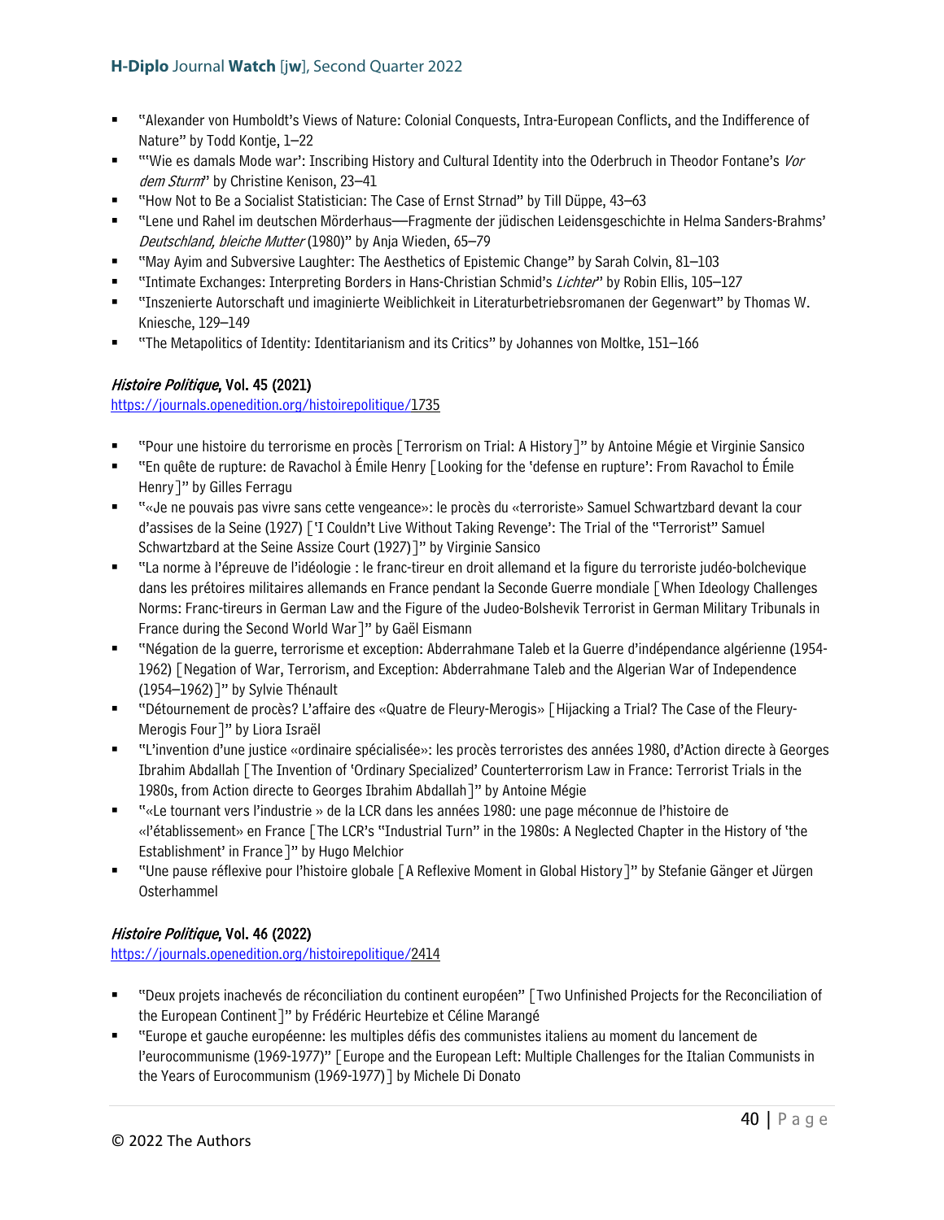- "Alexander von Humboldt's Views of Nature: Colonial Conquests, Intra-European Conflicts, and the Indifference of Nature" by Todd Kontje, 1–22
- "'Wie es damals Mode war': Inscribing History and Cultural Identity into the Oderbruch in Theodor Fontane's *Vor dem Sturm*" by Christine Kenison, 23–41
- "How Not to Be a Socialist Statistician: The Case of Ernst Strnad" by Till Düppe, 43–63
- "Lene und Rahel im deutschen Mörderhaus—Fragmente der jüdischen Leidensgeschichte in Helma Sanders-Brahms' *Deutschland, bleiche Mutter* (1980)" by Anja Wieden, 65–79
- "May Ayim and Subversive Laughter: The Aesthetics of Epistemic Change" by Sarah Colvin, 81–103
- "Intimate Exchanges: Interpreting Borders in Hans-Christian Schmid's *Lichter*" by Robin Ellis, 105–127
- "Inszenierte Autorschaft und imaginierte Weiblichkeit in Literaturbetriebsromanen der Gegenwart" by Thomas W. Kniesche, 129–149
- "The Metapolitics of Identity: Identitarianism and its Critics" by Johannes von Moltke, 151–166

### *Histoire Politique*, Vol. 45 (2021)

https://journals.openedition.org/histoirepolitique/1735

- "Pour une histoire du terrorisme en procès [Terrorism on Trial: A History]" by Antoine Mégie et Virginie Sansico
- "En quête de rupture: de Ravachol à Émile Henry [Looking for the 'defense en rupture': From Ravachol to Émile Henry]" by Gilles Ferragu
- "«Je ne pouvais pas vivre sans cette vengeance»: le procès du «terroriste» Samuel Schwartzbard devant la cour d'assises de la Seine (1927) ['I Couldn't Live Without Taking Revenge': The Trial of the "Terrorist" Samuel Schwartzbard at the Seine Assize Court (1927)]" by Virginie Sansico
- "La norme à l'épreuve de l'idéologie : le franc-tireur en droit allemand et la figure du terroriste judéo-bolchevique dans les prétoires militaires allemands en France pendant la Seconde Guerre mondiale [When Ideology Challenges Norms: Franc-tireurs in German Law and the Figure of the Judeo-Bolshevik Terrorist in German Military Tribunals in France during the Second World War]" by Gaël Eismann
- "Négation de la guerre, terrorisme et exception: Abderrahmane Taleb et la Guerre d'indépendance algérienne (1954-1962) [Negation of War, Terrorism, and Exception: Abderrahmane Taleb and the Algerian War of Independence (1954–1962)]" by Sylvie Thénault
- "Détournement de procès? L'affaire des «Quatre de Fleury-Merogis» [Hijacking a Trial? The Case of the Fleury-Merogis Four]" by Liora Israël
- "L'invention d'une justice «ordinaire spécialisée»: les procès terroristes des années 1980, d'Action directe à Georges Ibrahim Abdallah [The Invention of 'Ordinary Specialized' Counterterrorism Law in France: Terrorist Trials in the 1980s, from Action directe to Georges Ibrahim Abdallah]" by Antoine Mégie
- "«Le tournant vers l'industrie » de la LCR dans les années 1980: une page méconnue de l'histoire de «l'établissement» en France [The LCR's "Industrial Turn" in the 1980s: A Neglected Chapter in the History of 'the Establishment' in France]" by Hugo Melchior
- "Une pause réflexive pour l'histoire globale [A Reflexive Moment in Global History]" by Stefanie Gänger et Jürgen Osterhammel

### *Histoire Politique*, Vol. 46 (2022)

https://journals.openedition.org/histoirepolitique/2414

- "Deux projets inachevés de réconciliation du continent européen" [Two Unfinished Projects for the Reconciliation of the European Continent]" by Frédéric Heurtebize et Céline Marangé
- "Europe et gauche européenne: les multiples défis des communistes italiens au moment du lancement de l'eurocommunisme (1969-1977)" [Europe and the European Left: Multiple Challenges for the Italian Communists in the Years of Eurocommunism (1969-1977)] by Michele Di Donato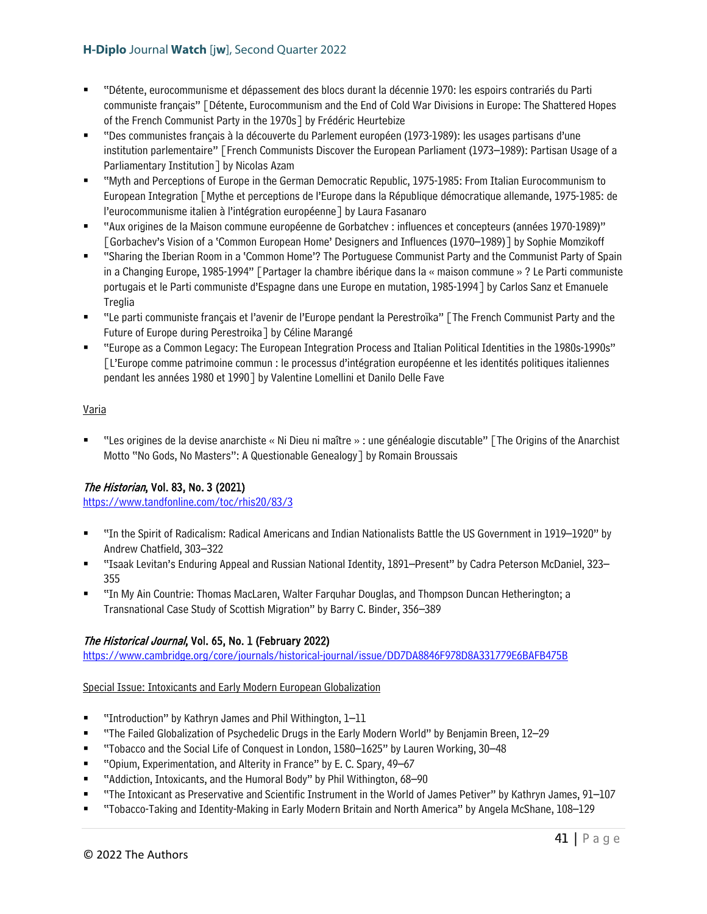- "Détente, eurocommunisme et dépassement des blocs durant la décennie 1970: les espoirs contrariés du Parti communiste français" [Détente, Eurocommunism and the End of Cold War Divisions in Europe: The Shattered Hopes of the French Communist Party in the 1970s] by Frédéric Heurtebize
- "Des communistes français à la découverte du Parlement européen (1973-1989): les usages partisans d'une institution parlementaire" [French Communists Discover the European Parliament (1973–1989): Partisan Usage of a Parliamentary Institution] by Nicolas Azam
- "Myth and Perceptions of Europe in the German Democratic Republic, 1975-1985: From Italian Eurocommunism to European Integration [Mythe et perceptions de l'Europe dans la République démocratique allemande, 1975-1985: de l'eurocommunisme italien à l'intégration européenne] by Laura Fasanaro
- "Aux origines de la Maison commune européenne de Gorbatchev : influences et concepteurs (années 1970-1989)" [Gorbachev's Vision of a 'Common European Home' Designers and Influences (1970–1989)] by Sophie Momzikoff
- "Sharing the Iberian Room in a 'Common Home'? The Portuguese Communist Party and the Communist Party of Spain in a Changing Europe, 1985-1994" [Partager la chambre ibérique dans la « maison commune » ? Le Parti communiste portugais et le Parti communiste d'Espagne dans une Europe en mutation, 1985-1994] by Carlos Sanz et Emanuele Treglia
- "Le parti communiste français et l'avenir de l'Europe pendant la Perestroïka" [The French Communist Party and the Future of Europe during Perestroika] by Céline Marangé
- "Europe as a Common Legacy: The European Integration Process and Italian Political Identities in the 1980s-1990s" [L'Europe comme patrimoine commun : le processus d'intégration européenne et les identités politiques italiennes pendant les années 1980 et 1990] by Valentine Lomellini et Danilo Delle Fave

Varia

- "Les origines de la devise anarchiste « Ni Dieu ni maître » : une généalogie discutable" [The Origins of the Anarchist Motto "No Gods, No Masters": A Questionable Genealogy] by Romain Broussais

### *The Historian*, Vol. 83, No. 3 (2021)

https://www.tandfonline.com/toc/rhis20/83/3

- "In the Spirit of Radicalism: Radical Americans and Indian Nationalists Battle the US Government in 1919–1920" by Andrew Chatfield, 303–322
- "Isaak Levitan's Enduring Appeal and Russian National Identity, 1891–Present" by Cadra Peterson McDaniel, 323–355
- "In My Ain Countrie: Thomas MacLaren, Walter Farquhar Douglas, and Thompson Duncan Hetherington; a Transnational Case Study of Scottish Migration" by Barry C. Binder, 356–389

### *The Historical Journal*, Vol. 65, No. 1 (February 2022)

https://www.cambridge.org/core/journals/historical-journal/issue/DD7DA8846F978D8A331779E6BAFB475B

Special Issue: Intoxicants and Early Modern European Globalization

- "Introduction" by Kathryn James and Phil Withington, 1–11
- "The Failed Globalization of Psychedelic Drugs in the Early Modern World" by Benjamin Breen, 12–29
- "Tobacco and the Social Life of Conquest in London, 1580–1625" by Lauren Working, 30–48
- "Opium, Experimentation, and Alterity in France" by E. C. Spary, 49–67
- "Addiction, Intoxicants, and the Humoral Body" by Phil Withington, 68–90
- "The Intoxicant as Preservative and Scientific Instrument in the World of James Petiver" by Kathryn James, 91–107
- "Tobacco-Taking and Identity-Making in Early Modern Britain and North America" by Angela McShane, 108–129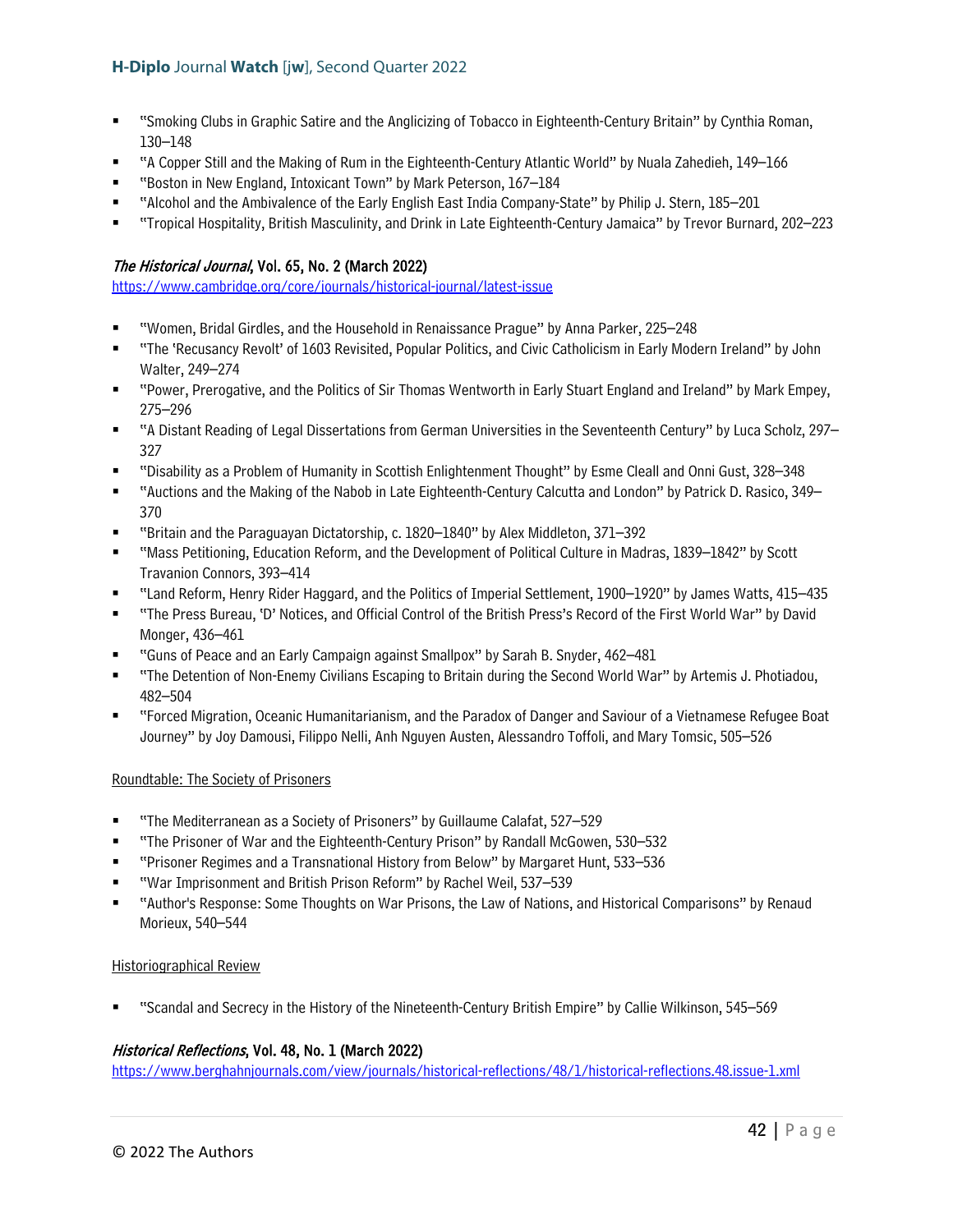- "Smoking Clubs in Graphic Satire and the Anglicizing of Tobacco in Eighteenth-Century Britain" by Cynthia Roman, 130–148
- "A Copper Still and the Making of Rum in the Eighteenth-Century Atlantic World" by Nuala Zahedieh, 149–166
- "Boston in New England, Intoxicant Town" by Mark Peterson, 167–184
- "Alcohol and the Ambivalence of the Early English East India Company-State" by Philip J. Stern, 185–201
- "Tropical Hospitality, British Masculinity, and Drink in Late Eighteenth-Century Jamaica" by Trevor Burnard, 202–223

### *The Historical Journal*, Vol. 65, No. 2 (March 2022)

https://www.cambridge.org/core/journals/historical-journal/latest-issue

- "Women, Bridal Girdles, and the Household in Renaissance Prague" by Anna Parker, 225–248
- "The 'Recusancy Revolt' of 1603 Revisited, Popular Politics, and Civic Catholicism in Early Modern Ireland" by John Walter, 249–274
- "Power, Prerogative, and the Politics of Sir Thomas Wentworth in Early Stuart England and Ireland" by Mark Empey, 275–296
- "A Distant Reading of Legal Dissertations from German Universities in the Seventeenth Century" by Luca Scholz, 297–327
- "Disability as a Problem of Humanity in Scottish Enlightenment Thought" by Esme Cleall and Onni Gust, 328–348
- "Auctions and the Making of the Nabob in Late Eighteenth-Century Calcutta and London" by Patrick D. Rasico, 349–370
- "Britain and the Paraguayan Dictatorship, c. 1820–1840" by Alex Middleton, 371–392
- "Mass Petitioning, Education Reform, and the Development of Political Culture in Madras, 1839–1842" by Scott Travanion Connors, 393–414
- "Land Reform, Henry Rider Haggard, and the Politics of Imperial Settlement, 1900–1920" by James Watts, 415–435
- "The Press Bureau, 'D' Notices, and Official Control of the British Press's Record of the First World War" by David Monger, 436–461
- "Guns of Peace and an Early Campaign against Smallpox" by Sarah B. Snyder, 462–481
- "The Detention of Non-Enemy Civilians Escaping to Britain during the Second World War" by Artemis J. Photiadou, 482–504
- "Forced Migration, Oceanic Humanitarianism, and the Paradox of Danger and Saviour of a Vietnamese Refugee Boat Journey" by Joy Damousi, Filippo Nelli, Anh Nguyen Austen, Alessandro Toffoli, and Mary Tomsic, 505–526

Roundtable: The Society of Prisoners

- "The Mediterranean as a Society of Prisoners" by Guillaume Calafat, 527–529
- "The Prisoner of War and the Eighteenth-Century Prison" by Randall McGowen, 530–532
- "Prisoner Regimes and a Transnational History from Below" by Margaret Hunt, 533–536
- "War Imprisonment and British Prison Reform" by Rachel Weil, 537–539
- "Author's Response: Some Thoughts on War Prisons, the Law of Nations, and Historical Comparisons" by Renaud Morieux, 540–544

Historiographical Review

- "Scandal and Secrecy in the History of the Nineteenth-Century British Empire" by Callie Wilkinson, 545–569

### *Historical Reflections*, Vol. 48, No. 1 (March 2022)

https://www.berghahnjournals.com/view/journals/historical-reflections/48/1/historical-reflections.48.issue-1.xml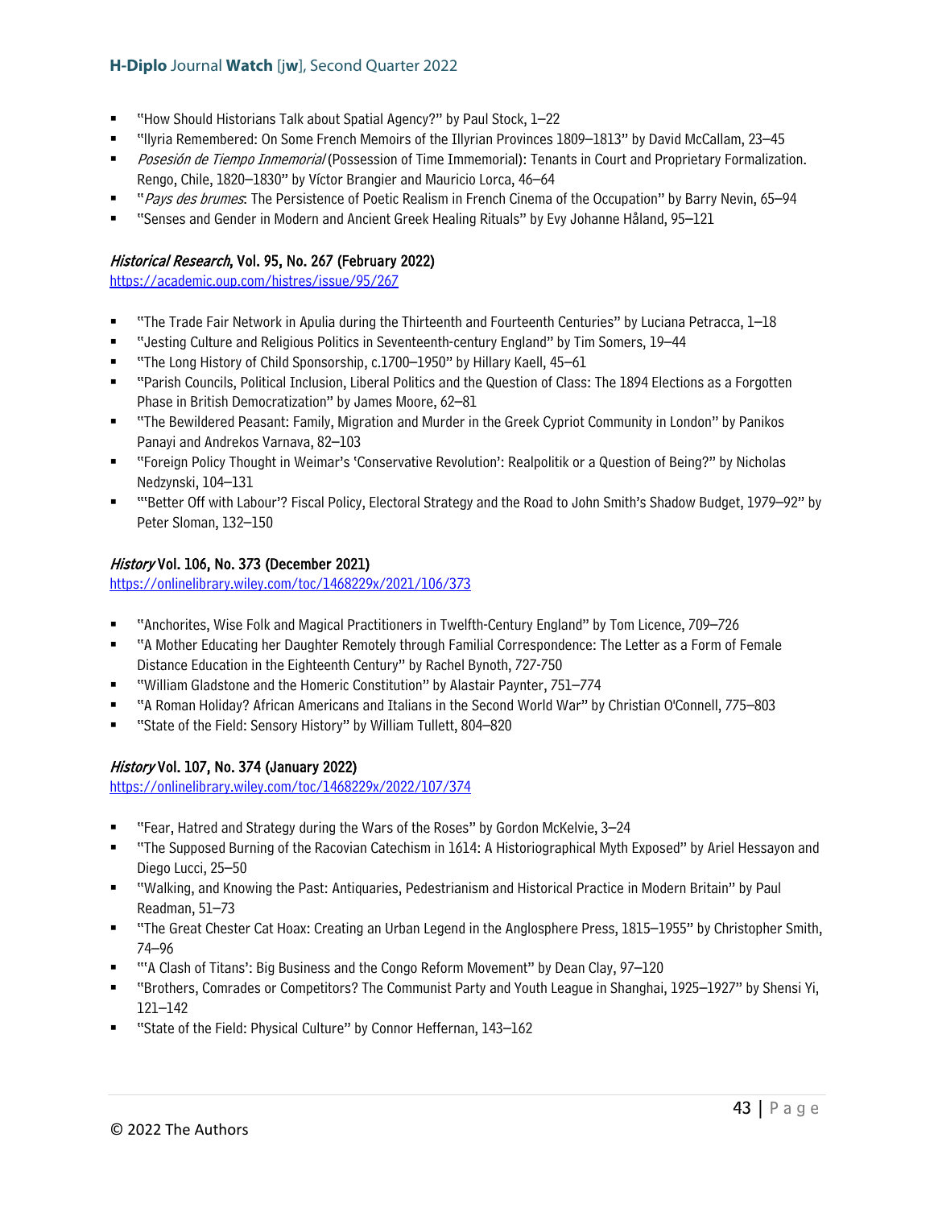- "How Should Historians Talk about Spatial Agency?" by Paul Stock, 1–22
- "llyria Remembered: On Some French Memoirs of the Illyrian Provinces 1809–1813" by David McCallam, 23–45
- *Posesión de Tiempo Inmemorial* (Possession of Time Immemorial): Tenants in Court and Proprietary Formalization. Rengo, Chile, 1820–1830" by Víctor Brangier and Mauricio Lorca, 46–64
- "*Pays des brumes*: The Persistence of Poetic Realism in French Cinema of the Occupation" by Barry Nevin, 65–94
- "Senses and Gender in Modern and Ancient Greek Healing Rituals" by Evy Johanne Håland, 95–121

### *Historical Research*, Vol. 95, No. 267 (February 2022)

https://academic.oup.com/histres/issue/95/267

- "The Trade Fair Network in Apulia during the Thirteenth and Fourteenth Centuries" by Luciana Petracca, 1–18
- "Jesting Culture and Religious Politics in Seventeenth-century England" by Tim Somers, 19–44
- "The Long History of Child Sponsorship, c.1700–1950" by Hillary Kaell, 45–61
- "Parish Councils, Political Inclusion, Liberal Politics and the Question of Class: The 1894 Elections as a Forgotten Phase in British Democratization" by James Moore, 62–81
- "The Bewildered Peasant: Family, Migration and Murder in the Greek Cypriot Community in London" by Panikos Panayi and Andrekos Varnava, 82–103
- "Foreign Policy Thought in Weimar's 'Conservative Revolution': Realpolitik or a Question of Being?" by Nicholas Nedzynski, 104–131
- "'Better Off with Labour'? Fiscal Policy, Electoral Strategy and the Road to John Smith's Shadow Budget, 1979–92" by Peter Sloman, 132–150

### *History* Vol. 106, No. 373 (December 2021)

https://onlinelibrary.wiley.com/toc/1468229x/2021/106/373

- "Anchorites, Wise Folk and Magical Practitioners in Twelfth-Century England" by Tom Licence, 709–726
- "A Mother Educating her Daughter Remotely through Familial Correspondence: The Letter as a Form of Female Distance Education in the Eighteenth Century" by Rachel Bynoth, 727-750
- "William Gladstone and the Homeric Constitution" by Alastair Paynter, 751–774
- "A Roman Holiday? African Americans and Italians in the Second World War" by Christian O'Connell, 775–803
- "State of the Field: Sensory History" by William Tullett, 804–820

### *History* Vol. 107, No. 374 (January 2022)

https://onlinelibrary.wiley.com/toc/1468229x/2022/107/374

- "Fear, Hatred and Strategy during the Wars of the Roses" by Gordon McKelvie, 3–24
- "The Supposed Burning of the Racovian Catechism in 1614: A Historiographical Myth Exposed" by Ariel Hessayon and Diego Lucci, 25–50
- "Walking, and Knowing the Past: Antiquaries, Pedestrianism and Historical Practice in Modern Britain" by Paul Readman, 51–73
- "The Great Chester Cat Hoax: Creating an Urban Legend in the Anglosphere Press, 1815–1955" by Christopher Smith, 74–96
- "'A Clash of Titans': Big Business and the Congo Reform Movement" by Dean Clay, 97–120
- "Brothers, Comrades or Competitors? The Communist Party and Youth League in Shanghai, 1925–1927" by Shensi Yi, 121–142
- "State of the Field: Physical Culture" by Connor Heffernan, 143–162

© 2022 The Authors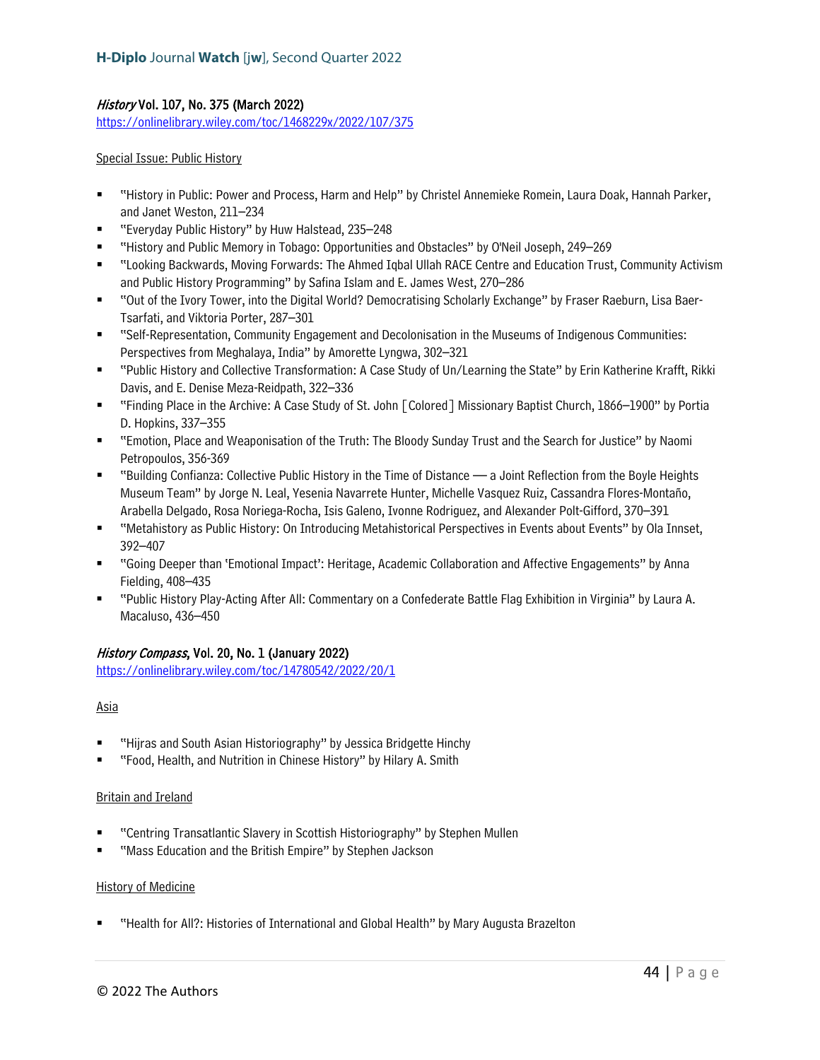### *History* Vol. 107, No. 375 (March 2022)

https://onlinelibrary.wiley.com/toc/1468229x/2022/107/375

Special Issue: Public History

- "History in Public: Power and Process, Harm and Help" by Christel Annemieke Romein, Laura Doak, Hannah Parker, and Janet Weston, 211–234
- "Everyday Public History" by Huw Halstead, 235–248
- "History and Public Memory in Tobago: Opportunities and Obstacles" by O'Neil Joseph, 249–269
- "Looking Backwards, Moving Forwards: The Ahmed Iqbal Ullah RACE Centre and Education Trust, Community Activism and Public History Programming" by Safina Islam and E. James West, 270–286
- "Out of the Ivory Tower, into the Digital World? Democratising Scholarly Exchange" by Fraser Raeburn, Lisa Baer-Tsarfati, and Viktoria Porter, 287–301
- "Self-Representation, Community Engagement and Decolonisation in the Museums of Indigenous Communities: Perspectives from Meghalaya, India" by Amorette Lyngwa, 302–321
- "Public History and Collective Transformation: A Case Study of Un/Learning the State" by Erin Katherine Krafft, Rikki Davis, and E. Denise Meza-Reidpath, 322–336
- "Finding Place in the Archive: A Case Study of St. John [Colored] Missionary Baptist Church, 1866–1900" by Portia D. Hopkins, 337–355
- "Emotion, Place and Weaponisation of the Truth: The Bloody Sunday Trust and the Search for Justice" by Naomi Petropoulos, 356-369
- "Building Confianza: Collective Public History in the Time of Distance — a Joint Reflection from the Boyle Heights Museum Team" by Jorge N. Leal, Yesenia Navarrete Hunter, Michelle Vasquez Ruiz, Cassandra Flores-Montaño, Arabella Delgado, Rosa Noriega-Rocha, Isis Galeno, Ivonne Rodriguez, and Alexander Polt-Gifford, 370–391
- "Metahistory as Public History: On Introducing Metahistorical Perspectives in Events about Events" by Ola Innset, 392–407
- "Going Deeper than 'Emotional Impact': Heritage, Academic Collaboration and Affective Engagements" by Anna Fielding, 408–435
- "Public History Play-Acting After All: Commentary on a Confederate Battle Flag Exhibition in Virginia" by Laura A. Macaluso, 436–450

### *History Compass*, Vol. 20, No. 1 (January 2022)

https://onlinelibrary.wiley.com/toc/14780542/2022/20/1

Asia

- "Hijras and South Asian Historiography" by Jessica Bridgette Hinchy
- "Food, Health, and Nutrition in Chinese History" by Hilary A. Smith

Britain and Ireland

- "Centring Transatlantic Slavery in Scottish Historiography" by Stephen Mullen
- "Mass Education and the British Empire" by Stephen Jackson

History of Medicine

- "Health for All?: Histories of International and Global Health" by Mary Augusta Brazelton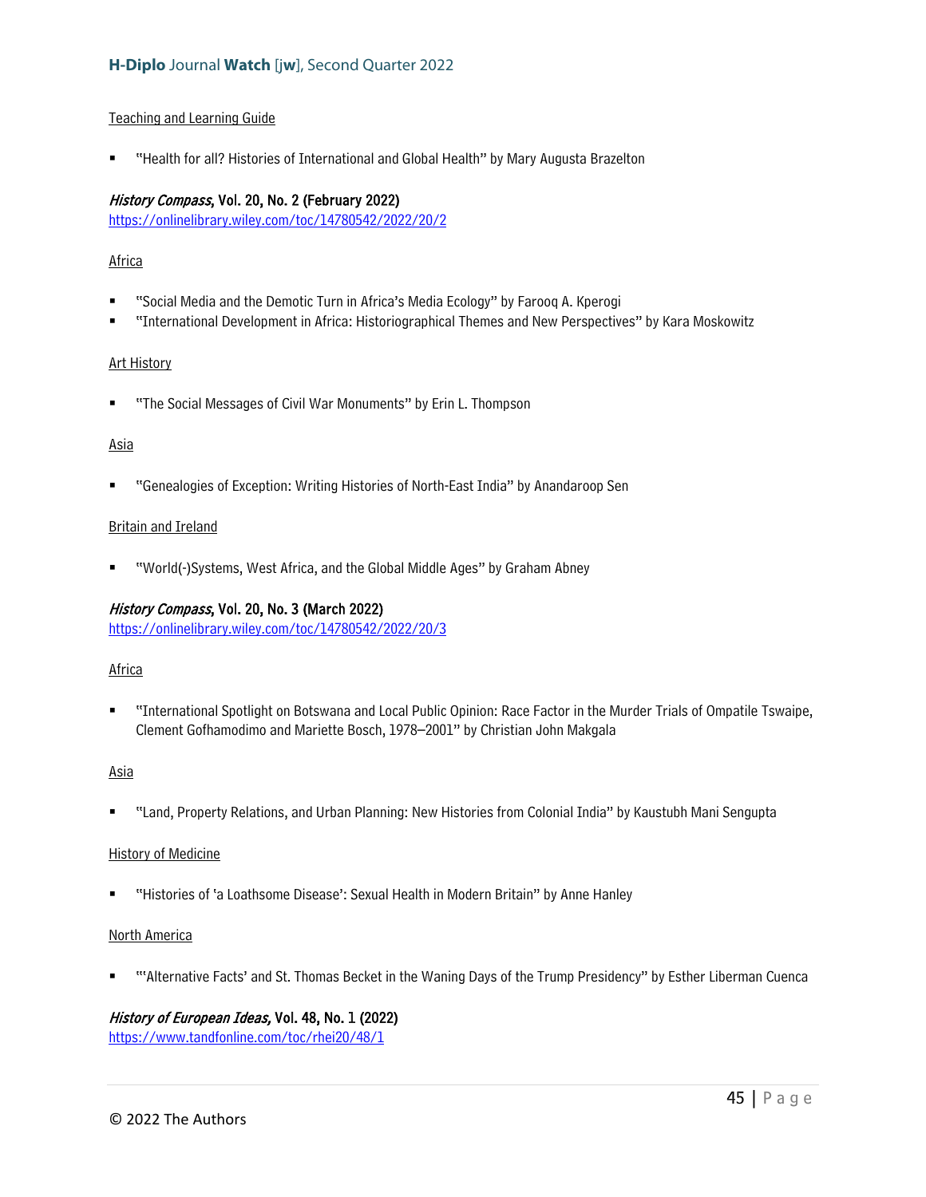Teaching and Learning Guide

- "Health for all? Histories of International and Global Health" by Mary Augusta Brazelton

**_History Compass_, Vol. 20, No. 2 (February 2022)**
https://onlinelibrary.wiley.com/toc/14780542/2022/20/2

Africa

- "Social Media and the Demotic Turn in Africa's Media Ecology" by Farooq A. Kperogi
- "International Development in Africa: Historiographical Themes and New Perspectives" by Kara Moskowitz

Art History

- "The Social Messages of Civil War Monuments" by Erin L. Thompson

Asia

- "Genealogies of Exception: Writing Histories of North-East India" by Anandaroop Sen

Britain and Ireland

- "World(-)Systems, West Africa, and the Global Middle Ages" by Graham Abney

**_History Compass_, Vol. 20, No. 3 (March 2022)**
https://onlinelibrary.wiley.com/toc/14780542/2022/20/3

Africa

- "International Spotlight on Botswana and Local Public Opinion: Race Factor in the Murder Trials of Ompatile Tswaipe, Clement Gofhamodimo and Mariette Bosch, 1978–2001" by Christian John Makgala

Asia

- "Land, Property Relations, and Urban Planning: New Histories from Colonial India" by Kaustubh Mani Sengupta

History of Medicine

- "Histories of 'a Loathsome Disease': Sexual Health in Modern Britain" by Anne Hanley

North America

- "'Alternative Facts' and St. Thomas Becket in the Waning Days of the Trump Presidency" by Esther Liberman Cuenca

**_History of European Ideas_, Vol. 48, No. 1 (2022)**
https://www.tandfonline.com/toc/rhei20/48/1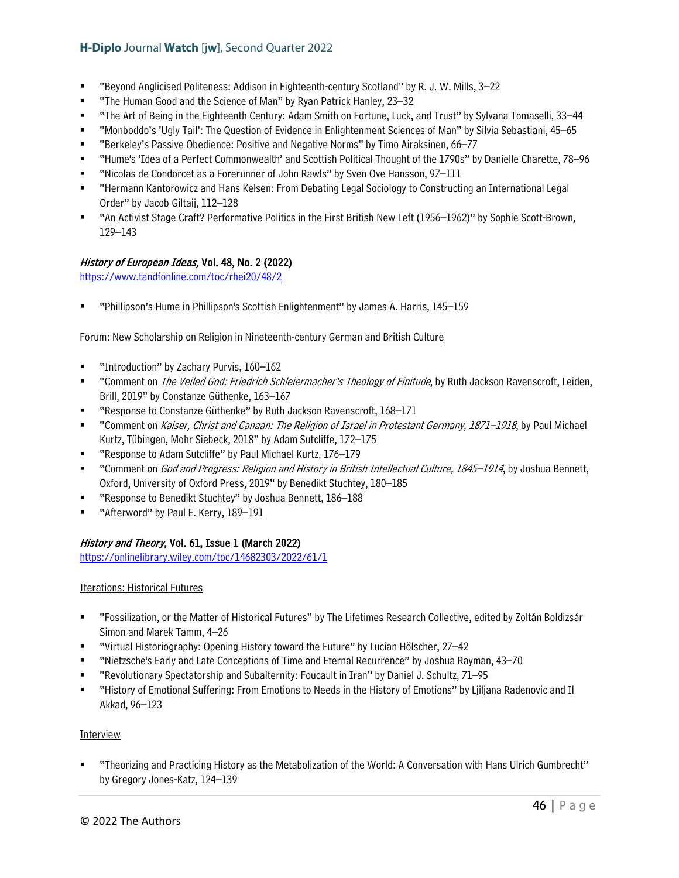- "Beyond Anglicised Politeness: Addison in Eighteenth-century Scotland" by R. J. W. Mills, 3–22
- "The Human Good and the Science of Man" by Ryan Patrick Hanley, 23–32
- "The Art of Being in the Eighteenth Century: Adam Smith on Fortune, Luck, and Trust" by Sylvana Tomaselli, 33–44
- "Monboddo's 'Ugly Tail': The Question of Evidence in Enlightenment Sciences of Man" by Silvia Sebastiani, 45–65
- "Berkeley's Passive Obedience: Positive and Negative Norms" by Timo Airaksinen, 66–77
- "Hume's 'Idea of a Perfect Commonwealth' and Scottish Political Thought of the 1790s" by Danielle Charette, 78–96
- "Nicolas de Condorcet as a Forerunner of John Rawls" by Sven Ove Hansson, 97–111
- "Hermann Kantorowicz and Hans Kelsen: From Debating Legal Sociology to Constructing an International Legal Order" by Jacob Giltaij, 112–128
- "An Activist Stage Craft? Performative Politics in the First British New Left (1956–1962)" by Sophie Scott-Brown, 129–143

### *History of European Ideas,* Vol. 48, No. 2 (2022)

https://www.tandfonline.com/toc/rhei20/48/2

- "Phillipson's Hume in Phillipson's Scottish Enlightenment" by James A. Harris, 145–159

Forum: New Scholarship on Religion in Nineteenth-century German and British Culture

- "Introduction" by Zachary Purvis, 160–162
- "Comment on *The Veiled God: Friedrich Schleiermacher's Theology of Finitude*, by Ruth Jackson Ravenscroft, Leiden, Brill, 2019" by Constanze Güthenke, 163–167
- "Response to Constanze Güthenke" by Ruth Jackson Ravenscroft, 168–171
- "Comment on *Kaiser, Christ and Canaan: The Religion of Israel in Protestant Germany, 1871–1918*, by Paul Michael Kurtz, Tübingen, Mohr Siebeck, 2018" by Adam Sutcliffe, 172–175
- "Response to Adam Sutcliffe" by Paul Michael Kurtz, 176–179
- "Comment on *God and Progress: Religion and History in British Intellectual Culture, 1845–1914*, by Joshua Bennett, Oxford, University of Oxford Press, 2019" by Benedikt Stuchtey, 180–185
- "Response to Benedikt Stuchtey" by Joshua Bennett, 186–188
- "Afterword" by Paul E. Kerry, 189–191

### *History and Theory*, Vol. 61, Issue 1 (March 2022)

https://onlinelibrary.wiley.com/toc/14682303/2022/61/1

Iterations: Historical Futures

- "Fossilization, or the Matter of Historical Futures" by The Lifetimes Research Collective, edited by Zoltán Boldizsár Simon and Marek Tamm, 4–26
- "Virtual Historiography: Opening History toward the Future" by Lucian Hölscher, 27–42
- "Nietzsche's Early and Late Conceptions of Time and Eternal Recurrence" by Joshua Rayman, 43–70
- "Revolutionary Spectatorship and Subalternity: Foucault in Iran" by Daniel J. Schultz, 71–95
- "History of Emotional Suffering: From Emotions to Needs in the History of Emotions" by Ljiljana Radenovic and Il Akkad, 96–123

Interview

- "Theorizing and Practicing History as the Metabolization of the World: A Conversation with Hans Ulrich Gumbrecht" by Gregory Jones-Katz, 124–139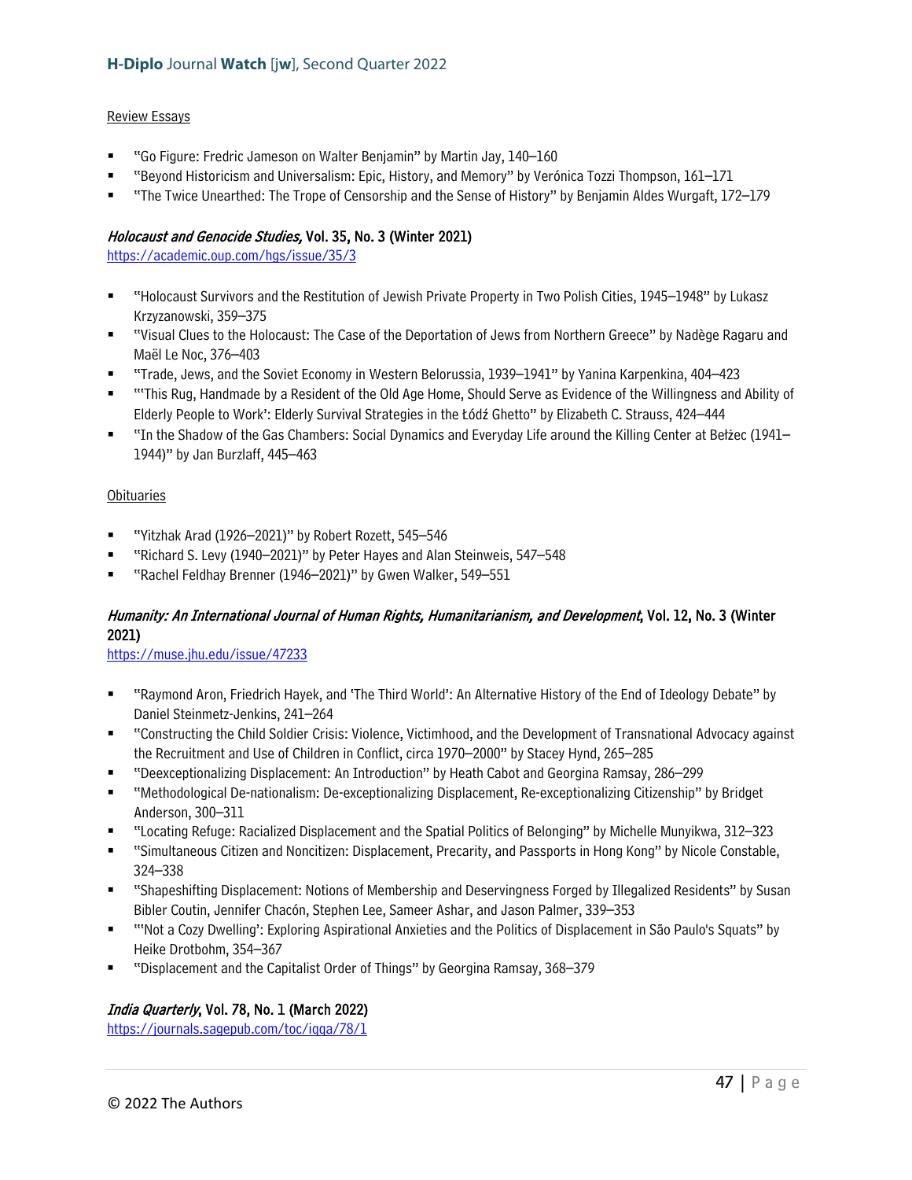Review Essays

- "Go Figure: Fredric Jameson on Walter Benjamin" by Martin Jay, 140–160
- "Beyond Historicism and Universalism: Epic, History, and Memory" by Verónica Tozzi Thompson, 161–171
- "The Twice Unearthed: The Trope of Censorship and the Sense of History" by Benjamin Aldes Wurgaft, 172–179

### *Holocaust and Genocide Studies,* Vol. 35, No. 3 (Winter 2021)

https://academic.oup.com/hgs/issue/35/3

- "Holocaust Survivors and the Restitution of Jewish Private Property in Two Polish Cities, 1945–1948" by Lukasz Krzyzanowski, 359–375
- "Visual Clues to the Holocaust: The Case of the Deportation of Jews from Northern Greece" by Nadège Ragaru and Maël Le Noc, 376–403
- "Trade, Jews, and the Soviet Economy in Western Belorussia, 1939–1941" by Yanina Karpenkina, 404–423
- "'This Rug, Handmade by a Resident of the Old Age Home, Should Serve as Evidence of the Willingness and Ability of Elderly People to Work': Elderly Survival Strategies in the Łódź Ghetto" by Elizabeth C. Strauss, 424–444
- "In the Shadow of the Gas Chambers: Social Dynamics and Everyday Life around the Killing Center at Bełżec (1941–1944)" by Jan Burzlaff, 445–463

Obituaries

- "Yitzhak Arad (1926–2021)" by Robert Rozett, 545–546
- "Richard S. Levy (1940–2021)" by Peter Hayes and Alan Steinweis, 547–548
- "Rachel Feldhay Brenner (1946–2021)" by Gwen Walker, 549–551

### *Humanity: An International Journal of Human Rights, Humanitarianism, and Development*, Vol. 12, No. 3 (Winter 2021)

https://muse.jhu.edu/issue/47233

- "Raymond Aron, Friedrich Hayek, and 'The Third World': An Alternative History of the End of Ideology Debate" by Daniel Steinmetz-Jenkins, 241–264
- "Constructing the Child Soldier Crisis: Violence, Victimhood, and the Development of Transnational Advocacy against the Recruitment and Use of Children in Conflict, circa 1970–2000" by Stacey Hynd, 265–285
- "Deexceptionalizing Displacement: An Introduction" by Heath Cabot and Georgina Ramsay, 286–299
- "Methodological De-nationalism: De-exceptionalizing Displacement, Re-exceptionalizing Citizenship" by Bridget Anderson, 300–311
- "Locating Refuge: Racialized Displacement and the Spatial Politics of Belonging" by Michelle Munyikwa, 312–323
- "Simultaneous Citizen and Noncitizen: Displacement, Precarity, and Passports in Hong Kong" by Nicole Constable, 324–338
- "Shapeshifting Displacement: Notions of Membership and Deservingness Forged by Illegalized Residents" by Susan Bibler Coutin, Jennifer Chacón, Stephen Lee, Sameer Ashar, and Jason Palmer, 339–353
- "'Not a Cozy Dwelling': Exploring Aspirational Anxieties and the Politics of Displacement in São Paulo's Squats" by Heike Drotbohm, 354–367
- "Displacement and the Capitalist Order of Things" by Georgina Ramsay, 368–379

### *India Quarterly*, Vol. 78, No. 1 (March 2022)

https://journals.sagepub.com/toc/iqqa/78/1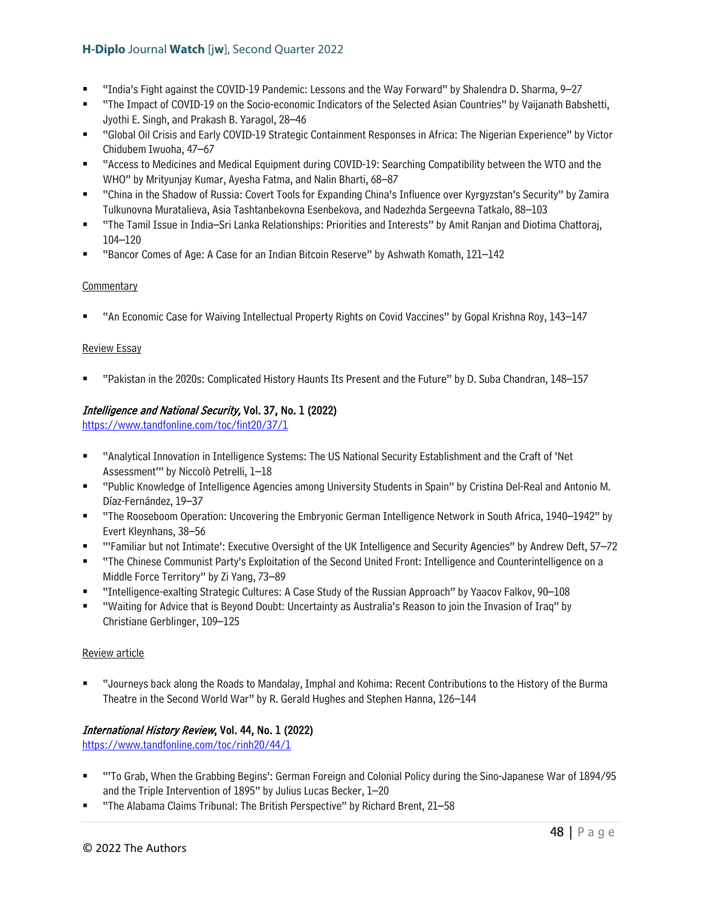- "India's Fight against the COVID-19 Pandemic: Lessons and the Way Forward" by Shalendra D. Sharma, 9–27
- "The Impact of COVID-19 on the Socio-economic Indicators of the Selected Asian Countries" by Vaijanath Babshetti, Jyothi E. Singh, and Prakash B. Yaragol, 28–46
- "Global Oil Crisis and Early COVID-19 Strategic Containment Responses in Africa: The Nigerian Experience" by Victor Chidubem Iwuoha, 47–67
- "Access to Medicines and Medical Equipment during COVID-19: Searching Compatibility between the WTO and the WHO" by Mrityunjay Kumar, Ayesha Fatma, and Nalin Bharti, 68–87
- "China in the Shadow of Russia: Covert Tools for Expanding China's Influence over Kyrgyzstan's Security" by Zamira Tulkunovna Muratalieva, Asia Tashtanbekovna Esenbekova, and Nadezhda Sergeevna Tatkalo, 88–103
- "The Tamil Issue in India–Sri Lanka Relationships: Priorities and Interests" by Amit Ranjan and Diotima Chattoraj, 104–120
- "Bancor Comes of Age: A Case for an Indian Bitcoin Reserve" by Ashwath Komath, 121–142

Commentary

- "An Economic Case for Waiving Intellectual Property Rights on Covid Vaccines" by Gopal Krishna Roy, 143–147

Review Essay

- "Pakistan in the 2020s: Complicated History Haunts Its Present and the Future" by D. Suba Chandran, 148–157

### *Intelligence and National Security*, Vol. 37, No. 1 (2022)

https://www.tandfonline.com/toc/fint20/37/1

- "Analytical Innovation in Intelligence Systems: The US National Security Establishment and the Craft of 'Net Assessment'" by Niccolò Petrelli, 1–18
- "Public Knowledge of Intelligence Agencies among University Students in Spain" by Cristina Del-Real and Antonio M. Díaz-Fernández, 19–37
- "The Rooseboom Operation: Uncovering the Embryonic German Intelligence Network in South Africa, 1940–1942" by Evert Kleynhans, 38–56
- "'Familiar but not Intimate': Executive Oversight of the UK Intelligence and Security Agencies" by Andrew Deft, 57–72
- "The Chinese Communist Party's Exploitation of the Second United Front: Intelligence and Counterintelligence on a Middle Force Territory" by Zi Yang, 73–89
- "Intelligence-exalting Strategic Cultures: A Case Study of the Russian Approach" by Yaacov Falkov, 90–108
- "Waiting for Advice that is Beyond Doubt: Uncertainty as Australia's Reason to join the Invasion of Iraq" by Christiane Gerblinger, 109–125

Review article

- "Journeys back along the Roads to Mandalay, Imphal and Kohima: Recent Contributions to the History of the Burma Theatre in the Second World War" by R. Gerald Hughes and Stephen Hanna, 126–144

### *International History Review*, Vol. 44, No. 1 (2022)

https://www.tandfonline.com/toc/rinh20/44/1

- "'To Grab, When the Grabbing Begins': German Foreign and Colonial Policy during the Sino-Japanese War of 1894/95 and the Triple Intervention of 1895" by Julius Lucas Becker, 1–20
- "The Alabama Claims Tribunal: The British Perspective" by Richard Brent, 21–58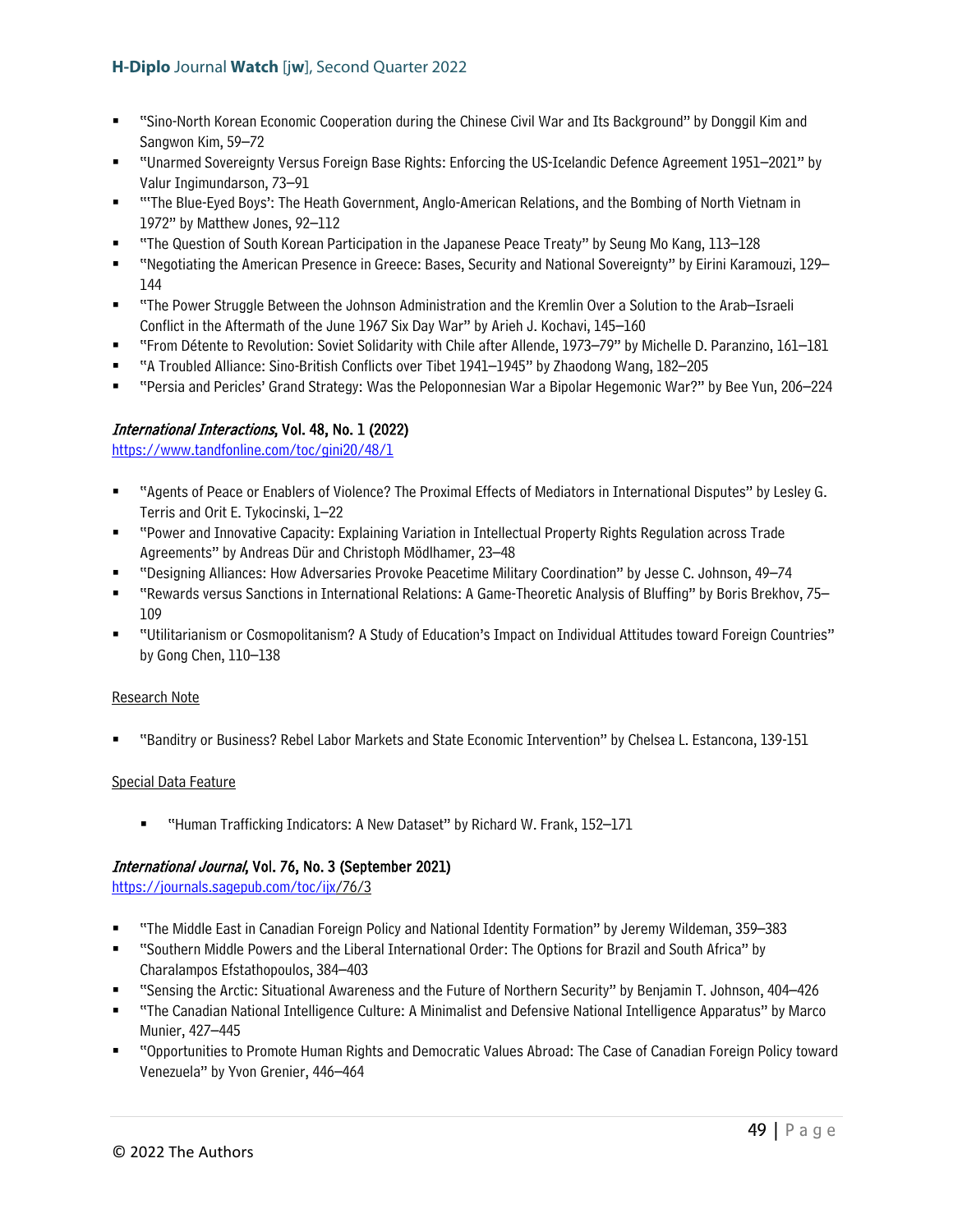- "Sino-North Korean Economic Cooperation during the Chinese Civil War and Its Background" by Donggil Kim and Sangwon Kim, 59–72
- "Unarmed Sovereignty Versus Foreign Base Rights: Enforcing the US-Icelandic Defence Agreement 1951–2021" by Valur Ingimundarson, 73–91
- "'The Blue-Eyed Boys': The Heath Government, Anglo-American Relations, and the Bombing of North Vietnam in 1972" by Matthew Jones, 92–112
- "The Question of South Korean Participation in the Japanese Peace Treaty" by Seung Mo Kang, 113–128
- "Negotiating the American Presence in Greece: Bases, Security and National Sovereignty" by Eirini Karamouzi, 129–144
- "The Power Struggle Between the Johnson Administration and the Kremlin Over a Solution to the Arab–Israeli Conflict in the Aftermath of the June 1967 Six Day War" by Arieh J. Kochavi, 145–160
- "From Détente to Revolution: Soviet Solidarity with Chile after Allende, 1973–79" by Michelle D. Paranzino, 161–181
- "A Troubled Alliance: Sino-British Conflicts over Tibet 1941–1945" by Zhaodong Wang, 182–205
- "Persia and Pericles' Grand Strategy: Was the Peloponnesian War a Bipolar Hegemonic War?" by Bee Yun, 206–224

### *International Interactions*, Vol. 48, No. 1 (2022)

https://www.tandfonline.com/toc/gini20/48/1

- "Agents of Peace or Enablers of Violence? The Proximal Effects of Mediators in International Disputes" by Lesley G. Terris and Orit E. Tykocinski, 1–22
- "Power and Innovative Capacity: Explaining Variation in Intellectual Property Rights Regulation across Trade Agreements" by Andreas Dür and Christoph Mödlhamer, 23–48
- "Designing Alliances: How Adversaries Provoke Peacetime Military Coordination" by Jesse C. Johnson, 49–74
- "Rewards versus Sanctions in International Relations: A Game-Theoretic Analysis of Bluffing" by Boris Brekhov, 75–109
- "Utilitarianism or Cosmopolitanism? A Study of Education's Impact on Individual Attitudes toward Foreign Countries" by Gong Chen, 110–138

Research Note

- "Banditry or Business? Rebel Labor Markets and State Economic Intervention" by Chelsea L. Estancona, 139-151

Special Data Feature

- "Human Trafficking Indicators: A New Dataset" by Richard W. Frank, 152–171

### *International Journal*, Vol. 76, No. 3 (September 2021)

https://journals.sagepub.com/toc/ijx/76/3

- "The Middle East in Canadian Foreign Policy and National Identity Formation" by Jeremy Wildeman, 359–383
- "Southern Middle Powers and the Liberal International Order: The Options for Brazil and South Africa" by Charalampos Efstathopoulos, 384–403
- "Sensing the Arctic: Situational Awareness and the Future of Northern Security" by Benjamin T. Johnson, 404–426
- "The Canadian National Intelligence Culture: A Minimalist and Defensive National Intelligence Apparatus" by Marco Munier, 427–445
- "Opportunities to Promote Human Rights and Democratic Values Abroad: The Case of Canadian Foreign Policy toward Venezuela" by Yvon Grenier, 446–464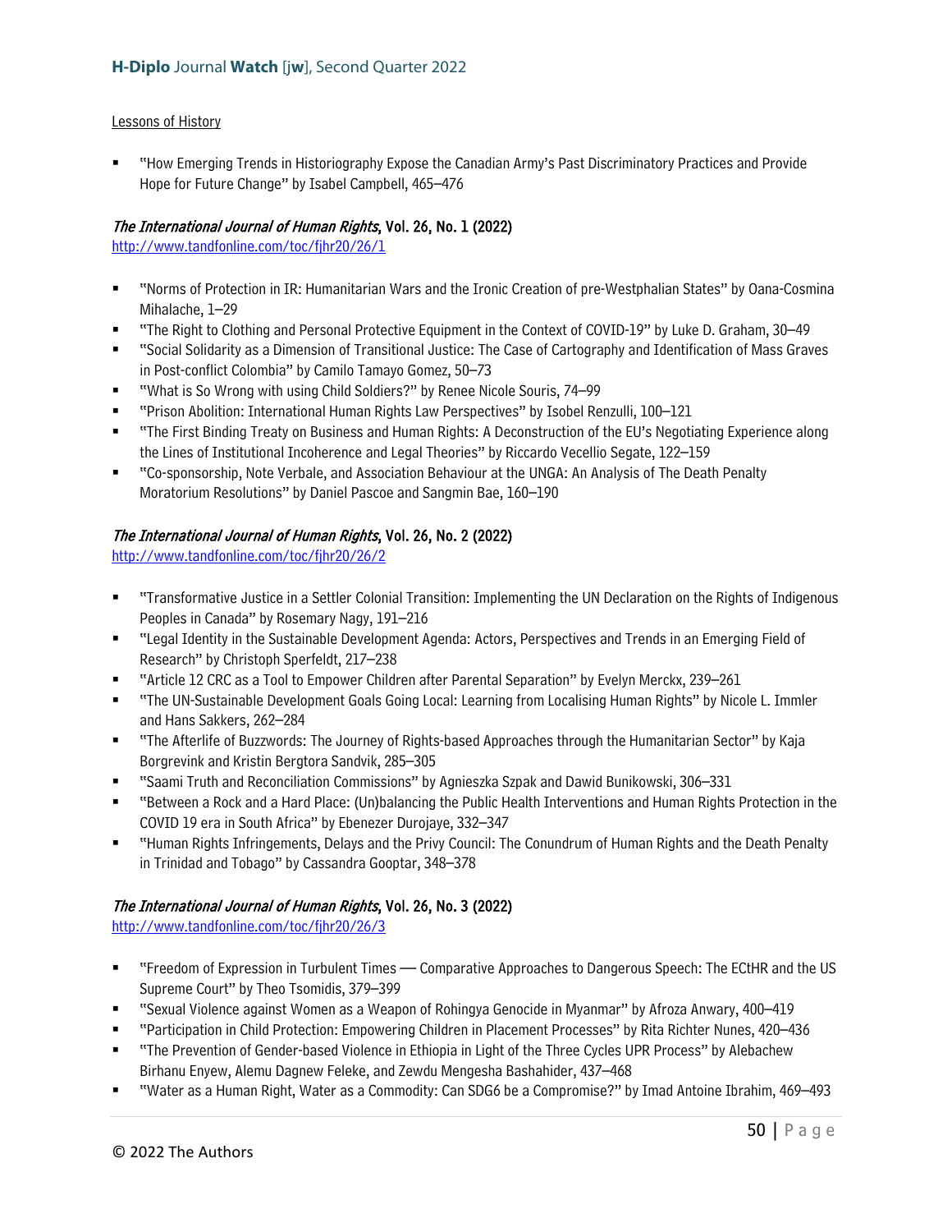Lessons of History

- "How Emerging Trends in Historiography Expose the Canadian Army's Past Discriminatory Practices and Provide Hope for Future Change" by Isabel Campbell, 465–476

### *The International Journal of Human Rights*, Vol. 26, No. 1 (2022)

http://www.tandfonline.com/toc/fjhr20/26/1

- "Norms of Protection in IR: Humanitarian Wars and the Ironic Creation of pre-Westphalian States" by Oana-Cosmina Mihalache, 1–29
- "The Right to Clothing and Personal Protective Equipment in the Context of COVID-19" by Luke D. Graham, 30–49
- "Social Solidarity as a Dimension of Transitional Justice: The Case of Cartography and Identification of Mass Graves in Post-conflict Colombia" by Camilo Tamayo Gomez, 50–73
- "What is So Wrong with using Child Soldiers?" by Renee Nicole Souris, 74–99
- "Prison Abolition: International Human Rights Law Perspectives" by Isobel Renzulli, 100–121
- "The First Binding Treaty on Business and Human Rights: A Deconstruction of the EU's Negotiating Experience along the Lines of Institutional Incoherence and Legal Theories" by Riccardo Vecellio Segate, 122–159
- "Co-sponsorship, Note Verbale, and Association Behaviour at the UNGA: An Analysis of The Death Penalty Moratorium Resolutions" by Daniel Pascoe and Sangmin Bae, 160–190

### *The International Journal of Human Rights*, Vol. 26, No. 2 (2022)

http://www.tandfonline.com/toc/fjhr20/26/2

- "Transformative Justice in a Settler Colonial Transition: Implementing the UN Declaration on the Rights of Indigenous Peoples in Canada" by Rosemary Nagy, 191–216
- "Legal Identity in the Sustainable Development Agenda: Actors, Perspectives and Trends in an Emerging Field of Research" by Christoph Sperfeldt, 217–238
- "Article 12 CRC as a Tool to Empower Children after Parental Separation" by Evelyn Merckx, 239–261
- "The UN-Sustainable Development Goals Going Local: Learning from Localising Human Rights" by Nicole L. Immler and Hans Sakkers, 262–284
- "The Afterlife of Buzzwords: The Journey of Rights-based Approaches through the Humanitarian Sector" by Kaja Borgrevink and Kristin Bergtora Sandvik, 285–305
- "Saami Truth and Reconciliation Commissions" by Agnieszka Szpak and Dawid Bunikowski, 306–331
- "Between a Rock and a Hard Place: (Un)balancing the Public Health Interventions and Human Rights Protection in the COVID 19 era in South Africa" by Ebenezer Durojaye, 332–347
- "Human Rights Infringements, Delays and the Privy Council: The Conundrum of Human Rights and the Death Penalty in Trinidad and Tobago" by Cassandra Gooptar, 348–378

### *The International Journal of Human Rights*, Vol. 26, No. 3 (2022)

http://www.tandfonline.com/toc/fjhr20/26/3

- "Freedom of Expression in Turbulent Times — Comparative Approaches to Dangerous Speech: The ECtHR and the US Supreme Court" by Theo Tsomidis, 379–399
- "Sexual Violence against Women as a Weapon of Rohingya Genocide in Myanmar" by Afroza Anwary, 400–419
- "Participation in Child Protection: Empowering Children in Placement Processes" by Rita Richter Nunes, 420–436
- "The Prevention of Gender-based Violence in Ethiopia in Light of the Three Cycles UPR Process" by Alebachew Birhanu Enyew, Alemu Dagnew Feleke, and Zewdu Mengesha Bashahider, 437–468
- "Water as a Human Right, Water as a Commodity: Can SDG6 be a Compromise?" by Imad Antoine Ibrahim, 469–493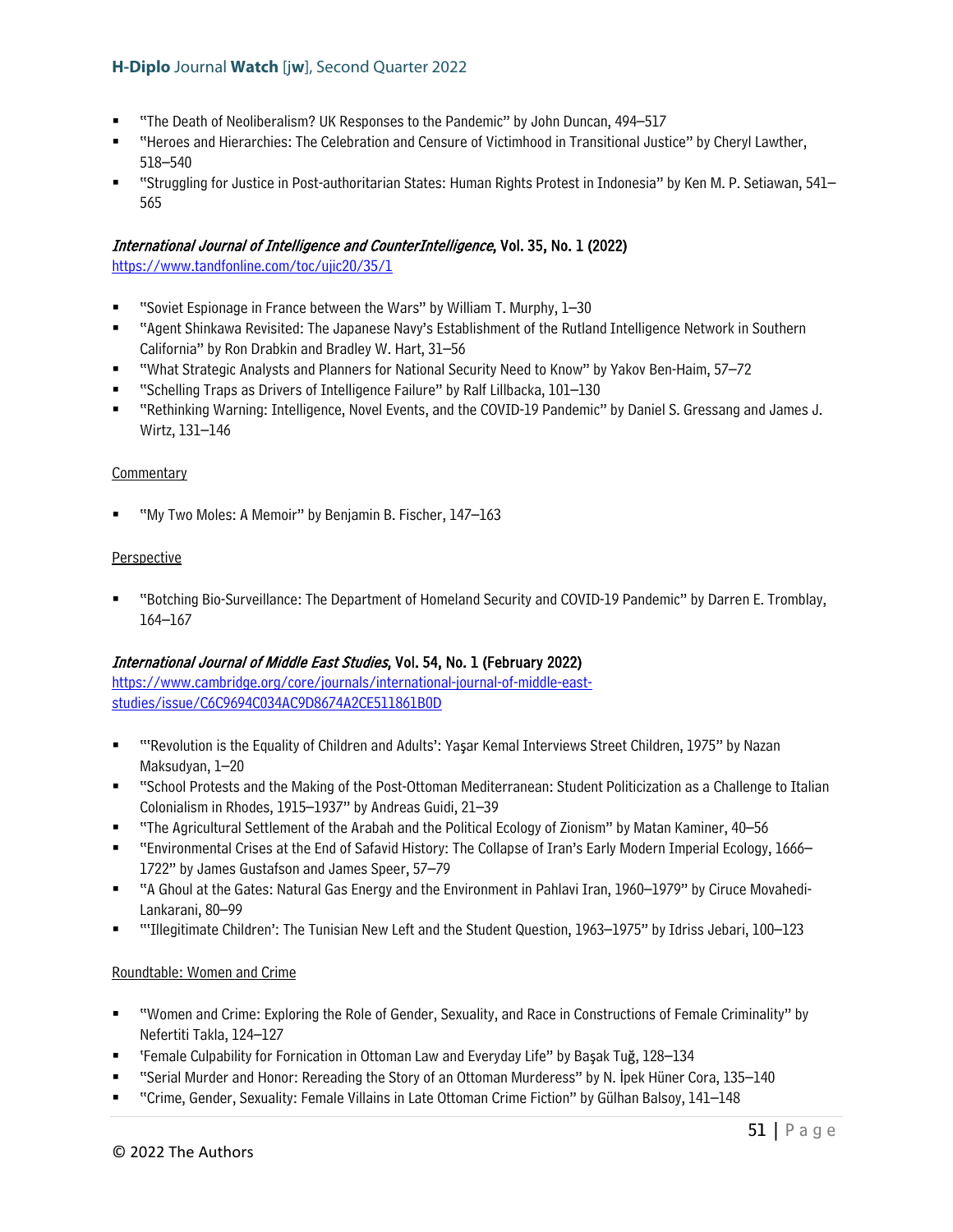- "The Death of Neoliberalism? UK Responses to the Pandemic" by John Duncan, 494–517
- "Heroes and Hierarchies: The Celebration and Censure of Victimhood in Transitional Justice" by Cheryl Lawther, 518–540
- "Struggling for Justice in Post-authoritarian States: Human Rights Protest in Indonesia" by Ken M. P. Setiawan, 541–565

***International Journal of Intelligence and CounterIntelligence*, Vol. 35, No. 1 (2022)**
https://www.tandfonline.com/toc/ujic20/35/1

- "Soviet Espionage in France between the Wars" by William T. Murphy, 1–30
- "Agent Shinkawa Revisited: The Japanese Navy's Establishment of the Rutland Intelligence Network in Southern California" by Ron Drabkin and Bradley W. Hart, 31–56
- "What Strategic Analysts and Planners for National Security Need to Know" by Yakov Ben-Haim, 57–72
- "Schelling Traps as Drivers of Intelligence Failure" by Ralf Lillbacka, 101–130
- "Rethinking Warning: Intelligence, Novel Events, and the COVID-19 Pandemic" by Daniel S. Gressang and James J. Wirtz, 131–146

Commentary

- "My Two Moles: A Memoir" by Benjamin B. Fischer, 147–163

Perspective

- "Botching Bio-Surveillance: The Department of Homeland Security and COVID-19 Pandemic" by Darren E. Tromblay, 164–167

***International Journal of Middle East Studies*, Vol. 54, No. 1 (February 2022)**
https://www.cambridge.org/core/journals/international-journal-of-middle-east-studies/issue/C6C9694C034AC9D8674A2CE511861B0D

- "'Revolution is the Equality of Children and Adults': Yaşar Kemal Interviews Street Children, 1975" by Nazan Maksudyan, 1–20
- "School Protests and the Making of the Post-Ottoman Mediterranean: Student Politicization as a Challenge to Italian Colonialism in Rhodes, 1915–1937" by Andreas Guidi, 21–39
- "The Agricultural Settlement of the Arabah and the Political Ecology of Zionism" by Matan Kaminer, 40–56
- "Environmental Crises at the End of Safavid History: The Collapse of Iran's Early Modern Imperial Ecology, 1666–1722" by James Gustafson and James Speer, 57–79
- "A Ghoul at the Gates: Natural Gas Energy and the Environment in Pahlavi Iran, 1960–1979" by Ciruce Movahedi-Lankarani, 80–99
- "'Illegitimate Children': The Tunisian New Left and the Student Question, 1963–1975" by Idriss Jebari, 100–123

Roundtable: Women and Crime

- "Women and Crime: Exploring the Role of Gender, Sexuality, and Race in Constructions of Female Criminality" by Nefertiti Takla, 124–127
- 'Female Culpability for Fornication in Ottoman Law and Everyday Life" by Başak Tuğ, 128–134
- "Serial Murder and Honor: Rereading the Story of an Ottoman Murderess" by N. İpek Hüner Cora, 135–140
- "Crime, Gender, Sexuality: Female Villains in Late Ottoman Crime Fiction" by Gülhan Balsoy, 141–148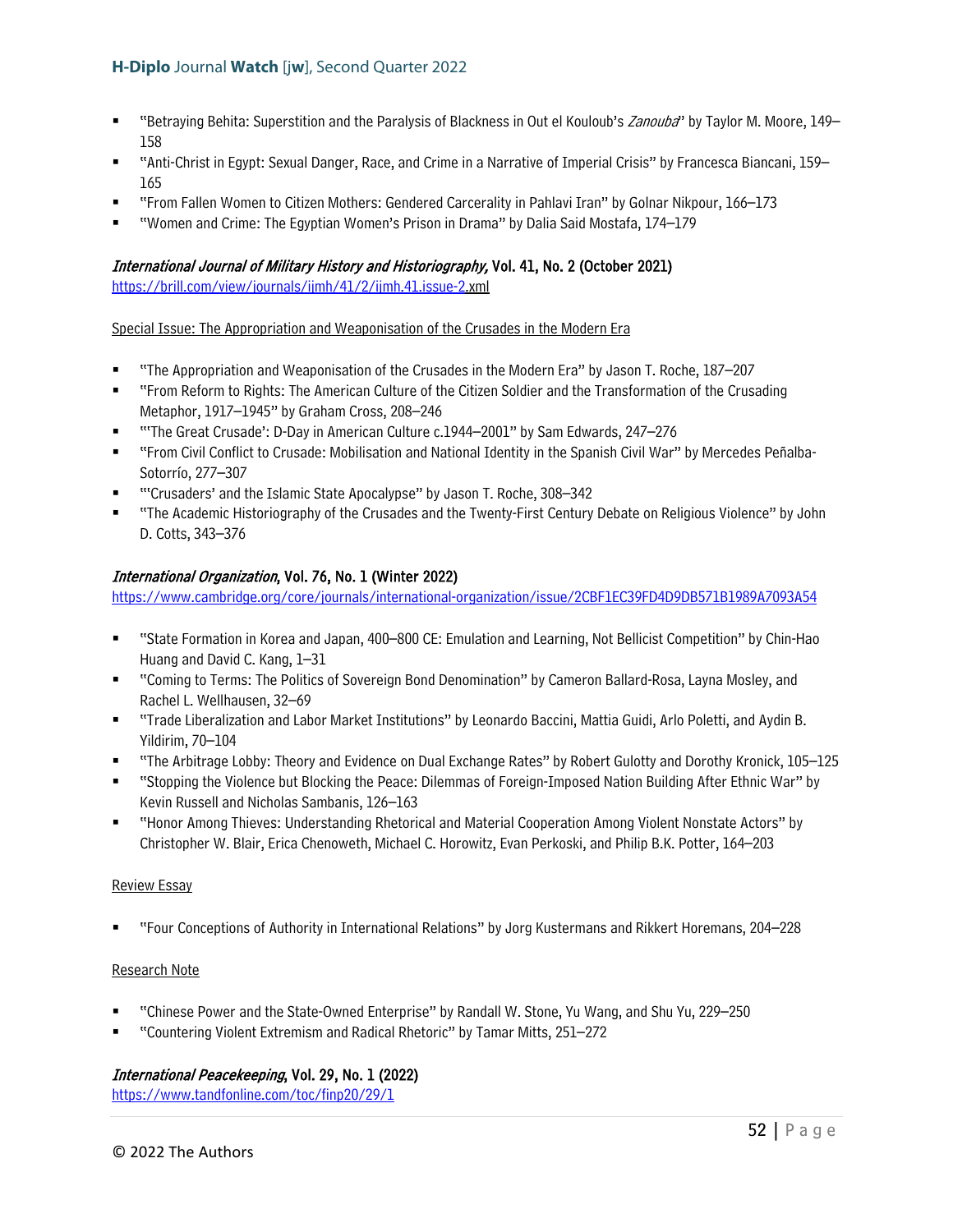- "Betraying Behita: Superstition and the Paralysis of Blackness in Out el Kouloub's *Zanouba*" by Taylor M. Moore, 149–158
- "Anti-Christ in Egypt: Sexual Danger, Race, and Crime in a Narrative of Imperial Crisis" by Francesca Biancani, 159–165
- "From Fallen Women to Citizen Mothers: Gendered Carcerality in Pahlavi Iran" by Golnar Nikpour, 166–173
- "Women and Crime: The Egyptian Women's Prison in Drama" by Dalia Said Mostafa, 174–179

***International Journal of Military History and Historiography*, Vol. 41, No. 2 (October 2021)**
https://brill.com/view/journals/ijmh/41/2/ijmh.41.issue-2.xml

Special Issue: The Appropriation and Weaponisation of the Crusades in the Modern Era

- "The Appropriation and Weaponisation of the Crusades in the Modern Era" by Jason T. Roche, 187–207
- "From Reform to Rights: The American Culture of the Citizen Soldier and the Transformation of the Crusading Metaphor, 1917–1945" by Graham Cross, 208–246
- "'The Great Crusade': D-Day in American Culture c.1944–2001" by Sam Edwards, 247–276
- "From Civil Conflict to Crusade: Mobilisation and National Identity in the Spanish Civil War" by Mercedes Peñalba-Sotorrío, 277–307
- "'Crusaders' and the Islamic State Apocalypse" by Jason T. Roche, 308–342
- "The Academic Historiography of the Crusades and the Twenty-First Century Debate on Religious Violence" by John D. Cotts, 343–376

***International Organization*, Vol. 76, No. 1 (Winter 2022)**
https://www.cambridge.org/core/journals/international-organization/issue/2CBF1EC39FD4D9DB571B1989A7093A54

- "State Formation in Korea and Japan, 400–800 CE: Emulation and Learning, Not Bellicist Competition" by Chin-Hao Huang and David C. Kang, 1–31
- "Coming to Terms: The Politics of Sovereign Bond Denomination" by Cameron Ballard-Rosa, Layna Mosley, and Rachel L. Wellhausen, 32–69
- "Trade Liberalization and Labor Market Institutions" by Leonardo Baccini, Mattia Guidi, Arlo Poletti, and Aydin B. Yildirim, 70–104
- "The Arbitrage Lobby: Theory and Evidence on Dual Exchange Rates" by Robert Gulotty and Dorothy Kronick, 105–125
- "Stopping the Violence but Blocking the Peace: Dilemmas of Foreign-Imposed Nation Building After Ethnic War" by Kevin Russell and Nicholas Sambanis, 126–163
- "Honor Among Thieves: Understanding Rhetorical and Material Cooperation Among Violent Nonstate Actors" by Christopher W. Blair, Erica Chenoweth, Michael C. Horowitz, Evan Perkoski, and Philip B.K. Potter, 164–203

Review Essay

- "Four Conceptions of Authority in International Relations" by Jorg Kustermans and Rikkert Horemans, 204–228

Research Note

- "Chinese Power and the State-Owned Enterprise" by Randall W. Stone, Yu Wang, and Shu Yu, 229–250
- "Countering Violent Extremism and Radical Rhetoric" by Tamar Mitts, 251–272

***International Peacekeeping*, Vol. 29, No. 1 (2022)**
https://www.tandfonline.com/toc/finp20/29/1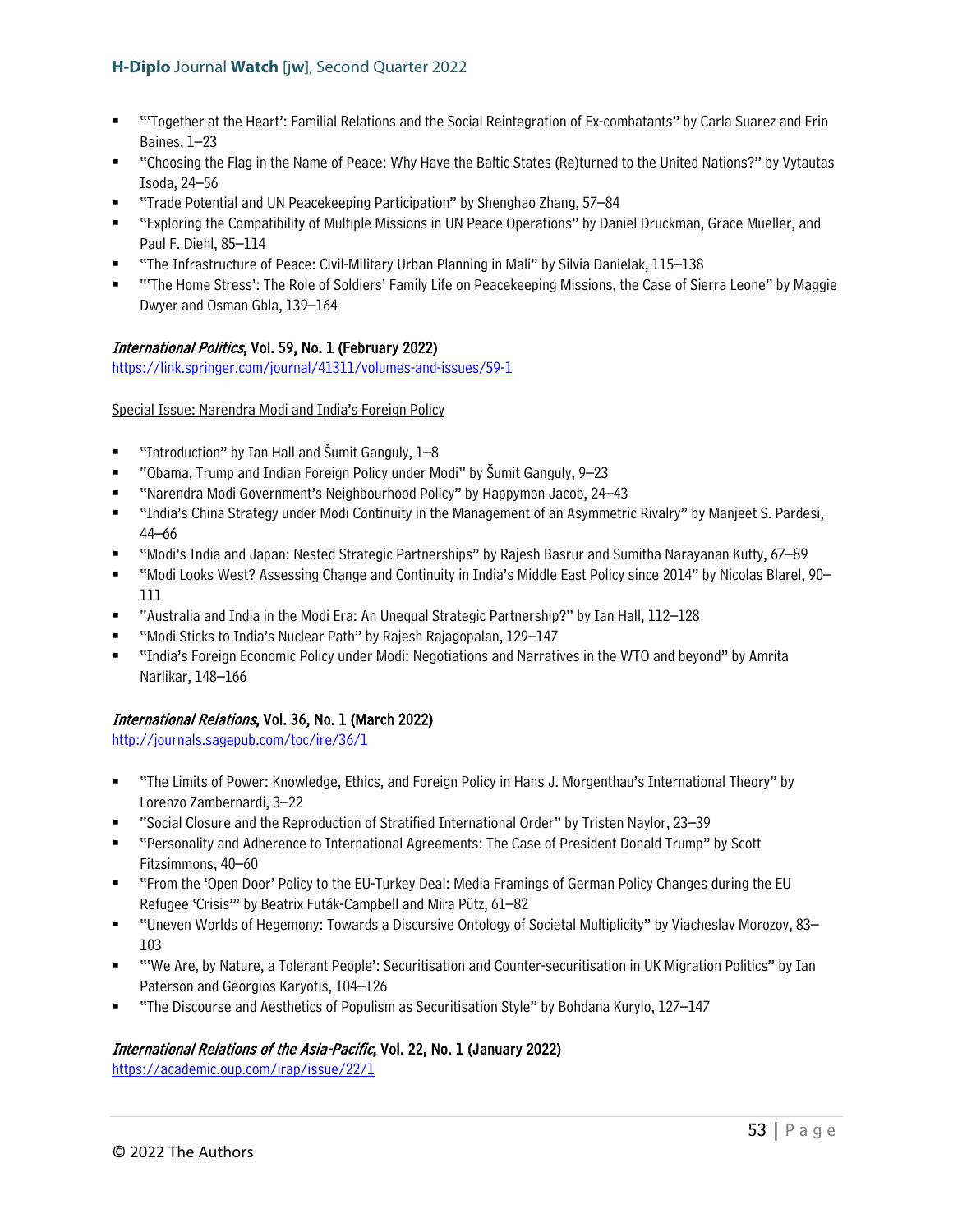- "'Together at the Heart': Familial Relations and the Social Reintegration of Ex-combatants" by Carla Suarez and Erin Baines, 1–23
- "Choosing the Flag in the Name of Peace: Why Have the Baltic States (Re)turned to the United Nations?" by Vytautas Isoda, 24–56
- "Trade Potential and UN Peacekeeping Participation" by Shenghao Zhang, 57–84
- "Exploring the Compatibility of Multiple Missions in UN Peace Operations" by Daniel Druckman, Grace Mueller, and Paul F. Diehl, 85–114
- "The Infrastructure of Peace: Civil-Military Urban Planning in Mali" by Silvia Danielak, 115–138
- "'The Home Stress': The Role of Soldiers' Family Life on Peacekeeping Missions, the Case of Sierra Leone" by Maggie Dwyer and Osman Gbla, 139–164

### *International Politics*, Vol. 59, No. 1 (February 2022)

https://link.springer.com/journal/41311/volumes-and-issues/59-1

Special Issue: Narendra Modi and India's Foreign Policy

- "Introduction" by Ian Hall and Šumit Ganguly, 1–8
- "Obama, Trump and Indian Foreign Policy under Modi" by Šumit Ganguly, 9–23
- "Narendra Modi Government's Neighbourhood Policy" by Happymon Jacob, 24–43
- "India's China Strategy under Modi Continuity in the Management of an Asymmetric Rivalry" by Manjeet S. Pardesi, 44–66
- "Modi's India and Japan: Nested Strategic Partnerships" by Rajesh Basrur and Sumitha Narayanan Kutty, 67–89
- "Modi Looks West? Assessing Change and Continuity in India's Middle East Policy since 2014" by Nicolas Blarel, 90–111
- "Australia and India in the Modi Era: An Unequal Strategic Partnership?" by Ian Hall, 112–128
- "Modi Sticks to India's Nuclear Path" by Rajesh Rajagopalan, 129–147
- "India's Foreign Economic Policy under Modi: Negotiations and Narratives in the WTO and beyond" by Amrita Narlikar, 148–166

### *International Relations*, Vol. 36, No. 1 (March 2022)

http://journals.sagepub.com/toc/ire/36/1

- "The Limits of Power: Knowledge, Ethics, and Foreign Policy in Hans J. Morgenthau's International Theory" by Lorenzo Zambernardi, 3–22
- "Social Closure and the Reproduction of Stratified International Order" by Tristen Naylor, 23–39
- "Personality and Adherence to International Agreements: The Case of President Donald Trump" by Scott Fitzsimmons, 40–60
- "From the 'Open Door' Policy to the EU-Turkey Deal: Media Framings of German Policy Changes during the EU Refugee 'Crisis'" by Beatrix Futák-Campbell and Mira Pütz, 61–82
- "Uneven Worlds of Hegemony: Towards a Discursive Ontology of Societal Multiplicity" by Viacheslav Morozov, 83–103
- "'We Are, by Nature, a Tolerant People': Securitisation and Counter-securitisation in UK Migration Politics" by Ian Paterson and Georgios Karyotis, 104–126
- "The Discourse and Aesthetics of Populism as Securitisation Style" by Bohdana Kurylo, 127–147

### *International Relations of the Asia-Pacific*, Vol. 22, No. 1 (January 2022)

https://academic.oup.com/irap/issue/22/1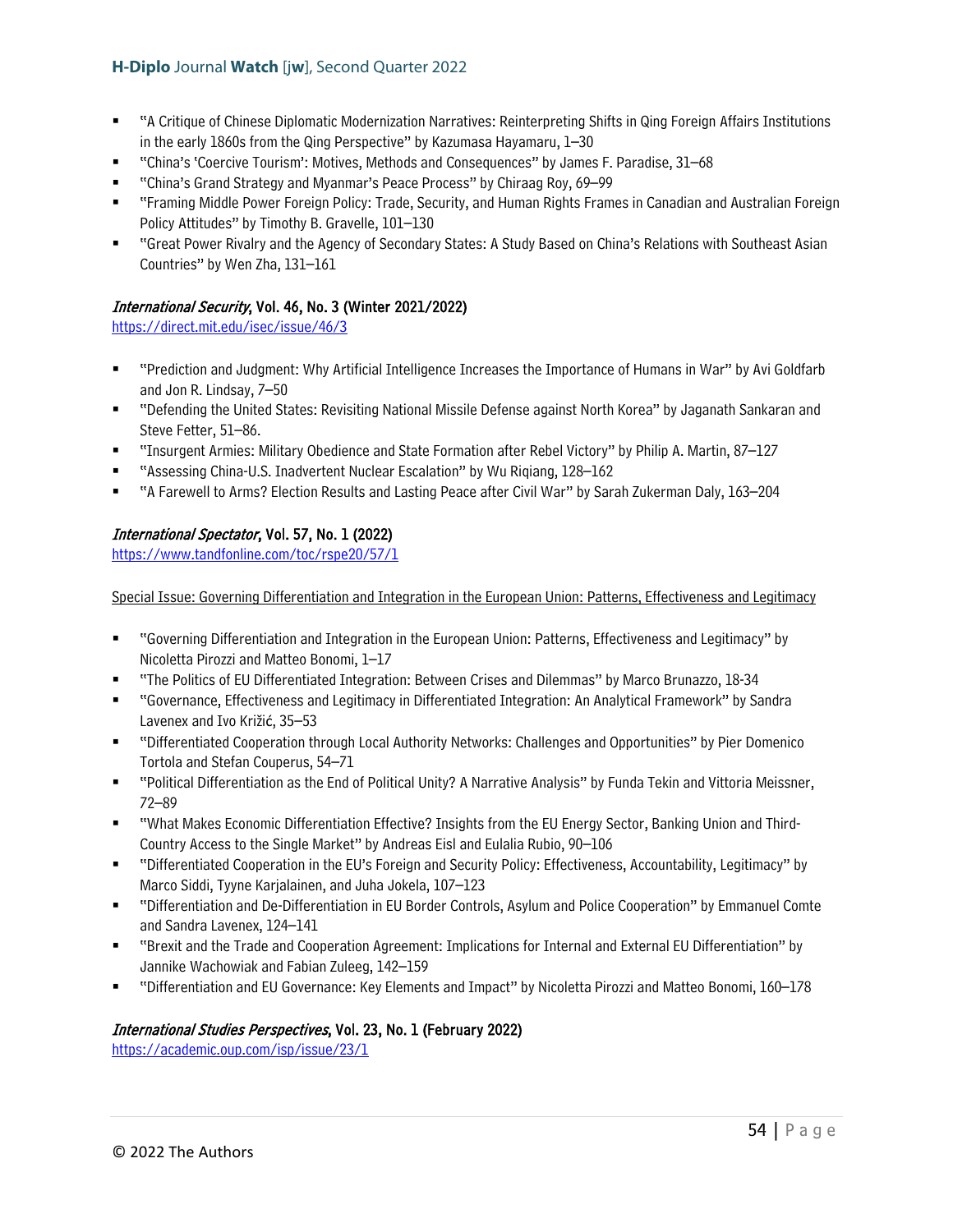- "A Critique of Chinese Diplomatic Modernization Narratives: Reinterpreting Shifts in Qing Foreign Affairs Institutions in the early 1860s from the Qing Perspective" by Kazumasa Hayamaru, 1–30
- "China's 'Coercive Tourism': Motives, Methods and Consequences" by James F. Paradise, 31–68
- "China's Grand Strategy and Myanmar's Peace Process" by Chiraag Roy, 69–99
- "Framing Middle Power Foreign Policy: Trade, Security, and Human Rights Frames in Canadian and Australian Foreign Policy Attitudes" by Timothy B. Gravelle, 101–130
- "Great Power Rivalry and the Agency of Secondary States: A Study Based on China's Relations with Southeast Asian Countries" by Wen Zha, 131–161

### *International Security*, Vol. 46, No. 3 (Winter 2021/2022)

https://direct.mit.edu/isec/issue/46/3

- "Prediction and Judgment: Why Artificial Intelligence Increases the Importance of Humans in War" by Avi Goldfarb and Jon R. Lindsay, 7–50
- "Defending the United States: Revisiting National Missile Defense against North Korea" by Jaganath Sankaran and Steve Fetter, 51–86.
- "Insurgent Armies: Military Obedience and State Formation after Rebel Victory" by Philip A. Martin, 87–127
- "Assessing China-U.S. Inadvertent Nuclear Escalation" by Wu Riqiang, 128–162
- "A Farewell to Arms? Election Results and Lasting Peace after Civil War" by Sarah Zukerman Daly, 163–204

### *International Spectator*, Vol. 57, No. 1 (2022)

https://www.tandfonline.com/toc/rspe20/57/1

Special Issue: Governing Differentiation and Integration in the European Union: Patterns, Effectiveness and Legitimacy

- "Governing Differentiation and Integration in the European Union: Patterns, Effectiveness and Legitimacy" by Nicoletta Pirozzi and Matteo Bonomi, 1–17
- "The Politics of EU Differentiated Integration: Between Crises and Dilemmas" by Marco Brunazzo, 18-34
- "Governance, Effectiveness and Legitimacy in Differentiated Integration: An Analytical Framework" by Sandra Lavenex and Ivo Križić, 35–53
- "Differentiated Cooperation through Local Authority Networks: Challenges and Opportunities" by Pier Domenico Tortola and Stefan Couperus, 54–71
- "Political Differentiation as the End of Political Unity? A Narrative Analysis" by Funda Tekin and Vittoria Meissner, 72–89
- "What Makes Economic Differentiation Effective? Insights from the EU Energy Sector, Banking Union and Third-Country Access to the Single Market" by Andreas Eisl and Eulalia Rubio, 90–106
- "Differentiated Cooperation in the EU's Foreign and Security Policy: Effectiveness, Accountability, Legitimacy" by Marco Siddi, Tyyne Karjalainen, and Juha Jokela, 107–123
- "Differentiation and De-Differentiation in EU Border Controls, Asylum and Police Cooperation" by Emmanuel Comte and Sandra Lavenex, 124–141
- "Brexit and the Trade and Cooperation Agreement: Implications for Internal and External EU Differentiation" by Jannike Wachowiak and Fabian Zuleeg, 142–159
- "Differentiation and EU Governance: Key Elements and Impact" by Nicoletta Pirozzi and Matteo Bonomi, 160–178

### *International Studies Perspectives*, Vol. 23, No. 1 (February 2022)

https://academic.oup.com/isp/issue/23/1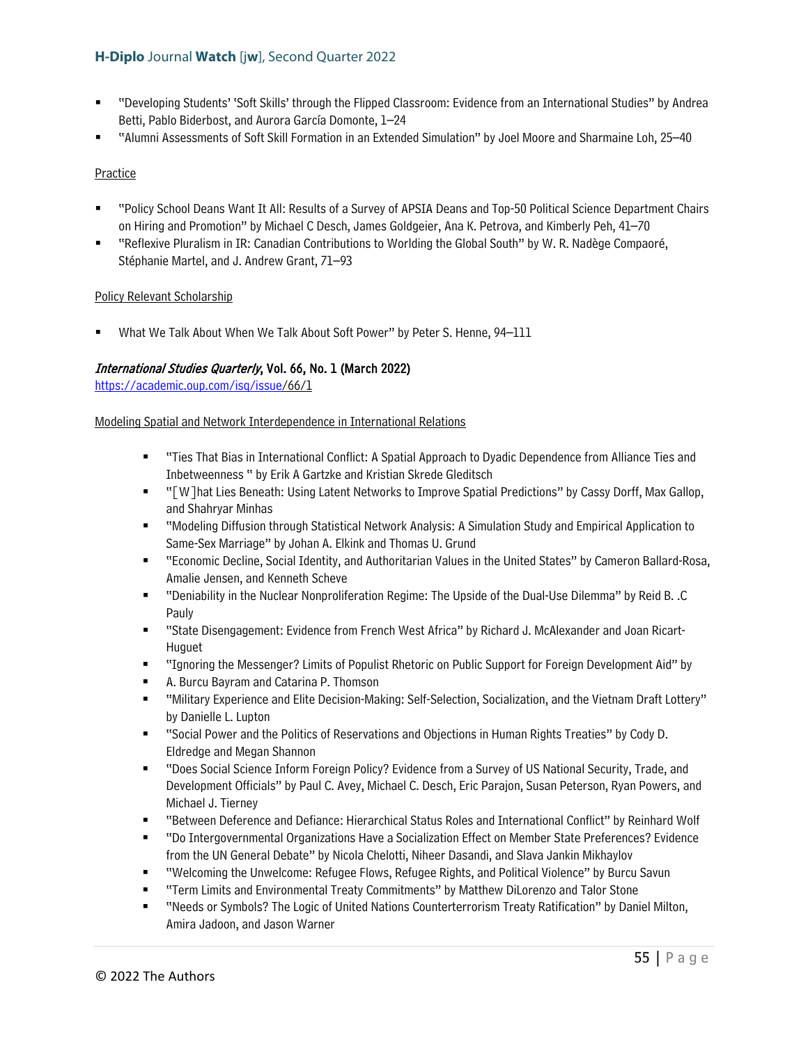- "Developing Students' 'Soft Skills' through the Flipped Classroom: Evidence from an International Studies" by Andrea Betti, Pablo Biderbost, and Aurora García Domonte, 1–24
- "Alumni Assessments of Soft Skill Formation in an Extended Simulation" by Joel Moore and Sharmaine Loh, 25–40

Practice

- "Policy School Deans Want It All: Results of a Survey of APSIA Deans and Top-50 Political Science Department Chairs on Hiring and Promotion" by Michael C Desch, James Goldgeier, Ana K. Petrova, and Kimberly Peh, 41–70
- "Reflexive Pluralism in IR: Canadian Contributions to Worlding the Global South" by W. R. Nadège Compaoré, Stéphanie Martel, and J. Andrew Grant, 71–93

Policy Relevant Scholarship

- What We Talk About When We Talk About Soft Power" by Peter S. Henne, 94–111

***International Studies Quarterly*, Vol. 66, No. 1 (March 2022)**
https://academic.oup.com/isq/issue/66/1

Modeling Spatial and Network Interdependence in International Relations

- "Ties That Bias in International Conflict: A Spatial Approach to Dyadic Dependence from Alliance Ties and Inbetweenness " by Erik A Gartzke and Kristian Skrede Gleditsch
- "[W]hat Lies Beneath: Using Latent Networks to Improve Spatial Predictions" by Cassy Dorff, Max Gallop, and Shahryar Minhas
- "Modeling Diffusion through Statistical Network Analysis: A Simulation Study and Empirical Application to Same-Sex Marriage" by Johan A. Elkink and Thomas U. Grund
- "Economic Decline, Social Identity, and Authoritarian Values in the United States" by Cameron Ballard-Rosa, Amalie Jensen, and Kenneth Scheve
- "Deniability in the Nuclear Nonproliferation Regime: The Upside of the Dual-Use Dilemma" by Reid B. .C Pauly
- "State Disengagement: Evidence from French West Africa" by Richard J. McAlexander and Joan Ricart-Huguet
- "Ignoring the Messenger? Limits of Populist Rhetoric on Public Support for Foreign Development Aid" by
- A. Burcu Bayram and Catarina P. Thomson
- "Military Experience and Elite Decision-Making: Self-Selection, Socialization, and the Vietnam Draft Lottery" by Danielle L. Lupton
- "Social Power and the Politics of Reservations and Objections in Human Rights Treaties" by Cody D. Eldredge and Megan Shannon
- "Does Social Science Inform Foreign Policy? Evidence from a Survey of US National Security, Trade, and Development Officials" by Paul C. Avey, Michael C. Desch, Eric Parajon, Susan Peterson, Ryan Powers, and Michael J. Tierney
- "Between Deference and Defiance: Hierarchical Status Roles and International Conflict" by Reinhard Wolf
- "Do Intergovernmental Organizations Have a Socialization Effect on Member State Preferences? Evidence from the UN General Debate" by Nicola Chelotti, Niheer Dasandi, and Slava Jankin Mikhaylov
- "Welcoming the Unwelcome: Refugee Flows, Refugee Rights, and Political Violence" by Burcu Savun
- "Term Limits and Environmental Treaty Commitments" by Matthew DiLorenzo and Talor Stone
- "Needs or Symbols? The Logic of United Nations Counterterrorism Treaty Ratification" by Daniel Milton, Amira Jadoon, and Jason Warner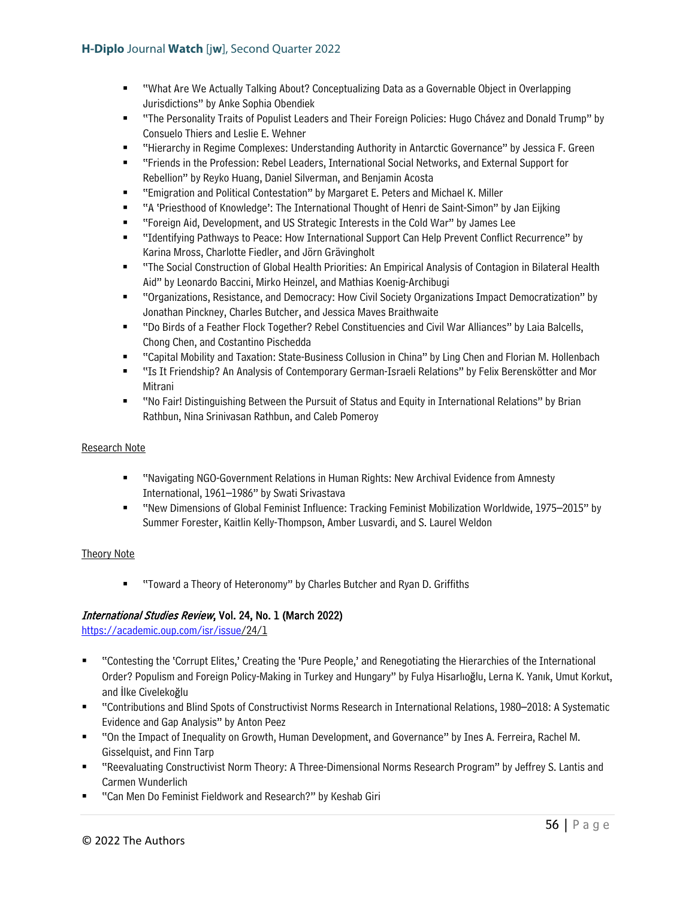- "What Are We Actually Talking About? Conceptualizing Data as a Governable Object in Overlapping Jurisdictions" by Anke Sophia Obendiek
- "The Personality Traits of Populist Leaders and Their Foreign Policies: Hugo Chávez and Donald Trump" by Consuelo Thiers and Leslie E. Wehner
- "Hierarchy in Regime Complexes: Understanding Authority in Antarctic Governance" by Jessica F. Green
- "Friends in the Profession: Rebel Leaders, International Social Networks, and External Support for Rebellion" by Reyko Huang, Daniel Silverman, and Benjamin Acosta
- "Emigration and Political Contestation" by Margaret E. Peters and Michael K. Miller
- "A 'Priesthood of Knowledge': The International Thought of Henri de Saint-Simon" by Jan Eijking
- "Foreign Aid, Development, and US Strategic Interests in the Cold War" by James Lee
- "Identifying Pathways to Peace: How International Support Can Help Prevent Conflict Recurrence" by Karina Mross, Charlotte Fiedler, and Jörn Grävingholt
- "The Social Construction of Global Health Priorities: An Empirical Analysis of Contagion in Bilateral Health Aid" by Leonardo Baccini, Mirko Heinzel, and Mathias Koenig-Archibugi
- "Organizations, Resistance, and Democracy: How Civil Society Organizations Impact Democratization" by Jonathan Pinckney, Charles Butcher, and Jessica Maves Braithwaite
- "Do Birds of a Feather Flock Together? Rebel Constituencies and Civil War Alliances" by Laia Balcells, Chong Chen, and Costantino Pischedda
- "Capital Mobility and Taxation: State-Business Collusion in China" by Ling Chen and Florian M. Hollenbach
- "Is It Friendship? An Analysis of Contemporary German-Israeli Relations" by Felix Berenskötter and Mor Mitrani
- "No Fair! Distinguishing Between the Pursuit of Status and Equity in International Relations" by Brian Rathbun, Nina Srinivasan Rathbun, and Caleb Pomeroy

Research Note

- "Navigating NGO-Government Relations in Human Rights: New Archival Evidence from Amnesty International, 1961–1986" by Swati Srivastava
- "New Dimensions of Global Feminist Influence: Tracking Feminist Mobilization Worldwide, 1975–2015" by Summer Forester, Kaitlin Kelly-Thompson, Amber Lusvardi, and S. Laurel Weldon

Theory Note

- "Toward a Theory of Heteronomy" by Charles Butcher and Ryan D. Griffiths

### *International Studies Review*, Vol. 24, No. 1 (March 2022)

https://academic.oup.com/isr/issue/24/1

- "Contesting the 'Corrupt Elites,' Creating the 'Pure People,' and Renegotiating the Hierarchies of the International Order? Populism and Foreign Policy-Making in Turkey and Hungary" by Fulya Hisarlıoğlu, Lerna K. Yanık, Umut Korkut, and İlke Civelekoğlu
- "Contributions and Blind Spots of Constructivist Norms Research in International Relations, 1980–2018: A Systematic Evidence and Gap Analysis" by Anton Peez
- "On the Impact of Inequality on Growth, Human Development, and Governance" by Ines A. Ferreira, Rachel M. Gisselquist, and Finn Tarp
- "Reevaluating Constructivist Norm Theory: A Three-Dimensional Norms Research Program" by Jeffrey S. Lantis and Carmen Wunderlich
- "Can Men Do Feminist Fieldwork and Research?" by Keshab Giri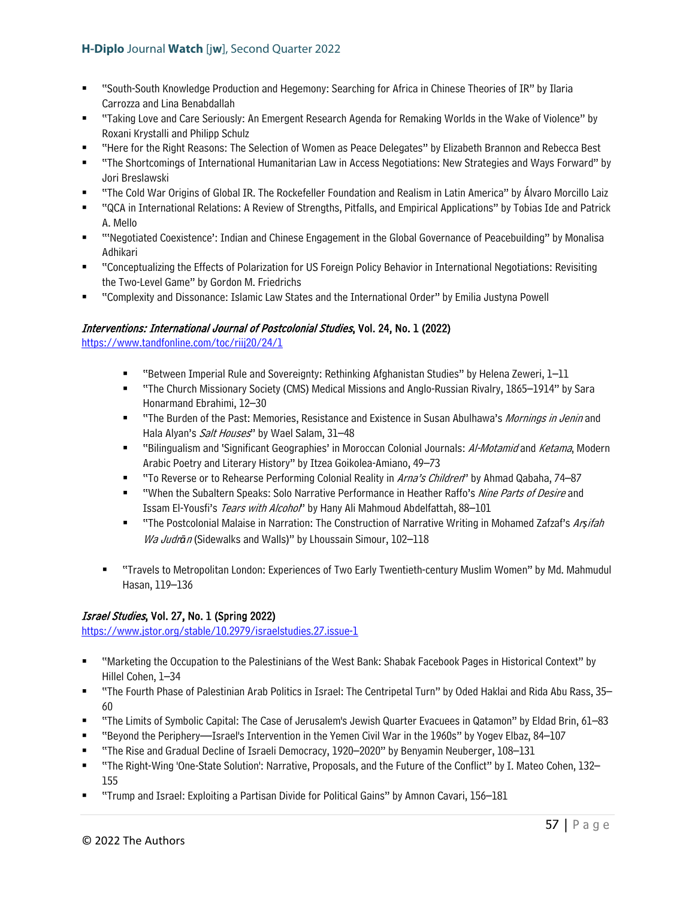- "South-South Knowledge Production and Hegemony: Searching for Africa in Chinese Theories of IR" by Ilaria Carrozza and Lina Benabdallah
- "Taking Love and Care Seriously: An Emergent Research Agenda for Remaking Worlds in the Wake of Violence" by Roxani Krystalli and Philipp Schulz
- "Here for the Right Reasons: The Selection of Women as Peace Delegates" by Elizabeth Brannon and Rebecca Best
- "The Shortcomings of International Humanitarian Law in Access Negotiations: New Strategies and Ways Forward" by Jori Breslawski
- "The Cold War Origins of Global IR. The Rockefeller Foundation and Realism in Latin America" by Álvaro Morcillo Laiz
- "QCA in International Relations: A Review of Strengths, Pitfalls, and Empirical Applications" by Tobias Ide and Patrick A. Mello
- "'Negotiated Coexistence': Indian and Chinese Engagement in the Global Governance of Peacebuilding" by Monalisa Adhikari
- "Conceptualizing the Effects of Polarization for US Foreign Policy Behavior in International Negotiations: Revisiting the Two-Level Game" by Gordon M. Friedrichs
- "Complexity and Dissonance: Islamic Law States and the International Order" by Emilia Justyna Powell

***Interventions: International Journal of Postcolonial Studies*, Vol. 24, No. 1 (2022)**
https://www.tandfonline.com/toc/riij20/24/1

- "Between Imperial Rule and Sovereignty: Rethinking Afghanistan Studies" by Helena Zeweri, 1–11
- "The Church Missionary Society (CMS) Medical Missions and Anglo-Russian Rivalry, 1865–1914" by Sara Honarmand Ebrahimi, 12–30
- "The Burden of the Past: Memories, Resistance and Existence in Susan Abulhawa's *Mornings in Jenin* and Hala Alyan's *Salt Houses*" by Wael Salam, 31–48
- "Bilingualism and 'Significant Geographies' in Moroccan Colonial Journals: *Al-Motamid* and *Ketama*, Modern Arabic Poetry and Literary History" by Itzea Goikolea-Amiano, 49–73
- "To Reverse or to Rehearse Performing Colonial Reality in *Arna's Children*" by Ahmad Qabaha, 74–87
- "When the Subaltern Speaks: Solo Narrative Performance in Heather Raffo's *Nine Parts of Desire* and Issam El-Yousfi's *Tears with Alcohol*" by Hany Ali Mahmoud Abdelfattah, 88–101
- "The Postcolonial Malaise in Narration: The Construction of Narrative Writing in Mohamed Zafzaf's *Arṣifah Wa Judrān* (Sidewalks and Walls)" by Lhoussain Simour, 102–118
- "Travels to Metropolitan London: Experiences of Two Early Twentieth-century Muslim Women" by Md. Mahmudul Hasan, 119–136

***Israel Studies*, Vol. 27, No. 1 (Spring 2022)**
https://www.jstor.org/stable/10.2979/israelstudies.27.issue-1

- "Marketing the Occupation to the Palestinians of the West Bank: Shabak Facebook Pages in Historical Context" by Hillel Cohen, 1–34
- "The Fourth Phase of Palestinian Arab Politics in Israel: The Centripetal Turn" by Oded Haklai and Rida Abu Rass, 35–60
- "The Limits of Symbolic Capital: The Case of Jerusalem's Jewish Quarter Evacuees in Qatamon" by Eldad Brin, 61–83
- "Beyond the Periphery—Israel's Intervention in the Yemen Civil War in the 1960s" by Yogev Elbaz, 84–107
- "The Rise and Gradual Decline of Israeli Democracy, 1920–2020" by Benyamin Neuberger, 108–131
- "The Right-Wing 'One-State Solution': Narrative, Proposals, and the Future of the Conflict" by I. Mateo Cohen, 132–155
- "Trump and Israel: Exploiting a Partisan Divide for Political Gains" by Amnon Cavari, 156–181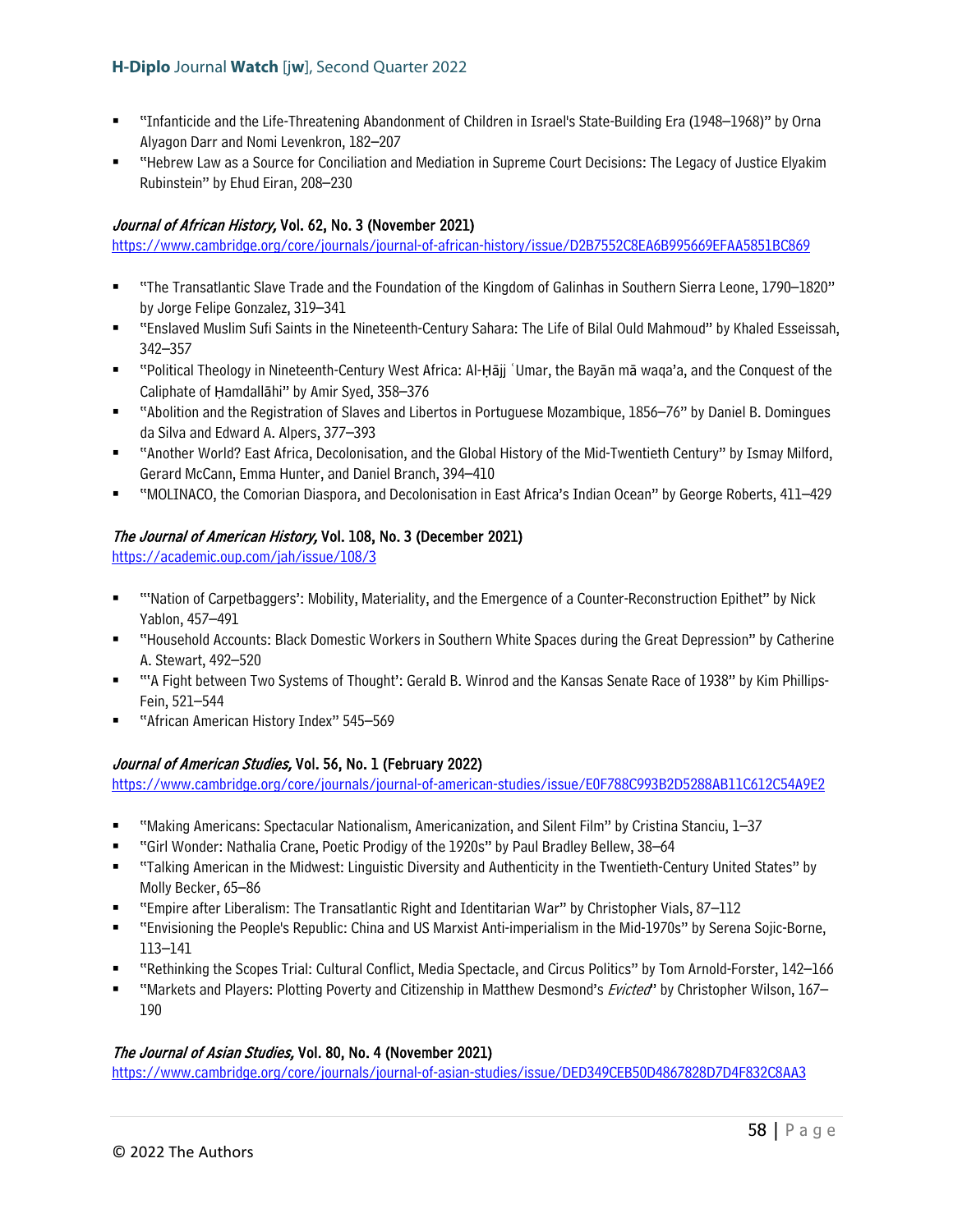- "Infanticide and the Life-Threatening Abandonment of Children in Israel's State-Building Era (1948–1968)" by Orna Alyagon Darr and Nomi Levenkron, 182–207
- "Hebrew Law as a Source for Conciliation and Mediation in Supreme Court Decisions: The Legacy of Justice Elyakim Rubinstein" by Ehud Eiran, 208–230

**_Journal of African History,_ Vol. 62, No. 3 (November 2021)**
https://www.cambridge.org/core/journals/journal-of-african-history/issue/D2B7552C8EA6B995669EFAA5851BC869

- "The Transatlantic Slave Trade and the Foundation of the Kingdom of Galinhas in Southern Sierra Leone, 1790–1820" by Jorge Felipe Gonzalez, 319–341
- "Enslaved Muslim Sufi Saints in the Nineteenth-Century Sahara: The Life of Bilal Ould Mahmoud" by Khaled Esseissah, 342–357
- "Political Theology in Nineteenth-Century West Africa: Al-Ḥājj ʿUmar, the Bayān mā waqa'a, and the Conquest of the Caliphate of Ḥamdallāhi" by Amir Syed, 358–376
- "Abolition and the Registration of Slaves and Libertos in Portuguese Mozambique, 1856–76" by Daniel B. Domingues da Silva and Edward A. Alpers, 377–393
- "Another World? East Africa, Decolonisation, and the Global History of the Mid-Twentieth Century" by Ismay Milford, Gerard McCann, Emma Hunter, and Daniel Branch, 394–410
- "MOLINACO, the Comorian Diaspora, and Decolonisation in East Africa's Indian Ocean" by George Roberts, 411–429

**_The Journal of American History,_ Vol. 108, No. 3 (December 2021)**
https://academic.oup.com/jah/issue/108/3

- "'Nation of Carpetbaggers': Mobility, Materiality, and the Emergence of a Counter-Reconstruction Epithet" by Nick Yablon, 457–491
- "Household Accounts: Black Domestic Workers in Southern White Spaces during the Great Depression" by Catherine A. Stewart, 492–520
- "'A Fight between Two Systems of Thought': Gerald B. Winrod and the Kansas Senate Race of 1938" by Kim Phillips-Fein, 521–544
- "African American History Index" 545–569

**_Journal of American Studies,_ Vol. 56, No. 1 (February 2022)**
https://www.cambridge.org/core/journals/journal-of-american-studies/issue/E0F788C993B2D5288AB11C612C54A9E2

- "Making Americans: Spectacular Nationalism, Americanization, and Silent Film" by Cristina Stanciu, 1–37
- "Girl Wonder: Nathalia Crane, Poetic Prodigy of the 1920s" by Paul Bradley Bellew, 38–64
- "Talking American in the Midwest: Linguistic Diversity and Authenticity in the Twentieth-Century United States" by Molly Becker, 65–86
- "Empire after Liberalism: The Transatlantic Right and Identitarian War" by Christopher Vials, 87–112
- "Envisioning the People's Republic: China and US Marxist Anti-imperialism in the Mid-1970s" by Serena Sojic-Borne, 113–141
- "Rethinking the Scopes Trial: Cultural Conflict, Media Spectacle, and Circus Politics" by Tom Arnold-Forster, 142–166
- "Markets and Players: Plotting Poverty and Citizenship in Matthew Desmond's *Evicted*" by Christopher Wilson, 167–190

**_The Journal of Asian Studies,_ Vol. 80, No. 4 (November 2021)**
https://www.cambridge.org/core/journals/journal-of-asian-studies/issue/DED349CEB50D4867828D7D4F832C8AA3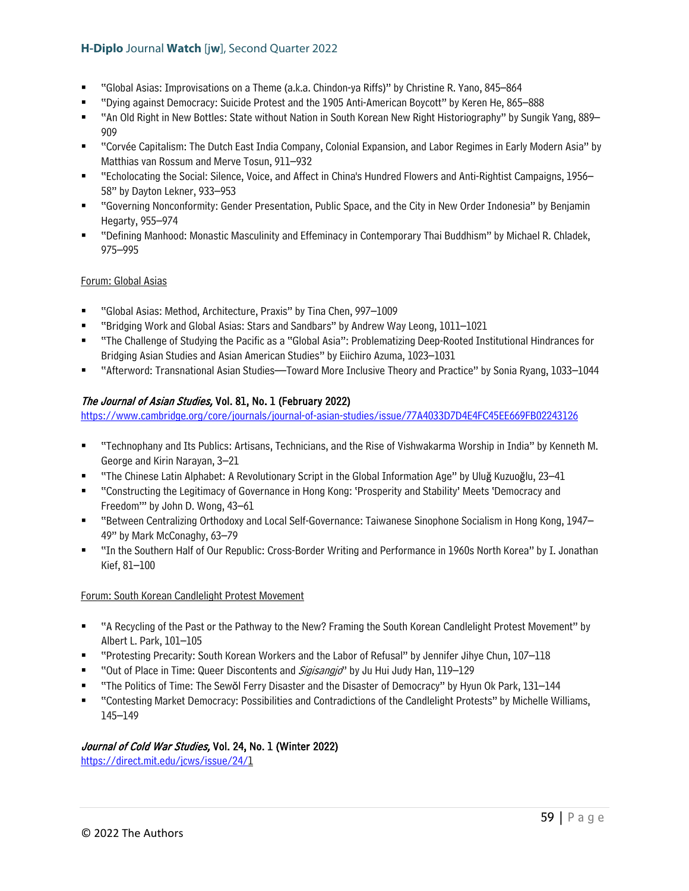- "Global Asias: Improvisations on a Theme (a.k.a. Chindon-ya Riffs)" by Christine R. Yano, 845–864
- "Dying against Democracy: Suicide Protest and the 1905 Anti-American Boycott" by Keren He, 865–888
- "An Old Right in New Bottles: State without Nation in South Korean New Right Historiography" by Sungik Yang, 889–909
- "Corvée Capitalism: The Dutch East India Company, Colonial Expansion, and Labor Regimes in Early Modern Asia" by Matthias van Rossum and Merve Tosun, 911–932
- "Echolocating the Social: Silence, Voice, and Affect in China's Hundred Flowers and Anti-Rightist Campaigns, 1956–58" by Dayton Lekner, 933–953
- "Governing Nonconformity: Gender Presentation, Public Space, and the City in New Order Indonesia" by Benjamin Hegarty, 955–974
- "Defining Manhood: Monastic Masculinity and Effeminacy in Contemporary Thai Buddhism" by Michael R. Chladek, 975–995

<u>Forum: Global Asias</u>

- "Global Asias: Method, Architecture, Praxis" by Tina Chen, 997–1009
- "Bridging Work and Global Asias: Stars and Sandbars" by Andrew Way Leong, 1011–1021
- "The Challenge of Studying the Pacific as a "Global Asia": Problematizing Deep-Rooted Institutional Hindrances for Bridging Asian Studies and Asian American Studies" by Eiichiro Azuma, 1023–1031
- "Afterword: Transnational Asian Studies—Toward More Inclusive Theory and Practice" by Sonia Ryang, 1033–1044

***The Journal of Asian Studies,* Vol. 81, No. 1 (February 2022)**
https://www.cambridge.org/core/journals/journal-of-asian-studies/issue/77A4033D7D4E4FC45EE669FB02243126

- "Technophany and Its Publics: Artisans, Technicians, and the Rise of Vishwakarma Worship in India" by Kenneth M. George and Kirin Narayan, 3–21
- "The Chinese Latin Alphabet: A Revolutionary Script in the Global Information Age" by Uluğ Kuzuoğlu, 23–41
- "Constructing the Legitimacy of Governance in Hong Kong: 'Prosperity and Stability' Meets 'Democracy and Freedom'" by John D. Wong, 43–61
- "Between Centralizing Orthodoxy and Local Self-Governance: Taiwanese Sinophone Socialism in Hong Kong, 1947–49" by Mark McConaghy, 63–79
- "In the Southern Half of Our Republic: Cross-Border Writing and Performance in 1960s North Korea" by I. Jonathan Kief, 81–100

<u>Forum: South Korean Candlelight Protest Movement</u>

- "A Recycling of the Past or the Pathway to the New? Framing the South Korean Candlelight Protest Movement" by Albert L. Park, 101–105
- "Protesting Precarity: South Korean Workers and the Labor of Refusal" by Jennifer Jihye Chun, 107–118
- "Out of Place in Time: Queer Discontents and *Sigisangjo*" by Ju Hui Judy Han, 119–129
- "The Politics of Time: The Sewŏl Ferry Disaster and the Disaster of Democracy" by Hyun Ok Park, 131–144
- "Contesting Market Democracy: Possibilities and Contradictions of the Candlelight Protests" by Michelle Williams, 145–149

***Journal of Cold War Studies,* Vol. 24, No. 1 (Winter 2022)**
https://direct.mit.edu/jcws/issue/24/1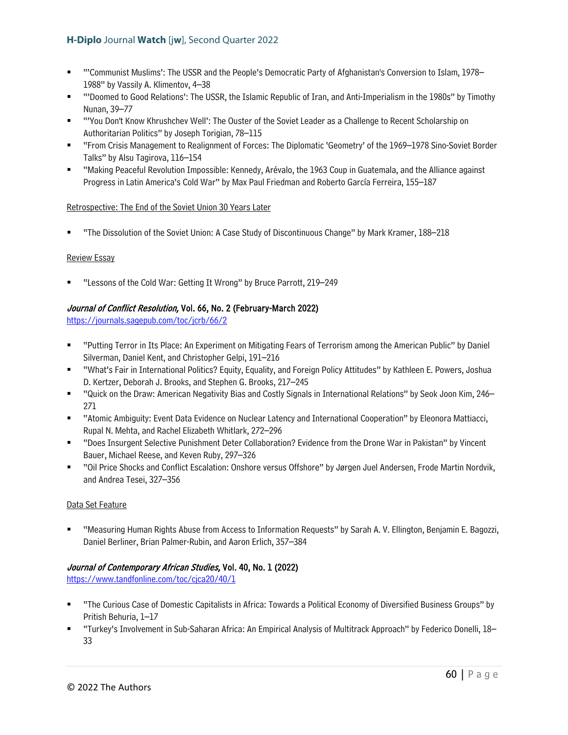- "'Communist Muslims': The USSR and the People's Democratic Party of Afghanistan's Conversion to Islam, 1978–1988" by Vassily A. Klimentov, 4–38
- "'Doomed to Good Relations': The USSR, the Islamic Republic of Iran, and Anti-Imperialism in the 1980s" by Timothy Nunan, 39–77
- "'You Don't Know Khrushchev Well': The Ouster of the Soviet Leader as a Challenge to Recent Scholarship on Authoritarian Politics" by Joseph Torigian, 78–115
- "From Crisis Management to Realignment of Forces: The Diplomatic 'Geometry' of the 1969–1978 Sino-Soviet Border Talks" by Alsu Tagirova, 116–154
- "Making Peaceful Revolution Impossible: Kennedy, Arévalo, the 1963 Coup in Guatemala, and the Alliance against Progress in Latin America's Cold War" by Max Paul Friedman and Roberto García Ferreira, 155–187

Retrospective: The End of the Soviet Union 30 Years Later

- "The Dissolution of the Soviet Union: A Case Study of Discontinuous Change" by Mark Kramer, 188–218

Review Essay

- "Lessons of the Cold War: Getting It Wrong" by Bruce Parrott, 219–249

### *Journal of Conflict Resolution,* Vol. 66, No. 2 (February-March 2022)

https://journals.sagepub.com/toc/jcrb/66/2

- "Putting Terror in Its Place: An Experiment on Mitigating Fears of Terrorism among the American Public" by Daniel Silverman, Daniel Kent, and Christopher Gelpi, 191–216
- "What's Fair in International Politics? Equity, Equality, and Foreign Policy Attitudes" by Kathleen E. Powers, Joshua D. Kertzer, Deborah J. Brooks, and Stephen G. Brooks, 217–245
- "Quick on the Draw: American Negativity Bias and Costly Signals in International Relations" by Seok Joon Kim, 246–271
- "Atomic Ambiguity: Event Data Evidence on Nuclear Latency and International Cooperation" by Eleonora Mattiacci, Rupal N. Mehta, and Rachel Elizabeth Whitlark, 272–296
- "Does Insurgent Selective Punishment Deter Collaboration? Evidence from the Drone War in Pakistan" by Vincent Bauer, Michael Reese, and Keven Ruby, 297–326
- "Oil Price Shocks and Conflict Escalation: Onshore versus Offshore" by Jørgen Juel Andersen, Frode Martin Nordvik, and Andrea Tesei, 327–356

Data Set Feature

- "Measuring Human Rights Abuse from Access to Information Requests" by Sarah A. V. Ellington, Benjamin E. Bagozzi, Daniel Berliner, Brian Palmer-Rubin, and Aaron Erlich, 357–384

### *Journal of Contemporary African Studies,* Vol. 40, No. 1 (2022)

https://www.tandfonline.com/toc/cjca20/40/1

- "The Curious Case of Domestic Capitalists in Africa: Towards a Political Economy of Diversified Business Groups" by Pritish Behuria, 1–17
- "Turkey's Involvement in Sub-Saharan Africa: An Empirical Analysis of Multitrack Approach" by Federico Donelli, 18–33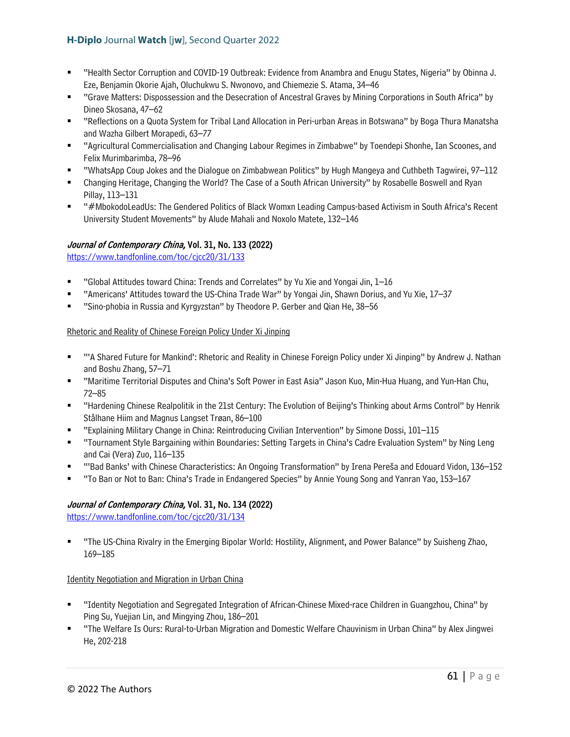- "Health Sector Corruption and COVID-19 Outbreak: Evidence from Anambra and Enugu States, Nigeria" by Obinna J. Eze, Benjamin Okorie Ajah, Oluchukwu S. Nwonovo, and Chiemezie S. Atama, 34–46
- "Grave Matters: Dispossession and the Desecration of Ancestral Graves by Mining Corporations in South Africa" by Dineo Skosana, 47–62
- "Reflections on a Quota System for Tribal Land Allocation in Peri-urban Areas in Botswana" by Boga Thura Manatsha and Wazha Gilbert Morapedi, 63–77
- "Agricultural Commercialisation and Changing Labour Regimes in Zimbabwe" by Toendepi Shonhe, Ian Scoones, and Felix Murimbarimba, 78–96
- "WhatsApp Coup Jokes and the Dialogue on Zimbabwean Politics" by Hugh Mangeya and Cuthbeth Tagwirei, 97–112
- Changing Heritage, Changing the World? The Case of a South African University" by Rosabelle Boswell and Ryan Pillay, 113–131
- "#MbokodoLeadUs: The Gendered Politics of Black Womxn Leading Campus-based Activism in South Africa's Recent University Student Movements" by Alude Mahali and Noxolo Matete, 132–146

### *Journal of Contemporary China*, Vol. 31, No. 133 (2022)

https://www.tandfonline.com/toc/cjcc20/31/133

- "Global Attitudes toward China: Trends and Correlates" by Yu Xie and Yongai Jin, 1–16
- "Americans' Attitudes toward the US-China Trade War" by Yongai Jin, Shawn Dorius, and Yu Xie, 17–37
- "Sino-phobia in Russia and Kyrgyzstan" by Theodore P. Gerber and Qian He, 38–56

Rhetoric and Reality of Chinese Foreign Policy Under Xi Jinping

- "'A Shared Future for Mankind': Rhetoric and Reality in Chinese Foreign Policy under Xi Jinping" by Andrew J. Nathan and Boshu Zhang, 57–71
- "Maritime Territorial Disputes and China's Soft Power in East Asia" Jason Kuo, Min-Hua Huang, and Yun-Han Chu, 72–85
- "Hardening Chinese Realpolitik in the 21st Century: The Evolution of Beijing's Thinking about Arms Control" by Henrik Stålhane Hiim and Magnus Langset Trøan, 86–100
- "Explaining Military Change in China: Reintroducing Civilian Intervention" by Simone Dossi, 101–115
- "Tournament Style Bargaining within Boundaries: Setting Targets in China's Cadre Evaluation System" by Ning Leng and Cai (Vera) Zuo, 116–135
- "'Bad Banks' with Chinese Characteristics: An Ongoing Transformation" by Irena Pereša and Edouard Vidon, 136–152
- "To Ban or Not to Ban: China's Trade in Endangered Species" by Annie Young Song and Yanran Yao, 153–167

### *Journal of Contemporary China*, Vol. 31, No. 134 (2022)

https://www.tandfonline.com/toc/cjcc20/31/134

- "The US-China Rivalry in the Emerging Bipolar World: Hostility, Alignment, and Power Balance" by Suisheng Zhao, 169–185

Identity Negotiation and Migration in Urban China

- "Identity Negotiation and Segregated Integration of African-Chinese Mixed-race Children in Guangzhou, China" by Ping Su, Yuejian Lin, and Mingying Zhou, 186–201
- "The Welfare Is Ours: Rural-to-Urban Migration and Domestic Welfare Chauvinism in Urban China" by Alex Jingwei He, 202-218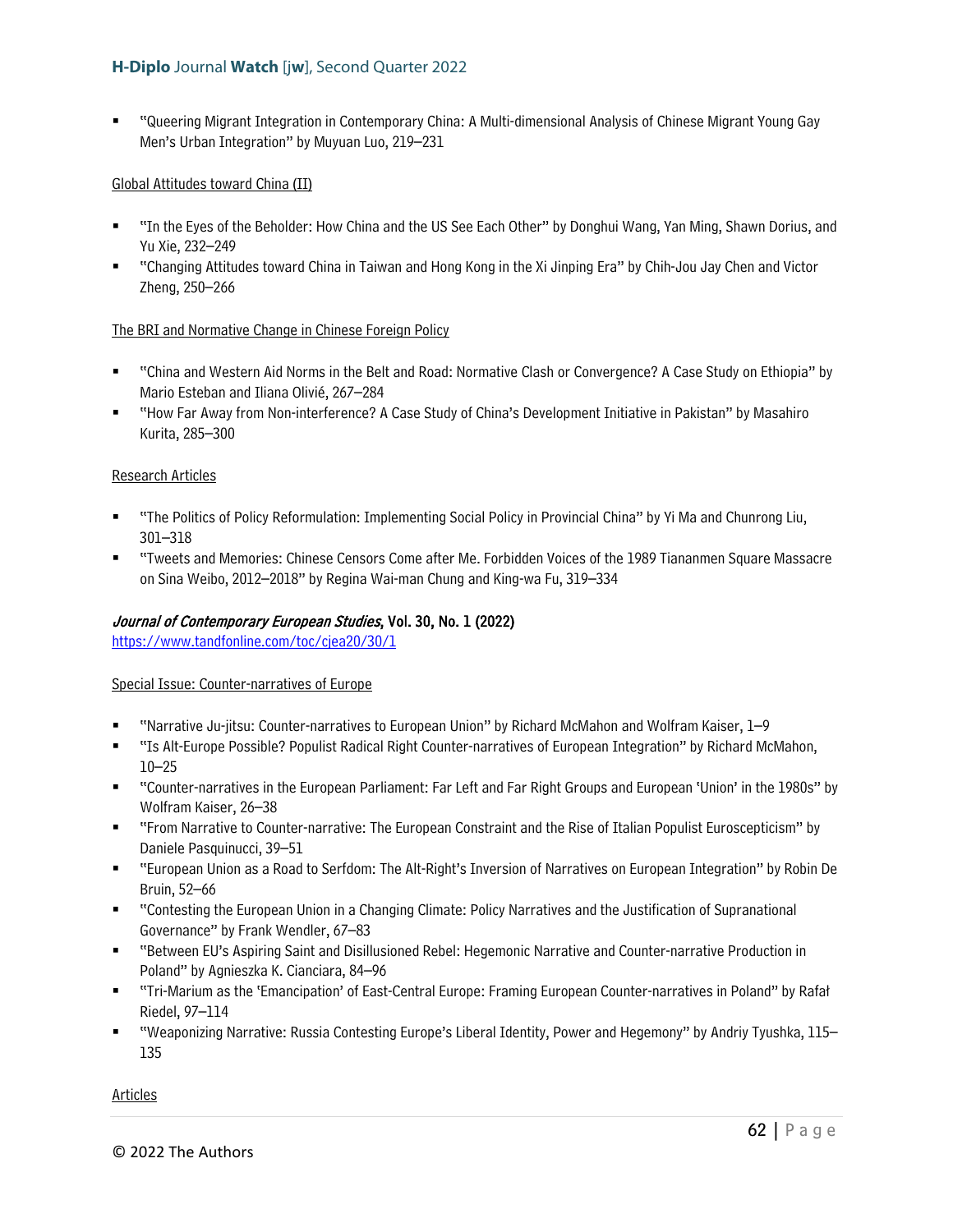- "Queering Migrant Integration in Contemporary China: A Multi-dimensional Analysis of Chinese Migrant Young Gay Men's Urban Integration" by Muyuan Luo, 219–231

Global Attitudes toward China (II)

- "In the Eyes of the Beholder: How China and the US See Each Other" by Donghui Wang, Yan Ming, Shawn Dorius, and Yu Xie, 232–249
- "Changing Attitudes toward China in Taiwan and Hong Kong in the Xi Jinping Era" by Chih-Jou Jay Chen and Victor Zheng, 250–266

The BRI and Normative Change in Chinese Foreign Policy

- "China and Western Aid Norms in the Belt and Road: Normative Clash or Convergence? A Case Study on Ethiopia" by Mario Esteban and Iliana Olivié, 267–284
- "How Far Away from Non-interference? A Case Study of China's Development Initiative in Pakistan" by Masahiro Kurita, 285–300

Research Articles

- "The Politics of Policy Reformulation: Implementing Social Policy in Provincial China" by Yi Ma and Chunrong Liu, 301–318
- "Tweets and Memories: Chinese Censors Come after Me. Forbidden Voices of the 1989 Tiananmen Square Massacre on Sina Weibo, 2012–2018" by Regina Wai-man Chung and King-wa Fu, 319–334

***Journal of Contemporary European Studies*, Vol. 30, No. 1 (2022)**
https://www.tandfonline.com/toc/cjea20/30/1

Special Issue: Counter-narratives of Europe

- "Narrative Ju-jitsu: Counter-narratives to European Union" by Richard McMahon and Wolfram Kaiser, 1–9
- "Is Alt-Europe Possible? Populist Radical Right Counter-narratives of European Integration" by Richard McMahon, 10–25
- "Counter-narratives in the European Parliament: Far Left and Far Right Groups and European 'Union' in the 1980s" by Wolfram Kaiser, 26–38
- "From Narrative to Counter-narrative: The European Constraint and the Rise of Italian Populist Euroscepticism" by Daniele Pasquinucci, 39–51
- "European Union as a Road to Serfdom: The Alt-Right's Inversion of Narratives on European Integration" by Robin De Bruin, 52–66
- "Contesting the European Union in a Changing Climate: Policy Narratives and the Justification of Supranational Governance" by Frank Wendler, 67–83
- "Between EU's Aspiring Saint and Disillusioned Rebel: Hegemonic Narrative and Counter-narrative Production in Poland" by Agnieszka K. Cianciara, 84–96
- "Tri-Marium as the 'Emancipation' of East-Central Europe: Framing European Counter-narratives in Poland" by Rafał Riedel, 97–114
- "Weaponizing Narrative: Russia Contesting Europe's Liberal Identity, Power and Hegemony" by Andriy Tyushka, 115–135

Articles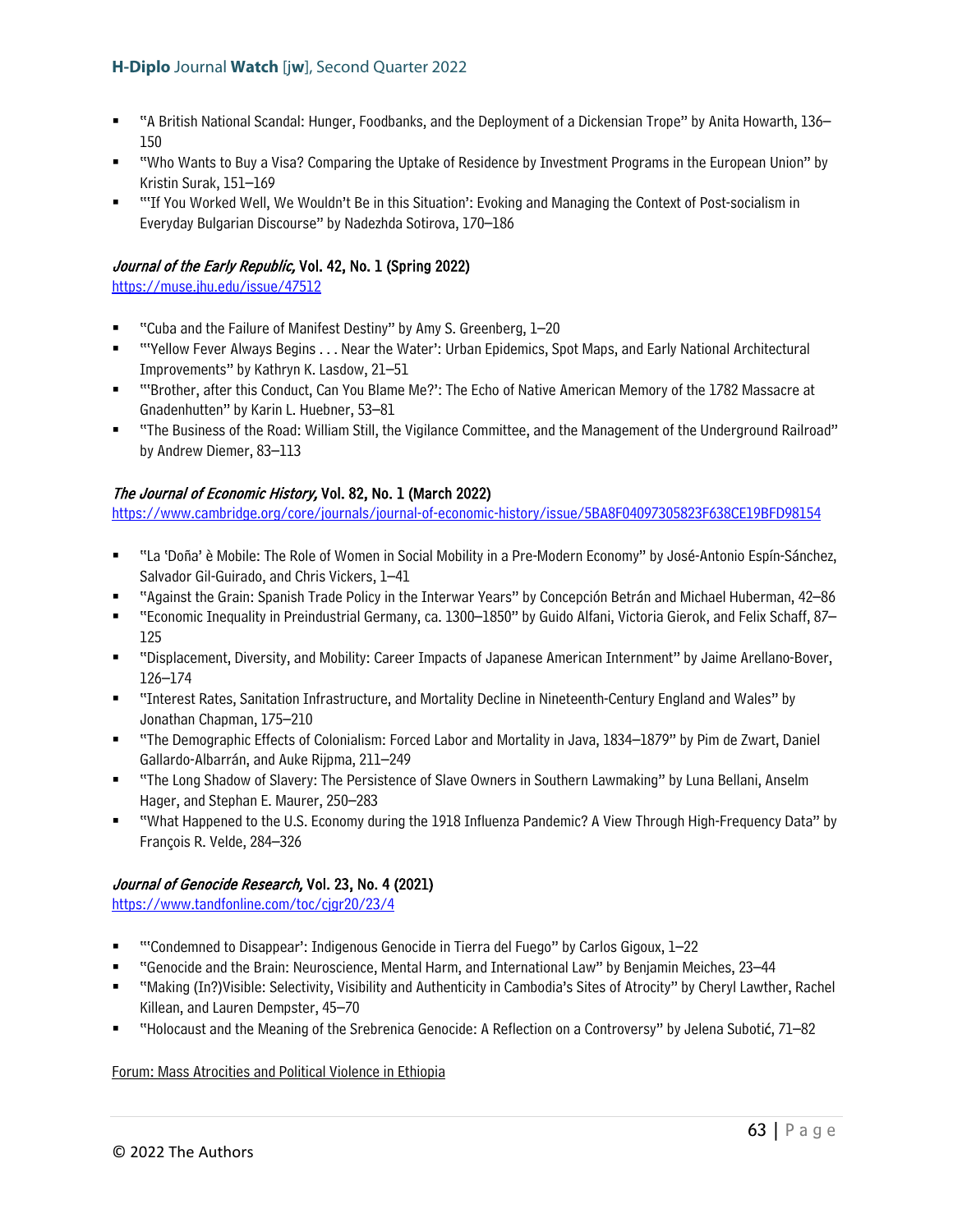- "A British National Scandal: Hunger, Foodbanks, and the Deployment of a Dickensian Trope" by Anita Howarth, 136–150
- "Who Wants to Buy a Visa? Comparing the Uptake of Residence by Investment Programs in the European Union" by Kristin Surak, 151–169
- "'If You Worked Well, We Wouldn't Be in this Situation': Evoking and Managing the Context of Post-socialism in Everyday Bulgarian Discourse" by Nadezhda Sotirova, 170–186

**_Journal of the Early Republic,_ Vol. 42, No. 1 (Spring 2022)**
https://muse.jhu.edu/issue/47512

- "Cuba and the Failure of Manifest Destiny" by Amy S. Greenberg, 1–20
- "'Yellow Fever Always Begins . . . Near the Water': Urban Epidemics, Spot Maps, and Early National Architectural Improvements" by Kathryn K. Lasdow, 21–51
- "'Brother, after this Conduct, Can You Blame Me?': The Echo of Native American Memory of the 1782 Massacre at Gnadenhutten" by Karin L. Huebner, 53–81
- "The Business of the Road: William Still, the Vigilance Committee, and the Management of the Underground Railroad" by Andrew Diemer, 83–113

**_The Journal of Economic History,_ Vol. 82, No. 1 (March 2022)**
https://www.cambridge.org/core/journals/journal-of-economic-history/issue/5BA8F04097305823F638CE19BFD98154

- "La 'Doña' è Mobile: The Role of Women in Social Mobility in a Pre-Modern Economy" by José-Antonio Espín-Sánchez, Salvador Gil-Guirado, and Chris Vickers, 1–41
- "Against the Grain: Spanish Trade Policy in the Interwar Years" by Concepción Betrán and Michael Huberman, 42–86
- "Economic Inequality in Preindustrial Germany, ca. 1300–1850" by Guido Alfani, Victoria Gierok, and Felix Schaff, 87–125
- "Displacement, Diversity, and Mobility: Career Impacts of Japanese American Internment" by Jaime Arellano-Bover, 126–174
- "Interest Rates, Sanitation Infrastructure, and Mortality Decline in Nineteenth-Century England and Wales" by Jonathan Chapman, 175–210
- "The Demographic Effects of Colonialism: Forced Labor and Mortality in Java, 1834–1879" by Pim de Zwart, Daniel Gallardo-Albarrán, and Auke Rijpma, 211–249
- "The Long Shadow of Slavery: The Persistence of Slave Owners in Southern Lawmaking" by Luna Bellani, Anselm Hager, and Stephan E. Maurer, 250–283
- "What Happened to the U.S. Economy during the 1918 Influenza Pandemic? A View Through High-Frequency Data" by François R. Velde, 284–326

**_Journal of Genocide Research,_ Vol. 23, No. 4 (2021)**
https://www.tandfonline.com/toc/cjgr20/23/4

- "'Condemned to Disappear': Indigenous Genocide in Tierra del Fuego" by Carlos Gigoux, 1–22
- "Genocide and the Brain: Neuroscience, Mental Harm, and International Law" by Benjamin Meiches, 23–44
- "Making (In?)Visible: Selectivity, Visibility and Authenticity in Cambodia's Sites of Atrocity" by Cheryl Lawther, Rachel Killean, and Lauren Dempster, 45–70
- "Holocaust and the Meaning of the Srebrenica Genocide: A Reflection on a Controversy" by Jelena Subotić, 71–82

Forum: Mass Atrocities and Political Violence in Ethiopia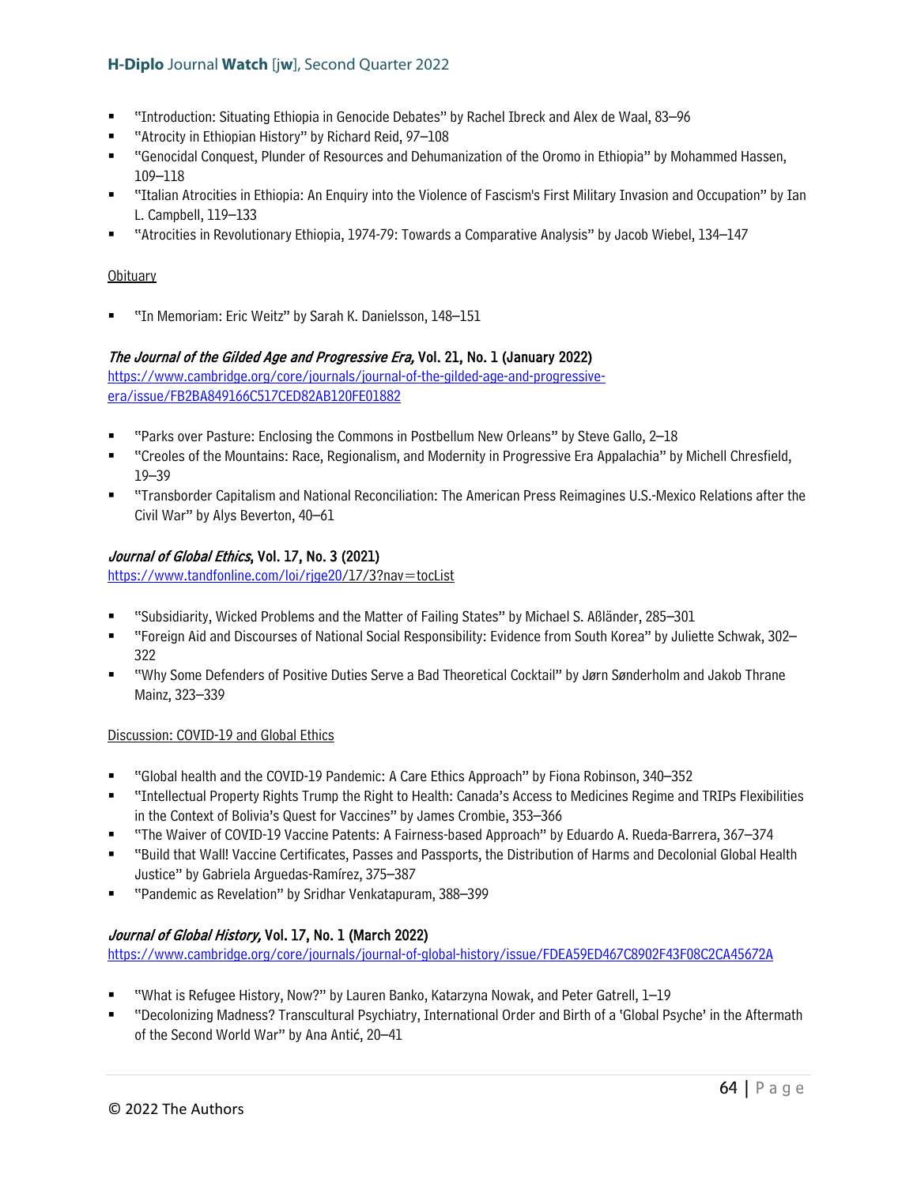- "Introduction: Situating Ethiopia in Genocide Debates" by Rachel Ibreck and Alex de Waal, 83–96
- "Atrocity in Ethiopian History" by Richard Reid, 97–108
- "Genocidal Conquest, Plunder of Resources and Dehumanization of the Oromo in Ethiopia" by Mohammed Hassen, 109–118
- "Italian Atrocities in Ethiopia: An Enquiry into the Violence of Fascism's First Military Invasion and Occupation" by Ian L. Campbell, 119–133
- "Atrocities in Revolutionary Ethiopia, 1974-79: Towards a Comparative Analysis" by Jacob Wiebel, 134–147

Obituary

- "In Memoriam: Eric Weitz" by Sarah K. Danielsson, 148–151

***The Journal of the Gilded Age and Progressive Era,* Vol. 21, No. 1 (January 2022)**
https://www.cambridge.org/core/journals/journal-of-the-gilded-age-and-progressive-era/issue/FB2BA849166C517CED82AB120FE01882

- "Parks over Pasture: Enclosing the Commons in Postbellum New Orleans" by Steve Gallo, 2–18
- "Creoles of the Mountains: Race, Regionalism, and Modernity in Progressive Era Appalachia" by Michell Chresfield, 19–39
- "Transborder Capitalism and National Reconciliation: The American Press Reimagines U.S.-Mexico Relations after the Civil War" by Alys Beverton, 40–61

***Journal of Global Ethics*, Vol. 17, No. 3 (2021)**
https://www.tandfonline.com/loi/rjge20/17/3?nav=tocList

- "Subsidiarity, Wicked Problems and the Matter of Failing States" by Michael S. Aßländer, 285–301
- "Foreign Aid and Discourses of National Social Responsibility: Evidence from South Korea" by Juliette Schwak, 302–322
- "Why Some Defenders of Positive Duties Serve a Bad Theoretical Cocktail" by Jørn Sønderholm and Jakob Thrane Mainz, 323–339

Discussion: COVID-19 and Global Ethics

- "Global health and the COVID-19 Pandemic: A Care Ethics Approach" by Fiona Robinson, 340–352
- "Intellectual Property Rights Trump the Right to Health: Canada's Access to Medicines Regime and TRIPs Flexibilities in the Context of Bolivia's Quest for Vaccines" by James Crombie, 353–366
- "The Waiver of COVID-19 Vaccine Patents: A Fairness-based Approach" by Eduardo A. Rueda-Barrera, 367–374
- "Build that Wall! Vaccine Certificates, Passes and Passports, the Distribution of Harms and Decolonial Global Health Justice" by Gabriela Arguedas-Ramírez, 375–387
- "Pandemic as Revelation" by Sridhar Venkatapuram, 388–399

***Journal of Global History,* Vol. 17, No. 1 (March 2022)**
https://www.cambridge.org/core/journals/journal-of-global-history/issue/FDEA59ED467C8902F43F08C2CA45672A

- "What is Refugee History, Now?" by Lauren Banko, Katarzyna Nowak, and Peter Gatrell, 1–19
- "Decolonizing Madness? Transcultural Psychiatry, International Order and Birth of a 'Global Psyche' in the Aftermath of the Second World War" by Ana Antić, 20–41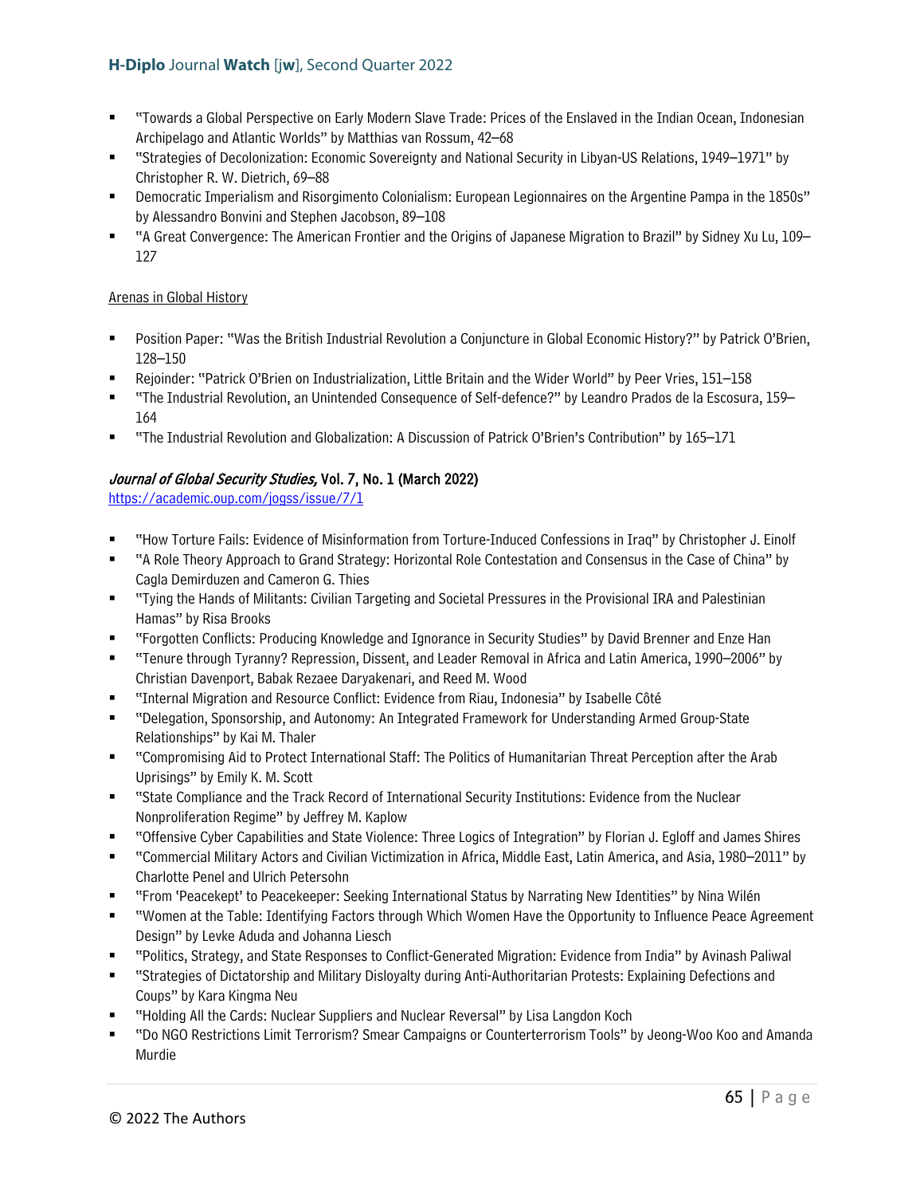- "Towards a Global Perspective on Early Modern Slave Trade: Prices of the Enslaved in the Indian Ocean, Indonesian Archipelago and Atlantic Worlds" by Matthias van Rossum, 42–68
- "Strategies of Decolonization: Economic Sovereignty and National Security in Libyan-US Relations, 1949–1971" by Christopher R. W. Dietrich, 69–88
- Democratic Imperialism and Risorgimento Colonialism: European Legionnaires on the Argentine Pampa in the 1850s" by Alessandro Bonvini and Stephen Jacobson, 89–108
- "A Great Convergence: The American Frontier and the Origins of Japanese Migration to Brazil" by Sidney Xu Lu, 109–127

Arenas in Global History

- Position Paper: "Was the British Industrial Revolution a Conjuncture in Global Economic History?" by Patrick O'Brien, 128–150
- Rejoinder: "Patrick O'Brien on Industrialization, Little Britain and the Wider World" by Peer Vries, 151–158
- "The Industrial Revolution, an Unintended Consequence of Self-defence?" by Leandro Prados de la Escosura, 159–164
- "The Industrial Revolution and Globalization: A Discussion of Patrick O'Brien's Contribution" by 165–171

### *Journal of Global Security Studies,* Vol. 7, No. 1 (March 2022)

https://academic.oup.com/jogss/issue/7/1

- "How Torture Fails: Evidence of Misinformation from Torture-Induced Confessions in Iraq" by Christopher J. Einolf
- "A Role Theory Approach to Grand Strategy: Horizontal Role Contestation and Consensus in the Case of China" by Cagla Demirduzen and Cameron G. Thies
- "Tying the Hands of Militants: Civilian Targeting and Societal Pressures in the Provisional IRA and Palestinian Hamas" by Risa Brooks
- "Forgotten Conflicts: Producing Knowledge and Ignorance in Security Studies" by David Brenner and Enze Han
- "Tenure through Tyranny? Repression, Dissent, and Leader Removal in Africa and Latin America, 1990–2006" by Christian Davenport, Babak Rezaee Daryakenari, and Reed M. Wood
- "Internal Migration and Resource Conflict: Evidence from Riau, Indonesia" by Isabelle Côté
- "Delegation, Sponsorship, and Autonomy: An Integrated Framework for Understanding Armed Group-State Relationships" by Kai M. Thaler
- "Compromising Aid to Protect International Staff: The Politics of Humanitarian Threat Perception after the Arab Uprisings" by Emily K. M. Scott
- "State Compliance and the Track Record of International Security Institutions: Evidence from the Nuclear Nonproliferation Regime" by Jeffrey M. Kaplow
- "Offensive Cyber Capabilities and State Violence: Three Logics of Integration" by Florian J. Egloff and James Shires
- "Commercial Military Actors and Civilian Victimization in Africa, Middle East, Latin America, and Asia, 1980–2011" by Charlotte Penel and Ulrich Petersohn
- "From 'Peacekept' to Peacekeeper: Seeking International Status by Narrating New Identities" by Nina Wilén
- "Women at the Table: Identifying Factors through Which Women Have the Opportunity to Influence Peace Agreement Design" by Levke Aduda and Johanna Liesch
- "Politics, Strategy, and State Responses to Conflict-Generated Migration: Evidence from India" by Avinash Paliwal
- "Strategies of Dictatorship and Military Disloyalty during Anti-Authoritarian Protests: Explaining Defections and Coups" by Kara Kingma Neu
- "Holding All the Cards: Nuclear Suppliers and Nuclear Reversal" by Lisa Langdon Koch
- "Do NGO Restrictions Limit Terrorism? Smear Campaigns or Counterterrorism Tools" by Jeong-Woo Koo and Amanda Murdie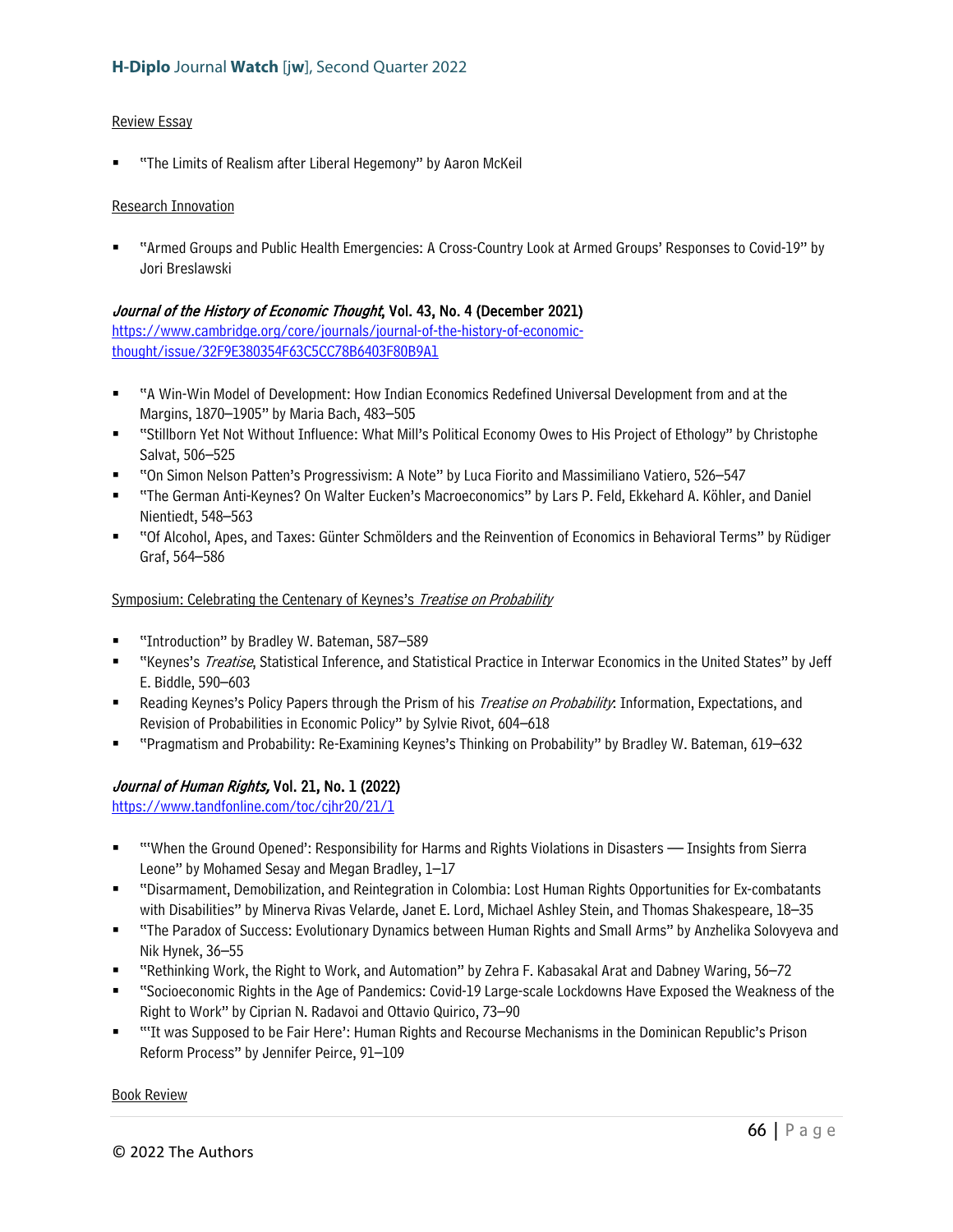Review Essay

- "The Limits of Realism after Liberal Hegemony" by Aaron McKeil

Research Innovation

- "Armed Groups and Public Health Emergencies: A Cross-Country Look at Armed Groups' Responses to Covid-19" by Jori Breslawski

***Journal of the History of Economic Thought*, Vol. 43, No. 4 (December 2021)**
https://www.cambridge.org/core/journals/journal-of-the-history-of-economic-thought/issue/32F9E380354F63C5CC78B6403F80B9A1

- "A Win-Win Model of Development: How Indian Economics Redefined Universal Development from and at the Margins, 1870–1905" by Maria Bach, 483–505
- "Stillborn Yet Not Without Influence: What Mill's Political Economy Owes to His Project of Ethology" by Christophe Salvat, 506–525
- "On Simon Nelson Patten's Progressivism: A Note" by Luca Fiorito and Massimiliano Vatiero, 526–547
- "The German Anti-Keynes? On Walter Eucken's Macroeconomics" by Lars P. Feld, Ekkehard A. Köhler, and Daniel Nientiedt, 548–563
- "Of Alcohol, Apes, and Taxes: Günter Schmölders and the Reinvention of Economics in Behavioral Terms" by Rüdiger Graf, 564–586

Symposium: Celebrating the Centenary of Keynes's *Treatise on Probability*

- "Introduction" by Bradley W. Bateman, 587–589
- "Keynes's *Treatise*, Statistical Inference, and Statistical Practice in Interwar Economics in the United States" by Jeff E. Biddle, 590–603
- Reading Keynes's Policy Papers through the Prism of his *Treatise on Probability*: Information, Expectations, and Revision of Probabilities in Economic Policy" by Sylvie Rivot, 604–618
- "Pragmatism and Probability: Re-Examining Keynes's Thinking on Probability" by Bradley W. Bateman, 619–632

***Journal of Human Rights,* Vol. 21, No. 1 (2022)**
https://www.tandfonline.com/toc/cjhr20/21/1

- "'When the Ground Opened': Responsibility for Harms and Rights Violations in Disasters — Insights from Sierra Leone" by Mohamed Sesay and Megan Bradley, 1–17
- "Disarmament, Demobilization, and Reintegration in Colombia: Lost Human Rights Opportunities for Ex-combatants with Disabilities" by Minerva Rivas Velarde, Janet E. Lord, Michael Ashley Stein, and Thomas Shakespeare, 18–35
- "The Paradox of Success: Evolutionary Dynamics between Human Rights and Small Arms" by Anzhelika Solovyeva and Nik Hynek, 36–55
- "Rethinking Work, the Right to Work, and Automation" by Zehra F. Kabasakal Arat and Dabney Waring, 56–72
- "Socioeconomic Rights in the Age of Pandemics: Covid-19 Large-scale Lockdowns Have Exposed the Weakness of the Right to Work" by Ciprian N. Radavoi and Ottavio Quirico, 73–90
- "'It was Supposed to be Fair Here': Human Rights and Recourse Mechanisms in the Dominican Republic's Prison Reform Process" by Jennifer Peirce, 91–109

Book Review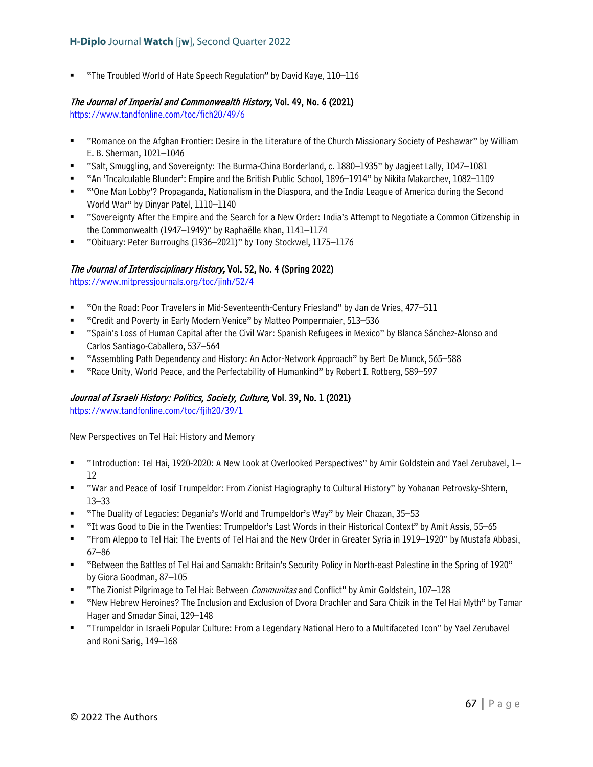- "The Troubled World of Hate Speech Regulation" by David Kaye, 110–116

***The Journal of Imperial and Commonwealth History*, Vol. 49, No. 6 (2021)**
https://www.tandfonline.com/toc/fich20/49/6

- "Romance on the Afghan Frontier: Desire in the Literature of the Church Missionary Society of Peshawar" by William E. B. Sherman, 1021–1046
- "Salt, Smuggling, and Sovereignty: The Burma-China Borderland, c. 1880–1935" by Jagjeet Lally, 1047–1081
- "An 'Incalculable Blunder': Empire and the British Public School, 1896–1914" by Nikita Makarchev, 1082–1109
- "'One Man Lobby'? Propaganda, Nationalism in the Diaspora, and the India League of America during the Second World War" by Dinyar Patel, 1110–1140
- "Sovereignty After the Empire and the Search for a New Order: India's Attempt to Negotiate a Common Citizenship in the Commonwealth (1947–1949)" by Raphaëlle Khan, 1141–1174
- "Obituary: Peter Burroughs (1936–2021)" by Tony Stockwel, 1175–1176

***The Journal of Interdisciplinary History*, Vol. 52, No. 4 (Spring 2022)**
https://www.mitpressjournals.org/toc/jinh/52/4

- "On the Road: Poor Travelers in Mid-Seventeenth-Century Friesland" by Jan de Vries, 477–511
- "Credit and Poverty in Early Modern Venice" by Matteo Pompermaier, 513–536
- "Spain's Loss of Human Capital after the Civil War: Spanish Refugees in Mexico" by Blanca Sánchez-Alonso and Carlos Santiago-Caballero, 537–564
- "Assembling Path Dependency and History: An Actor-Network Approach" by Bert De Munck, 565–588
- "Race Unity, World Peace, and the Perfectability of Humankind" by Robert I. Rotberg, 589–597

***Journal of Israeli History: Politics, Society, Culture*, Vol. 39, No. 1 (2021)**
https://www.tandfonline.com/toc/fjih20/39/1

New Perspectives on Tel Hai: History and Memory

- "Introduction: Tel Hai, 1920-2020: A New Look at Overlooked Perspectives" by Amir Goldstein and Yael Zerubavel, 1–12
- "War and Peace of Iosif Trumpeldor: From Zionist Hagiography to Cultural History" by Yohanan Petrovsky-Shtern, 13–33
- "The Duality of Legacies: Degania's World and Trumpeldor's Way" by Meir Chazan, 35–53
- "It was Good to Die in the Twenties: Trumpeldor's Last Words in their Historical Context" by Amit Assis, 55–65
- "From Aleppo to Tel Hai: The Events of Tel Hai and the New Order in Greater Syria in 1919–1920" by Mustafa Abbasi, 67–86
- "Between the Battles of Tel Hai and Samakh: Britain's Security Policy in North-east Palestine in the Spring of 1920" by Giora Goodman, 87–105
- "The Zionist Pilgrimage to Tel Hai: Between *Communitas* and Conflict" by Amir Goldstein, 107–128
- "New Hebrew Heroines? The Inclusion and Exclusion of Dvora Drachler and Sara Chizik in the Tel Hai Myth" by Tamar Hager and Smadar Sinai, 129–148
- "Trumpeldor in Israeli Popular Culture: From a Legendary National Hero to a Multifaceted Icon" by Yael Zerubavel and Roni Sarig, 149–168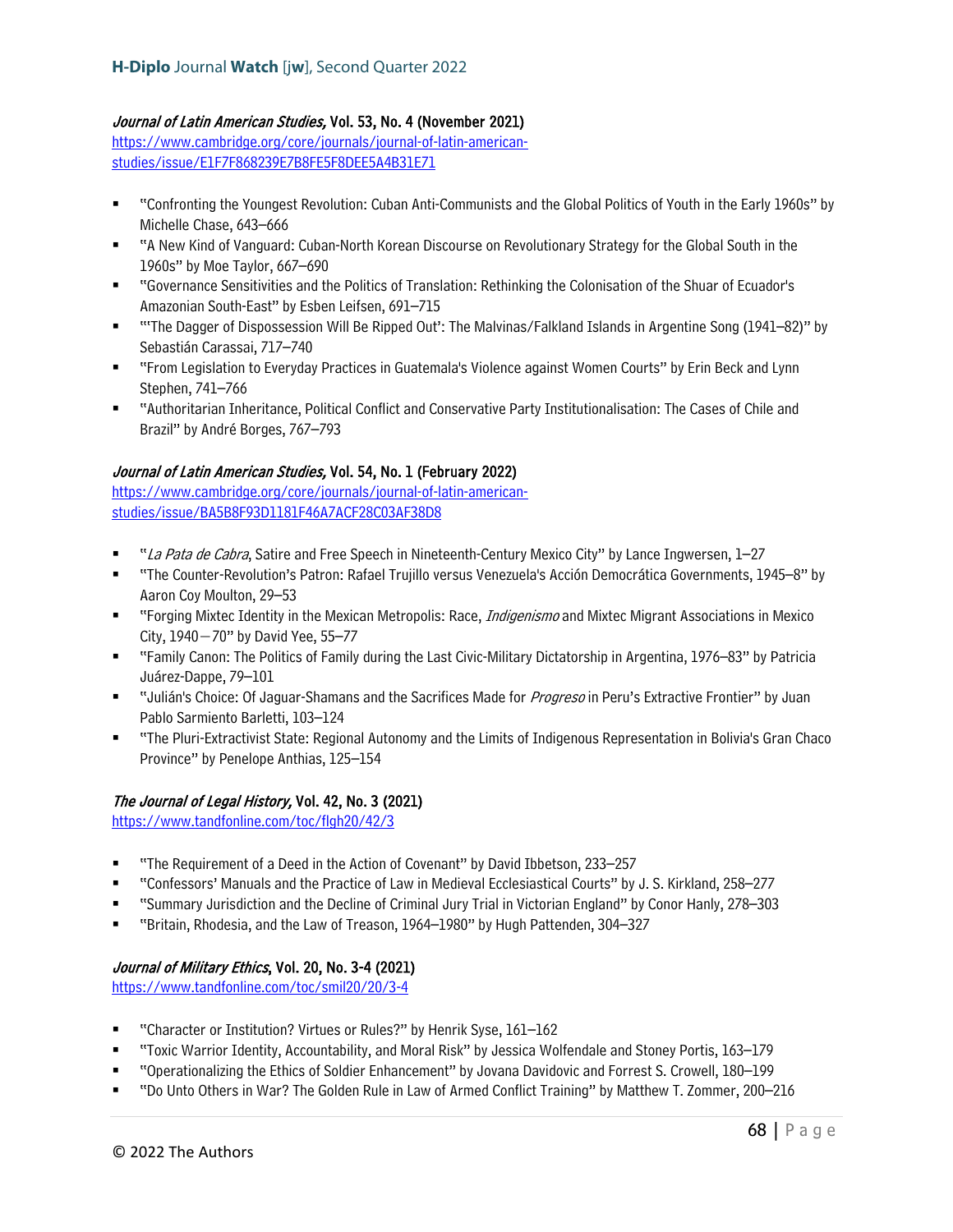### *Journal of Latin American Studies,* Vol. 53, No. 4 (November 2021)

https://www.cambridge.org/core/journals/journal-of-latin-american-studies/issue/E1F7F868239E7B8FE5F8DEE5A4B31E71

- "Confronting the Youngest Revolution: Cuban Anti-Communists and the Global Politics of Youth in the Early 1960s" by Michelle Chase, 643–666
- "A New Kind of Vanguard: Cuban-North Korean Discourse on Revolutionary Strategy for the Global South in the 1960s" by Moe Taylor, 667–690
- "Governance Sensitivities and the Politics of Translation: Rethinking the Colonisation of the Shuar of Ecuador's Amazonian South-East" by Esben Leifsen, 691–715
- "'The Dagger of Dispossession Will Be Ripped Out': The Malvinas/Falkland Islands in Argentine Song (1941–82)" by Sebastián Carassai, 717–740
- "From Legislation to Everyday Practices in Guatemala's Violence against Women Courts" by Erin Beck and Lynn Stephen, 741–766
- "Authoritarian Inheritance, Political Conflict and Conservative Party Institutionalisation: The Cases of Chile and Brazil" by André Borges, 767–793

### *Journal of Latin American Studies,* Vol. 54, No. 1 (February 2022)

https://www.cambridge.org/core/journals/journal-of-latin-american-studies/issue/BA5B8F93D1181F46A7ACF28C03AF38D8

- "*La Pata de Cabra*, Satire and Free Speech in Nineteenth-Century Mexico City" by Lance Ingwersen, 1–27
- "The Counter-Revolution's Patron: Rafael Trujillo versus Venezuela's Acción Democrática Governments, 1945–8" by Aaron Coy Moulton, 29–53
- "Forging Mixtec Identity in the Mexican Metropolis: Race, *Indigenismo* and Mixtec Migrant Associations in Mexico City, 1940—70" by David Yee, 55–77
- "Family Canon: The Politics of Family during the Last Civic-Military Dictatorship in Argentina, 1976–83" by Patricia Juárez-Dappe, 79–101
- "Julián's Choice: Of Jaguar-Shamans and the Sacrifices Made for *Progreso* in Peru's Extractive Frontier" by Juan Pablo Sarmiento Barletti, 103–124
- "The Pluri-Extractivist State: Regional Autonomy and the Limits of Indigenous Representation in Bolivia's Gran Chaco Province" by Penelope Anthias, 125–154

### *The Journal of Legal History,* Vol. 42, No. 3 (2021)

https://www.tandfonline.com/toc/flgh20/42/3

- "The Requirement of a Deed in the Action of Covenant" by David Ibbetson, 233–257
- "Confessors' Manuals and the Practice of Law in Medieval Ecclesiastical Courts" by J. S. Kirkland, 258–277
- "Summary Jurisdiction and the Decline of Criminal Jury Trial in Victorian England" by Conor Hanly, 278–303
- "Britain, Rhodesia, and the Law of Treason, 1964–1980" by Hugh Pattenden, 304–327

### *Journal of Military Ethics*, Vol. 20, No. 3-4 (2021)

https://www.tandfonline.com/toc/smil20/20/3-4

- "Character or Institution? Virtues or Rules?" by Henrik Syse, 161–162
- "Toxic Warrior Identity, Accountability, and Moral Risk" by Jessica Wolfendale and Stoney Portis, 163–179
- "Operationalizing the Ethics of Soldier Enhancement" by Jovana Davidovic and Forrest S. Crowell, 180–199
- "Do Unto Others in War? The Golden Rule in Law of Armed Conflict Training" by Matthew T. Zommer, 200–216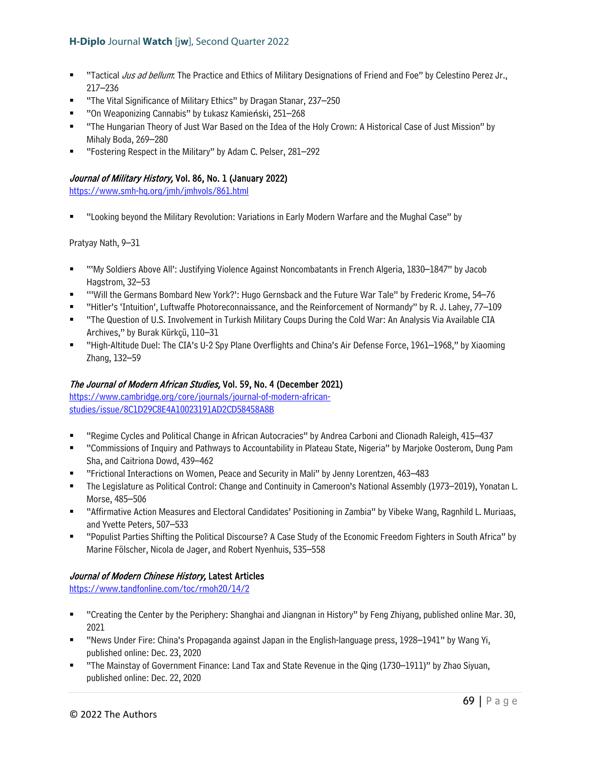- "Tactical *Jus ad bellum*: The Practice and Ethics of Military Designations of Friend and Foe" by Celestino Perez Jr., 217–236
- "The Vital Significance of Military Ethics" by Dragan Stanar, 237–250
- "On Weaponizing Cannabis" by Łukasz Kamieński, 251–268
- "The Hungarian Theory of Just War Based on the Idea of the Holy Crown: A Historical Case of Just Mission" by Mihaly Boda, 269–280
- "Fostering Respect in the Military" by Adam C. Pelser, 281–292

***Journal of Military History,* Vol. 86, No. 1 (January 2022)**
https://www.smh-hq.org/jmh/jmhvols/861.html

- "Looking beyond the Military Revolution: Variations in Early Modern Warfare and the Mughal Case" by

Pratyay Nath, 9–31

- "'My Soldiers Above All': Justifying Violence Against Noncombatants in French Algeria, 1830–1847" by Jacob Hagstrom, 32–53
- "'Will the Germans Bombard New York?': Hugo Gernsback and the Future War Tale" by Frederic Krome, 54–76
- "Hitler's 'Intuition', Luftwaffe Photoreconnaissance, and the Reinforcement of Normandy" by R. J. Lahey, 77–109
- "The Question of U.S. Involvement in Turkish Military Coups During the Cold War: An Analysis Via Available CIA Archives," by Burak Kürkçü, 110–31
- "High-Altitude Duel: The CIA's U-2 Spy Plane Overflights and China's Air Defense Force, 1961–1968," by Xiaoming Zhang, 132–59

***The Journal of Modern African Studies,* Vol. 59, No. 4 (December 2021)**
https://www.cambridge.org/core/journals/journal-of-modern-african-studies/issue/8C1D29C8E4A10023191AD2CD58458A8B

- "Regime Cycles and Political Change in African Autocracies" by Andrea Carboni and Clionadh Raleigh, 415–437
- "Commissions of Inquiry and Pathways to Accountability in Plateau State, Nigeria" by Marjoke Oosterom, Dung Pam Sha, and Caitriona Dowd, 439–462
- "Frictional Interactions on Women, Peace and Security in Mali" by Jenny Lorentzen, 463–483
- The Legislature as Political Control: Change and Continuity in Cameroon's National Assembly (1973–2019), Yonatan L. Morse, 485–506
- "Affirmative Action Measures and Electoral Candidates' Positioning in Zambia" by Vibeke Wang, Ragnhild L. Muriaas, and Yvette Peters, 507–533
- "Populist Parties Shifting the Political Discourse? A Case Study of the Economic Freedom Fighters in South Africa" by Marine Fölscher, Nicola de Jager, and Robert Nyenhuis, 535–558

***Journal of Modern Chinese History,* Latest Articles**
https://www.tandfonline.com/toc/rmoh20/14/2

- "Creating the Center by the Periphery: Shanghai and Jiangnan in History" by Feng Zhiyang, published online Mar. 30, 2021
- "News Under Fire: China's Propaganda against Japan in the English-language press, 1928–1941" by Wang Yi, published online: Dec. 23, 2020
- "The Mainstay of Government Finance: Land Tax and State Revenue in the Qing (1730–1911)" by Zhao Siyuan, published online: Dec. 22, 2020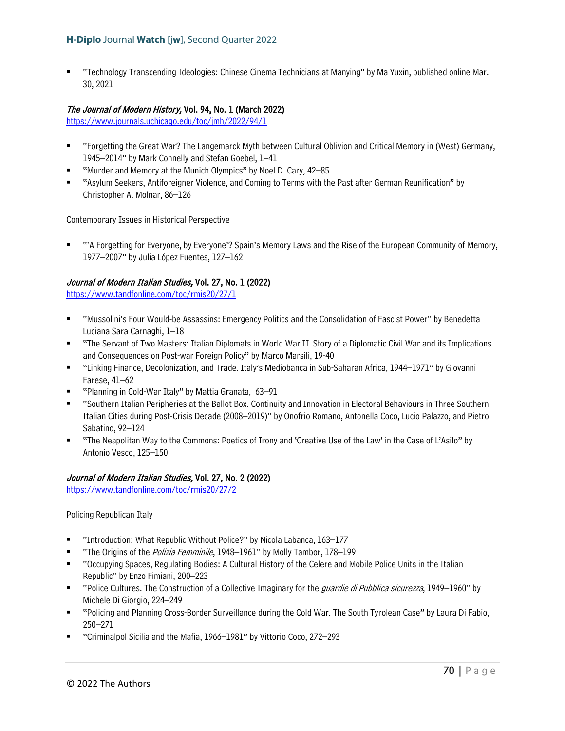- "Technology Transcending Ideologies: Chinese Cinema Technicians at Manying" by Ma Yuxin, published online Mar. 30, 2021

***The Journal of Modern History*, Vol. 94, No. 1 (March 2022)**
https://www.journals.uchicago.edu/toc/jmh/2022/94/1

- "Forgetting the Great War? The Langemarck Myth between Cultural Oblivion and Critical Memory in (West) Germany, 1945–2014" by Mark Connelly and Stefan Goebel, 1–41
- "Murder and Memory at the Munich Olympics" by Noel D. Cary, 42–85
- "Asylum Seekers, Antiforeigner Violence, and Coming to Terms with the Past after German Reunification" by Christopher A. Molnar, 86–126

Contemporary Issues in Historical Perspective

- "'A Forgetting for Everyone, by Everyone'? Spain's Memory Laws and the Rise of the European Community of Memory, 1977–2007" by Julia López Fuentes, 127–162

***Journal of Modern Italian Studies*, Vol. 27, No. 1 (2022)**
https://www.tandfonline.com/toc/rmis20/27/1

- "Mussolini's Four Would-be Assassins: Emergency Politics and the Consolidation of Fascist Power" by Benedetta Luciana Sara Carnaghi, 1–18
- "The Servant of Two Masters: Italian Diplomats in World War II. Story of a Diplomatic Civil War and its Implications and Consequences on Post-war Foreign Policy" by Marco Marsili, 19-40
- "Linking Finance, Decolonization, and Trade. Italy's Mediobanca in Sub-Saharan Africa, 1944–1971" by Giovanni Farese, 41–62
- "Planning in Cold-War Italy" by Mattia Granata, 63–91
- "Southern Italian Peripheries at the Ballot Box. Continuity and Innovation in Electoral Behaviours in Three Southern Italian Cities during Post-Crisis Decade (2008–2019)" by Onofrio Romano, Antonella Coco, Lucio Palazzo, and Pietro Sabatino, 92–124
- "The Neapolitan Way to the Commons: Poetics of Irony and 'Creative Use of the Law' in the Case of L'Asilo" by Antonio Vesco, 125–150

***Journal of Modern Italian Studies*, Vol. 27, No. 2 (2022)**
https://www.tandfonline.com/toc/rmis20/27/2

Policing Republican Italy

- "Introduction: What Republic Without Police?" by Nicola Labanca, 163–177
- "The Origins of the *Polizia Femminile*, 1948–1961" by Molly Tambor, 178–199
- "Occupying Spaces, Regulating Bodies: A Cultural History of the Celere and Mobile Police Units in the Italian Republic" by Enzo Fimiani, 200–223
- "Police Cultures. The Construction of a Collective Imaginary for the *guardie di Pubblica sicurezza*, 1949–1960" by Michele Di Giorgio, 224–249
- "Policing and Planning Cross-Border Surveillance during the Cold War. The South Tyrolean Case" by Laura Di Fabio, 250–271
- "Criminalpol Sicilia and the Mafia, 1966–1981" by Vittorio Coco, 272–293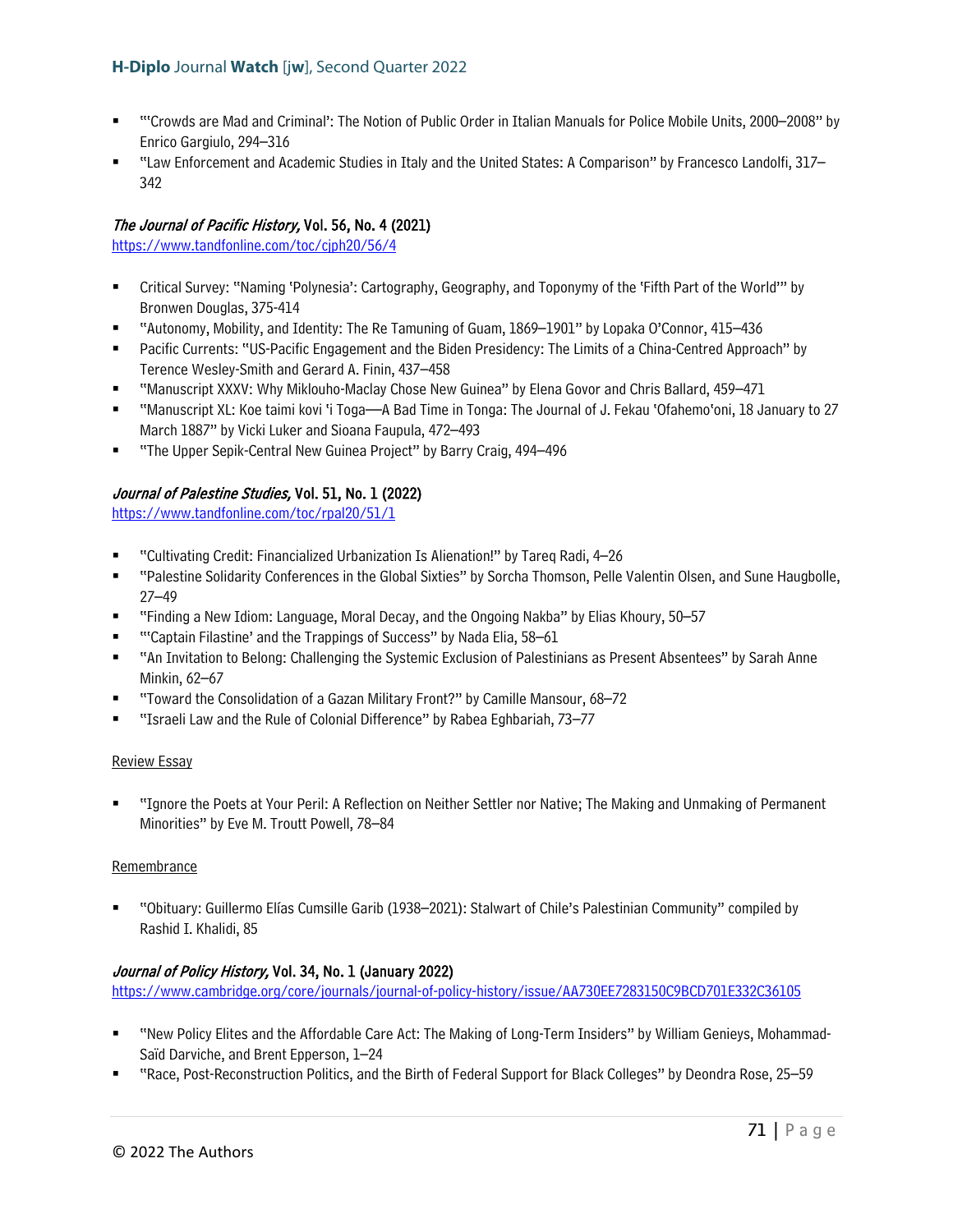- "'Crowds are Mad and Criminal': The Notion of Public Order in Italian Manuals for Police Mobile Units, 2000–2008" by Enrico Gargiulo, 294–316
- "Law Enforcement and Academic Studies in Italy and the United States: A Comparison" by Francesco Landolfi, 317–342

### *The Journal of Pacific History,* Vol. 56, No. 4 (2021)

https://www.tandfonline.com/toc/cjph20/56/4

- Critical Survey: "Naming 'Polynesia': Cartography, Geography, and Toponymy of the 'Fifth Part of the World'" by Bronwen Douglas, 375-414
- "Autonomy, Mobility, and Identity: The Re Tamuning of Guam, 1869–1901" by Lopaka O'Connor, 415–436
- Pacific Currents: "US-Pacific Engagement and the Biden Presidency: The Limits of a China-Centred Approach" by Terence Wesley-Smith and Gerard A. Finin, 437–458
- "Manuscript XXXV: Why Miklouho-Maclay Chose New Guinea" by Elena Govor and Chris Ballard, 459–471
- "Manuscript XL: Koe taimi kovi 'i Toga—A Bad Time in Tonga: The Journal of J. Fekau 'Ofahemo'oni, 18 January to 27 March 1887" by Vicki Luker and Sioana Faupula, 472–493
- "The Upper Sepik-Central New Guinea Project" by Barry Craig, 494–496

### *Journal of Palestine Studies,* Vol. 51, No. 1 (2022)

https://www.tandfonline.com/toc/rpal20/51/1

- "Cultivating Credit: Financialized Urbanization Is Alienation!" by Tareq Radi, 4–26
- "Palestine Solidarity Conferences in the Global Sixties" by Sorcha Thomson, Pelle Valentin Olsen, and Sune Haugbolle, 27–49
- "Finding a New Idiom: Language, Moral Decay, and the Ongoing Nakba" by Elias Khoury, 50–57
- "'Captain Filastine' and the Trappings of Success" by Nada Elia, 58–61
- "An Invitation to Belong: Challenging the Systemic Exclusion of Palestinians as Present Absentees" by Sarah Anne Minkin, 62–67
- "Toward the Consolidation of a Gazan Military Front?" by Camille Mansour, 68–72
- "Israeli Law and the Rule of Colonial Difference" by Rabea Eghbariah, 73–77

Review Essay

- "Ignore the Poets at Your Peril: A Reflection on Neither Settler nor Native; The Making and Unmaking of Permanent Minorities" by Eve M. Troutt Powell, 78–84

Remembrance

- "Obituary: Guillermo Elías Cumsille Garib (1938–2021): Stalwart of Chile's Palestinian Community" compiled by Rashid I. Khalidi, 85

### *Journal of Policy History,* Vol. 34, No. 1 (January 2022)

https://www.cambridge.org/core/journals/journal-of-policy-history/issue/AA730EE7283150C9BCD701E332C36105

- "New Policy Elites and the Affordable Care Act: The Making of Long-Term Insiders" by William Genieys, Mohammad-Saïd Darviche, and Brent Epperson, 1–24
- "Race, Post-Reconstruction Politics, and the Birth of Federal Support for Black Colleges" by Deondra Rose, 25–59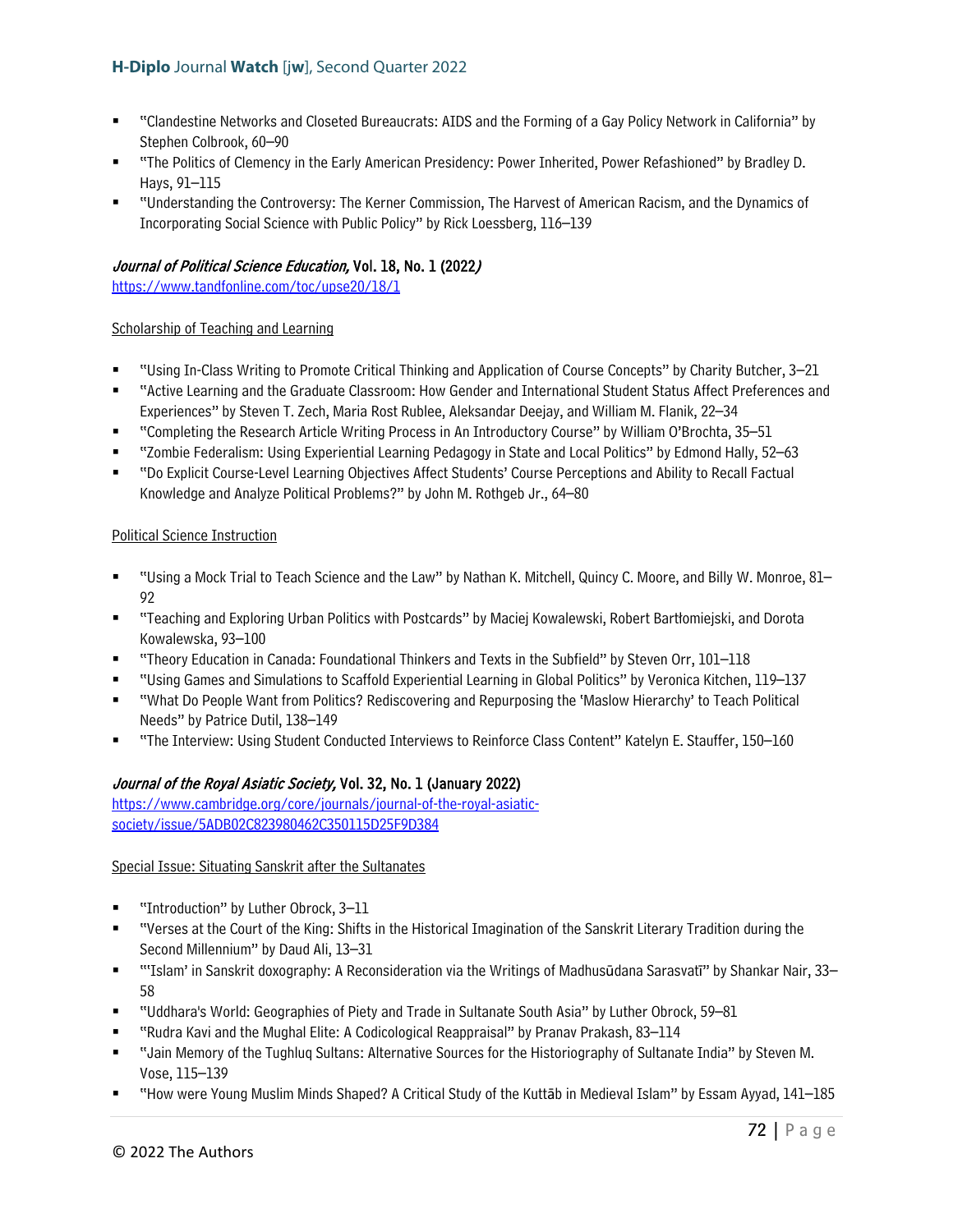- "Clandestine Networks and Closeted Bureaucrats: AIDS and the Forming of a Gay Policy Network in California" by Stephen Colbrook, 60–90
- "The Politics of Clemency in the Early American Presidency: Power Inherited, Power Refashioned" by Bradley D. Hays, 91–115
- "Understanding the Controversy: The Kerner Commission, The Harvest of American Racism, and the Dynamics of Incorporating Social Science with Public Policy" by Rick Loessberg, 116–139

### *Journal of Political Science Education,* Vol. 18, No. 1 (2022*)*

https://www.tandfonline.com/toc/upse20/18/1

Scholarship of Teaching and Learning

- "Using In-Class Writing to Promote Critical Thinking and Application of Course Concepts" by Charity Butcher, 3–21
- "Active Learning and the Graduate Classroom: How Gender and International Student Status Affect Preferences and Experiences" by Steven T. Zech, Maria Rost Rublee, Aleksandar Deejay, and William M. Flanik, 22–34
- "Completing the Research Article Writing Process in An Introductory Course" by William O'Brochta, 35–51
- "Zombie Federalism: Using Experiential Learning Pedagogy in State and Local Politics" by Edmond Hally, 52–63
- "Do Explicit Course-Level Learning Objectives Affect Students' Course Perceptions and Ability to Recall Factual Knowledge and Analyze Political Problems?" by John M. Rothgeb Jr., 64–80

Political Science Instruction

- "Using a Mock Trial to Teach Science and the Law" by Nathan K. Mitchell, Quincy C. Moore, and Billy W. Monroe, 81–92
- "Teaching and Exploring Urban Politics with Postcards" by Maciej Kowalewski, Robert Bartłomiejski, and Dorota Kowalewska, 93–100
- "Theory Education in Canada: Foundational Thinkers and Texts in the Subfield" by Steven Orr, 101–118
- "Using Games and Simulations to Scaffold Experiential Learning in Global Politics" by Veronica Kitchen, 119–137
- "What Do People Want from Politics? Rediscovering and Repurposing the 'Maslow Hierarchy' to Teach Political Needs" by Patrice Dutil, 138–149
- "The Interview: Using Student Conducted Interviews to Reinforce Class Content" Katelyn E. Stauffer, 150–160

### *Journal of the Royal Asiatic Society,* Vol. 32, No. 1 (January 2022)

https://www.cambridge.org/core/journals/journal-of-the-royal-asiatic-society/issue/5ADB02C823980462C350115D25F9D384

Special Issue: Situating Sanskrit after the Sultanates

- "Introduction" by Luther Obrock, 3–11
- "Verses at the Court of the King: Shifts in the Historical Imagination of the Sanskrit Literary Tradition during the Second Millennium" by Daud Ali, 13–31
- "'Islam' in Sanskrit doxography: A Reconsideration via the Writings of Madhusūdana Sarasvatī" by Shankar Nair, 33–58
- "Uddhara's World: Geographies of Piety and Trade in Sultanate South Asia" by Luther Obrock, 59–81
- "Rudra Kavi and the Mughal Elite: A Codicological Reappraisal" by Pranav Prakash, 83–114
- "Jain Memory of the Tughluq Sultans: Alternative Sources for the Historiography of Sultanate India" by Steven M. Vose, 115–139
- "How were Young Muslim Minds Shaped? A Critical Study of the Kuttāb in Medieval Islam" by Essam Ayyad, 141–185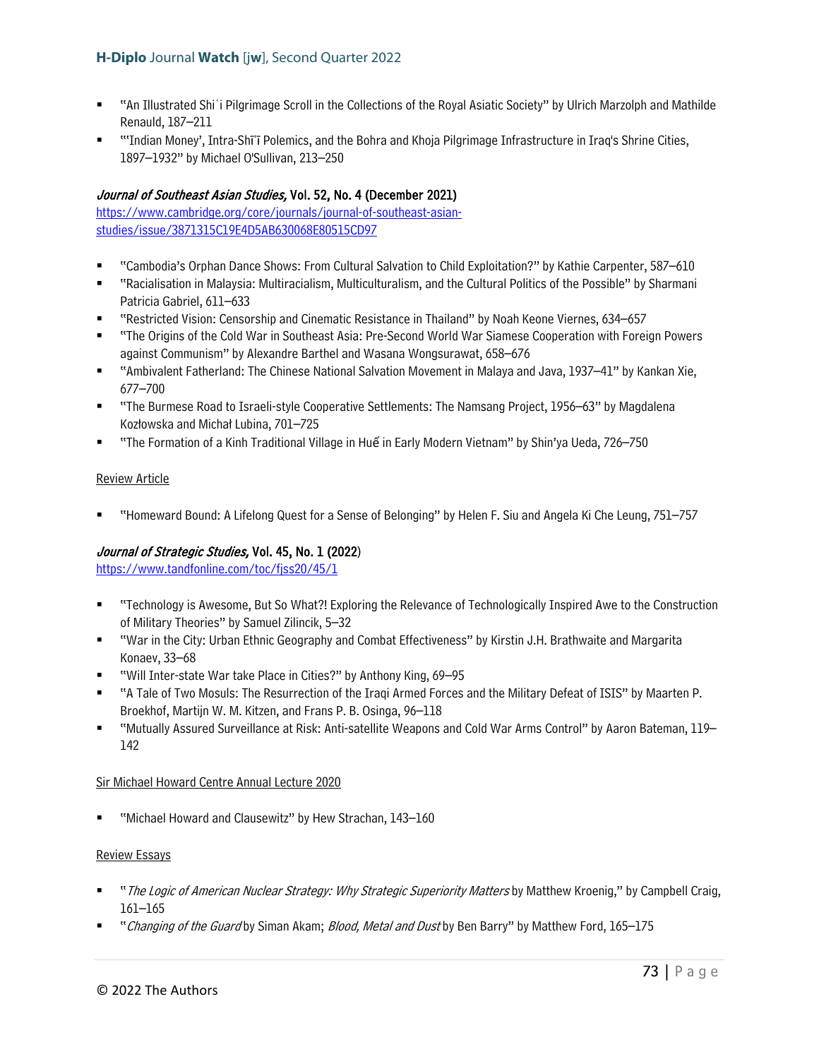- "An Illustrated Shiʿi Pilgrimage Scroll in the Collections of the Royal Asiatic Society" by Ulrich Marzolph and Mathilde Renauld, 187–211
- "'Indian Money', Intra-Shīʿī Polemics, and the Bohra and Khoja Pilgrimage Infrastructure in Iraq's Shrine Cities, 1897–1932" by Michael O'Sullivan, 213–250

***Journal of Southeast Asian Studies,* Vol. 52, No. 4 (December 2021)**
https://www.cambridge.org/core/journals/journal-of-southeast-asian-studies/issue/3871315C19E4D5AB630068E80515CD97

- "Cambodia's Orphan Dance Shows: From Cultural Salvation to Child Exploitation?" by Kathie Carpenter, 587–610
- "Racialisation in Malaysia: Multiracialism, Multiculturalism, and the Cultural Politics of the Possible" by Sharmani Patricia Gabriel, 611–633
- "Restricted Vision: Censorship and Cinematic Resistance in Thailand" by Noah Keone Viernes, 634–657
- "The Origins of the Cold War in Southeast Asia: Pre-Second World War Siamese Cooperation with Foreign Powers against Communism" by Alexandre Barthel and Wasana Wongsurawat, 658–676
- "Ambivalent Fatherland: The Chinese National Salvation Movement in Malaya and Java, 1937–41" by Kankan Xie, 677–700
- "The Burmese Road to Israeli-style Cooperative Settlements: The Namsang Project, 1956–63" by Magdalena Kozłowska and Michał Lubina, 701–725
- "The Formation of a Kinh Traditional Village in Huế in Early Modern Vietnam" by Shin'ya Ueda, 726–750

Review Article

- "Homeward Bound: A Lifelong Quest for a Sense of Belonging" by Helen F. Siu and Angela Ki Che Leung, 751–757

***Journal of Strategic Studies,* Vol. 45, No. 1 (2022)**
https://www.tandfonline.com/toc/fjss20/45/1

- "Technology is Awesome, But So What?! Exploring the Relevance of Technologically Inspired Awe to the Construction of Military Theories" by Samuel Zilincik, 5–32
- "War in the City: Urban Ethnic Geography and Combat Effectiveness" by Kirstin J.H. Brathwaite and Margarita Konaev, 33–68
- "Will Inter-state War take Place in Cities?" by Anthony King, 69–95
- "A Tale of Two Mosuls: The Resurrection of the Iraqi Armed Forces and the Military Defeat of ISIS" by Maarten P. Broekhof, Martijn W. M. Kitzen, and Frans P. B. Osinga, 96–118
- "Mutually Assured Surveillance at Risk: Anti-satellite Weapons and Cold War Arms Control" by Aaron Bateman, 119–142

Sir Michael Howard Centre Annual Lecture 2020

- "Michael Howard and Clausewitz" by Hew Strachan, 143–160

Review Essays

- "*The Logic of American Nuclear Strategy: Why Strategic Superiority Matters* by Matthew Kroenig," by Campbell Craig, 161–165
- "*Changing of the Guard* by Siman Akam; *Blood, Metal and Dust* by Ben Barry" by Matthew Ford, 165–175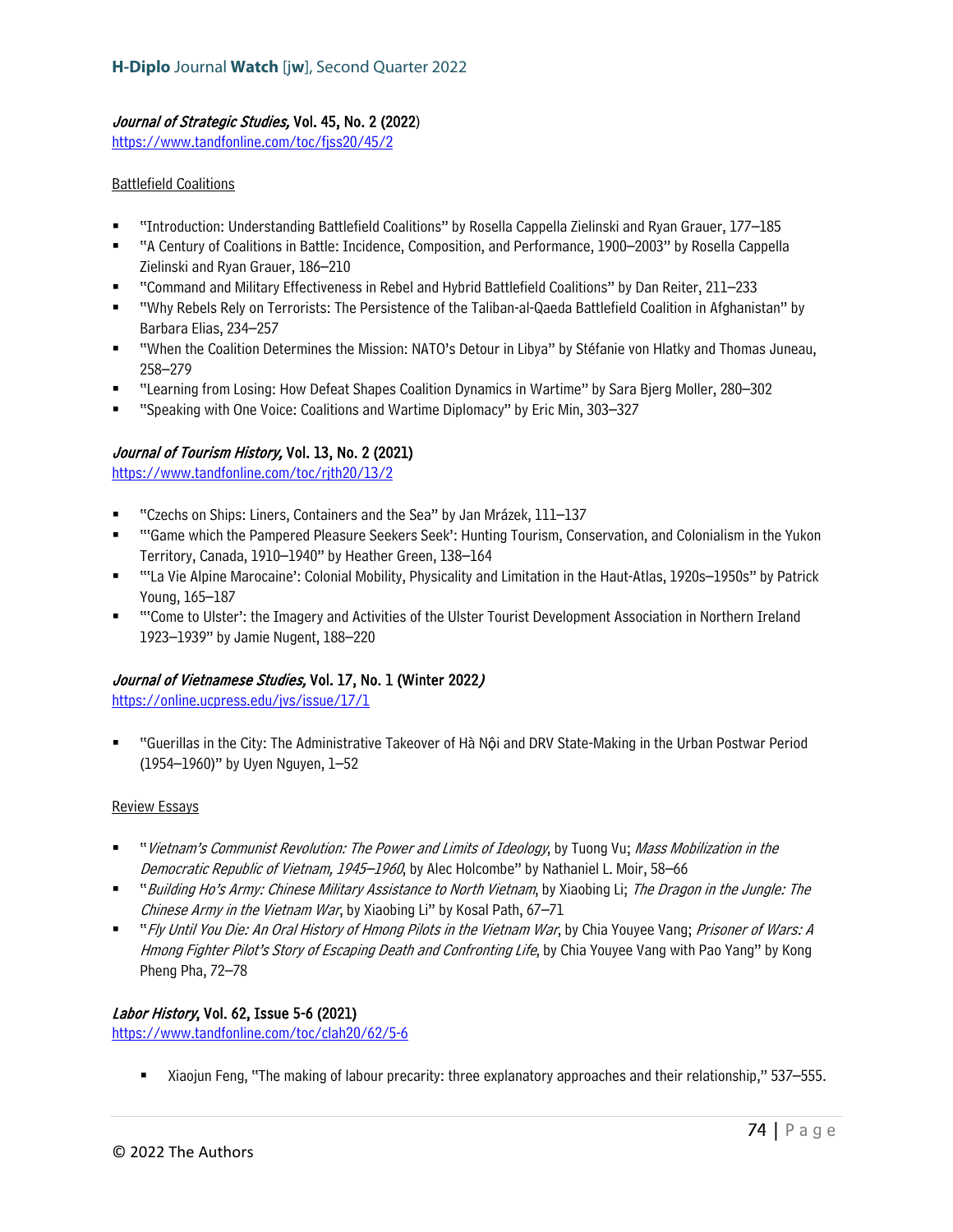*Journal of Strategic Studies,* **Vol. 45, No. 2 (2022)**
https://www.tandfonline.com/toc/fjss20/45/2

Battlefield Coalitions

- "Introduction: Understanding Battlefield Coalitions" by Rosella Cappella Zielinski and Ryan Grauer, 177–185
- "A Century of Coalitions in Battle: Incidence, Composition, and Performance, 1900–2003" by Rosella Cappella Zielinski and Ryan Grauer, 186–210
- "Command and Military Effectiveness in Rebel and Hybrid Battlefield Coalitions" by Dan Reiter, 211–233
- "Why Rebels Rely on Terrorists: The Persistence of the Taliban-al-Qaeda Battlefield Coalition in Afghanistan" by Barbara Elias, 234–257
- "When the Coalition Determines the Mission: NATO's Detour in Libya" by Stéfanie von Hlatky and Thomas Juneau, 258–279
- "Learning from Losing: How Defeat Shapes Coalition Dynamics in Wartime" by Sara Bjerg Moller, 280–302
- "Speaking with One Voice: Coalitions and Wartime Diplomacy" by Eric Min, 303–327

*Journal of Tourism History,* **Vol. 13, No. 2 (2021)**
https://www.tandfonline.com/toc/rjth20/13/2

- "Czechs on Ships: Liners, Containers and the Sea" by Jan Mrázek, 111–137
- "'Game which the Pampered Pleasure Seekers Seek': Hunting Tourism, Conservation, and Colonialism in the Yukon Territory, Canada, 1910–1940" by Heather Green, 138–164
- "'La Vie Alpine Marocaine': Colonial Mobility, Physicality and Limitation in the Haut-Atlas, 1920s–1950s" by Patrick Young, 165–187
- "'Come to Ulster': the Imagery and Activities of the Ulster Tourist Development Association in Northern Ireland 1923–1939" by Jamie Nugent, 188–220

*Journal of Vietnamese Studies,* **Vol. 17, No. 1 (Winter 2022*)***
https://online.ucpress.edu/jvs/issue/17/1

- "Guerillas in the City: The Administrative Takeover of Hà Nội and DRV State-Making in the Urban Postwar Period (1954–1960)" by Uyen Nguyen, 1–52

Review Essays

- "*Vietnam's Communist Revolution: The Power and Limits of Ideology*, by Tuong Vu; *Mass Mobilization in the Democratic Republic of Vietnam, 1945–1960*, by Alec Holcombe" by Nathaniel L. Moir, 58–66
- "*Building Ho's Army: Chinese Military Assistance to North Vietnam*, by Xiaobing Li; *The Dragon in the Jungle: The Chinese Army in the Vietnam War*, by Xiaobing Li" by Kosal Path, 67–71
- "*Fly Until You Die: An Oral History of Hmong Pilots in the Vietnam War*, by Chia Youyee Vang; *Prisoner of Wars: A Hmong Fighter Pilot's Story of Escaping Death and Confronting Life*, by Chia Youyee Vang with Pao Yang" by Kong Pheng Pha, 72–78

*Labor History*, **Vol. 62, Issue 5-6 (2021)**
https://www.tandfonline.com/toc/clah20/62/5-6

- Xiaojun Feng, "The making of labour precarity: three explanatory approaches and their relationship," 537–555.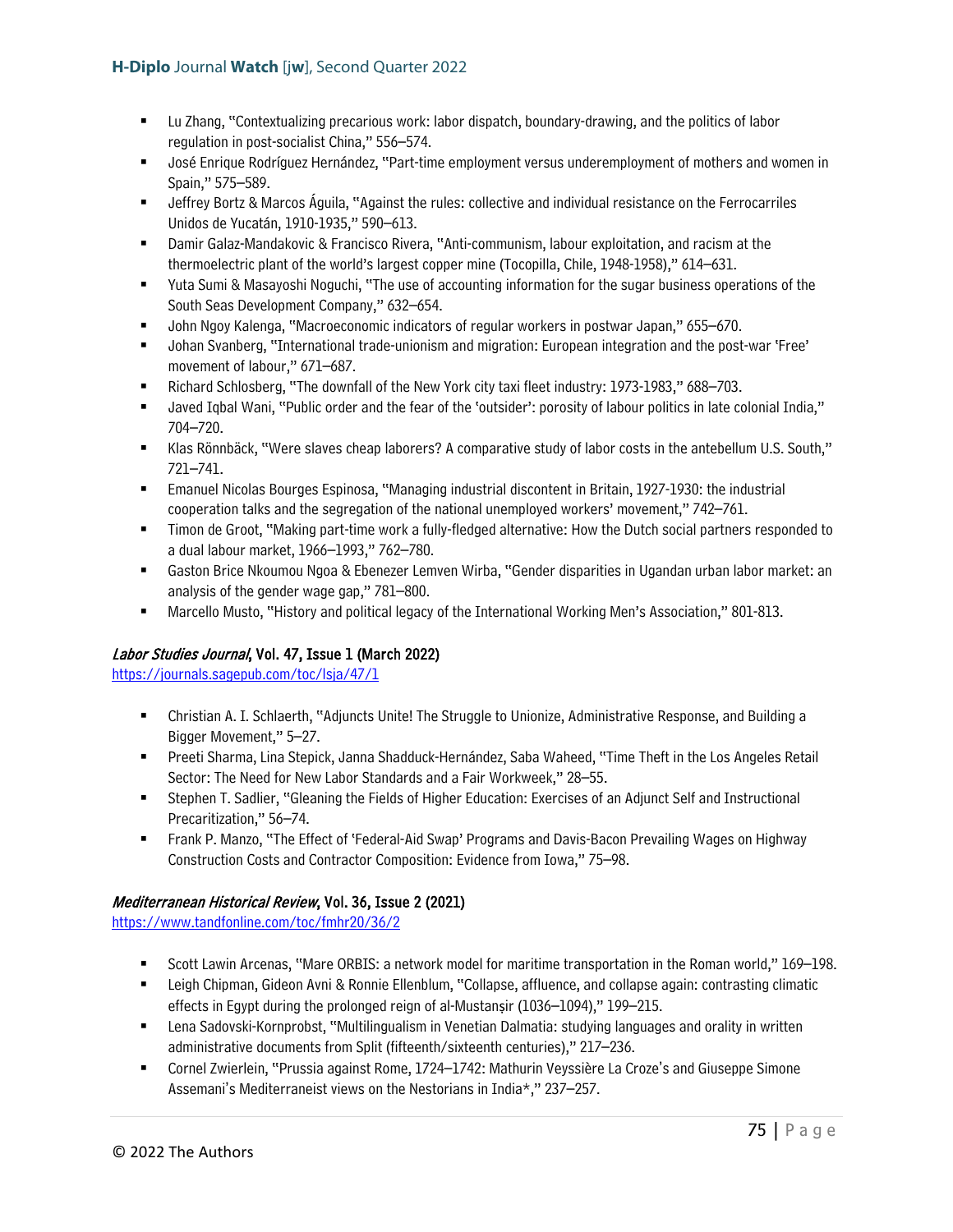- Lu Zhang, "Contextualizing precarious work: labor dispatch, boundary-drawing, and the politics of labor regulation in post-socialist China," 556–574.
- José Enrique Rodríguez Hernández, "Part-time employment versus underemployment of mothers and women in Spain," 575–589.
- Jeffrey Bortz & Marcos Águila, "Against the rules: collective and individual resistance on the Ferrocarriles Unidos de Yucatán, 1910-1935," 590–613.
- Damir Galaz-Mandakovic & Francisco Rivera, "Anti-communism, labour exploitation, and racism at the thermoelectric plant of the world's largest copper mine (Tocopilla, Chile, 1948-1958)," 614–631.
- Yuta Sumi & Masayoshi Noguchi, "The use of accounting information for the sugar business operations of the South Seas Development Company," 632–654.
- John Ngoy Kalenga, "Macroeconomic indicators of regular workers in postwar Japan," 655–670.
- Johan Svanberg, "International trade-unionism and migration: European integration and the post-war 'Free' movement of labour," 671–687.
- Richard Schlosberg, "The downfall of the New York city taxi fleet industry: 1973-1983," 688–703.
- Javed Iqbal Wani, "Public order and the fear of the 'outsider': porosity of labour politics in late colonial India," 704–720.
- Klas Rönnbäck, "Were slaves cheap laborers? A comparative study of labor costs in the antebellum U.S. South," 721–741.
- Emanuel Nicolas Bourges Espinosa, "Managing industrial discontent in Britain, 1927-1930: the industrial cooperation talks and the segregation of the national unemployed workers' movement," 742–761.
- Timon de Groot, "Making part-time work a fully-fledged alternative: How the Dutch social partners responded to a dual labour market, 1966–1993," 762–780.
- Gaston Brice Nkoumou Ngoa & Ebenezer Lemven Wirba, "Gender disparities in Ugandan urban labor market: an analysis of the gender wage gap," 781–800.
- Marcello Musto, "History and political legacy of the International Working Men's Association," 801-813.

### *Labor Studies Journal*, Vol. 47, Issue 1 (March 2022)

https://journals.sagepub.com/toc/lsja/47/1

- Christian A. I. Schlaerth, "Adjuncts Unite! The Struggle to Unionize, Administrative Response, and Building a Bigger Movement," 5–27.
- Preeti Sharma, Lina Stepick, Janna Shadduck-Hernández, Saba Waheed, "Time Theft in the Los Angeles Retail Sector: The Need for New Labor Standards and a Fair Workweek," 28–55.
- Stephen T. Sadlier, "Gleaning the Fields of Higher Education: Exercises of an Adjunct Self and Instructional Precaritization," 56–74.
- Frank P. Manzo, "The Effect of 'Federal-Aid Swap' Programs and Davis-Bacon Prevailing Wages on Highway Construction Costs and Contractor Composition: Evidence from Iowa," 75–98.

### *Mediterranean Historical Review*, Vol. 36, Issue 2 (2021)

https://www.tandfonline.com/toc/fmhr20/36/2

- Scott Lawin Arcenas, "Mare ORBIS: a network model for maritime transportation in the Roman world," 169–198.
- Leigh Chipman, Gideon Avni & Ronnie Ellenblum, "Collapse, affluence, and collapse again: contrasting climatic effects in Egypt during the prolonged reign of al-Mustanṣir (1036–1094)," 199–215.
- Lena Sadovski-Kornprobst, "Multilingualism in Venetian Dalmatia: studying languages and orality in written administrative documents from Split (fifteenth/sixteenth centuries)," 217–236.
- Cornel Zwierlein, "Prussia against Rome, 1724–1742: Mathurin Veyssière La Croze's and Giuseppe Simone Assemani's Mediterraneist views on the Nestorians in India*," 237–257.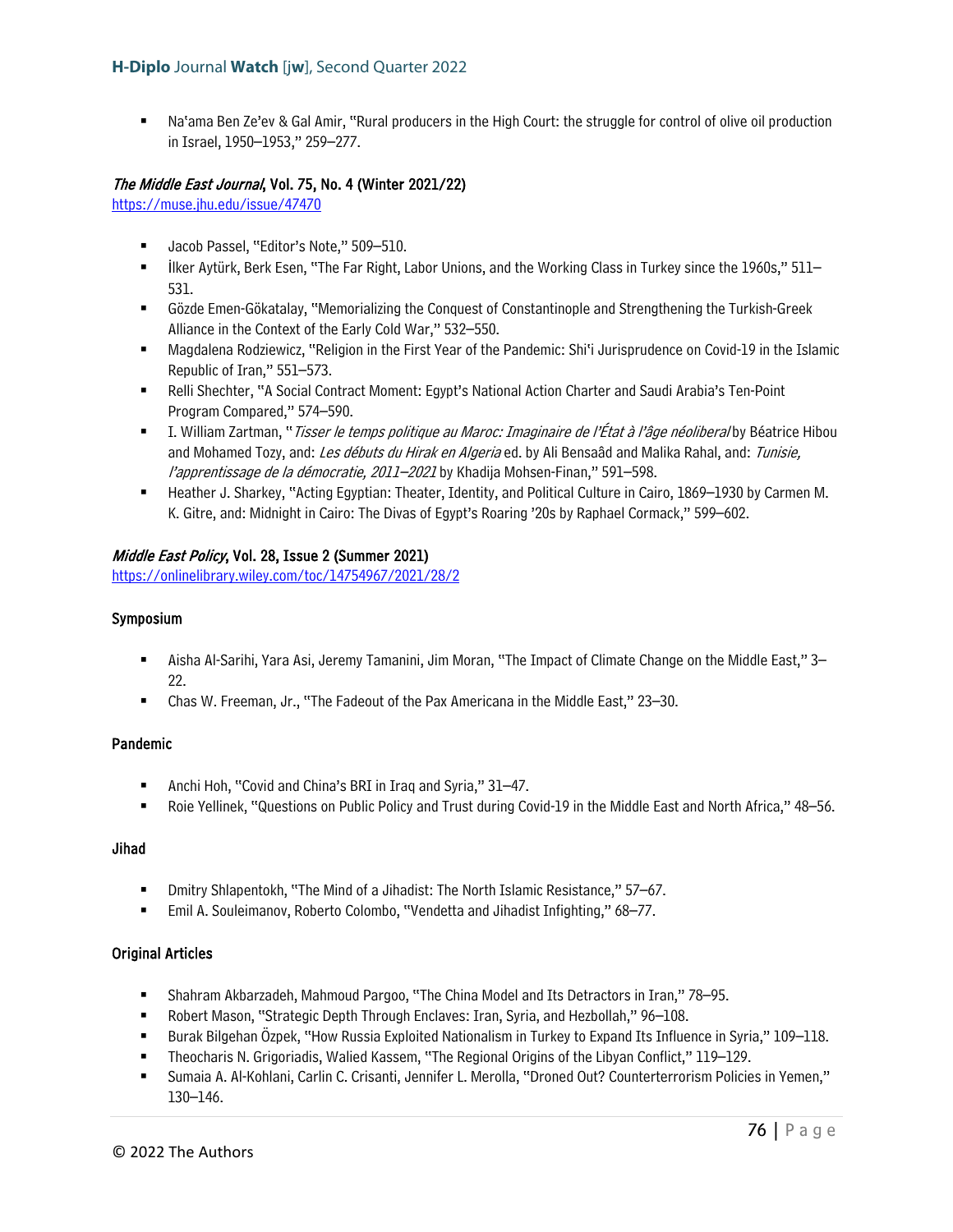- Na'ama Ben Ze'ev & Gal Amir, "Rural producers in the High Court: the struggle for control of olive oil production in Israel, 1950–1953," 259–277.

### *The Middle East Journal*, Vol. 75, No. 4 (Winter 2021/22)

https://muse.jhu.edu/issue/47470

- Jacob Passel, "Editor's Note," 509–510.
- İlker Aytürk, Berk Esen, "The Far Right, Labor Unions, and the Working Class in Turkey since the 1960s," 511–531.
- Gözde Emen-Gökatalay, "Memorializing the Conquest of Constantinople and Strengthening the Turkish-Greek Alliance in the Context of the Early Cold War," 532–550.
- Magdalena Rodziewicz, "Religion in the First Year of the Pandemic: Shi'i Jurisprudence on Covid-19 in the Islamic Republic of Iran," 551–573.
- Relli Shechter, "A Social Contract Moment: Egypt's National Action Charter and Saudi Arabia's Ten-Point Program Compared," 574–590.
- I. William Zartman, "*Tisser le temps politique au Maroc: Imaginaire de l'État à l'âge néoliberal* by Béatrice Hibou and Mohamed Tozy, and: *Les débuts du Hirak en Algeria* ed. by Ali Bensaâd and Malika Rahal, and: *Tunisie, l'apprentissage de la démocratie, 2011–2021* by Khadija Mohsen-Finan," 591–598.
- Heather J. Sharkey, "Acting Egyptian: Theater, Identity, and Political Culture in Cairo, 1869–1930 by Carmen M. K. Gitre, and: Midnight in Cairo: The Divas of Egypt's Roaring '20s by Raphael Cormack," 599–602.

### *Middle East Policy*, Vol. 28, Issue 2 (Summer 2021)

https://onlinelibrary.wiley.com/toc/14754967/2021/28/2

#### Symposium

- Aisha Al-Sarihi, Yara Asi, Jeremy Tamanini, Jim Moran, "The Impact of Climate Change on the Middle East," 3–22.
- Chas W. Freeman, Jr., "The Fadeout of the Pax Americana in the Middle East," 23–30.

#### Pandemic

- Anchi Hoh, "Covid and China's BRI in Iraq and Syria," 31–47.
- Roie Yellinek, "Questions on Public Policy and Trust during Covid-19 in the Middle East and North Africa," 48–56.

#### Jihad

- Dmitry Shlapentokh, "The Mind of a Jihadist: The North Islamic Resistance," 57–67.
- Emil A. Souleimanov, Roberto Colombo, "Vendetta and Jihadist Infighting," 68–77.

#### Original Articles

- Shahram Akbarzadeh, Mahmoud Pargoo, "The China Model and Its Detractors in Iran," 78–95.
- Robert Mason, "Strategic Depth Through Enclaves: Iran, Syria, and Hezbollah," 96–108.
- Burak Bilgehan Özpek, "How Russia Exploited Nationalism in Turkey to Expand Its Influence in Syria," 109–118.
- Theocharis N. Grigoriadis, Walied Kassem, "The Regional Origins of the Libyan Conflict," 119–129.
- Sumaia A. Al-Kohlani, Carlin C. Crisanti, Jennifer L. Merolla, "Droned Out? Counterterrorism Policies in Yemen," 130–146.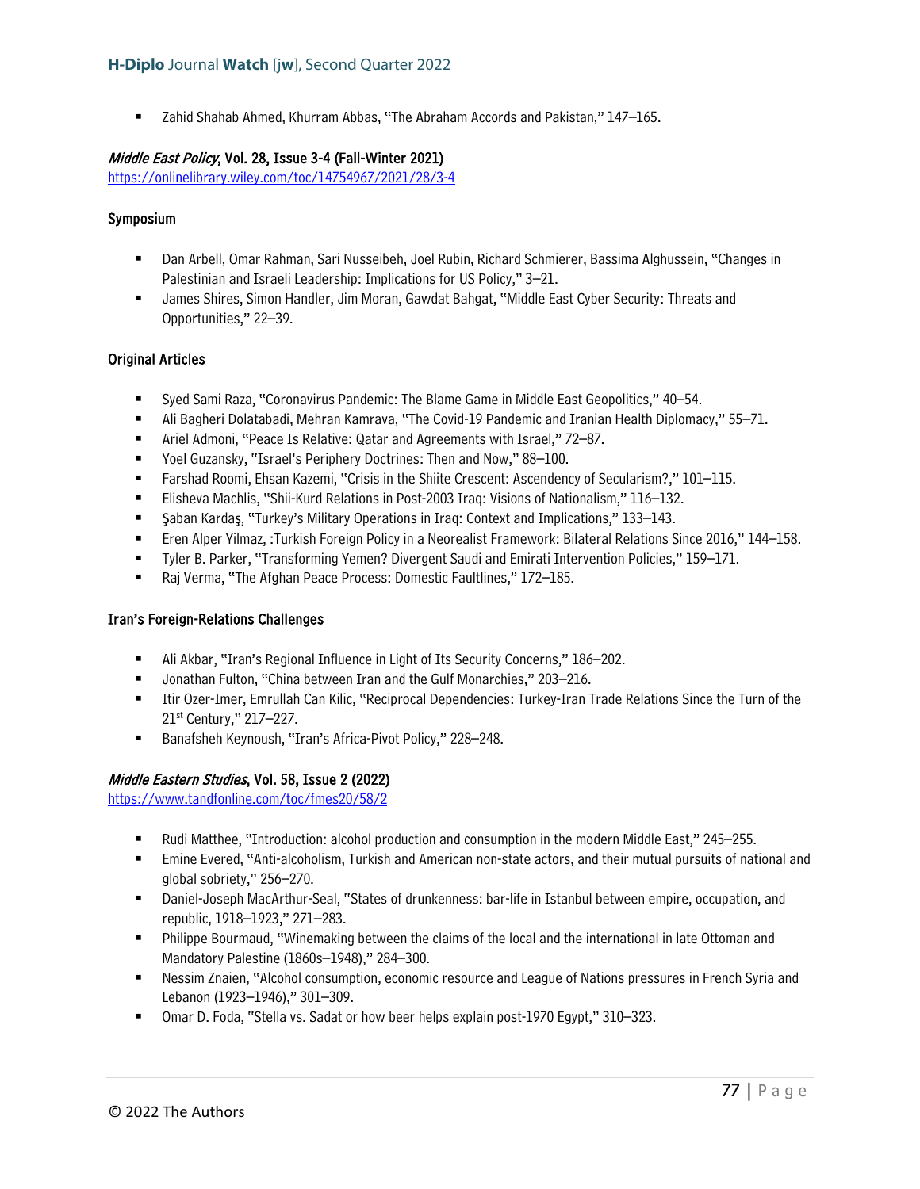- Zahid Shahab Ahmed, Khurram Abbas, "The Abraham Accords and Pakistan," 147–165.

### *Middle East Policy*, Vol. 28, Issue 3-4 (Fall-Winter 2021)

https://onlinelibrary.wiley.com/toc/14754967/2021/28/3-4

#### Symposium

- Dan Arbell, Omar Rahman, Sari Nusseibeh, Joel Rubin, Richard Schmierer, Bassima Alghussein, "Changes in Palestinian and Israeli Leadership: Implications for US Policy," 3–21.
- James Shires, Simon Handler, Jim Moran, Gawdat Bahgat, "Middle East Cyber Security: Threats and Opportunities," 22–39.

#### Original Articles

- Syed Sami Raza, "Coronavirus Pandemic: The Blame Game in Middle East Geopolitics," 40–54.
- Ali Bagheri Dolatabadi, Mehran Kamrava, "The Covid-19 Pandemic and Iranian Health Diplomacy," 55–71.
- Ariel Admoni, "Peace Is Relative: Qatar and Agreements with Israel," 72–87.
- Yoel Guzansky, "Israel's Periphery Doctrines: Then and Now," 88–100.
- Farshad Roomi, Ehsan Kazemi, "Crisis in the Shiite Crescent: Ascendency of Secularism?," 101–115.
- Elisheva Machlis, "Shii-Kurd Relations in Post-2003 Iraq: Visions of Nationalism," 116–132.
- Şaban Kardaş, "Turkey's Military Operations in Iraq: Context and Implications," 133–143.
- Eren Alper Yilmaz, :Turkish Foreign Policy in a Neorealist Framework: Bilateral Relations Since 2016," 144–158.
- Tyler B. Parker, "Transforming Yemen? Divergent Saudi and Emirati Intervention Policies," 159–171.
- Raj Verma, "The Afghan Peace Process: Domestic Faultlines," 172–185.

#### Iran's Foreign-Relations Challenges

- Ali Akbar, "Iran's Regional Influence in Light of Its Security Concerns," 186–202.
- Jonathan Fulton, "China between Iran and the Gulf Monarchies," 203–216.
- Itir Ozer-Imer, Emrullah Can Kilic, "Reciprocal Dependencies: Turkey-Iran Trade Relations Since the Turn of the 21st Century," 217–227.
- Banafsheh Keynoush, "Iran's Africa-Pivot Policy," 228–248.

### *Middle Eastern Studies*, Vol. 58, Issue 2 (2022)

https://www.tandfonline.com/toc/fmes20/58/2

- Rudi Matthee, "Introduction: alcohol production and consumption in the modern Middle East," 245–255.
- Emine Evered, "Anti-alcoholism, Turkish and American non-state actors, and their mutual pursuits of national and global sobriety," 256–270.
- Daniel-Joseph MacArthur-Seal, "States of drunkenness: bar-life in Istanbul between empire, occupation, and republic, 1918–1923," 271–283.
- Philippe Bourmaud, "Winemaking between the claims of the local and the international in late Ottoman and Mandatory Palestine (1860s–1948)," 284–300.
- Nessim Znaien, "Alcohol consumption, economic resource and League of Nations pressures in French Syria and Lebanon (1923–1946)," 301–309.
- Omar D. Foda, "Stella vs. Sadat or how beer helps explain post-1970 Egypt," 310–323.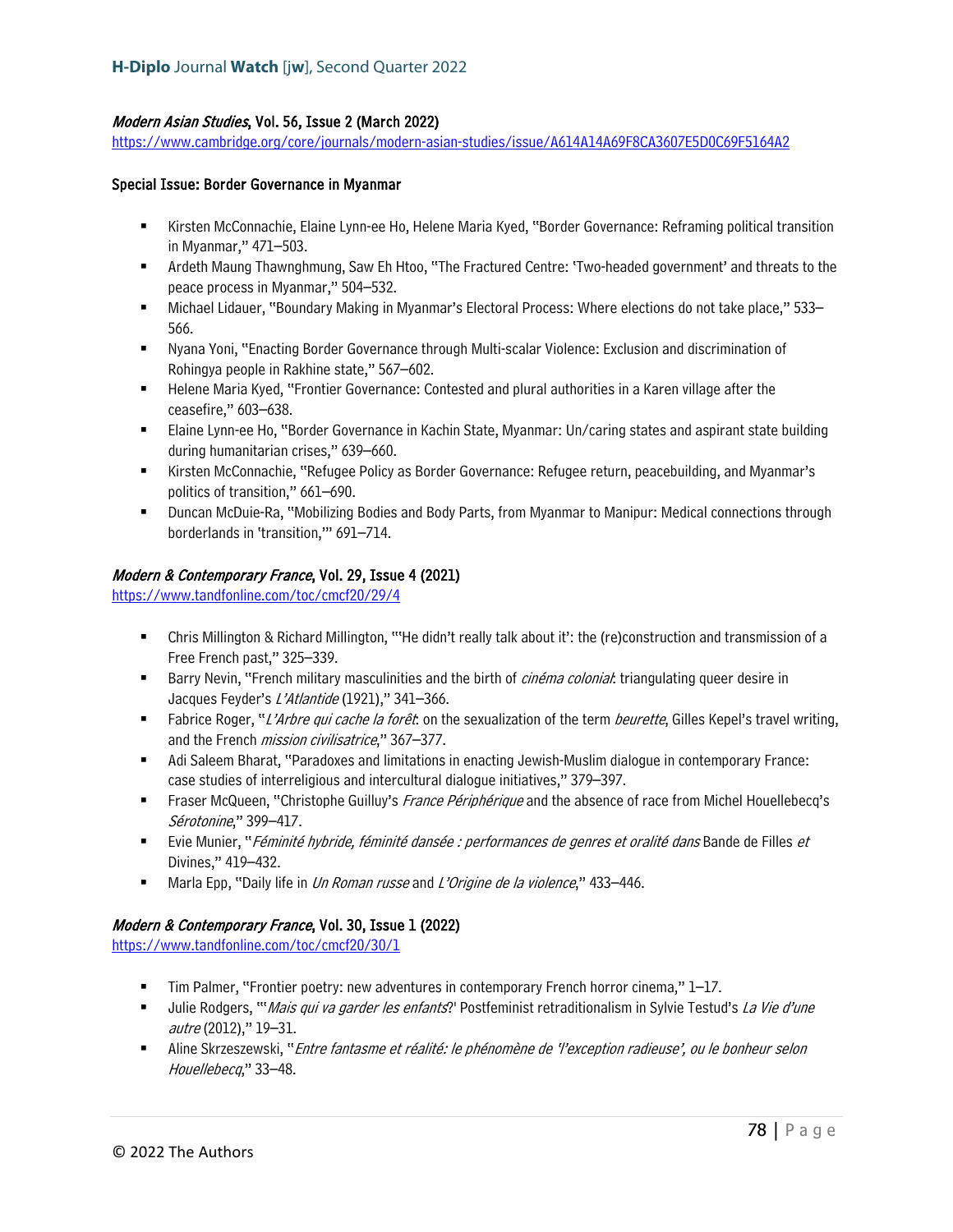*Modern Asian Studies*, Vol. 56, Issue 2 (March 2022)
https://www.cambridge.org/core/journals/modern-asian-studies/issue/A614A14A69F8CA3607E5D0C69F5164A2

**Special Issue: Border Governance in Myanmar**

- Kirsten McConnachie, Elaine Lynn-ee Ho, Helene Maria Kyed, "Border Governance: Reframing political transition in Myanmar," 471–503.
- Ardeth Maung Thawnghmung, Saw Eh Htoo, "The Fractured Centre: 'Two-headed government' and threats to the peace process in Myanmar," 504–532.
- Michael Lidauer, "Boundary Making in Myanmar's Electoral Process: Where elections do not take place," 533–566.
- Nyana Yoni, "Enacting Border Governance through Multi-scalar Violence: Exclusion and discrimination of Rohingya people in Rakhine state," 567–602.
- Helene Maria Kyed, "Frontier Governance: Contested and plural authorities in a Karen village after the ceasefire," 603–638.
- Elaine Lynn-ee Ho, "Border Governance in Kachin State, Myanmar: Un/caring states and aspirant state building during humanitarian crises," 639–660.
- Kirsten McConnachie, "Refugee Policy as Border Governance: Refugee return, peacebuilding, and Myanmar's politics of transition," 661–690.
- Duncan McDuie-Ra, "Mobilizing Bodies and Body Parts, from Myanmar to Manipur: Medical connections through borderlands in 'transition,'" 691–714.

*Modern & Contemporary France*, Vol. 29, Issue 4 (2021)
https://www.tandfonline.com/toc/cmcf20/29/4

- Chris Millington & Richard Millington, "'He didn't really talk about it': the (re)construction and transmission of a Free French past," 325–339.
- Barry Nevin, "French military masculinities and the birth of *cinéma colonial*: triangulating queer desire in Jacques Feyder's *L'Atlantide* (1921)," 341–366.
- Fabrice Roger, "*L'Arbre qui cache la forêt*: on the sexualization of the term *beurette*, Gilles Kepel's travel writing, and the French *mission civilisatrice*," 367–377.
- Adi Saleem Bharat, "Paradoxes and limitations in enacting Jewish-Muslim dialogue in contemporary France: case studies of interreligious and intercultural dialogue initiatives," 379–397.
- Fraser McQueen, "Christophe Guilluy's *France Périphérique* and the absence of race from Michel Houellebecq's *Sérotonine*," 399–417.
- Evie Munier, "*Féminité hybride, féminité dansée : performances de genres et oralité dans* Bande de Filles *et* Divines," 419–432.
- Marla Epp, "Daily life in *Un Roman russe* and *L'Origine de la violence*," 433–446.

*Modern & Contemporary France*, Vol. 30, Issue 1 (2022)
https://www.tandfonline.com/toc/cmcf20/30/1

- Tim Palmer, "Frontier poetry: new adventures in contemporary French horror cinema," 1–17.
- Julie Rodgers, "'*Mais qui va garder les enfants*?' Postfeminist retraditionalism in Sylvie Testud's *La Vie d'une autre* (2012)," 19–31.
- Aline Skrzeszewski, "*Entre fantasme et réalité: le phénomène de 'l'exception radieuse', ou le bonheur selon Houellebecq*," 33–48.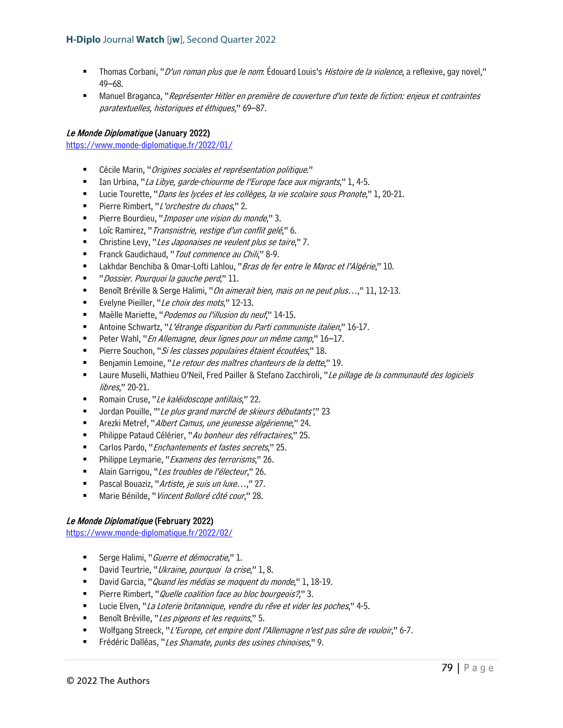- Thomas Corbani, "*D'un roman plus que le nom*: Édouard Louis's *Histoire de la violence*, a reflexive, gay novel," 49–68.
- Manuel Braganca, "*Représenter Hitler en première de couverture d'un texte de fiction: enjeux et contraintes paratextuelles, historiques et éthiques*," 69–87.

### *Le Monde Diplomatique* (January 2022)

https://www.monde-diplomatique.fr/2022/01/

- Cécile Marin, "*Origines sociales et représentation politique*."
- Ian Urbina, "*La Libye, garde-chiourme de l'Europe face aux migrants*," 1, 4-5.
- Lucie Tourette, "*Dans les lycées et les collèges, la vie scolaire sous Pronote*," 1, 20-21.
- Pierre Rimbert, "*L'orchestre du chaos*," 2.
- Pierre Bourdieu, "*Imposer une vision du monde*," 3.
- Loïc Ramirez, "*Transnistrie, vestige d'un conflit gelé*," 6.
- Christine Levy, "*Les Japonaises ne veulent plus se taire*," 7.
- Franck Gaudichaud, "*Tout commence au Chili*," 8-9.
- Lakhdar Benchiba & Omar-Lofti Lahlou, "*Bras de fer entre le Maroc et l'Algérie*," 10.
- "*Dossier. Pourquoi la gauche perd*," 11.
- Benoît Bréville & Serge Halimi, "*On aimerait bien, mais on ne peut plus…*," 11, 12-13.
- Evelyne Pieiller, "*Le choix des mots*," 12-13.
- Maëlle Mariette, "*Podemos ou l'illusion du neuf*," 14-15.
- Antoine Schwartz, "*L'étrange disparition du Parti communiste italien*," 16-17.
- Peter Wahl, "*En Allemagne, deux lignes pour un même camp*," 16–17.
- Pierre Souchon, "*Si les classes populaires étaient écoutées*," 18.
- Benjamin Lemoine, "*Le retour des maîtres chanteurs de la dette*," 19.
- Laure Muselli, Mathieu O'Neil, Fred Pailler & Stefano Zacchiroli, "*Le pillage de la communauté des logiciels libres*," 20-21.
- Romain Cruse, "*Le kaléidoscope antillais*," 22.
- Jordan Pouille, "'*Le plus grand marché de skieurs débutants'*," 23
- Arezki Metref, "*Albert Camus, une jeunesse algérienne*," 24.
- Philippe Pataud Célérier, "*Au bonheur des réfractaires*," 25.
- Carlos Pardo, "*Enchantements et fastes secrets*," 25.
- Philippe Leymarie, "*Examens des terrorisms*," 26.
- Alain Garrigou, "*Les troubles de l'électeur*," 26.
- Pascal Bouaziz, "*Artiste, je suis un luxe…*," 27.
- Marie Bénilde, "*Vincent Bolloré côté cour*," 28.

### *Le Monde Diplomatique* (February 2022)

https://www.monde-diplomatique.fr/2022/02/

- Serge Halimi, "*Guerre et démocratie*," 1.
- David Teurtrie, "*Ukraine, pourquoi la crise*," 1, 8.
- David Garcia, "*Quand les médias se moquent du monde*," 1, 18-19.
- Pierre Rimbert, "*Quelle coalition face au bloc bourgeois?*," 3.
- Lucie Elven, "*La Loterie britannique, vendre du rêve et vider les poches*," 4-5.
- Benoît Bréville, "*Les pigeons et les requins*," 5.
- Wolfgang Streeck, "*L'Europe, cet empire dont l'Allemagne n'est pas sûre de vouloir*," 6-7.
- Frédéric Dalléas, "*Les Shamate, punks des usines chinoises*," 9.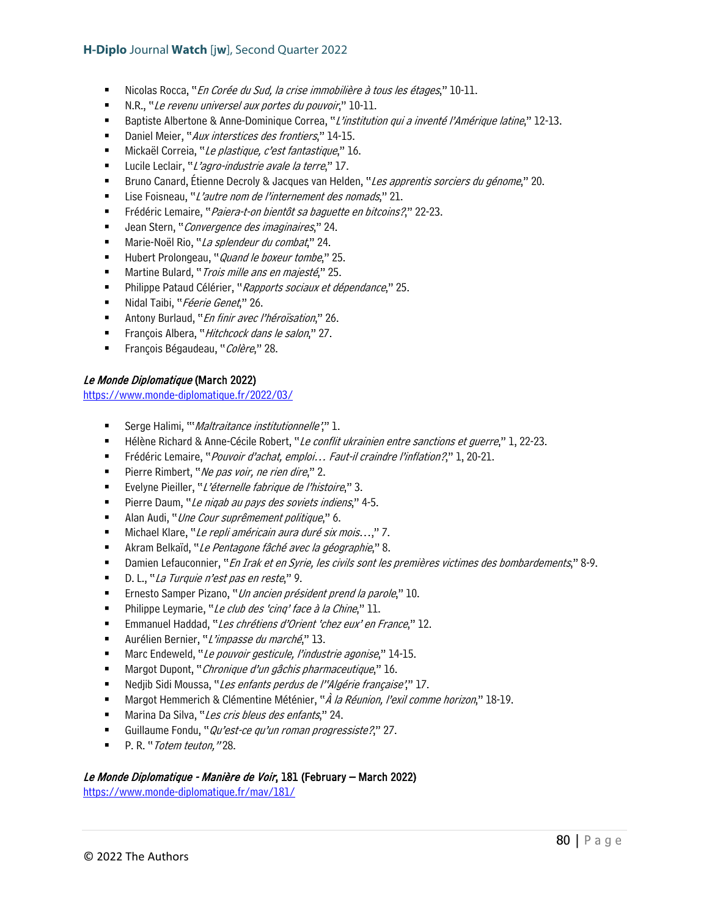- Nicolas Rocca, "*En Corée du Sud, la crise immobilière à tous les étages*," 10-11.
- N.R., "*Le revenu universel aux portes du pouvoir*," 10-11.
- Baptiste Albertone & Anne-Dominique Correa, "*L'institution qui a inventé l'Amérique latine*," 12-13.
- Daniel Meier, "*Aux interstices des frontiers*," 14-15.
- Mickaël Correia, "*Le plastique, c'est fantastique*," 16.
- Lucile Leclair, "*L'agro-industrie avale la terre*," 17.
- Bruno Canard, Étienne Decroly & Jacques van Helden, "*Les apprentis sorciers du génome*," 20.
- Lise Foisneau, "*L'autre nom de l'internement des nomads*," 21.
- Frédéric Lemaire, "*Paiera-t-on bientôt sa baguette en bitcoins?*," 22-23.
- Jean Stern, "*Convergence des imaginaires*," 24.
- Marie-Noël Rio, "*La splendeur du combat*," 24.
- Hubert Prolongeau, "*Quand le boxeur tombe*," 25.
- Martine Bulard, "*Trois mille ans en majesté*," 25.
- Philippe Pataud Célérier, "*Rapports sociaux et dépendance*," 25.
- Nidal Taibi, "*Féerie Genet*," 26.
- Antony Burlaud, "*En finir avec l'héroïsation*," 26.
- François Albera, "*Hitchcock dans le salon*," 27.
- François Bégaudeau, "*Colère*," 28.

***Le Monde Diplomatique*** **(March 2022)**
https://www.monde-diplomatique.fr/2022/03/

- Serge Halimi, "'*Maltraitance institutionnelle*'," 1.
- Hélène Richard & Anne-Cécile Robert, "*Le conflit ukrainien entre sanctions et guerre*," 1, 22-23.
- Frédéric Lemaire, "*Pouvoir d'achat, emploi… Faut-il craindre l'inflation?*," 1, 20-21.
- Pierre Rimbert, "*Ne pas voir, ne rien dire*," 2.
- Evelyne Pieiller, "*L'éternelle fabrique de l'histoire*," 3.
- Pierre Daum, "*Le niqab au pays des soviets indiens*," 4-5.
- Alan Audi, "*Une Cour suprêmement politique*," 6.
- Michael Klare, "*Le repli américain aura duré six mois…*," 7.
- Akram Belkaïd, "*Le Pentagone fâché avec la géographie*," 8.
- Damien Lefauconnier, "*En Irak et en Syrie, les civils sont les premières victimes des bombardements*," 8-9.
- D. L., "*La Turquie n'est pas en reste*," 9.
- Ernesto Samper Pizano, "*Un ancien président prend la parole*," 10.
- Philippe Leymarie, "*Le club des 'cinq' face à la Chine*," 11.
- Emmanuel Haddad, "*Les chrétiens d'Orient 'chez eux' en France*," 12.
- Aurélien Bernier, "*L'impasse du marché*," 13.
- Marc Endeweld, "*Le pouvoir gesticule, l'industrie agonise*," 14-15.
- Margot Dupont, "*Chronique d'un gâchis pharmaceutique*," 16.
- Nedjib Sidi Moussa, "*Les enfants perdus de l''Algérie française'*," 17.
- Margot Hemmerich & Clémentine Méténier, "*À la Réunion, l'exil comme horizon*," 18-19.
- Marina Da Silva, "*Les cris bleus des enfants*," 24.
- Guillaume Fondu, "*Qu'est-ce qu'un roman progressiste?*," 27.
- P. R. "*Totem teuton,*" 28.

***Le Monde Diplomatique - Manière de Voir*****, 181 (February – March 2022)**
https://www.monde-diplomatique.fr/mav/181/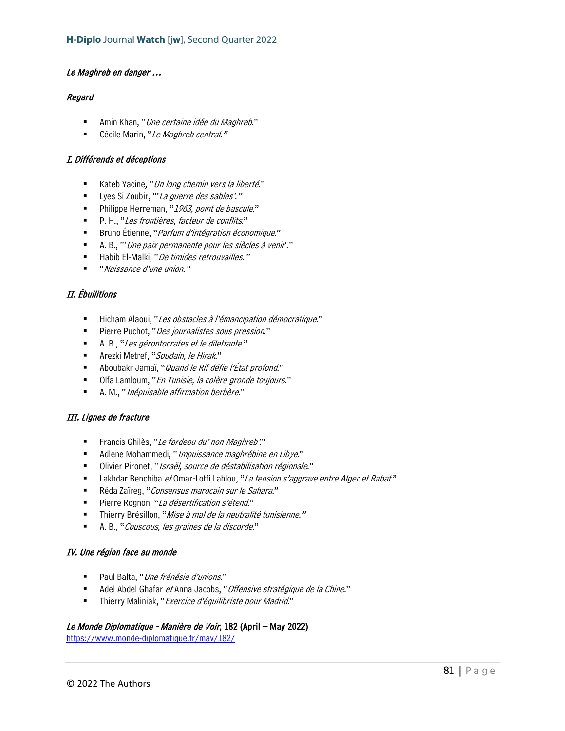*Le Maghreb en danger ...*

*Regard*

- Amin Khan, "*Une certaine idée du Maghreb*."
- Cécile Marin, "*Le Maghreb central.*"

*I. Différends et déceptions*

- Kateb Yacine, "*Un long chemin vers la liberté*."
- Lyes Si Zoubir, "'*La guerre des sables'.*"
- Philippe Herreman, "*1963, point de bascule*."
- P. H., "*Les frontières, facteur de conflits*."
- Bruno Étienne, "*Parfum d'intégration économique*."
- A. B., "'*Une paix permanente pour les siècles à venir*'."
- Habib El-Malki, "*De timides retrouvailles.*"
- "*Naissance d'une union.*"

*II. Ébullitions*

- Hicham Alaoui, "*Les obstacles à l'émancipation démocratique*."
- Pierre Puchot, "*Des journalistes sous pression*."
- A. B., "*Les gérontocrates et le dilettante*."
- Arezki Metref, "*Soudain, le Hirak*."
- Aboubakr Jamaï, "*Quand le Rif défie l'État profond*."
- Olfa Lamloum, "*En Tunisie, la colère gronde toujours*."
- A. M., "*Inépuisable affirmation berbère*."

*III. Lignes de fracture*

- Francis Ghilès, "*Le fardeau du* '*non-Maghreb'*."
- Adlene Mohammedi, "*Impuissance maghrébine en Libye*."
- Olivier Pironet, "*Israël, source de déstabilisation régionale*."
- Lakhdar Benchiba *et* Omar-Lotfi Lahlou, "*La tension s'aggrave entre Alger et Rabat*."
- Réda Zaïreg, "*Consensus marocain sur le Sahara*."
- Pierre Rognon, "*La désertification s'étend*."
- Thierry Brésillon, "*Mise à mal de la neutralité tunisienne.*"
- A. B., "*Couscous, les graines de la discorde*."

*IV. Une région face au monde*

- Paul Balta, "*Une frénésie d'unions*."
- Adel Abdel Ghafar *et* Anna Jacobs, "*Offensive stratégique de la Chine*."
- Thierry Maliniak, "*Exercice d'équilibriste pour Madrid*."

***Le Monde Diplomatique - Manière de Voir*, 182 (April – May 2022)**
https://www.monde-diplomatique.fr/mav/182/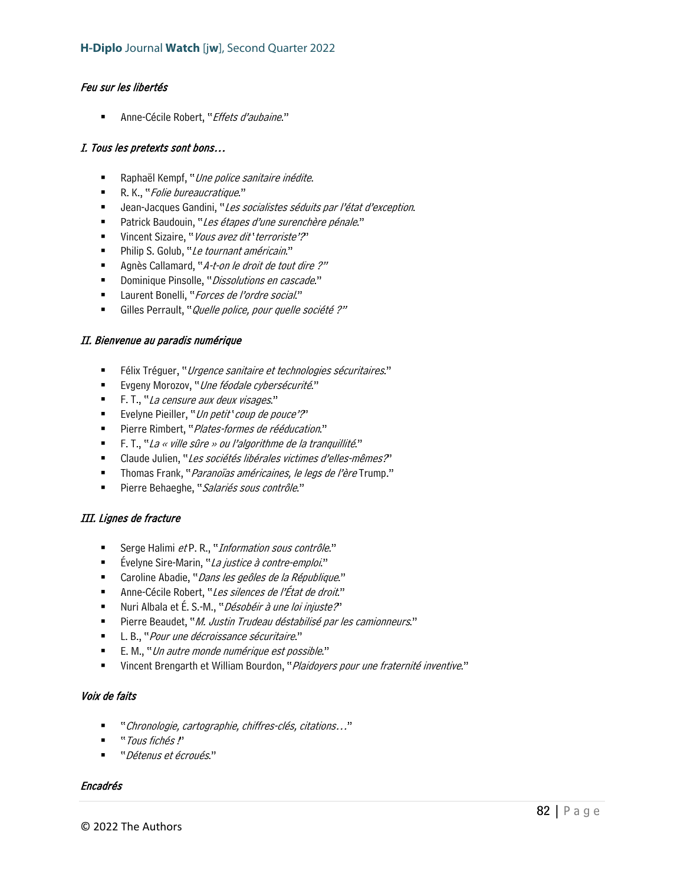*Feu sur les libertés*

- Anne-Cécile Robert, "*Effets d'aubaine*."

*I. Tous les pretexts sont bons…*

- Raphaël Kempf, "*Une police sanitaire inédite*.
- R. K., "*Folie bureaucratique*."
- Jean-Jacques Gandini, "*Les socialistes séduits par l'état d'exception*.
- Patrick Baudouin, "*Les étapes d'une surenchère pénale*."
- Vincent Sizaire, "*Vous avez dit 'terroriste'?*"
- Philip S. Golub, "*Le tournant américain*."
- Agnès Callamard, "*A-t-on le droit de tout dire ?*"
- Dominique Pinsolle, "*Dissolutions en cascade*."
- Laurent Bonelli, "*Forces de l'ordre social*."
- Gilles Perrault, "*Quelle police, pour quelle société ?*"

*II. Bienvenue au paradis numérique*

- Félix Tréguer, "*Urgence sanitaire et technologies sécuritaires*."
- Evgeny Morozov, "*Une féodale cybersécurité*."
- F. T., "*La censure aux deux visages*."
- Evelyne Pieiller, "*Un petit 'coup de pouce'?*"
- Pierre Rimbert, "*Plates-formes de rééducation*."
- F. T., "*La « ville sûre » ou l'algorithme de la tranquillité*."
- Claude Julien, "*Les sociétés libérales victimes d'elles-mêmes?*"
- Thomas Frank, "*Paranoïas américaines, le legs de l'ère* Trump."
- Pierre Behaeghe, "*Salariés sous contrôle*."

*III. Lignes de fracture*

- Serge Halimi *et* P. R., "*Information sous contrôle*."
- Évelyne Sire-Marin, "*La justice à contre-emploi*."
- Caroline Abadie, "*Dans les geôles de la République*."
- Anne-Cécile Robert, "*Les silences de l'État de droit*."
- Nuri Albala et É. S.-M., "*Désobéir à une loi injuste?*"
- Pierre Beaudet, "*M. Justin Trudeau déstabilisé par les camionneurs*."
- L. B., "*Pour une décroissance sécuritaire*."
- E. M., "*Un autre monde numérique est possible*."
- Vincent Brengarth et William Bourdon, "*Plaidoyers pour une fraternité inventive*."

*Voix de faits*

- "*Chronologie, cartographie, chiffres-clés, citations…*"
- "*Tous fichés !*"
- "*Détenus et écroués*."

*Encadrés*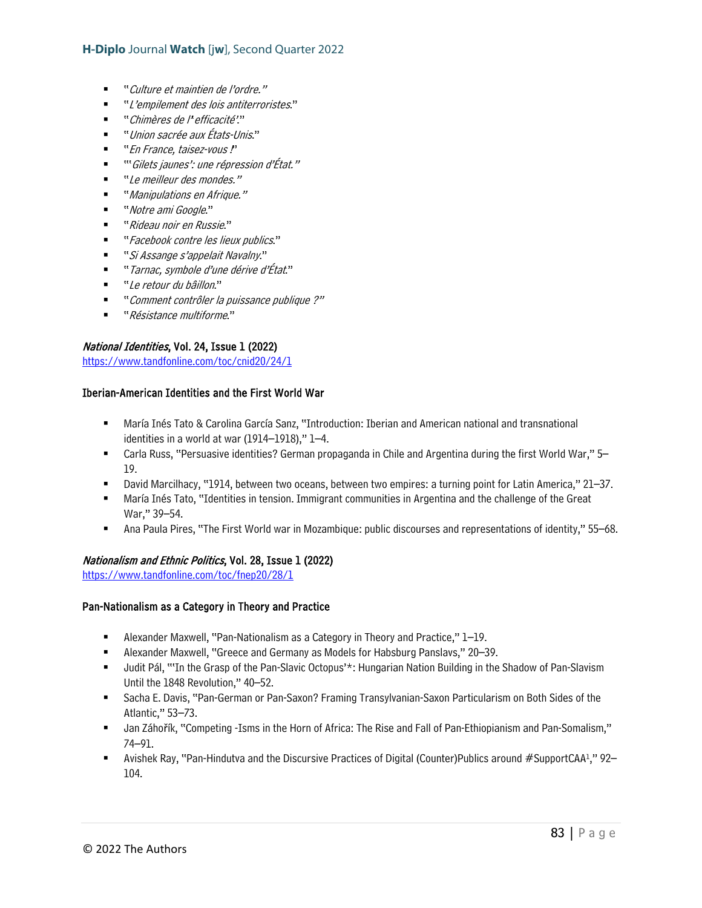- "*Culture et maintien de l'ordre.*"
- "*L'empilement des lois antiterroristes*."
- "*Chimères de l'*'*efficacité'*."
- "*Union sacrée aux États-Unis*."
- "*En France, taisez-vous !*"
- "'*Gilets jaunes': une répression d'État.*"
- "*Le meilleur des mondes.*"
- "*Manipulations en Afrique.*"
- "*Notre ami Google*."
- "*Rideau noir en Russie*."
- "*Facebook contre les lieux publics*."
- "*Si Assange s'appelait Navalny*."
- "*Tarnac, symbole d'une dérive d'État*."
- "*Le retour du bâillon*."
- "*Comment contrôler la puissance publique ?*"
- "*Résistance multiforme*."

**_National Identities_, Vol. 24, Issue 1 (2022)**
https://www.tandfonline.com/toc/cnid20/24/1

**Iberian-American Identities and the First World War**

- María Inés Tato & Carolina García Sanz, "Introduction: Iberian and American national and transnational identities in a world at war (1914–1918)," 1–4.
- Carla Russ, "Persuasive identities? German propaganda in Chile and Argentina during the first World War," 5–19.
- David Marcilhacy, "1914, between two oceans, between two empires: a turning point for Latin America," 21–37.
- María Inés Tato, "Identities in tension. Immigrant communities in Argentina and the challenge of the Great War," 39–54.
- Ana Paula Pires, "The First World war in Mozambique: public discourses and representations of identity," 55–68.

**_Nationalism and Ethnic Politics_, Vol. 28, Issue 1 (2022)**
https://www.tandfonline.com/toc/fnep20/28/1

**Pan-Nationalism as a Category in Theory and Practice**

- Alexander Maxwell, "Pan-Nationalism as a Category in Theory and Practice," 1–19.
- Alexander Maxwell, "Greece and Germany as Models for Habsburg Panslavs," 20–39.
- Judit Pál, "'In the Grasp of the Pan-Slavic Octopus'*: Hungarian Nation Building in the Shadow of Pan-Slavism Until the 1848 Revolution," 40–52.
- Sacha E. Davis, "Pan-German or Pan-Saxon? Framing Transylvanian-Saxon Particularism on Both Sides of the Atlantic," 53–73.
- Jan Záhořík, "Competing -Isms in the Horn of Africa: The Rise and Fall of Pan-Ethiopianism and Pan-Somalism," 74–91.
- Avishek Ray, "Pan-Hindutva and the Discursive Practices of Digital (Counter)Publics around #SupportCAA[1]," 92–104.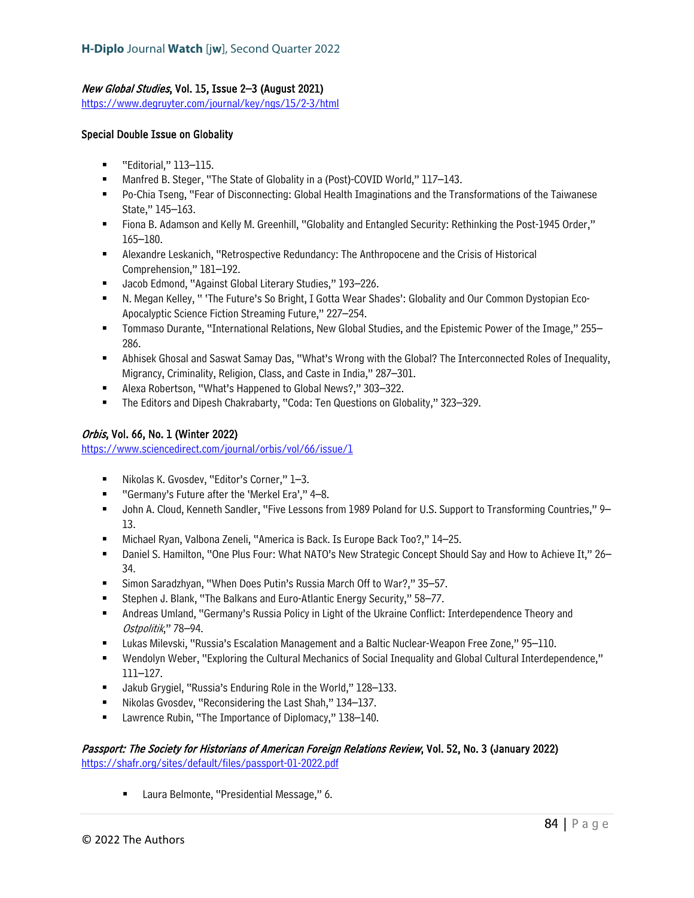*New Global Studies*, Vol. 15, Issue 2–3 (August 2021)
https://www.degruyter.com/journal/key/ngs/15/2-3/html

Special Double Issue on Globality

- "Editorial," 113–115.
- Manfred B. Steger, "The State of Globality in a (Post)-COVID World," 117–143.
- Po-Chia Tseng, "Fear of Disconnecting: Global Health Imaginations and the Transformations of the Taiwanese State," 145–163.
- Fiona B. Adamson and Kelly M. Greenhill, "Globality and Entangled Security: Rethinking the Post-1945 Order," 165–180.
- Alexandre Leskanich, "Retrospective Redundancy: The Anthropocene and the Crisis of Historical Comprehension," 181–192.
- Jacob Edmond, "Against Global Literary Studies," 193–226.
- N. Megan Kelley, " 'The Future's So Bright, I Gotta Wear Shades': Globality and Our Common Dystopian Eco-Apocalyptic Science Fiction Streaming Future," 227–254.
- Tommaso Durante, "International Relations, New Global Studies, and the Epistemic Power of the Image," 255–286.
- Abhisek Ghosal and Saswat Samay Das, "What's Wrong with the Global? The Interconnected Roles of Inequality, Migrancy, Criminality, Religion, Class, and Caste in India," 287–301.
- Alexa Robertson, "What's Happened to Global News?," 303–322.
- The Editors and Dipesh Chakrabarty, "Coda: Ten Questions on Globality," 323–329.

*Orbis*, Vol. 66, No. 1 (Winter 2022)
https://www.sciencedirect.com/journal/orbis/vol/66/issue/1

- Nikolas K. Gvosdev, "Editor's Corner," 1–3.
- "Germany's Future after the 'Merkel Era'," 4–8.
- John A. Cloud, Kenneth Sandler, "Five Lessons from 1989 Poland for U.S. Support to Transforming Countries," 9–13.
- Michael Ryan, Valbona Zeneli, "America is Back. Is Europe Back Too?," 14–25.
- Daniel S. Hamilton, "One Plus Four: What NATO's New Strategic Concept Should Say and How to Achieve It," 26–34.
- Simon Saradzhyan, "When Does Putin's Russia March Off to War?," 35–57.
- Stephen J. Blank, "The Balkans and Euro-Atlantic Energy Security," 58–77.
- Andreas Umland, "Germany's Russia Policy in Light of the Ukraine Conflict: Interdependence Theory and *Ostpolitik*," 78–94.
- Lukas Milevski, "Russia's Escalation Management and a Baltic Nuclear-Weapon Free Zone," 95–110.
- Wendolyn Weber, "Exploring the Cultural Mechanics of Social Inequality and Global Cultural Interdependence," 111–127.
- Jakub Grygiel, "Russia's Enduring Role in the World," 128–133.
- Nikolas Gvosdev, "Reconsidering the Last Shah," 134–137.
- Lawrence Rubin, "The Importance of Diplomacy," 138–140.

*Passport: The Society for Historians of American Foreign Relations Review*, Vol. 52, No. 3 (January 2022)
https://shafr.org/sites/default/files/passport-01-2022.pdf

- Laura Belmonte, "Presidential Message," 6.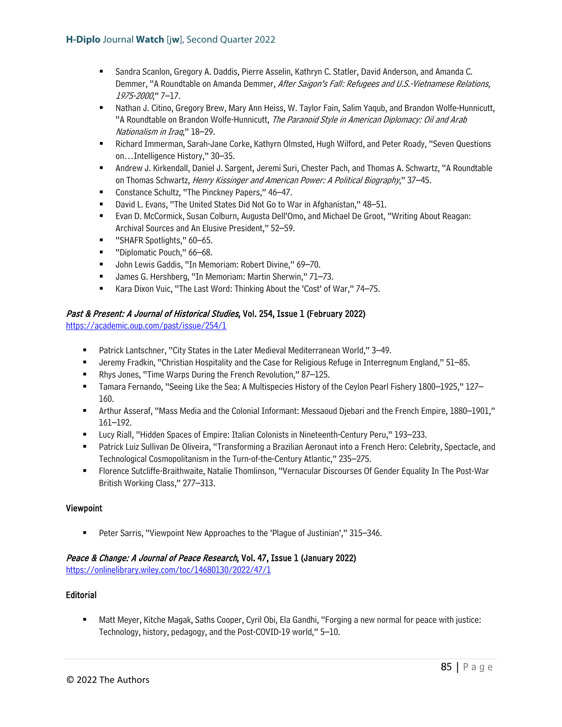- Sandra Scanlon, Gregory A. Daddis, Pierre Asselin, Kathryn C. Statler, David Anderson, and Amanda C. Demmer, "A Roundtable on Amanda Demmer, *After Saigon's Fall: Refugees and U.S.-Vietnamese Relations, 1975-2000*," 7–17.
- Nathan J. Citino, Gregory Brew, Mary Ann Heiss, W. Taylor Fain, Salim Yaqub, and Brandon Wolfe-Hunnicutt, "A Roundtable on Brandon Wolfe-Hunnicutt, *The Paranoid Style in American Diplomacy: Oil and Arab Nationalism in Iraq*," 18–29.
- Richard Immerman, Sarah-Jane Corke, Kathyrn Olmsted, Hugh Wilford, and Peter Roady, "Seven Questions on…Intelligence History," 30–35.
- Andrew J. Kirkendall, Daniel J. Sargent, Jeremi Suri, Chester Pach, and Thomas A. Schwartz, "A Roundtable on Thomas Schwartz, *Henry Kissinger and American Power: A Political Biography*," 37–45.
- Constance Schultz, "The Pinckney Papers," 46–47.
- David L. Evans, "The United States Did Not Go to War in Afghanistan," 48–51.
- Evan D. McCormick, Susan Colburn, Augusta Dell'Omo, and Michael De Groot, "Writing About Reagan: Archival Sources and An Elusive President," 52–59.
- "SHAFR Spotlights," 60–65.
- "Diplomatic Pouch," 66–68.
- John Lewis Gaddis, "In Memoriam: Robert Divine," 69–70.
- James G. Hershberg, "In Memoriam: Martin Sherwin," 71–73.
- Kara Dixon Vuic, "The Last Word: Thinking About the 'Cost' of War," 74–75.

**_Past & Present: A Journal of Historical Studies_, Vol. 254, Issue 1 (February 2022)**
https://academic.oup.com/past/issue/254/1

- Patrick Lantschner, "City States in the Later Medieval Mediterranean World," 3–49.
- Jeremy Fradkin, "Christian Hospitality and the Case for Religious Refuge in Interregnum England," 51–85.
- Rhys Jones, "Time Warps During the French Revolution," 87–125.
- Tamara Fernando, "Seeing Like the Sea: A Multispecies History of the Ceylon Pearl Fishery 1800–1925," 127–160.
- Arthur Asseraf, "Mass Media and the Colonial Informant: Messaoud Djebari and the French Empire, 1880–1901," 161–192.
- Lucy Riall, "Hidden Spaces of Empire: Italian Colonists in Nineteenth-Century Peru," 193–233.
- Patrick Luiz Sullivan De Oliveira, "Transforming a Brazilian Aeronaut into a French Hero: Celebrity, Spectacle, and Technological Cosmopolitanism in the Turn-of-the-Century Atlantic," 235–275.
- Florence Sutcliffe-Braithwaite, Natalie Thomlinson, "Vernacular Discourses Of Gender Equality In The Post-War British Working Class," 277–313.

**Viewpoint**

- Peter Sarris, "Viewpoint New Approaches to the 'Plague of Justinian'," 315–346.

**_Peace & Change: A Journal of Peace Research_, Vol. 47, Issue 1 (January 2022)**
https://onlinelibrary.wiley.com/toc/14680130/2022/47/1

**Editorial**

- Matt Meyer, Kitche Magak, Saths Cooper, Cyril Obi, Ela Gandhi, "Forging a new normal for peace with justice: Technology, history, pedagogy, and the Post-COVID-19 world," 5–10.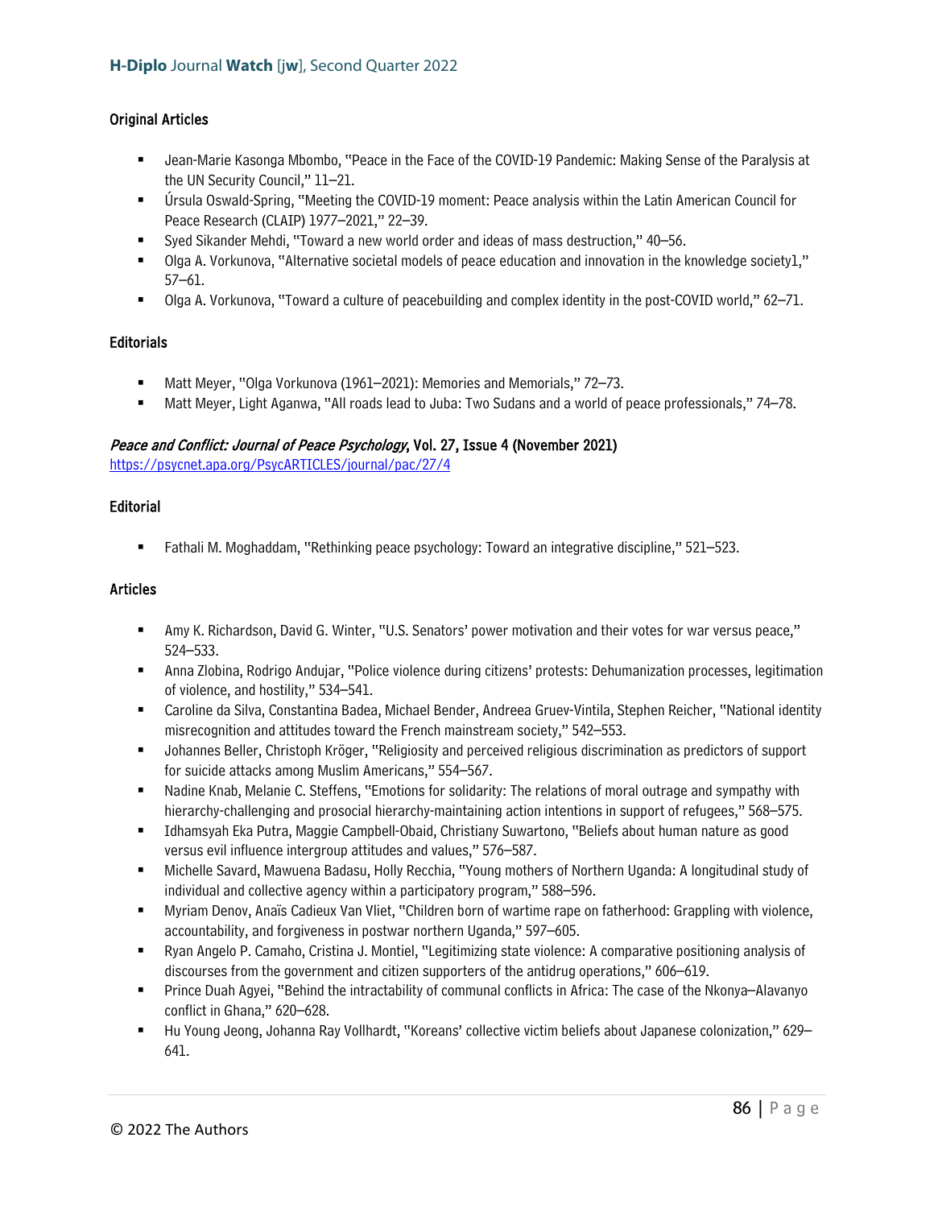### Original Articles

- Jean-Marie Kasonga Mbombo, "Peace in the Face of the COVID-19 Pandemic: Making Sense of the Paralysis at the UN Security Council," 11–21.
- Úrsula Oswald-Spring, "Meeting the COVID-19 moment: Peace analysis within the Latin American Council for Peace Research (CLAIP) 1977–2021," 22–39.
- Syed Sikander Mehdi, "Toward a new world order and ideas of mass destruction," 40–56.
- Olga A. Vorkunova, "Alternative societal models of peace education and innovation in the knowledge society1," 57–61.
- Olga A. Vorkunova, "Toward a culture of peacebuilding and complex identity in the post-COVID world," 62–71.

### Editorials

- Matt Meyer, "Olga Vorkunova (1961–2021): Memories and Memorials," 72–73.
- Matt Meyer, Light Aganwa, "All roads lead to Juba: Two Sudans and a world of peace professionals," 74–78.

### *Peace and Conflict: Journal of Peace Psychology*, Vol. 27, Issue 4 (November 2021)

https://psycnet.apa.org/PsycARTICLES/journal/pac/27/4

### Editorial

- Fathali M. Moghaddam, "Rethinking peace psychology: Toward an integrative discipline," 521–523.

### Articles

- Amy K. Richardson, David G. Winter, "U.S. Senators' power motivation and their votes for war versus peace," 524–533.
- Anna Zlobina, Rodrigo Andujar, "Police violence during citizens' protests: Dehumanization processes, legitimation of violence, and hostility," 534–541.
- Caroline da Silva, Constantina Badea, Michael Bender, Andreea Gruev-Vintila, Stephen Reicher, "National identity misrecognition and attitudes toward the French mainstream society," 542–553.
- Johannes Beller, Christoph Kröger, "Religiosity and perceived religious discrimination as predictors of support for suicide attacks among Muslim Americans," 554–567.
- Nadine Knab, Melanie C. Steffens, "Emotions for solidarity: The relations of moral outrage and sympathy with hierarchy-challenging and prosocial hierarchy-maintaining action intentions in support of refugees," 568–575.
- Idhamsyah Eka Putra, Maggie Campbell-Obaid, Christiany Suwartono, "Beliefs about human nature as good versus evil influence intergroup attitudes and values," 576–587.
- Michelle Savard, Mawuena Badasu, Holly Recchia, "Young mothers of Northern Uganda: A longitudinal study of individual and collective agency within a participatory program," 588–596.
- Myriam Denov, Anaïs Cadieux Van Vliet, "Children born of wartime rape on fatherhood: Grappling with violence, accountability, and forgiveness in postwar northern Uganda," 597–605.
- Ryan Angelo P. Camaho, Cristina J. Montiel, "Legitimizing state violence: A comparative positioning analysis of discourses from the government and citizen supporters of the antidrug operations," 606–619.
- Prince Duah Agyei, "Behind the intractability of communal conflicts in Africa: The case of the Nkonya–Alavanyo conflict in Ghana," 620–628.
- Hu Young Jeong, Johanna Ray Vollhardt, "Koreans' collective victim beliefs about Japanese colonization," 629–641.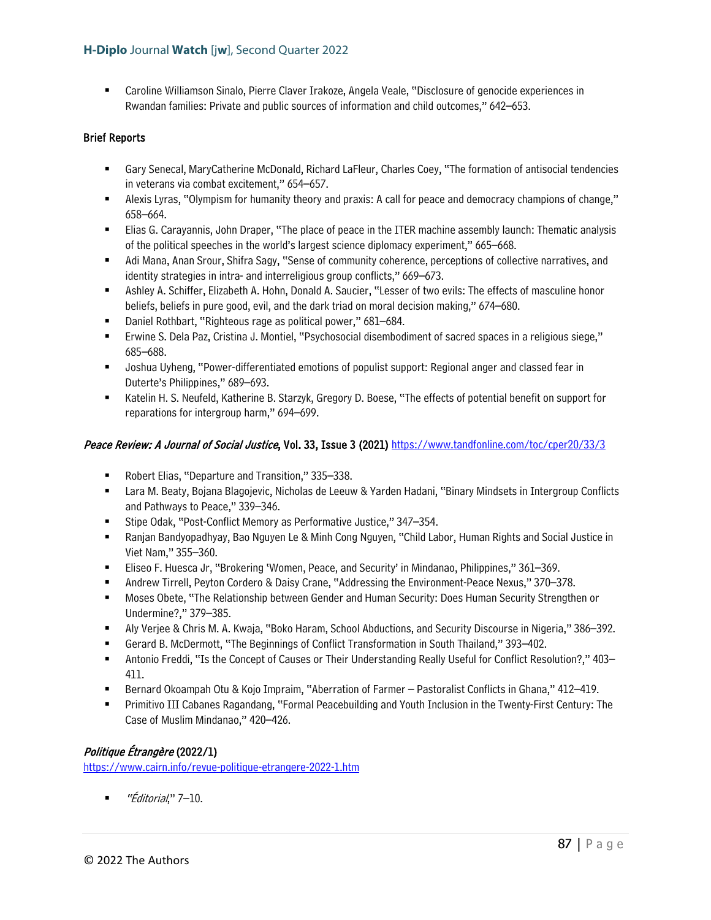- Caroline Williamson Sinalo, Pierre Claver Irakoze, Angela Veale, "Disclosure of genocide experiences in Rwandan families: Private and public sources of information and child outcomes," 642–653.

**Brief Reports**

- Gary Senecal, MaryCatherine McDonald, Richard LaFleur, Charles Coey, "The formation of antisocial tendencies in veterans via combat excitement," 654–657.
- Alexis Lyras, "Olympism for humanity theory and praxis: A call for peace and democracy champions of change," 658–664.
- Elias G. Carayannis, John Draper, "The place of peace in the ITER machine assembly launch: Thematic analysis of the political speeches in the world's largest science diplomacy experiment," 665–668.
- Adi Mana, Anan Srour, Shifra Sagy, "Sense of community coherence, perceptions of collective narratives, and identity strategies in intra- and interreligious group conflicts," 669–673.
- Ashley A. Schiffer, Elizabeth A. Hohn, Donald A. Saucier, "Lesser of two evils: The effects of masculine honor beliefs, beliefs in pure good, evil, and the dark triad on moral decision making," 674–680.
- Daniel Rothbart, "Righteous rage as political power," 681–684.
- Erwine S. Dela Paz, Cristina J. Montiel, "Psychosocial disembodiment of sacred spaces in a religious siege," 685–688.
- Joshua Uyheng, "Power-differentiated emotions of populist support: Regional anger and classed fear in Duterte's Philippines," 689–693.
- Katelin H. S. Neufeld, Katherine B. Starzyk, Gregory D. Boese, "The effects of potential benefit on support for reparations for intergroup harm," 694–699.

***Peace Review: A Journal of Social Justice*, Vol. 33, Issue 3 (2021)** https://www.tandfonline.com/toc/cper20/33/3

- Robert Elias, "Departure and Transition," 335–338.
- Lara M. Beaty, Bojana Blagojevic, Nicholas de Leeuw & Yarden Hadani, "Binary Mindsets in Intergroup Conflicts and Pathways to Peace," 339–346.
- Stipe Odak, "Post-Conflict Memory as Performative Justice," 347–354.
- Ranjan Bandyopadhyay, Bao Nguyen Le & Minh Cong Nguyen, "Child Labor, Human Rights and Social Justice in Viet Nam," 355–360.
- Eliseo F. Huesca Jr, "Brokering 'Women, Peace, and Security' in Mindanao, Philippines," 361–369.
- Andrew Tirrell, Peyton Cordero & Daisy Crane, "Addressing the Environment-Peace Nexus," 370–378.
- Moses Obete, "The Relationship between Gender and Human Security: Does Human Security Strengthen or Undermine?," 379–385.
- Aly Verjee & Chris M. A. Kwaja, "Boko Haram, School Abductions, and Security Discourse in Nigeria," 386–392.
- Gerard B. McDermott, "The Beginnings of Conflict Transformation in South Thailand," 393–402.
- Antonio Freddi, "Is the Concept of Causes or Their Understanding Really Useful for Conflict Resolution?," 403–411.
- Bernard Okoampah Otu & Kojo Impraim, "Aberration of Farmer – Pastoralist Conflicts in Ghana," 412–419.
- Primitivo III Cabanes Ragandang, "Formal Peacebuilding and Youth Inclusion in the Twenty-First Century: The Case of Muslim Mindanao," 420–426.

***Politique Étrangère* (2022/1)**
https://www.cairn.info/revue-politique-etrangere-2022-1.htm

- "*Éditorial*," 7–10.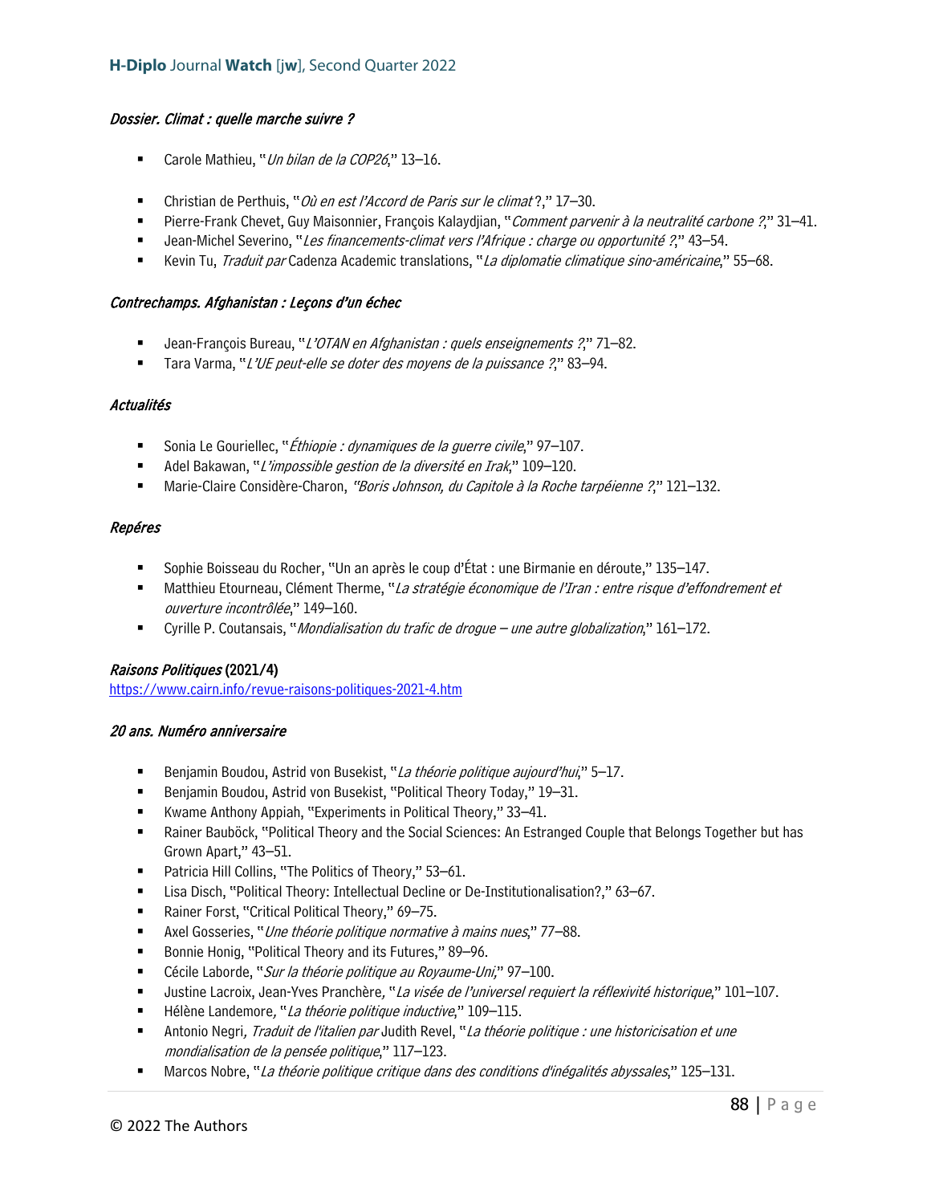### *Dossier. Climat : quelle marche suivre ?*

- Carole Mathieu, "*Un bilan de la COP26*," 13–16.
- Christian de Perthuis, "*Où en est l'Accord de Paris sur le climat* ?," 17–30.
- Pierre-Frank Chevet, Guy Maisonnier, François Kalaydjian, "*Comment parvenir à la neutralité carbone ?*," 31–41.
- Jean-Michel Severino, "*Les financements-climat vers l'Afrique : charge ou opportunité ?*," 43–54.
- Kevin Tu, *Traduit par* Cadenza Academic translations, "*La diplomatie climatique sino-américaine*," 55–68.

### *Contrechamps. Afghanistan : Leçons d'un échec*

- Jean-François Bureau, "*L'OTAN en Afghanistan : quels enseignements ?*," 71–82.
- Tara Varma, "*L'UE peut-elle se doter des moyens de la puissance ?*," 83–94.

### *Actualités*

- Sonia Le Gouriellec, "*Éthiopie : dynamiques de la guerre civile*," 97–107.
- Adel Bakawan, "*L'impossible gestion de la diversité en Irak*," 109–120.
- Marie-Claire Considère-Charon, *"Boris Johnson, du Capitole à la Roche tarpéienne ?*," 121–132.

### *Repéres*

- Sophie Boisseau du Rocher, "Un an après le coup d'État : une Birmanie en déroute," 135–147.
- Matthieu Etourneau, Clément Therme, "*La stratégie économique de l'Iran : entre risque d'effondrement et ouverture incontrôlée*," 149–160.
- Cyrille P. Coutansais, "*Mondialisation du trafic de drogue – une autre globalization*," 161–172.

### ***Raisons Politiques* (2021/4)**

https://www.cairn.info/revue-raisons-politiques-2021-4.htm

### *20 ans. Numéro anniversaire*

- Benjamin Boudou, Astrid von Busekist, "*La théorie politique aujourd'hui*," 5–17.
- Benjamin Boudou, Astrid von Busekist, "Political Theory Today," 19–31.
- Kwame Anthony Appiah, "Experiments in Political Theory," 33–41.
- Rainer Bauböck, "Political Theory and the Social Sciences: An Estranged Couple that Belongs Together but has Grown Apart," 43–51.
- Patricia Hill Collins, "The Politics of Theory," 53–61.
- Lisa Disch, "Political Theory: Intellectual Decline or De-Institutionalisation?," 63–67.
- Rainer Forst, "Critical Political Theory," 69–75.
- Axel Gosseries, "*Une théorie politique normative à mains nues*," 77–88.
- Bonnie Honig, "Political Theory and its Futures," 89–96.
- Cécile Laborde, "*Sur la théorie politique au Royaume-Uni*," 97–100.
- Justine Lacroix, Jean-Yves Pranchère*,* "*La visée de l'universel requiert la réflexivité historique*," 101–107.
- Hélène Landemore*,* "*La théorie politique inductive*," 109–115.
- Antonio Negri*, Traduit de l'italien par* Judith Revel, "*La théorie politique : une historicisation et une mondialisation de la pensée politique*," 117–123.
- Marcos Nobre, "*La théorie politique critique dans des conditions d'inégalités abyssales*," 125–131.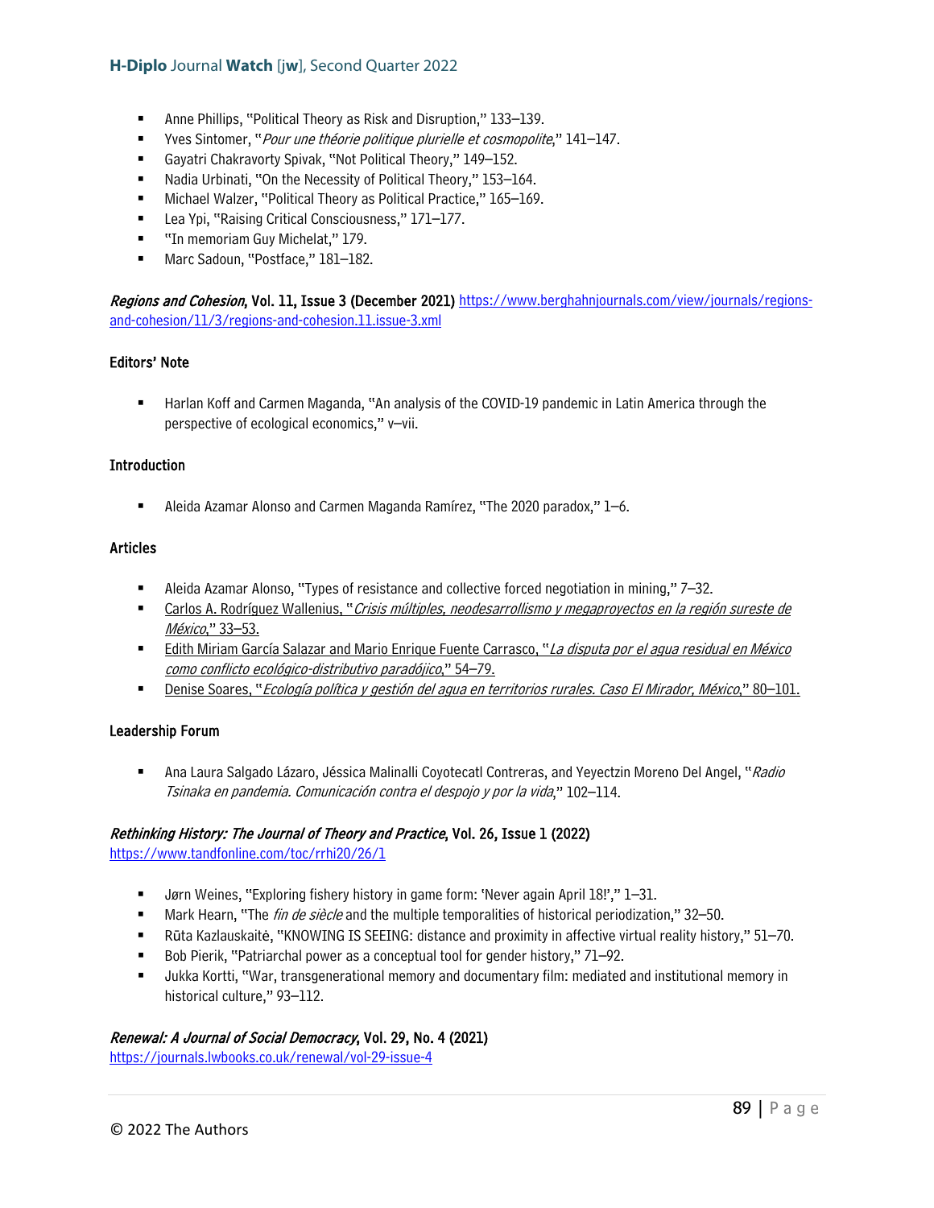- Anne Phillips, "Political Theory as Risk and Disruption," 133–139.
- Yves Sintomer, "*Pour une théorie politique plurielle et cosmopolite*," 141–147.
- Gayatri Chakravorty Spivak, "Not Political Theory," 149–152.
- Nadia Urbinati, "On the Necessity of Political Theory," 153–164.
- Michael Walzer, "Political Theory as Political Practice," 165–169.
- Lea Ypi, "Raising Critical Consciousness," 171–177.
- "In memoriam Guy Michelat," 179.
- Marc Sadoun, "Postface," 181–182.

***Regions and Cohesion*, Vol. 11, Issue 3 (December 2021)** https://www.berghahnjournals.com/view/journals/regions-and-cohesion/11/3/regions-and-cohesion.11.issue-3.xml

**Editors' Note**

- Harlan Koff and Carmen Maganda, "An analysis of the COVID-19 pandemic in Latin America through the perspective of ecological economics," v–vii.

**Introduction**

- Aleida Azamar Alonso and Carmen Maganda Ramírez, "The 2020 paradox," 1–6.

**Articles**

- Aleida Azamar Alonso, "Types of resistance and collective forced negotiation in mining," 7–32.
- Carlos A. Rodríguez Wallenius, "*Crisis múltiples, neodesarrollismo y megaproyectos en la región sureste de México*," 33–53.
- Edith Miriam García Salazar and Mario Enrique Fuente Carrasco, "*La disputa por el agua residual en México como conflicto ecológico-distributivo paradójico*," 54–79.
- Denise Soares, "*Ecología política y gestión del agua en territorios rurales. Caso El Mirador, México*," 80–101.

**Leadership Forum**

- Ana Laura Salgado Lázaro, Jéssica Malinalli Coyotecatl Contreras, and Yeyectzin Moreno Del Angel, "*Radio Tsinaka en pandemia. Comunicación contra el despojo y por la vida*," 102–114.

***Rethinking History: The Journal of Theory and Practice*, Vol. 26, Issue 1 (2022)**
https://www.tandfonline.com/toc/rrhi20/26/1

- Jørn Weines, "Exploring fishery history in game form: 'Never again April 18!'," 1–31.
- Mark Hearn, "The *fin de siècle* and the multiple temporalities of historical periodization," 32–50.
- Rūta Kazlauskaitė, "KNOWING IS SEEING: distance and proximity in affective virtual reality history," 51–70.
- Bob Pierik, "Patriarchal power as a conceptual tool for gender history," 71–92.
- Jukka Kortti, "War, transgenerational memory and documentary film: mediated and institutional memory in historical culture," 93–112.

***Renewal: A Journal of Social Democracy*, Vol. 29, No. 4 (2021)**
https://journals.lwbooks.co.uk/renewal/vol-29-issue-4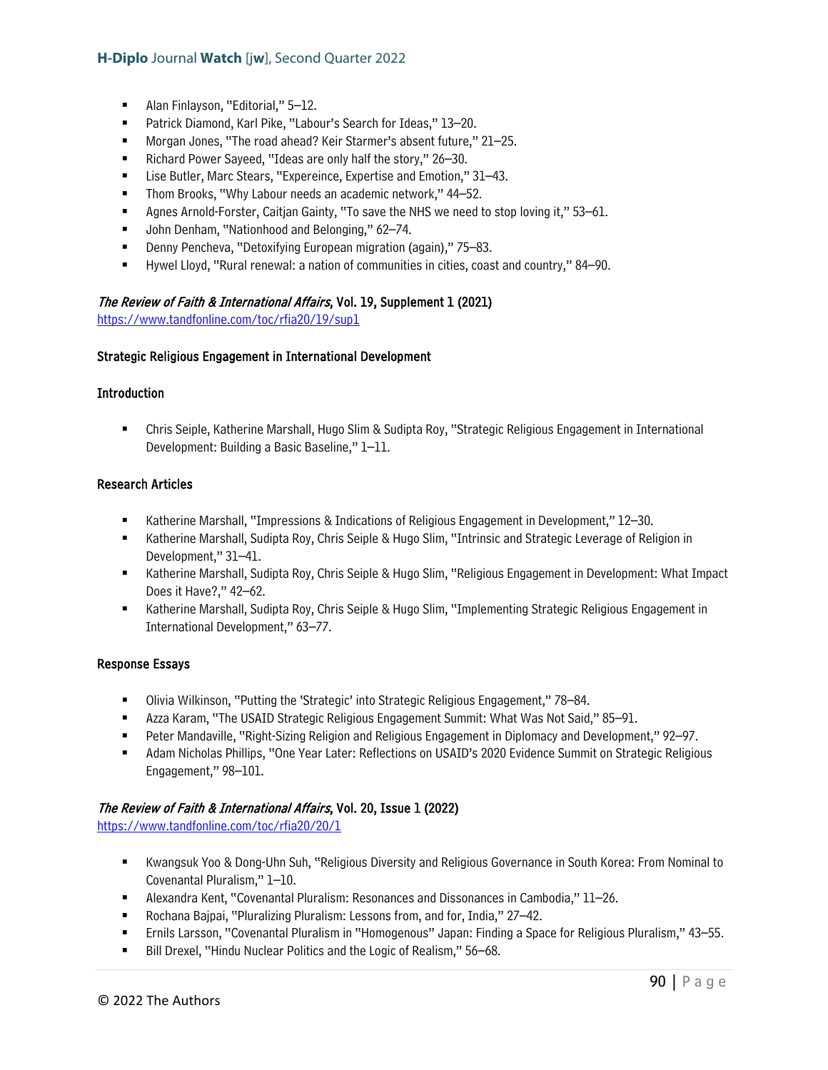- Alan Finlayson, "Editorial," 5–12.
- Patrick Diamond, Karl Pike, "Labour's Search for Ideas," 13–20.
- Morgan Jones, "The road ahead? Keir Starmer's absent future," 21–25.
- Richard Power Sayeed, "Ideas are only half the story," 26–30.
- Lise Butler, Marc Stears, "Expereince, Expertise and Emotion," 31–43.
- Thom Brooks, "Why Labour needs an academic network," 44–52.
- Agnes Arnold-Forster, Caitjan Gainty, "To save the NHS we need to stop loving it," 53–61.
- John Denham, "Nationhood and Belonging," 62–74.
- Denny Pencheva, "Detoxifying European migration (again)," 75–83.
- Hywel Lloyd, "Rural renewal: a nation of communities in cities, coast and country," 84–90.

*The Review of Faith & International Affairs*, Vol. 19, Supplement 1 (2021)
https://www.tandfonline.com/toc/rfia20/19/sup1

**Strategic Religious Engagement in International Development**

**Introduction**

- Chris Seiple, Katherine Marshall, Hugo Slim & Sudipta Roy, "Strategic Religious Engagement in International Development: Building a Basic Baseline," 1–11.

**Research Articles**

- Katherine Marshall, "Impressions & Indications of Religious Engagement in Development," 12–30.
- Katherine Marshall, Sudipta Roy, Chris Seiple & Hugo Slim, "Intrinsic and Strategic Leverage of Religion in Development," 31–41.
- Katherine Marshall, Sudipta Roy, Chris Seiple & Hugo Slim, "Religious Engagement in Development: What Impact Does it Have?," 42–62.
- Katherine Marshall, Sudipta Roy, Chris Seiple & Hugo Slim, "Implementing Strategic Religious Engagement in International Development," 63–77.

**Response Essays**

- Olivia Wilkinson, "Putting the 'Strategic' into Strategic Religious Engagement," 78–84.
- Azza Karam, "The USAID Strategic Religious Engagement Summit: What Was Not Said," 85–91.
- Peter Mandaville, "Right-Sizing Religion and Religious Engagement in Diplomacy and Development," 92–97.
- Adam Nicholas Phillips, "One Year Later: Reflections on USAID's 2020 Evidence Summit on Strategic Religious Engagement," 98–101.

*The Review of Faith & International Affairs*, Vol. 20, Issue 1 (2022)
https://www.tandfonline.com/toc/rfia20/20/1

- Kwangsuk Yoo & Dong-Uhn Suh, "Religious Diversity and Religious Governance in South Korea: From Nominal to Covenantal Pluralism," 1–10.
- Alexandra Kent, "Covenantal Pluralism: Resonances and Dissonances in Cambodia," 11–26.
- Rochana Bajpai, "Pluralizing Pluralism: Lessons from, and for, India," 27–42.
- Ernils Larsson, "Covenantal Pluralism in "Homogenous" Japan: Finding a Space for Religious Pluralism," 43–55.
- Bill Drexel, "Hindu Nuclear Politics and the Logic of Realism," 56–68.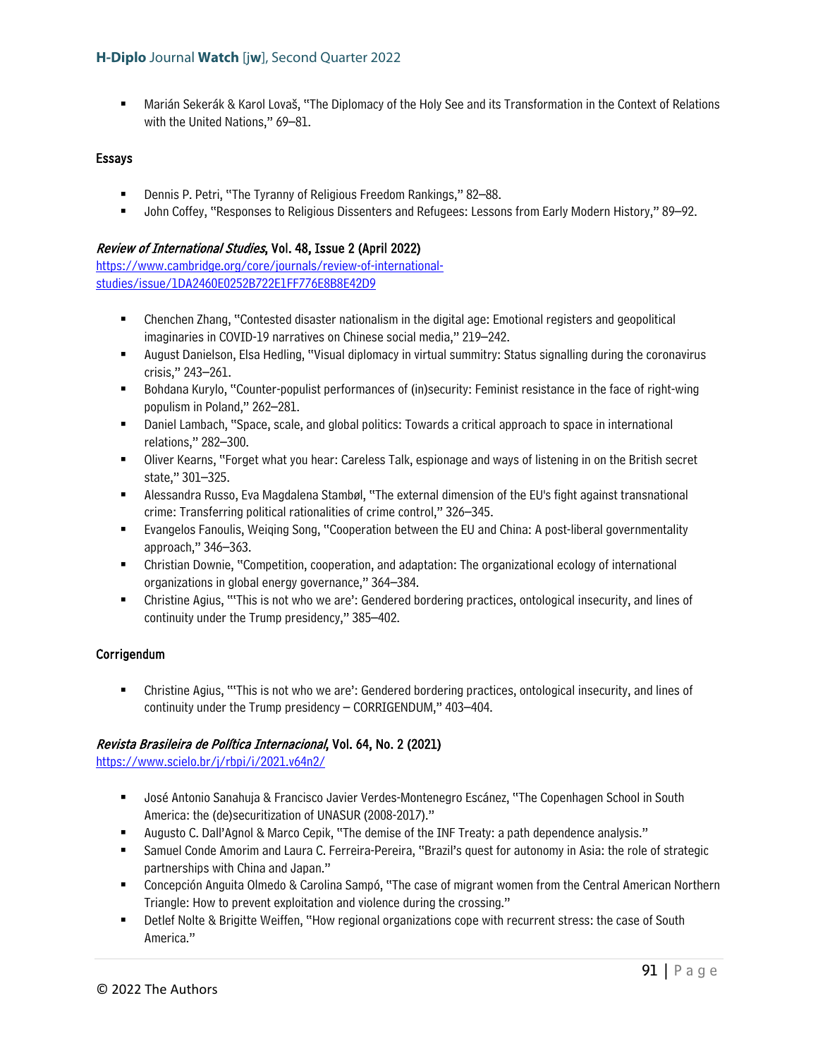- Marián Sekerák & Karol Lovaš, "The Diplomacy of the Holy See and its Transformation in the Context of Relations with the United Nations," 69–81.

### Essays

- Dennis P. Petri, "The Tyranny of Religious Freedom Rankings," 82–88.
- John Coffey, "Responses to Religious Dissenters and Refugees: Lessons from Early Modern History," 89–92.

### *Review of International Studies*, Vol. 48, Issue 2 (April 2022)

https://www.cambridge.org/core/journals/review-of-international-studies/issue/1DA2460E0252B722E1FF776E8B8E42D9

- Chenchen Zhang, "Contested disaster nationalism in the digital age: Emotional registers and geopolitical imaginaries in COVID-19 narratives on Chinese social media," 219–242.
- August Danielson, Elsa Hedling, "Visual diplomacy in virtual summitry: Status signalling during the coronavirus crisis," 243–261.
- Bohdana Kurylo, "Counter-populist performances of (in)security: Feminist resistance in the face of right-wing populism in Poland," 262–281.
- Daniel Lambach, "Space, scale, and global politics: Towards a critical approach to space in international relations," 282–300.
- Oliver Kearns, "Forget what you hear: Careless Talk, espionage and ways of listening in on the British secret state," 301–325.
- Alessandra Russo, Eva Magdalena Stambøl, "The external dimension of the EU's fight against transnational crime: Transferring political rationalities of crime control," 326–345.
- Evangelos Fanoulis, Weiqing Song, "Cooperation between the EU and China: A post-liberal governmentality approach," 346–363.
- Christian Downie, "Competition, cooperation, and adaptation: The organizational ecology of international organizations in global energy governance," 364–384.
- Christine Agius, "'This is not who we are': Gendered bordering practices, ontological insecurity, and lines of continuity under the Trump presidency," 385–402.

### Corrigendum

- Christine Agius, "'This is not who we are': Gendered bordering practices, ontological insecurity, and lines of continuity under the Trump presidency – CORRIGENDUM," 403–404.

### *Revista Brasileira de Política Internacional*, Vol. 64, No. 2 (2021)

https://www.scielo.br/j/rbpi/i/2021.v64n2/

- José Antonio Sanahuja & Francisco Javier Verdes-Montenegro Escánez, "The Copenhagen School in South America: the (de)securitization of UNASUR (2008-2017)."
- Augusto C. Dall'Agnol & Marco Cepik, "The demise of the INF Treaty: a path dependence analysis."
- Samuel Conde Amorim and Laura C. Ferreira-Pereira, "Brazil's quest for autonomy in Asia: the role of strategic partnerships with China and Japan."
- Concepción Anguita Olmedo & Carolina Sampó, "The case of migrant women from the Central American Northern Triangle: How to prevent exploitation and violence during the crossing."
- Detlef Nolte & Brigitte Weiffen, "How regional organizations cope with recurrent stress: the case of South America."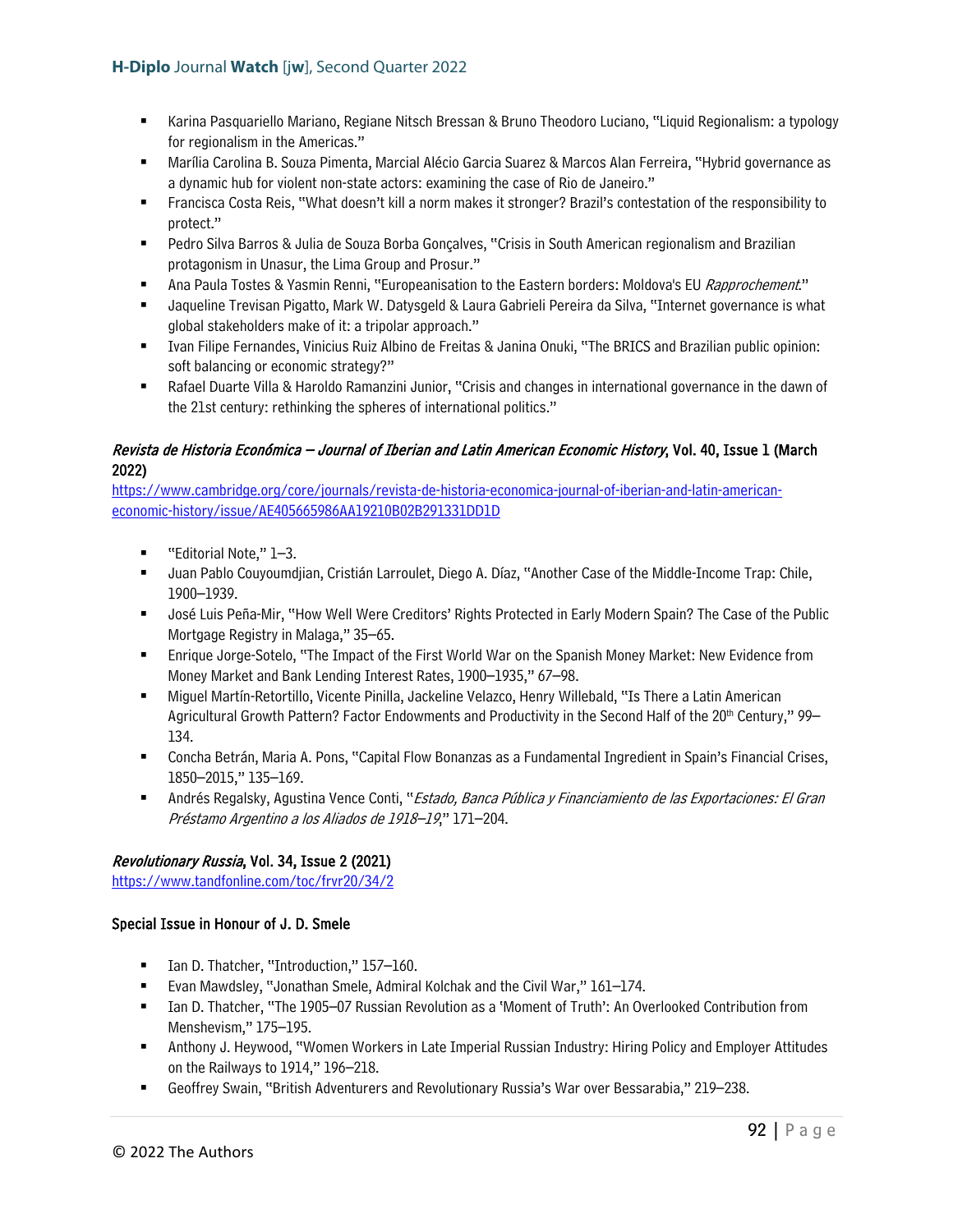- Karina Pasquariello Mariano, Regiane Nitsch Bressan & Bruno Theodoro Luciano, "Liquid Regionalism: a typology for regionalism in the Americas."
- Marília Carolina B. Souza Pimenta, Marcial Alécio Garcia Suarez & Marcos Alan Ferreira, "Hybrid governance as a dynamic hub for violent non-state actors: examining the case of Rio de Janeiro."
- Francisca Costa Reis, "What doesn't kill a norm makes it stronger? Brazil's contestation of the responsibility to protect."
- Pedro Silva Barros & Julia de Souza Borba Gonçalves, "Crisis in South American regionalism and Brazilian protagonism in Unasur, the Lima Group and Prosur."
- Ana Paula Tostes & Yasmin Renni, "Europeanisation to the Eastern borders: Moldova's EU *Rapprochement*."
- Jaqueline Trevisan Pigatto, Mark W. Datysgeld & Laura Gabrieli Pereira da Silva, "Internet governance is what global stakeholders make of it: a tripolar approach."
- Ivan Filipe Fernandes, Vinicius Ruiz Albino de Freitas & Janina Onuki, "The BRICS and Brazilian public opinion: soft balancing or economic strategy?"
- Rafael Duarte Villa & Haroldo Ramanzini Junior, "Crisis and changes in international governance in the dawn of the 21st century: rethinking the spheres of international politics."

**_Revista de Historia Económica – Journal of Iberian and Latin American Economic History_, Vol. 40, Issue 1 (March 2022)**

https://www.cambridge.org/core/journals/revista-de-historia-economica-journal-of-iberian-and-latin-american-economic-history/issue/AE405665986AA19210B02B291331DD1D

- "Editorial Note," 1–3.
- Juan Pablo Couyoumdjian, Cristián Larroulet, Diego A. Díaz, "Another Case of the Middle-Income Trap: Chile, 1900–1939.
- José Luis Peña-Mir, "How Well Were Creditors' Rights Protected in Early Modern Spain? The Case of the Public Mortgage Registry in Malaga," 35–65.
- Enrique Jorge-Sotelo, "The Impact of the First World War on the Spanish Money Market: New Evidence from Money Market and Bank Lending Interest Rates, 1900–1935," 67–98.
- Miguel Martín-Retortillo, Vicente Pinilla, Jackeline Velazco, Henry Willebald, "Is There a Latin American Agricultural Growth Pattern? Factor Endowments and Productivity in the Second Half of the 20th Century," 99–134.
- Concha Betrán, Maria A. Pons, "Capital Flow Bonanzas as a Fundamental Ingredient in Spain's Financial Crises, 1850–2015," 135–169.
- Andrés Regalsky, Agustina Vence Conti, "*Estado, Banca Pública y Financiamiento de las Exportaciones: El Gran Préstamo Argentino a los Aliados de 1918–19*," 171–204.

**_Revolutionary Russia_, Vol. 34, Issue 2 (2021)**

https://www.tandfonline.com/toc/frvr20/34/2

**Special Issue in Honour of J. D. Smele**

- Ian D. Thatcher, "Introduction," 157–160.
- Evan Mawdsley, "Jonathan Smele, Admiral Kolchak and the Civil War," 161–174.
- Ian D. Thatcher, "The 1905–07 Russian Revolution as a 'Moment of Truth': An Overlooked Contribution from Menshevism," 175–195.
- Anthony J. Heywood, "Women Workers in Late Imperial Russian Industry: Hiring Policy and Employer Attitudes on the Railways to 1914," 196–218.
- Geoffrey Swain, "British Adventurers and Revolutionary Russia's War over Bessarabia," 219–238.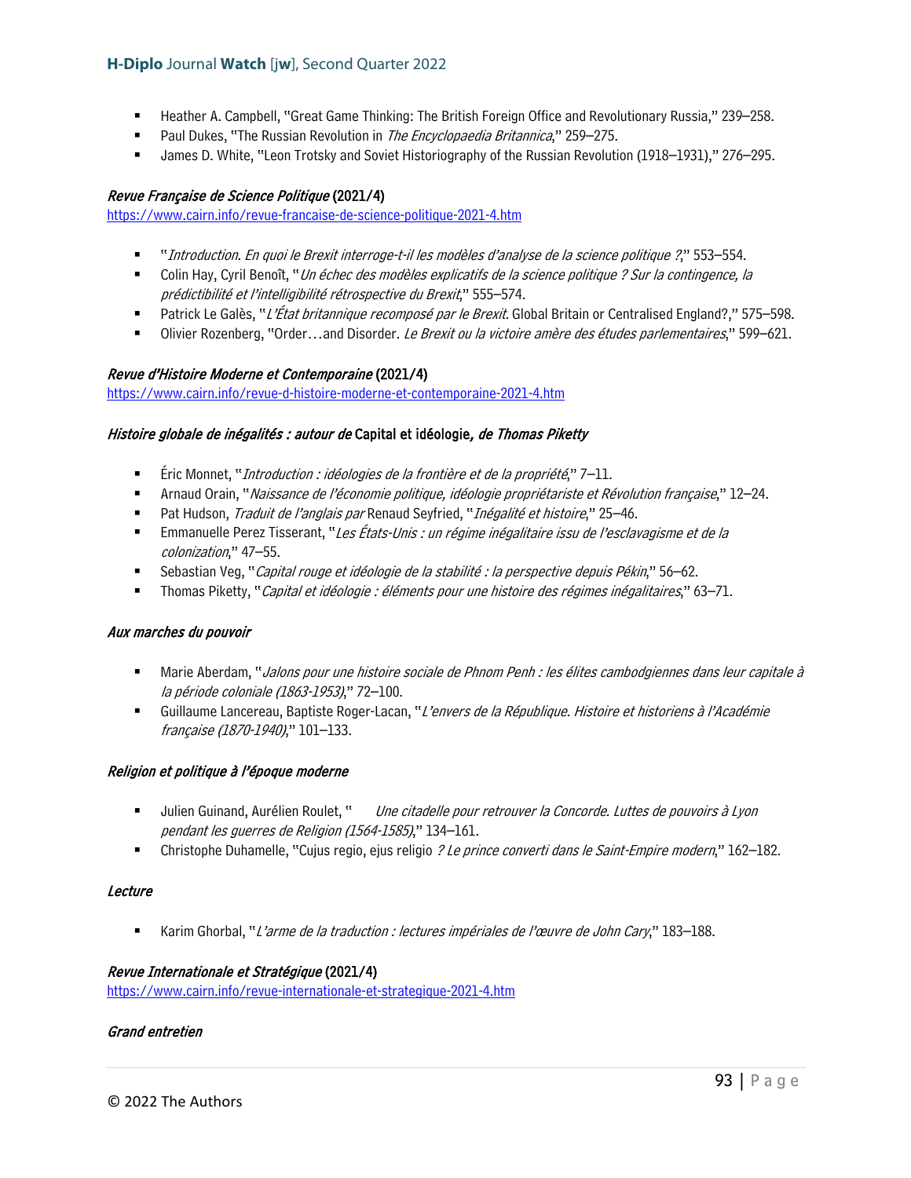- Heather A. Campbell, "Great Game Thinking: The British Foreign Office and Revolutionary Russia," 239–258.
- Paul Dukes, "The Russian Revolution in *The Encyclopaedia Britannica*," 259–275.
- James D. White, "Leon Trotsky and Soviet Historiography of the Russian Revolution (1918–1931)," 276–295.

***Revue Française de Science Politique* (2021/4)**
https://www.cairn.info/revue-francaise-de-science-politique-2021-4.htm

- "*Introduction. En quoi le Brexit interroge-t-il les modèles d'analyse de la science politique ?*," 553–554.
- Colin Hay, Cyril Benoît, "*Un échec des modèles explicatifs de la science politique ? Sur la contingence, la prédictibilité et l'intelligibilité rétrospective du Brexit*," 555–574.
- Patrick Le Galès, "*L'État britannique recomposé par le Brexit.* Global Britain or Centralised England?," 575–598.
- Olivier Rozenberg, "Order…and Disorder. *Le Brexit ou la victoire amère des études parlementaires*," 599–621.

***Revue d'Histoire Moderne et Contemporaine* (2021/4)**
https://www.cairn.info/revue-d-histoire-moderne-et-contemporaine-2021-4.htm

***Histoire globale de inégalités : autour de* Capital et idéologie*, de Thomas Piketty***

- Éric Monnet, "*Introduction : idéologies de la frontière et de la propriété*," 7–11.
- Arnaud Orain, "*Naissance de l'économie politique, idéologie propriétariste et Révolution française*," 12–24.
- Pat Hudson, *Traduit de l'anglais par* Renaud Seyfried, "*Inégalité et histoire*," 25–46.
- Emmanuelle Perez Tisserant, "*Les États-Unis : un régime inégalitaire issu de l'esclavagisme et de la colonization*," 47–55.
- Sebastian Veg, "*Capital rouge et idéologie de la stabilité : la perspective depuis Pékin*," 56–62.
- Thomas Piketty, "*Capital et idéologie : éléments pour une histoire des régimes inégalitaires*," 63–71.

***Aux marches du pouvoir***

- Marie Aberdam, "*Jalons pour une histoire sociale de Phnom Penh : les élites cambodgiennes dans leur capitale à la période coloniale (1863-1953)*," 72–100.
- Guillaume Lancereau, Baptiste Roger-Lacan, "*L'envers de la République. Histoire et historiens à l'Académie française (1870-1940)*," 101–133.

***Religion et politique à l'époque moderne***

- Julien Guinand, Aurélien Roulet, "*Une citadelle pour retrouver la Concorde. Luttes de pouvoirs à Lyon pendant les guerres de Religion (1564-1585)*," 134–161.
- Christophe Duhamelle, "Cujus regio, ejus religio *? Le prince converti dans le Saint-Empire modern*," 162–182.

***Lecture***

- Karim Ghorbal, "*L'arme de la traduction : lectures impériales de l'œuvre de John Cary*," 183–188.

***Revue Internationale et Stratégique* (2021/4)**
https://www.cairn.info/revue-internationale-et-strategique-2021-4.htm

***Grand entretien***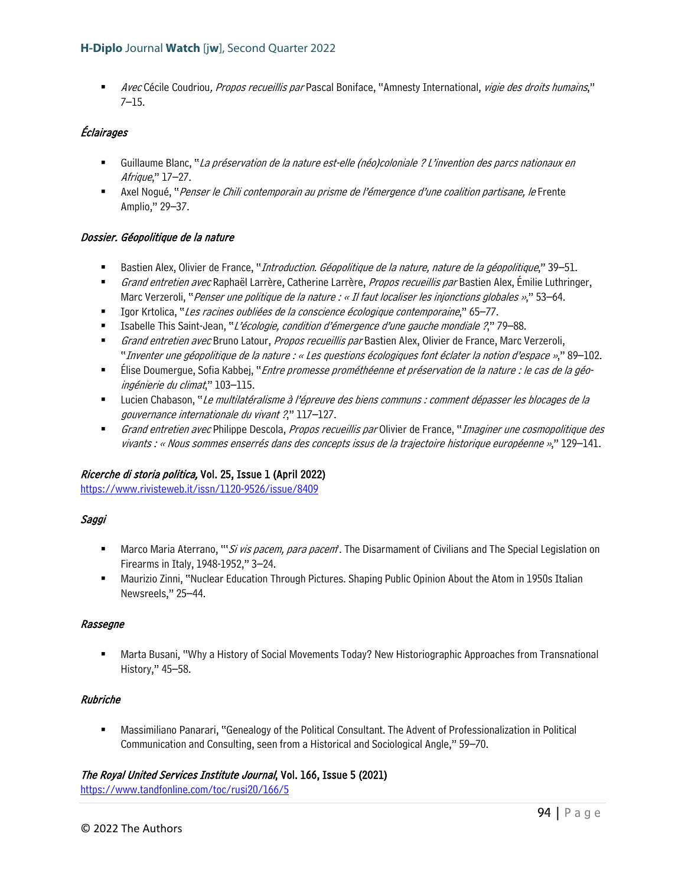- *Avec* Cécile Coudriou*, Propos recueillis par* Pascal Boniface, "Amnesty International, *vigie des droits humains*," 7–15.

### *Éclairages*

- Guillaume Blanc, "*La préservation de la nature est-elle (néo)coloniale ? L'invention des parcs nationaux en Afrique*," 17–27.
- Axel Nogué, "*Penser le Chili contemporain au prisme de l'émergence d'une coalition partisane, le* Frente Amplio," 29–37.

### *Dossier. Géopolitique de la nature*

- Bastien Alex, Olivier de France, "*Introduction. Géopolitique de la nature, nature de la géopolitique*," 39–51.
- *Grand entretien avec* Raphaël Larrère, Catherine Larrère, *Propos recueillis par* Bastien Alex, Émilie Luthringer, Marc Verzeroli, "*Penser une politique de la nature : « Il faut localiser les injonctions globales »*," 53–64.
- Igor Krtolica, "*Les racines oubliées de la conscience écologique contemporaine*," 65–77.
- Isabelle This Saint-Jean, "*L'écologie, condition d'émergence d'une gauche mondiale ?*," 79–88.
- *Grand entretien avec* Bruno Latour, *Propos recueillis par* Bastien Alex, Olivier de France, Marc Verzeroli, "*Inventer une géopolitique de la nature : « Les questions écologiques font éclater la notion d'espace »*," 89–102.
- Élise Doumergue, Sofia Kabbej, "*Entre promesse prométhéenne et préservation de la nature : le cas de la géo-ingénierie du climat*," 103–115.
- Lucien Chabason, "*Le multilatéralisme à l'épreuve des biens communs : comment dépasser les blocages de la gouvernance internationale du vivant ?*," 117–127.
- *Grand entretien avec* Philippe Descola, *Propos recueillis par* Olivier de France, "*Imaginer une cosmopolitique des vivants : « Nous sommes enserrés dans des concepts issus de la trajectoire historique européenne »*," 129–141.

## *Ricerche di storia politica,* Vol. 25, Issue 1 (April 2022)

https://www.rivisteweb.it/issn/1120-9526/issue/8409

### *Saggi*

- Marco Maria Aterrano, "'*Si vis pacem, para pacem*'. The Disarmament of Civilians and The Special Legislation on Firearms in Italy, 1948-1952," 3–24.
- Maurizio Zinni, "Nuclear Education Through Pictures. Shaping Public Opinion About the Atom in 1950s Italian Newsreels," 25–44.

### *Rassegne*

- Marta Busani, "Why a History of Social Movements Today? New Historiographic Approaches from Transnational History," 45–58.

### *Rubriche*

- Massimiliano Panarari, "Genealogy of the Political Consultant. The Advent of Professionalization in Political Communication and Consulting, seen from a Historical and Sociological Angle," 59–70.

## *The Royal United Services Institute Journal*, Vol. 166, Issue 5 (2021)

https://www.tandfonline.com/toc/rusi20/166/5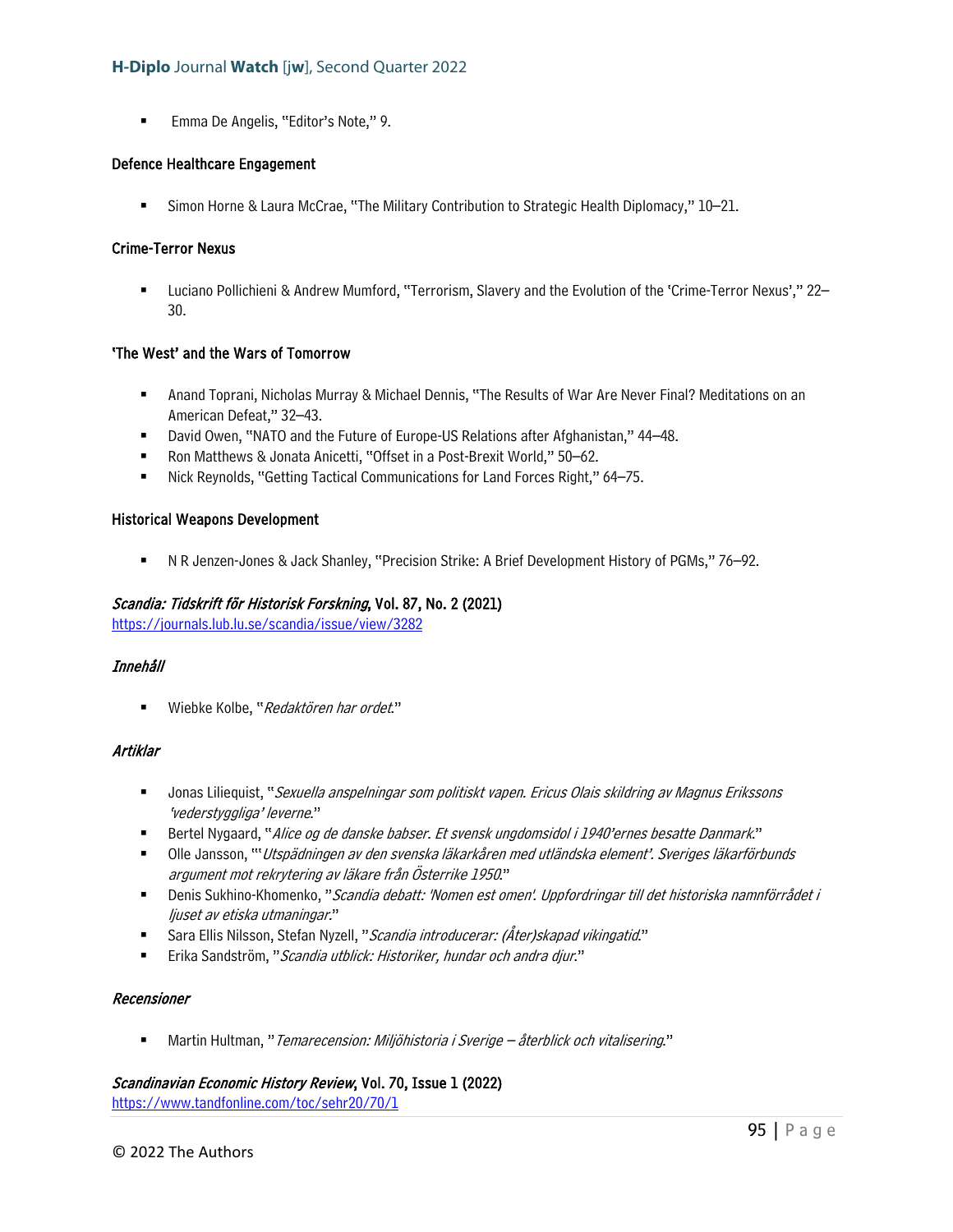- Emma De Angelis, "Editor's Note," 9.

**Defence Healthcare Engagement**

- Simon Horne & Laura McCrae, "The Military Contribution to Strategic Health Diplomacy," 10–21.

**Crime-Terror Nexus**

- Luciano Pollichieni & Andrew Mumford, "Terrorism, Slavery and the Evolution of the 'Crime-Terror Nexus'," 22–30.

**'The West' and the Wars of Tomorrow**

- Anand Toprani, Nicholas Murray & Michael Dennis, "The Results of War Are Never Final? Meditations on an American Defeat," 32–43.
- David Owen, "NATO and the Future of Europe-US Relations after Afghanistan," 44–48.
- Ron Matthews & Jonata Anicetti, "Offset in a Post-Brexit World," 50–62.
- Nick Reynolds, "Getting Tactical Communications for Land Forces Right," 64–75.

**Historical Weapons Development**

- N R Jenzen-Jones & Jack Shanley, "Precision Strike: A Brief Development History of PGMs," 76–92.

***Scandia: Tidskrift för Historisk Forskning*, Vol. 87, No. 2 (2021)**
https://journals.lub.lu.se/scandia/issue/view/3282

***Innehåll***

- Wiebke Kolbe, "*Redaktören har ordet*."

***Artiklar***

- Jonas Liliequist, "*Sexuella anspelningar som politiskt vapen. Ericus Olais skildring av Magnus Erikssons 'vederstyggliga' leverne*."
- Bertel Nygaard, "*Alice og de danske babser. Et svensk ungdomsidol i 1940'ernes besatte Danmark*."
- Olle Jansson, "'*Utspädningen av den svenska läkarkåren med utländska element'. Sveriges läkarförbunds argument mot rekrytering av läkare från Österrike 1950*."
- Denis Sukhino-Khomenko, "*Scandia debatt: 'Nomen est omen'. Uppfordringar till det historiska namnförrådet i ljuset av etiska utmaningar*."
- Sara Ellis Nilsson, Stefan Nyzell, "*Scandia introducerar: (Åter)skapad vikingatid*."
- Erika Sandström, "*Scandia utblick: Historiker, hundar och andra djur*."

***Recensioner***

- Martin Hultman, "*Temarecension: Miljöhistoria i Sverige – återblick och vitalisering*."

***Scandinavian Economic History Review*, Vol. 70, Issue 1 (2022)**
https://www.tandfonline.com/toc/sehr20/70/1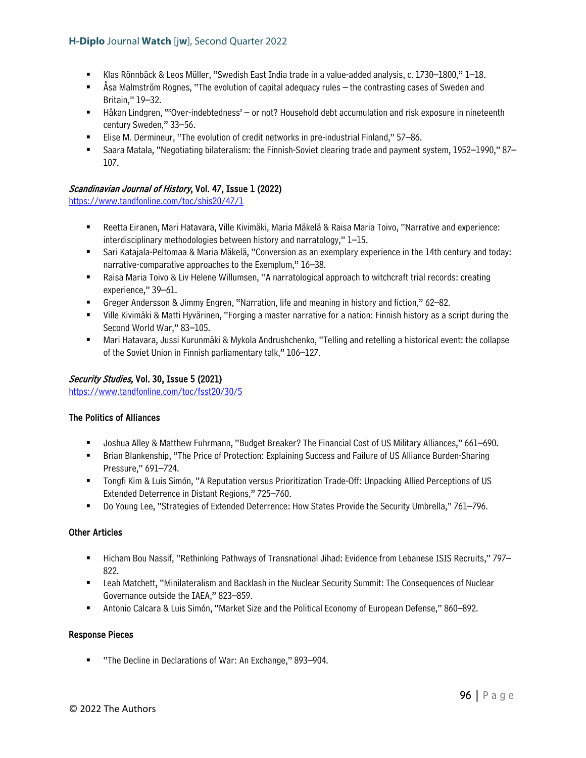- Klas Rönnbäck & Leos Müller, "Swedish East India trade in a value-added analysis, c. 1730–1800," 1–18.
- Åsa Malmström Rognes, "The evolution of capital adequacy rules – the contrasting cases of Sweden and Britain," 19–32.
- Håkan Lindgren, "'Over-indebtedness' – or not? Household debt accumulation and risk exposure in nineteenth century Sweden," 33–56.
- Elise M. Dermineur, "The evolution of credit networks in pre-industrial Finland," 57–86.
- Saara Matala, "Negotiating bilateralism: the Finnish-Soviet clearing trade and payment system, 1952–1990," 87–107.

### *Scandinavian Journal of History*, Vol. 47, Issue 1 (2022)

https://www.tandfonline.com/toc/shis20/47/1

- Reetta Eiranen, Mari Hatavara, Ville Kivimäki, Maria Mäkelä & Raisa Maria Toivo, "Narrative and experience: interdisciplinary methodologies between history and narratology," 1–15.
- Sari Katajala-Peltomaa & Maria Mäkelä, "Conversion as an exemplary experience in the 14th century and today: narrative-comparative approaches to the Exemplum," 16–38.
- Raisa Maria Toivo & Liv Helene Willumsen, "A narratological approach to witchcraft trial records: creating experience," 39–61.
- Greger Andersson & Jimmy Engren, "Narration, life and meaning in history and fiction," 62–82.
- Ville Kivimäki & Matti Hyvärinen, "Forging a master narrative for a nation: Finnish history as a script during the Second World War," 83–105.
- Mari Hatavara, Jussi Kurunmäki & Mykola Andrushchenko, "Telling and retelling a historical event: the collapse of the Soviet Union in Finnish parliamentary talk," 106–127.

### *Security Studies,* Vol. 30, Issue 5 (2021)

https://www.tandfonline.com/toc/fsst20/30/5

#### The Politics of Alliances

- Joshua Alley & Matthew Fuhrmann, "Budget Breaker? The Financial Cost of US Military Alliances," 661–690.
- Brian Blankenship, "The Price of Protection: Explaining Success and Failure of US Alliance Burden-Sharing Pressure," 691–724.
- Tongfi Kim & Luis Simón, "A Reputation versus Prioritization Trade-Off: Unpacking Allied Perceptions of US Extended Deterrence in Distant Regions," 725–760.
- Do Young Lee, "Strategies of Extended Deterrence: How States Provide the Security Umbrella," 761–796.

#### Other Articles

- Hicham Bou Nassif, "Rethinking Pathways of Transnational Jihad: Evidence from Lebanese ISIS Recruits," 797–822.
- Leah Matchett, "Minilateralism and Backlash in the Nuclear Security Summit: The Consequences of Nuclear Governance outside the IAEA," 823–859.
- Antonio Calcara & Luis Simón, "Market Size and the Political Economy of European Defense," 860–892.

#### Response Pieces

- "The Decline in Declarations of War: An Exchange," 893–904.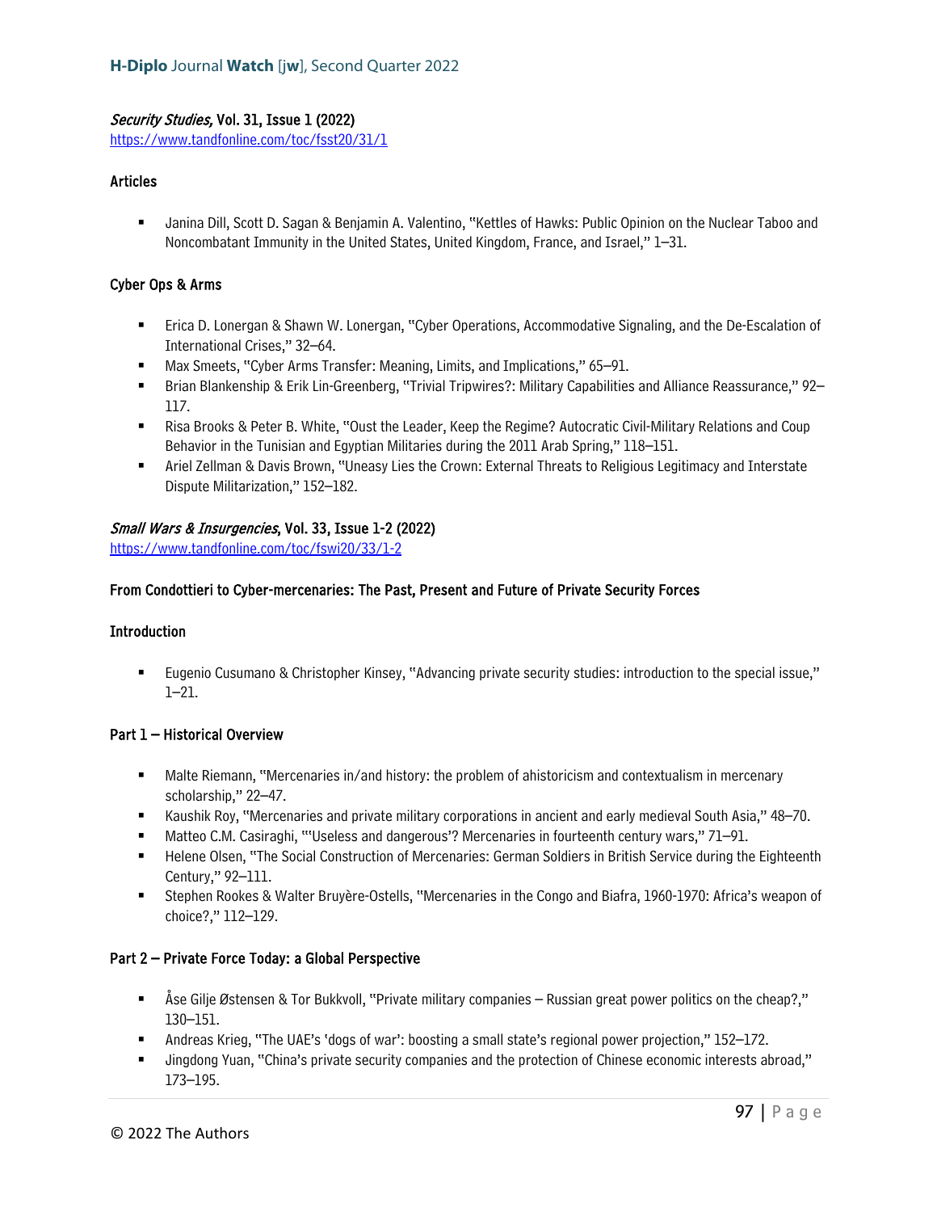*Security Studies,* Vol. 31, Issue 1 (2022)
https://www.tandfonline.com/toc/fsst20/31/1

### Articles

- Janina Dill, Scott D. Sagan & Benjamin A. Valentino, "Kettles of Hawks: Public Opinion on the Nuclear Taboo and Noncombatant Immunity in the United States, United Kingdom, France, and Israel," 1–31.

### Cyber Ops & Arms

- Erica D. Lonergan & Shawn W. Lonergan, "Cyber Operations, Accommodative Signaling, and the De-Escalation of International Crises," 32–64.
- Max Smeets, "Cyber Arms Transfer: Meaning, Limits, and Implications," 65–91.
- Brian Blankenship & Erik Lin-Greenberg, "Trivial Tripwires?: Military Capabilities and Alliance Reassurance," 92–117.
- Risa Brooks & Peter B. White, "Oust the Leader, Keep the Regime? Autocratic Civil-Military Relations and Coup Behavior in the Tunisian and Egyptian Militaries during the 2011 Arab Spring," 118–151.
- Ariel Zellman & Davis Brown, "Uneasy Lies the Crown: External Threats to Religious Legitimacy and Interstate Dispute Militarization," 152–182.

*Small Wars & Insurgencies*, Vol. 33, Issue 1-2 (2022)
https://www.tandfonline.com/toc/fswi20/33/1-2

### From Condottieri to Cyber-mercenaries: The Past, Present and Future of Private Security Forces

### Introduction

- Eugenio Cusumano & Christopher Kinsey, "Advancing private security studies: introduction to the special issue," 1–21.

### Part 1 – Historical Overview

- Malte Riemann, "Mercenaries in/and history: the problem of ahistoricism and contextualism in mercenary scholarship," 22–47.
- Kaushik Roy, "Mercenaries and private military corporations in ancient and early medieval South Asia," 48–70.
- Matteo C.M. Casiraghi, "'Useless and dangerous'? Mercenaries in fourteenth century wars," 71–91.
- Helene Olsen, "The Social Construction of Mercenaries: German Soldiers in British Service during the Eighteenth Century," 92–111.
- Stephen Rookes & Walter Bruyère-Ostells, "Mercenaries in the Congo and Biafra, 1960-1970: Africa's weapon of choice?," 112–129.

### Part 2 – Private Force Today: a Global Perspective

- Åse Gilje Østensen & Tor Bukkvoll, "Private military companies – Russian great power politics on the cheap?," 130–151.
- Andreas Krieg, "The UAE's 'dogs of war': boosting a small state's regional power projection," 152–172.
- Jingdong Yuan, "China's private security companies and the protection of Chinese economic interests abroad," 173–195.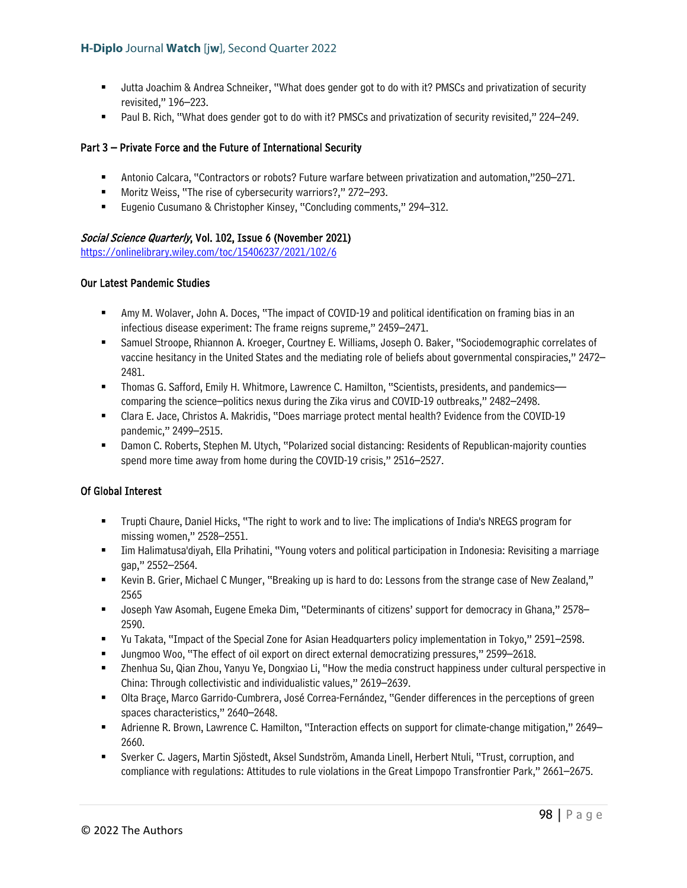- Jutta Joachim & Andrea Schneiker, "What does gender got to do with it? PMSCs and privatization of security revisited," 196–223.
- Paul B. Rich, "What does gender got to do with it? PMSCs and privatization of security revisited," 224–249.

#### Part 3 – Private Force and the Future of International Security

- Antonio Calcara, "Contractors or robots? Future warfare between privatization and automation,"250–271.
- Moritz Weiss, "The rise of cybersecurity warriors?," 272–293.
- Eugenio Cusumano & Christopher Kinsey, "Concluding comments," 294–312.

### *Social Science Quarterly*, Vol. 102, Issue 6 (November 2021)

https://onlinelibrary.wiley.com/toc/15406237/2021/102/6

#### Our Latest Pandemic Studies

- Amy M. Wolaver, John A. Doces, "The impact of COVID-19 and political identification on framing bias in an infectious disease experiment: The frame reigns supreme," 2459–2471.
- Samuel Stroope, Rhiannon A. Kroeger, Courtney E. Williams, Joseph O. Baker, "Sociodemographic correlates of vaccine hesitancy in the United States and the mediating role of beliefs about governmental conspiracies," 2472–2481.
- Thomas G. Safford, Emily H. Whitmore, Lawrence C. Hamilton, "Scientists, presidents, and pandemics—comparing the science–politics nexus during the Zika virus and COVID-19 outbreaks," 2482–2498.
- Clara E. Jace, Christos A. Makridis, "Does marriage protect mental health? Evidence from the COVID-19 pandemic," 2499–2515.
- Damon C. Roberts, Stephen M. Utych, "Polarized social distancing: Residents of Republican-majority counties spend more time away from home during the COVID-19 crisis," 2516–2527.

#### Of Global Interest

- Trupti Chaure, Daniel Hicks, "The right to work and to live: The implications of India's NREGS program for missing women," 2528–2551.
- Iim Halimatusa'diyah, Ella Prihatini, "Young voters and political participation in Indonesia: Revisiting a marriage gap," 2552–2564.
- Kevin B. Grier, Michael C Munger, "Breaking up is hard to do: Lessons from the strange case of New Zealand," 2565
- Joseph Yaw Asomah, Eugene Emeka Dim, "Determinants of citizens' support for democracy in Ghana," 2578–2590.
- Yu Takata, "Impact of the Special Zone for Asian Headquarters policy implementation in Tokyo," 2591–2598.
- Jungmoo Woo, "The effect of oil export on direct external democratizing pressures," 2599–2618.
- Zhenhua Su, Qian Zhou, Yanyu Ye, Dongxiao Li, "How the media construct happiness under cultural perspective in China: Through collectivistic and individualistic values," 2619–2639.
- Olta Braçe, Marco Garrido-Cumbrera, José Correa-Fernández, "Gender differences in the perceptions of green spaces characteristics," 2640–2648.
- Adrienne R. Brown, Lawrence C. Hamilton, "Interaction effects on support for climate-change mitigation," 2649–2660.
- Sverker C. Jagers, Martin Sjöstedt, Aksel Sundström, Amanda Linell, Herbert Ntuli, "Trust, corruption, and compliance with regulations: Attitudes to rule violations in the Great Limpopo Transfrontier Park," 2661–2675.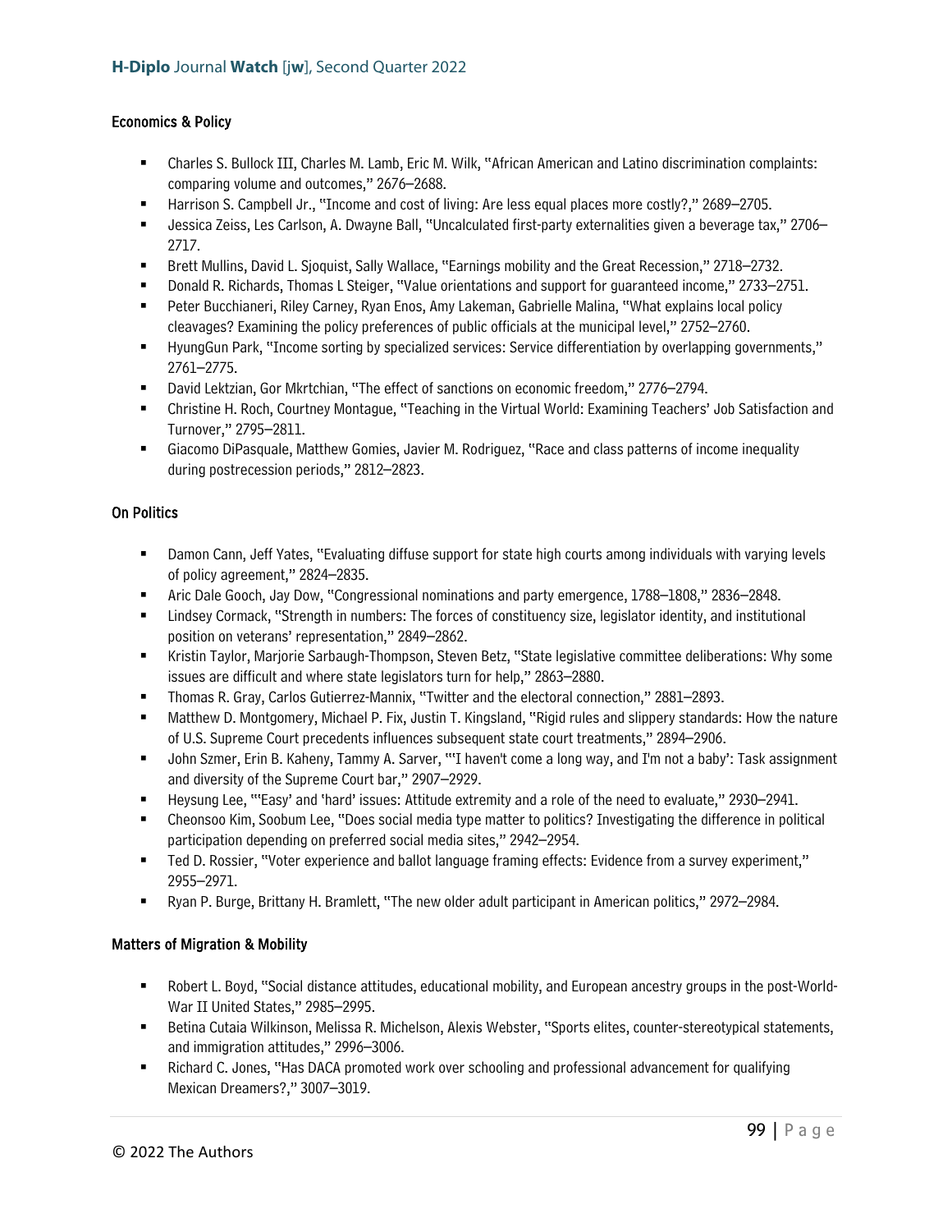### Economics & Policy

- Charles S. Bullock III, Charles M. Lamb, Eric M. Wilk, "African American and Latino discrimination complaints: comparing volume and outcomes," 2676–2688.
- Harrison S. Campbell Jr., "Income and cost of living: Are less equal places more costly?," 2689–2705.
- Jessica Zeiss, Les Carlson, A. Dwayne Ball, "Uncalculated first-party externalities given a beverage tax," 2706–2717.
- Brett Mullins, David L. Sjoquist, Sally Wallace, "Earnings mobility and the Great Recession," 2718–2732.
- Donald R. Richards, Thomas L Steiger, "Value orientations and support for guaranteed income," 2733–2751.
- Peter Bucchianeri, Riley Carney, Ryan Enos, Amy Lakeman, Gabrielle Malina, "What explains local policy cleavages? Examining the policy preferences of public officials at the municipal level," 2752–2760.
- HyungGun Park, "Income sorting by specialized services: Service differentiation by overlapping governments," 2761–2775.
- David Lektzian, Gor Mkrtchian, "The effect of sanctions on economic freedom," 2776–2794.
- Christine H. Roch, Courtney Montague, "Teaching in the Virtual World: Examining Teachers' Job Satisfaction and Turnover," 2795–2811.
- Giacomo DiPasquale, Matthew Gomies, Javier M. Rodriguez, "Race and class patterns of income inequality during postrecession periods," 2812–2823.

### On Politics

- Damon Cann, Jeff Yates, "Evaluating diffuse support for state high courts among individuals with varying levels of policy agreement," 2824–2835.
- Aric Dale Gooch, Jay Dow, "Congressional nominations and party emergence, 1788–1808," 2836–2848.
- Lindsey Cormack, "Strength in numbers: The forces of constituency size, legislator identity, and institutional position on veterans' representation," 2849–2862.
- Kristin Taylor, Marjorie Sarbaugh-Thompson, Steven Betz, "State legislative committee deliberations: Why some issues are difficult and where state legislators turn for help," 2863–2880.
- Thomas R. Gray, Carlos Gutierrez-Mannix, "Twitter and the electoral connection," 2881–2893.
- Matthew D. Montgomery, Michael P. Fix, Justin T. Kingsland, "Rigid rules and slippery standards: How the nature of U.S. Supreme Court precedents influences subsequent state court treatments," 2894–2906.
- John Szmer, Erin B. Kaheny, Tammy A. Sarver, "'I haven't come a long way, and I'm not a baby': Task assignment and diversity of the Supreme Court bar," 2907–2929.
- Heysung Lee, "'Easy' and 'hard' issues: Attitude extremity and a role of the need to evaluate," 2930–2941.
- Cheonsoo Kim, Soobum Lee, "Does social media type matter to politics? Investigating the difference in political participation depending on preferred social media sites," 2942–2954.
- Ted D. Rossier, "Voter experience and ballot language framing effects: Evidence from a survey experiment," 2955–2971.
- Ryan P. Burge, Brittany H. Bramlett, "The new older adult participant in American politics," 2972–2984.

### Matters of Migration & Mobility

- Robert L. Boyd, "Social distance attitudes, educational mobility, and European ancestry groups in the post-World-War II United States," 2985–2995.
- Betina Cutaia Wilkinson, Melissa R. Michelson, Alexis Webster, "Sports elites, counter-stereotypical statements, and immigration attitudes," 2996–3006.
- Richard C. Jones, "Has DACA promoted work over schooling and professional advancement for qualifying Mexican Dreamers?," 3007–3019.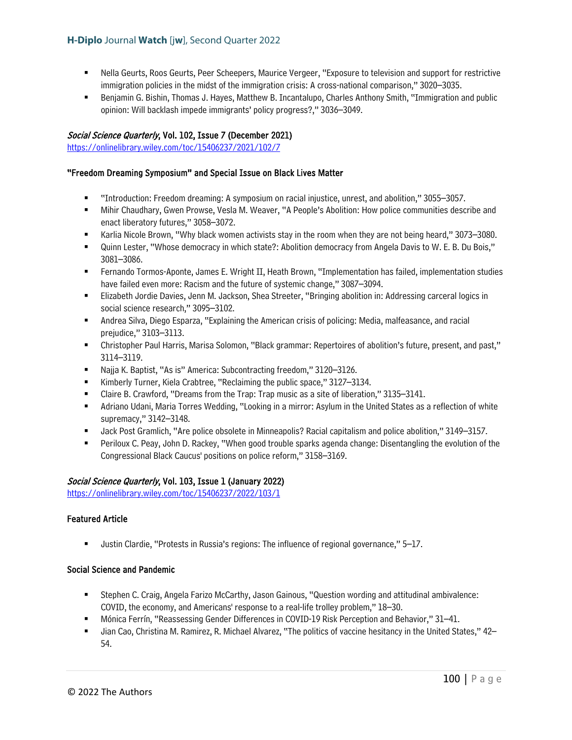- Nella Geurts, Roos Geurts, Peer Scheepers, Maurice Vergeer, "Exposure to television and support for restrictive immigration policies in the midst of the immigration crisis: A cross-national comparison," 3020–3035.
- Benjamin G. Bishin, Thomas J. Hayes, Matthew B. Incantalupo, Charles Anthony Smith, "Immigration and public opinion: Will backlash impede immigrants' policy progress?," 3036–3049.

### *Social Science Quarterly*, Vol. 102, Issue 7 (December 2021)

https://onlinelibrary.wiley.com/toc/15406237/2021/102/7

#### "Freedom Dreaming Symposium" and Special Issue on Black Lives Matter

- "Introduction: Freedom dreaming: A symposium on racial injustice, unrest, and abolition," 3055–3057.
- Mihir Chaudhary, Gwen Prowse, Vesla M. Weaver, "A People's Abolition: How police communities describe and enact liberatory futures," 3058–3072.
- Karlia Nicole Brown, "Why black women activists stay in the room when they are not being heard," 3073–3080.
- Quinn Lester, "Whose democracy in which state?: Abolition democracy from Angela Davis to W. E. B. Du Bois," 3081–3086.
- Fernando Tormos-Aponte, James E. Wright II, Heath Brown, "Implementation has failed, implementation studies have failed even more: Racism and the future of systemic change," 3087–3094.
- Elizabeth Jordie Davies, Jenn M. Jackson, Shea Streeter, "Bringing abolition in: Addressing carceral logics in social science research," 3095–3102.
- Andrea Silva, Diego Esparza, "Explaining the American crisis of policing: Media, malfeasance, and racial prejudice," 3103–3113.
- Christopher Paul Harris, Marisa Solomon, "Black grammar: Repertoires of abolition's future, present, and past," 3114–3119.
- Najja K. Baptist, "As is" America: Subcontracting freedom," 3120–3126.
- Kimberly Turner, Kiela Crabtree, "Reclaiming the public space," 3127–3134.
- Claire B. Crawford, "Dreams from the Trap: Trap music as a site of liberation," 3135–3141.
- Adriano Udani, Maria Torres Wedding, "Looking in a mirror: Asylum in the United States as a reflection of white supremacy," 3142–3148.
- Jack Post Gramlich, "Are police obsolete in Minneapolis? Racial capitalism and police abolition," 3149–3157.
- Periloux C. Peay, John D. Rackey, "When good trouble sparks agenda change: Disentangling the evolution of the Congressional Black Caucus' positions on police reform," 3158–3169.

### *Social Science Quarterly*, Vol. 103, Issue 1 (January 2022)

https://onlinelibrary.wiley.com/toc/15406237/2022/103/1

#### Featured Article

- Justin Clardie, "Protests in Russia's regions: The influence of regional governance," 5–17.

#### Social Science and Pandemic

- Stephen C. Craig, Angela Farizo McCarthy, Jason Gainous, "Question wording and attitudinal ambivalence: COVID, the economy, and Americans' response to a real-life trolley problem," 18–30.
- Mónica Ferrín, "Reassessing Gender Differences in COVID-19 Risk Perception and Behavior," 31–41.
- Jian Cao, Christina M. Ramirez, R. Michael Alvarez, "The politics of vaccine hesitancy in the United States," 42–54.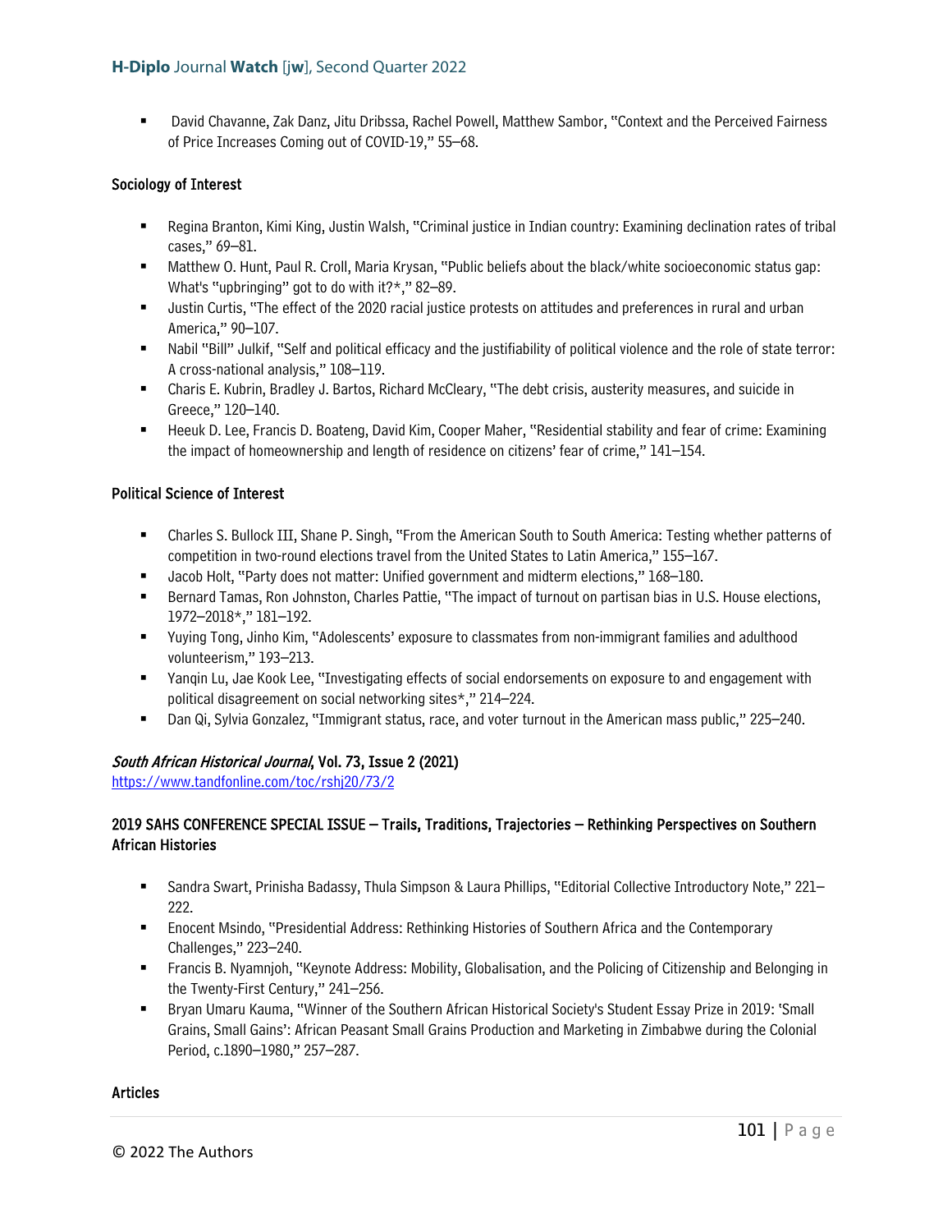- David Chavanne, Zak Danz, Jitu Dribssa, Rachel Powell, Matthew Sambor, "Context and the Perceived Fairness of Price Increases Coming out of COVID-19," 55–68.

**Sociology of Interest**

- Regina Branton, Kimi King, Justin Walsh, "Criminal justice in Indian country: Examining declination rates of tribal cases," 69–81.
- Matthew O. Hunt, Paul R. Croll, Maria Krysan, "Public beliefs about the black/white socioeconomic status gap: What's "upbringing" got to do with it?*," 82–89.
- Justin Curtis, "The effect of the 2020 racial justice protests on attitudes and preferences in rural and urban America," 90–107.
- Nabil "Bill" Julkif, "Self and political efficacy and the justifiability of political violence and the role of state terror: A cross-national analysis," 108–119.
- Charis E. Kubrin, Bradley J. Bartos, Richard McCleary, "The debt crisis, austerity measures, and suicide in Greece," 120–140.
- Heeuk D. Lee, Francis D. Boateng, David Kim, Cooper Maher, "Residential stability and fear of crime: Examining the impact of homeownership and length of residence on citizens' fear of crime," 141–154.

**Political Science of Interest**

- Charles S. Bullock III, Shane P. Singh, "From the American South to South America: Testing whether patterns of competition in two-round elections travel from the United States to Latin America," 155–167.
- Jacob Holt, "Party does not matter: Unified government and midterm elections," 168–180.
- Bernard Tamas, Ron Johnston, Charles Pattie, "The impact of turnout on partisan bias in U.S. House elections, 1972–2018*," 181–192.
- Yuying Tong, Jinho Kim, "Adolescents' exposure to classmates from non-immigrant families and adulthood volunteerism," 193–213.
- Yanqin Lu, Jae Kook Lee, "Investigating effects of social endorsements on exposure to and engagement with political disagreement on social networking sites*," 214–224.
- Dan Qi, Sylvia Gonzalez, "Immigrant status, race, and voter turnout in the American mass public," 225–240.

***South African Historical Journal*, Vol. 73, Issue 2 (2021)**
https://www.tandfonline.com/toc/rshj20/73/2

**2019 SAHS CONFERENCE SPECIAL ISSUE – Trails, Traditions, Trajectories – Rethinking Perspectives on Southern African Histories**

- Sandra Swart, Prinisha Badassy, Thula Simpson & Laura Phillips, "Editorial Collective Introductory Note," 221–222.
- Enocent Msindo, "Presidential Address: Rethinking Histories of Southern Africa and the Contemporary Challenges," 223–240.
- Francis B. Nyamnjoh, "Keynote Address: Mobility, Globalisation, and the Policing of Citizenship and Belonging in the Twenty-First Century," 241–256.
- Bryan Umaru Kauma, "Winner of the Southern African Historical Society's Student Essay Prize in 2019: 'Small Grains, Small Gains': African Peasant Small Grains Production and Marketing in Zimbabwe during the Colonial Period, c.1890–1980," 257–287.

**Articles**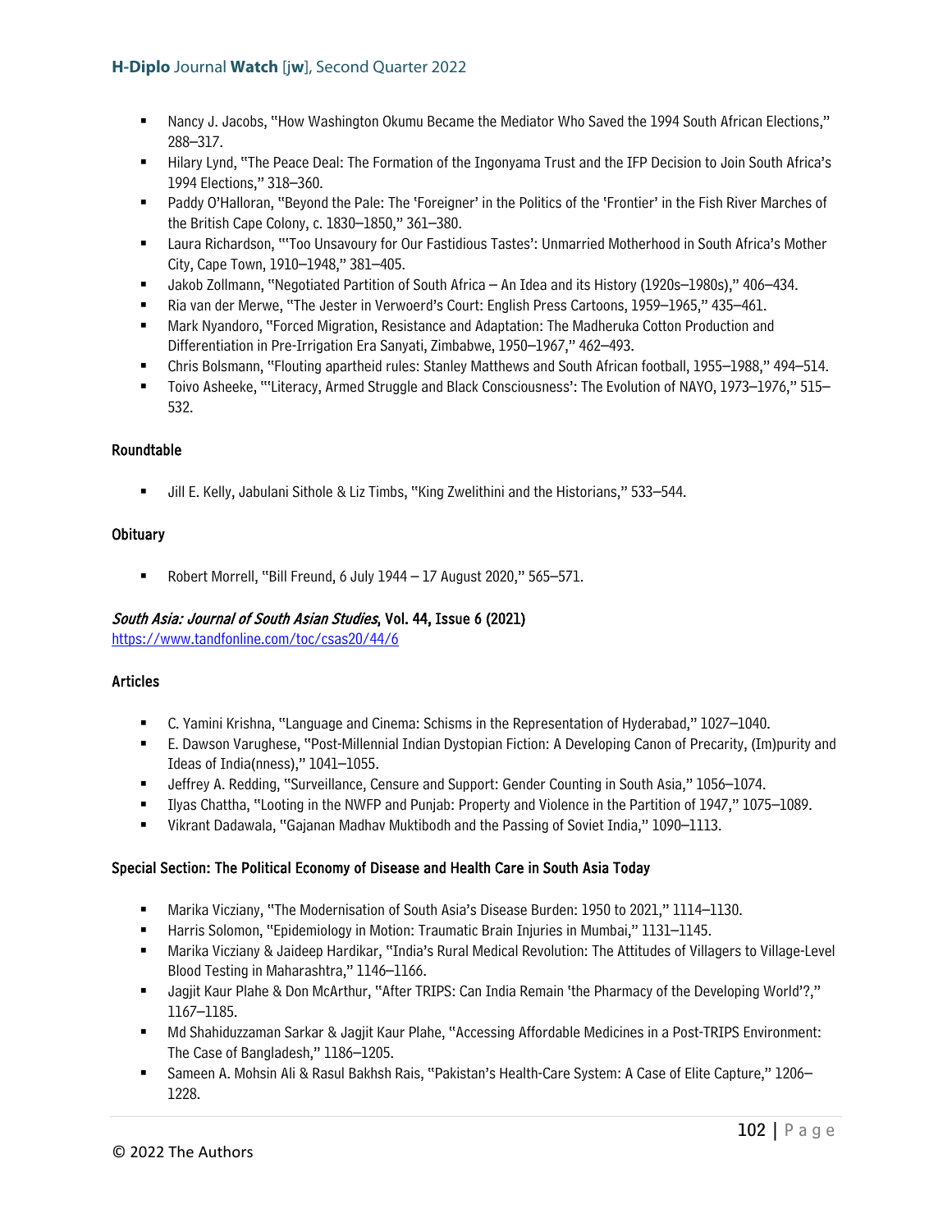- Nancy J. Jacobs, "How Washington Okumu Became the Mediator Who Saved the 1994 South African Elections," 288–317.
- Hilary Lynd, "The Peace Deal: The Formation of the Ingonyama Trust and the IFP Decision to Join South Africa's 1994 Elections," 318–360.
- Paddy O'Halloran, "Beyond the Pale: The 'Foreigner' in the Politics of the 'Frontier' in the Fish River Marches of the British Cape Colony, c. 1830–1850," 361–380.
- Laura Richardson, "'Too Unsavoury for Our Fastidious Tastes': Unmarried Motherhood in South Africa's Mother City, Cape Town, 1910–1948," 381–405.
- Jakob Zollmann, "Negotiated Partition of South Africa – An Idea and its History (1920s–1980s)," 406–434.
- Ria van der Merwe, "The Jester in Verwoerd's Court: English Press Cartoons, 1959–1965," 435–461.
- Mark Nyandoro, "Forced Migration, Resistance and Adaptation: The Madheruka Cotton Production and Differentiation in Pre-Irrigation Era Sanyati, Zimbabwe, 1950–1967," 462–493.
- Chris Bolsmann, "Flouting apartheid rules: Stanley Matthews and South African football, 1955–1988," 494–514.
- Toivo Asheeke, "'Literacy, Armed Struggle and Black Consciousness': The Evolution of NAYO, 1973–1976," 515–532.

#### Roundtable

- Jill E. Kelly, Jabulani Sithole & Liz Timbs, "King Zwelithini and the Historians," 533–544.

#### Obituary

- Robert Morrell, "Bill Freund, 6 July 1944 – 17 August 2020," 565–571.

### *South Asia: Journal of South Asian Studies*, Vol. 44, Issue 6 (2021)

https://www.tandfonline.com/toc/csas20/44/6

#### Articles

- C. Yamini Krishna, "Language and Cinema: Schisms in the Representation of Hyderabad," 1027–1040.
- E. Dawson Varughese, "Post-Millennial Indian Dystopian Fiction: A Developing Canon of Precarity, (Im)purity and Ideas of India(nness)," 1041–1055.
- Jeffrey A. Redding, "Surveillance, Censure and Support: Gender Counting in South Asia," 1056–1074.
- Ilyas Chattha, "Looting in the NWFP and Punjab: Property and Violence in the Partition of 1947," 1075–1089.
- Vikrant Dadawala, "Gajanan Madhav Muktibodh and the Passing of Soviet India," 1090–1113.

#### Special Section: The Political Economy of Disease and Health Care in South Asia Today

- Marika Vicziany, "The Modernisation of South Asia's Disease Burden: 1950 to 2021," 1114–1130.
- Harris Solomon, "Epidemiology in Motion: Traumatic Brain Injuries in Mumbai," 1131–1145.
- Marika Vicziany & Jaideep Hardikar, "India's Rural Medical Revolution: The Attitudes of Villagers to Village-Level Blood Testing in Maharashtra," 1146–1166.
- Jagjit Kaur Plahe & Don McArthur, "After TRIPS: Can India Remain 'the Pharmacy of the Developing World'?," 1167–1185.
- Md Shahiduzzaman Sarkar & Jagjit Kaur Plahe, "Accessing Affordable Medicines in a Post-TRIPS Environment: The Case of Bangladesh," 1186–1205.
- Sameen A. Mohsin Ali & Rasul Bakhsh Rais, "Pakistan's Health-Care System: A Case of Elite Capture," 1206–1228.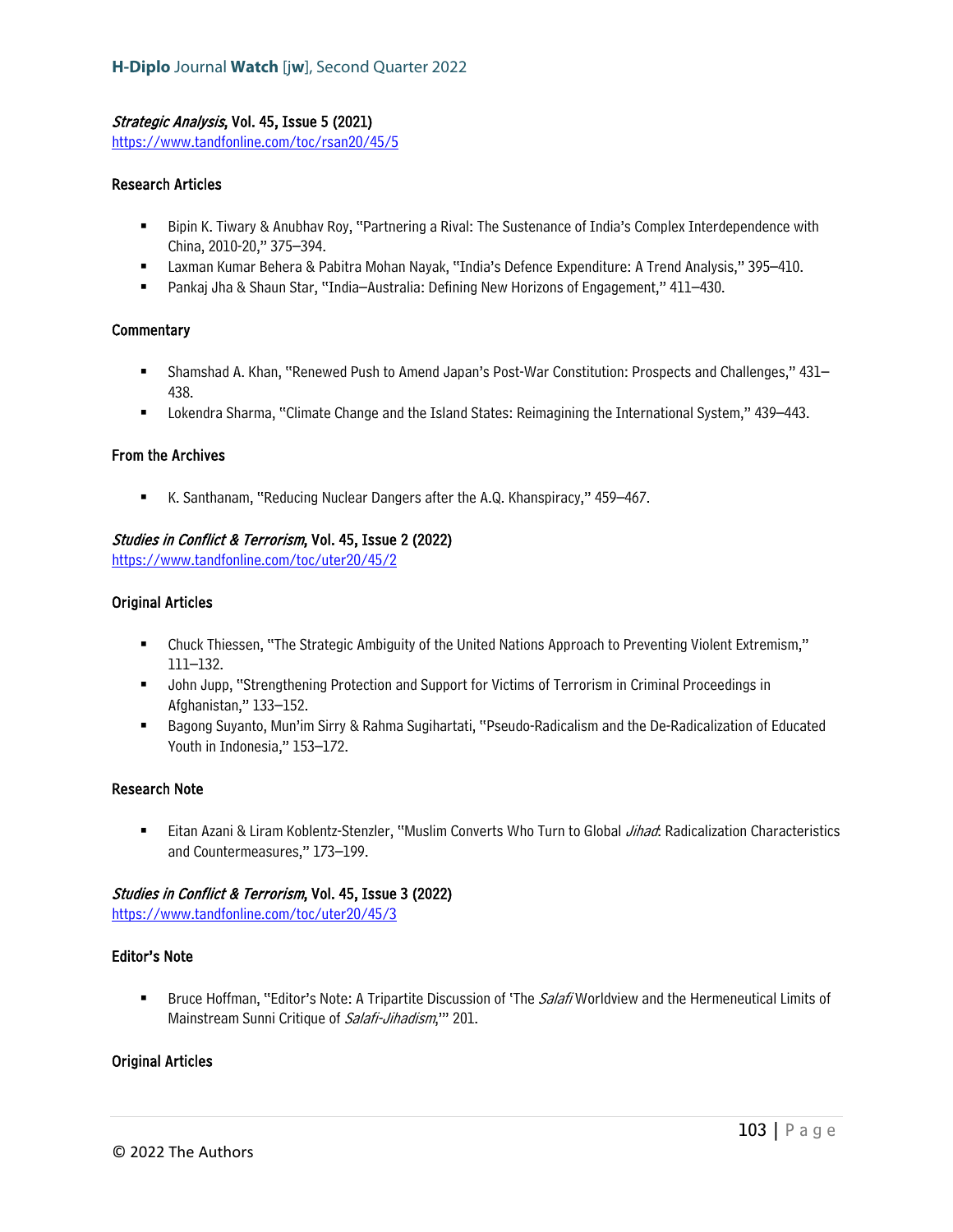### *Strategic Analysis*, Vol. 45, Issue 5 (2021)

https://www.tandfonline.com/toc/rsan20/45/5

#### Research Articles

- Bipin K. Tiwary & Anubhav Roy, "Partnering a Rival: The Sustenance of India's Complex Interdependence with China, 2010-20," 375–394.
- Laxman Kumar Behera & Pabitra Mohan Nayak, "India's Defence Expenditure: A Trend Analysis," 395–410.
- Pankaj Jha & Shaun Star, "India–Australia: Defining New Horizons of Engagement," 411–430.

#### Commentary

- Shamshad A. Khan, "Renewed Push to Amend Japan's Post-War Constitution: Prospects and Challenges," 431–438.
- Lokendra Sharma, "Climate Change and the Island States: Reimagining the International System," 439–443.

#### From the Archives

- K. Santhanam, "Reducing Nuclear Dangers after the A.Q. Khanspiracy," 459–467.

### *Studies in Conflict & Terrorism*, Vol. 45, Issue 2 (2022)

https://www.tandfonline.com/toc/uter20/45/2

#### Original Articles

- Chuck Thiessen, "The Strategic Ambiguity of the United Nations Approach to Preventing Violent Extremism," 111–132.
- John Jupp, "Strengthening Protection and Support for Victims of Terrorism in Criminal Proceedings in Afghanistan," 133–152.
- Bagong Suyanto, Mun'im Sirry & Rahma Sugihartati, "Pseudo-Radicalism and the De-Radicalization of Educated Youth in Indonesia," 153–172.

#### Research Note

- Eitan Azani & Liram Koblentz-Stenzler, "Muslim Converts Who Turn to Global *Jihad*: Radicalization Characteristics and Countermeasures," 173–199.

### *Studies in Conflict & Terrorism*, Vol. 45, Issue 3 (2022)

https://www.tandfonline.com/toc/uter20/45/3

#### Editor's Note

- Bruce Hoffman, "Editor's Note: A Tripartite Discussion of 'The *Salafi* Worldview and the Hermeneutical Limits of Mainstream Sunni Critique of *Salafi-Jihadism*,'" 201.

#### Original Articles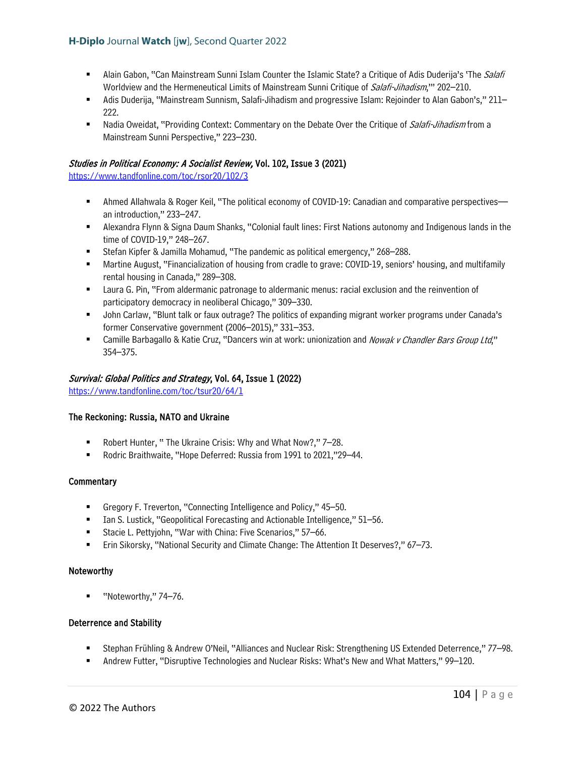- Alain Gabon, "Can Mainstream Sunni Islam Counter the Islamic State? a Critique of Adis Duderija's 'The *Salafi* Worldview and the Hermeneutical Limits of Mainstream Sunni Critique of *Salafi-Jihadism*,'" 202–210.
- Adis Duderija, "Mainstream Sunnism, Salafi-Jihadism and progressive Islam: Rejoinder to Alan Gabon's," 211–222.
- Nadia Oweidat, "Providing Context: Commentary on the Debate Over the Critique of *Salafi-Jihadism* from a Mainstream Sunni Perspective," 223–230.

### *Studies in Political Economy: A Socialist Review,* Vol. 102, Issue 3 (2021)

https://www.tandfonline.com/toc/rsor20/102/3

- Ahmed Allahwala & Roger Keil, "The political economy of COVID-19: Canadian and comparative perspectives—an introduction," 233–247.
- Alexandra Flynn & Signa Daum Shanks, "Colonial fault lines: First Nations autonomy and Indigenous lands in the time of COVID-19," 248–267.
- Stefan Kipfer & Jamilla Mohamud, "The pandemic as political emergency," 268–288.
- Martine August, "Financialization of housing from cradle to grave: COVID-19, seniors' housing, and multifamily rental housing in Canada," 289–308.
- Laura G. Pin, "From aldermanic patronage to aldermanic menus: racial exclusion and the reinvention of participatory democracy in neoliberal Chicago," 309–330.
- John Carlaw, "Blunt talk or faux outrage? The politics of expanding migrant worker programs under Canada's former Conservative government (2006–2015)," 331–353.
- Camille Barbagallo & Katie Cruz, "Dancers win at work: unionization and *Nowak v Chandler Bars Group Ltd*," 354–375.

### *Survival: Global Politics and Strategy*, Vol. 64, Issue 1 (2022)

https://www.tandfonline.com/toc/tsur20/64/1

#### The Reckoning: Russia, NATO and Ukraine

- Robert Hunter, " The Ukraine Crisis: Why and What Now?," 7–28.
- Rodric Braithwaite, "Hope Deferred: Russia from 1991 to 2021,"29–44.

#### Commentary

- Gregory F. Treverton, "Connecting Intelligence and Policy," 45–50.
- Ian S. Lustick, "Geopolitical Forecasting and Actionable Intelligence," 51–56.
- Stacie L. Pettyjohn, "War with China: Five Scenarios," 57–66.
- Erin Sikorsky, "National Security and Climate Change: The Attention It Deserves?," 67–73.

#### Noteworthy

- "Noteworthy," 74–76.

#### Deterrence and Stability

- Stephan Frühling & Andrew O'Neil, "Alliances and Nuclear Risk: Strengthening US Extended Deterrence," 77–98.
- Andrew Futter, "Disruptive Technologies and Nuclear Risks: What's New and What Matters," 99–120.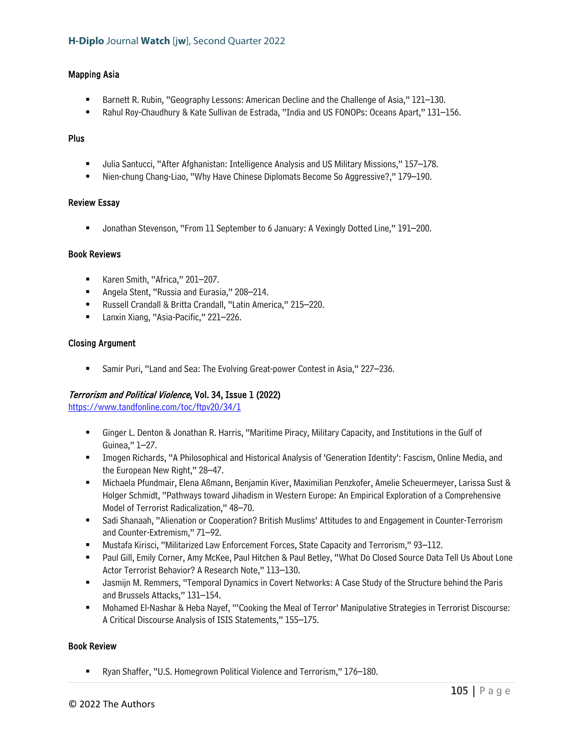#### Mapping Asia

- Barnett R. Rubin, "Geography Lessons: American Decline and the Challenge of Asia," 121–130.
- Rahul Roy-Chaudhury & Kate Sullivan de Estrada, "India and US FONOPs: Oceans Apart," 131–156.

#### Plus

- Julia Santucci, "After Afghanistan: Intelligence Analysis and US Military Missions," 157–178.
- Nien-chung Chang-Liao, "Why Have Chinese Diplomats Become So Aggressive?," 179–190.

#### Review Essay

- Jonathan Stevenson, "From 11 September to 6 January: A Vexingly Dotted Line," 191–200.

#### Book Reviews

- Karen Smith, "Africa," 201–207.
- Angela Stent, "Russia and Eurasia," 208–214.
- Russell Crandall & Britta Crandall, "Latin America," 215–220.
- Lanxin Xiang, "Asia-Pacific," 221–226.

#### Closing Argument

- Samir Puri, "Land and Sea: The Evolving Great-power Contest in Asia," 227–236.

### *Terrorism and Political Violence*, Vol. 34, Issue 1 (2022)

https://www.tandfonline.com/toc/ftpv20/34/1

- Ginger L. Denton & Jonathan R. Harris, "Maritime Piracy, Military Capacity, and Institutions in the Gulf of Guinea," 1–27.
- Imogen Richards, "A Philosophical and Historical Analysis of 'Generation Identity': Fascism, Online Media, and the European New Right," 28–47.
- Michaela Pfundmair, Elena Aßmann, Benjamin Kiver, Maximilian Penzkofer, Amelie Scheuermeyer, Larissa Sust & Holger Schmidt, "Pathways toward Jihadism in Western Europe: An Empirical Exploration of a Comprehensive Model of Terrorist Radicalization," 48–70.
- Sadi Shanaah, "Alienation or Cooperation? British Muslims' Attitudes to and Engagement in Counter-Terrorism and Counter-Extremism," 71–92.
- Mustafa Kirisci, "Militarized Law Enforcement Forces, State Capacity and Terrorism," 93–112.
- Paul Gill, Emily Corner, Amy McKee, Paul Hitchen & Paul Betley, "What Do Closed Source Data Tell Us About Lone Actor Terrorist Behavior? A Research Note," 113–130.
- Jasmijn M. Remmers, "Temporal Dynamics in Covert Networks: A Case Study of the Structure behind the Paris and Brussels Attacks," 131–154.
- Mohamed El-Nashar & Heba Nayef, "'Cooking the Meal of Terror' Manipulative Strategies in Terrorist Discourse: A Critical Discourse Analysis of ISIS Statements," 155–175.

#### Book Review

- Ryan Shaffer, "U.S. Homegrown Political Violence and Terrorism," 176–180.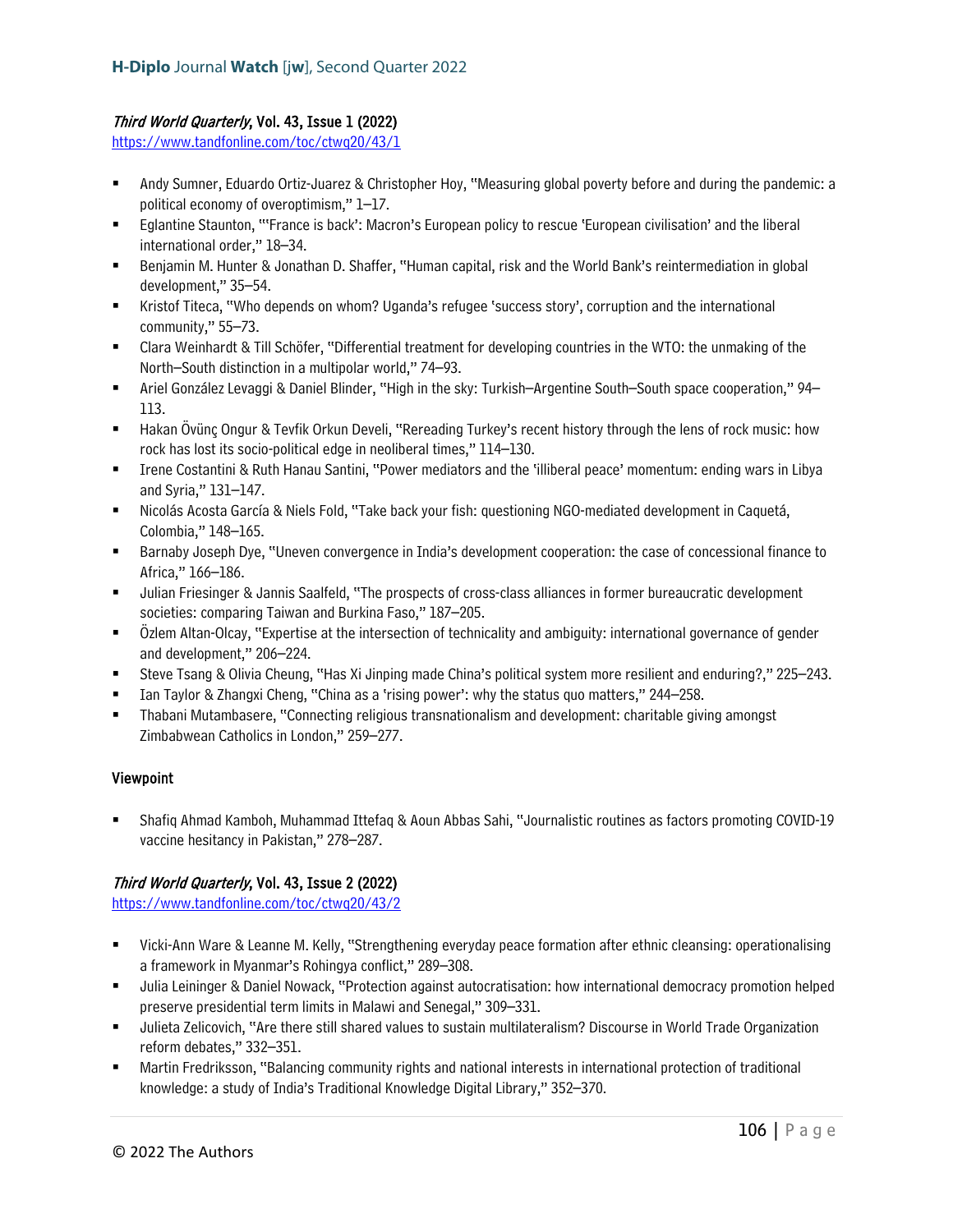### *Third World Quarterly*, Vol. 43, Issue 1 (2022)

https://www.tandfonline.com/toc/ctwq20/43/1

- Andy Sumner, Eduardo Ortiz-Juarez & Christopher Hoy, "Measuring global poverty before and during the pandemic: a political economy of overoptimism," 1–17.
- Eglantine Staunton, "'France is back': Macron's European policy to rescue 'European civilisation' and the liberal international order," 18–34.
- Benjamin M. Hunter & Jonathan D. Shaffer, "Human capital, risk and the World Bank's reintermediation in global development," 35–54.
- Kristof Titeca, "Who depends on whom? Uganda's refugee 'success story', corruption and the international community," 55–73.
- Clara Weinhardt & Till Schöfer, "Differential treatment for developing countries in the WTO: the unmaking of the North–South distinction in a multipolar world," 74–93.
- Ariel González Levaggi & Daniel Blinder, "High in the sky: Turkish–Argentine South–South space cooperation," 94–113.
- Hakan Övünç Ongur & Tevfik Orkun Develi, "Rereading Turkey's recent history through the lens of rock music: how rock has lost its socio-political edge in neoliberal times," 114–130.
- Irene Costantini & Ruth Hanau Santini, "Power mediators and the 'illiberal peace' momentum: ending wars in Libya and Syria," 131–147.
- Nicolás Acosta García & Niels Fold, "Take back your fish: questioning NGO-mediated development in Caquetá, Colombia," 148–165.
- Barnaby Joseph Dye, "Uneven convergence in India's development cooperation: the case of concessional finance to Africa," 166–186.
- Julian Friesinger & Jannis Saalfeld, "The prospects of cross-class alliances in former bureaucratic development societies: comparing Taiwan and Burkina Faso," 187–205.
- Özlem Altan-Olcay, "Expertise at the intersection of technicality and ambiguity: international governance of gender and development," 206–224.
- Steve Tsang & Olivia Cheung, "Has Xi Jinping made China's political system more resilient and enduring?," 225–243.
- Ian Taylor & Zhangxi Cheng, "China as a 'rising power': why the status quo matters," 244–258.
- Thabani Mutambasere, "Connecting religious transnationalism and development: charitable giving amongst Zimbabwean Catholics in London," 259–277.

#### Viewpoint

- Shafiq Ahmad Kamboh, Muhammad Ittefaq & Aoun Abbas Sahi, "Journalistic routines as factors promoting COVID-19 vaccine hesitancy in Pakistan," 278–287.

### *Third World Quarterly*, Vol. 43, Issue 2 (2022)

https://www.tandfonline.com/toc/ctwq20/43/2

- Vicki-Ann Ware & Leanne M. Kelly, "Strengthening everyday peace formation after ethnic cleansing: operationalising a framework in Myanmar's Rohingya conflict," 289–308.
- Julia Leininger & Daniel Nowack, "Protection against autocratisation: how international democracy promotion helped preserve presidential term limits in Malawi and Senegal," 309–331.
- Julieta Zelicovich, "Are there still shared values to sustain multilateralism? Discourse in World Trade Organization reform debates," 332–351.
- Martin Fredriksson, "Balancing community rights and national interests in international protection of traditional knowledge: a study of India's Traditional Knowledge Digital Library," 352–370.

© 2022 The Authors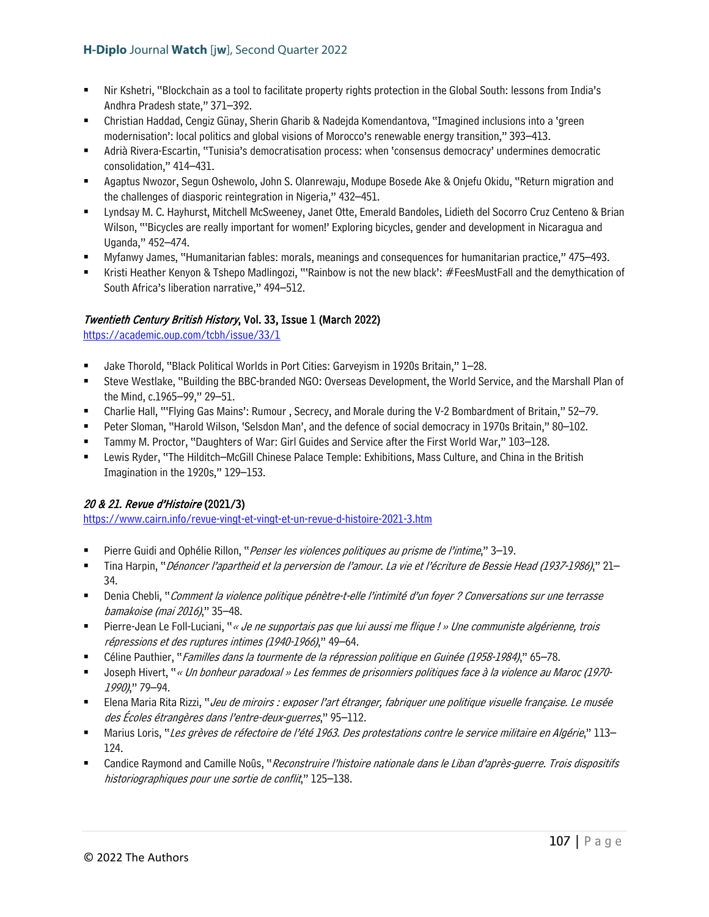- Nir Kshetri, "Blockchain as a tool to facilitate property rights protection in the Global South: lessons from India's Andhra Pradesh state," 371–392.
- Christian Haddad, Cengiz Günay, Sherin Gharib & Nadejda Komendantova, "Imagined inclusions into a 'green modernisation': local politics and global visions of Morocco's renewable energy transition," 393–413.
- Adrià Rivera-Escartin, "Tunisia's democratisation process: when 'consensus democracy' undermines democratic consolidation," 414–431.
- Agaptus Nwozor, Segun Oshewolo, John S. Olanrewaju, Modupe Bosede Ake & Onjefu Okidu, "Return migration and the challenges of diasporic reintegration in Nigeria," 432–451.
- Lyndsay M. C. Hayhurst, Mitchell McSweeney, Janet Otte, Emerald Bandoles, Lidieth del Socorro Cruz Centeno & Brian Wilson, "'Bicycles are really important for women!' Exploring bicycles, gender and development in Nicaragua and Uganda," 452–474.
- Myfanwy James, "Humanitarian fables: morals, meanings and consequences for humanitarian practice," 475–493.
- Kristi Heather Kenyon & Tshepo Madlingozi, "'Rainbow is not the new black': #FeesMustFall and the demythication of South Africa's liberation narrative," 494–512.

***Twentieth Century British History*, Vol. 33, Issue 1 (March 2022)**
https://academic.oup.com/tcbh/issue/33/1

- Jake Thorold, "Black Political Worlds in Port Cities: Garveyism in 1920s Britain," 1–28.
- Steve Westlake, "Building the BBC-branded NGO: Overseas Development, the World Service, and the Marshall Plan of the Mind, c.1965–99," 29–51.
- Charlie Hall, "'Flying Gas Mains': Rumour , Secrecy, and Morale during the V-2 Bombardment of Britain," 52–79.
- Peter Sloman, "Harold Wilson, 'Selsdon Man', and the defence of social democracy in 1970s Britain," 80–102.
- Tammy M. Proctor, "Daughters of War: Girl Guides and Service after the First World War," 103–128.
- Lewis Ryder, "The Hilditch–McGill Chinese Palace Temple: Exhibitions, Mass Culture, and China in the British Imagination in the 1920s," 129–153.

***20 & 21. Revue d'Histoire* (2021/3)**
https://www.cairn.info/revue-vingt-et-vingt-et-un-revue-d-histoire-2021-3.htm

- Pierre Guidi and Ophélie Rillon, "*Penser les violences politiques au prisme de l'intime*," 3–19.
- Tina Harpin, "*Dénoncer l'apartheid et la perversion de l'amour. La vie et l'écriture de Bessie Head (1937-1986)*," 21–34.
- Denia Chebli, "*Comment la violence politique pénètre-t-elle l'intimité d'un foyer ? Conversations sur une terrasse bamakoise (mai 2016)*," 35–48.
- Pierre-Jean Le Foll-Luciani, "*« Je ne supportais pas que lui aussi me flique ! » Une communiste algérienne, trois répressions et des ruptures intimes (1940-1966)*," 49–64.
- Céline Pauthier, "*Familles dans la tourmente de la répression politique en Guinée (1958-1984)*," 65–78.
- Joseph Hivert, "*« Un bonheur paradoxal » Les femmes de prisonniers politiques face à la violence au Maroc (1970-1990)*," 79–94.
- Elena Maria Rita Rizzi, "*Jeu de miroirs : exposer l'art étranger, fabriquer une politique visuelle française. Le musée des Écoles étrangères dans l'entre-deux-guerres*," 95–112.
- Marius Loris, "*Les grèves de réfectoire de l'été 1963. Des protestations contre le service militaire en Algérie*," 113–124.
- Candice Raymond and Camille Noûs, "*Reconstruire l'histoire nationale dans le Liban d'après-guerre. Trois dispositifs historiographiques pour une sortie de conflit*," 125–138.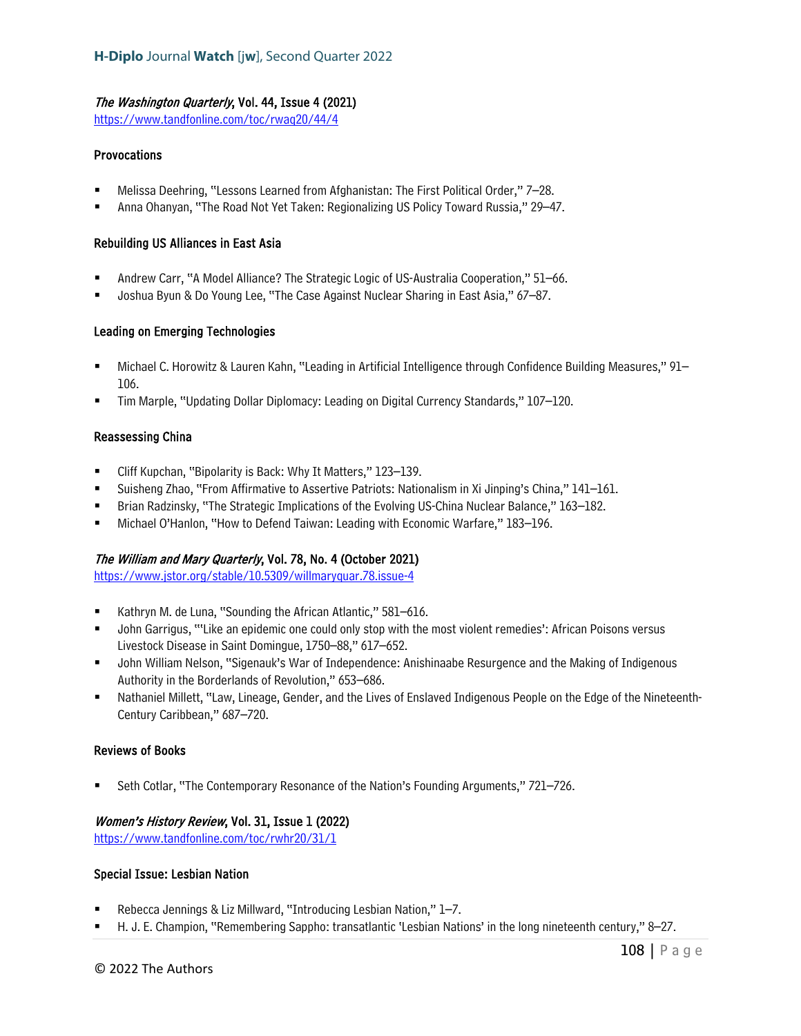### *The Washington Quarterly*, Vol. 44, Issue 4 (2021)

https://www.tandfonline.com/toc/rwaq20/44/4

#### Provocations

- Melissa Deehring, "Lessons Learned from Afghanistan: The First Political Order," 7–28.
- Anna Ohanyan, "The Road Not Yet Taken: Regionalizing US Policy Toward Russia," 29–47.

#### Rebuilding US Alliances in East Asia

- Andrew Carr, "A Model Alliance? The Strategic Logic of US-Australia Cooperation," 51–66.
- Joshua Byun & Do Young Lee, "The Case Against Nuclear Sharing in East Asia," 67–87.

#### Leading on Emerging Technologies

- Michael C. Horowitz & Lauren Kahn, "Leading in Artificial Intelligence through Confidence Building Measures," 91–106.
- Tim Marple, "Updating Dollar Diplomacy: Leading on Digital Currency Standards," 107–120.

#### Reassessing China

- Cliff Kupchan, "Bipolarity is Back: Why It Matters," 123–139.
- Suisheng Zhao, "From Affirmative to Assertive Patriots: Nationalism in Xi Jinping's China," 141–161.
- Brian Radzinsky, "The Strategic Implications of the Evolving US-China Nuclear Balance," 163–182.
- Michael O'Hanlon, "How to Defend Taiwan: Leading with Economic Warfare," 183–196.

### *The William and Mary Quarterly*, Vol. 78, No. 4 (October 2021)

https://www.jstor.org/stable/10.5309/willmaryquar.78.issue-4

- Kathryn M. de Luna, "Sounding the African Atlantic," 581–616.
- John Garrigus, "'Like an epidemic one could only stop with the most violent remedies': African Poisons versus Livestock Disease in Saint Domingue, 1750–88," 617–652.
- John William Nelson, "Sigenauk's War of Independence: Anishinaabe Resurgence and the Making of Indigenous Authority in the Borderlands of Revolution," 653–686.
- Nathaniel Millett, "Law, Lineage, Gender, and the Lives of Enslaved Indigenous People on the Edge of the Nineteenth-Century Caribbean," 687–720.

#### Reviews of Books

- Seth Cotlar, "The Contemporary Resonance of the Nation's Founding Arguments," 721–726.

### *Women's History Review*, Vol. 31, Issue 1 (2022)

https://www.tandfonline.com/toc/rwhr20/31/1

#### Special Issue: Lesbian Nation

- Rebecca Jennings & Liz Millward, "Introducing Lesbian Nation," 1–7.
- H. J. E. Champion, "Remembering Sappho: transatlantic 'Lesbian Nations' in the long nineteenth century," 8–27.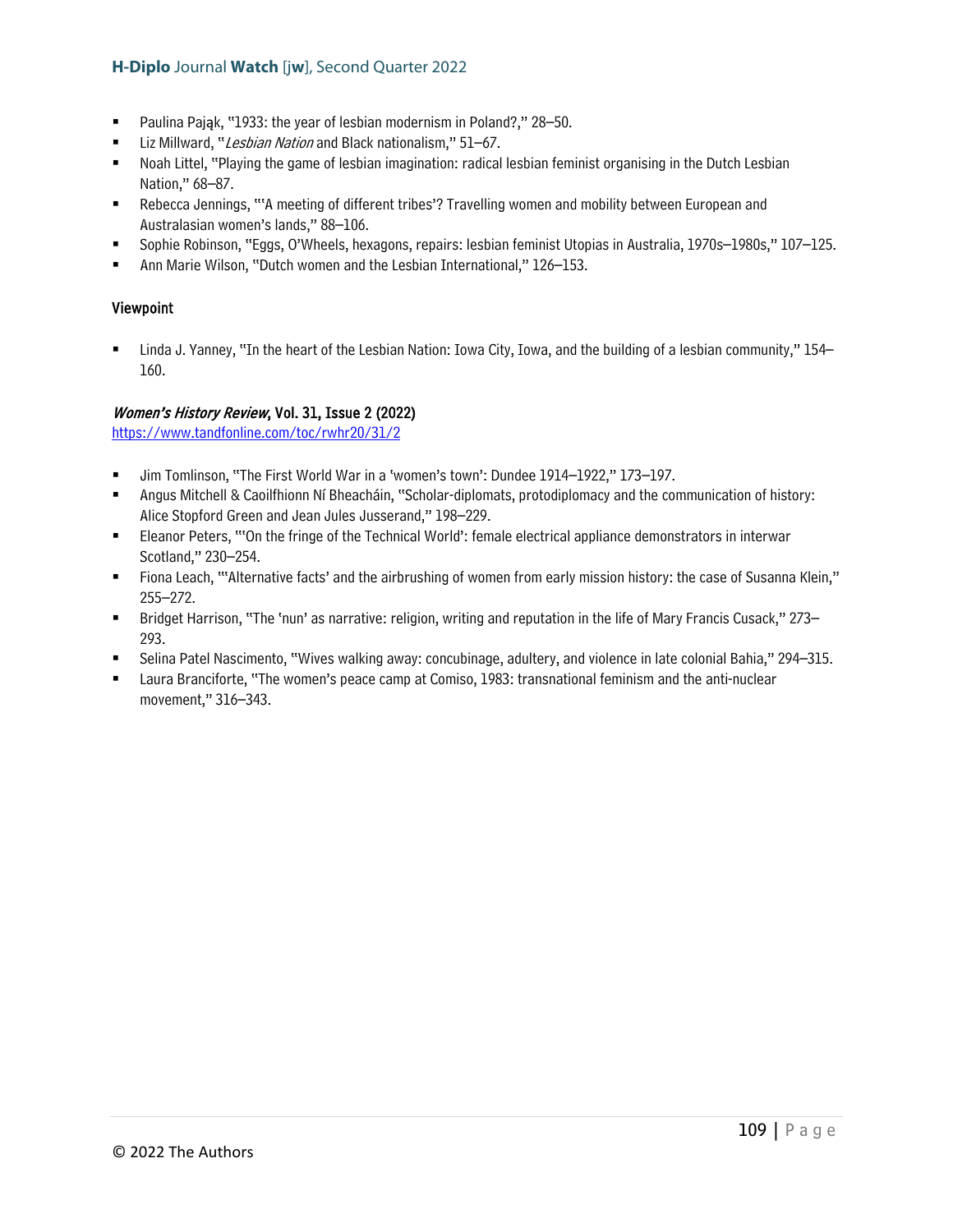- Paulina Pająk, "1933: the year of lesbian modernism in Poland?," 28–50.
- Liz Millward, "*Lesbian Nation* and Black nationalism," 51–67.
- Noah Littel, "Playing the game of lesbian imagination: radical lesbian feminist organising in the Dutch Lesbian Nation," 68–87.
- Rebecca Jennings, "'A meeting of different tribes'? Travelling women and mobility between European and Australasian women's lands," 88–106.
- Sophie Robinson, "Eggs, O'Wheels, hexagons, repairs: lesbian feminist Utopias in Australia, 1970s–1980s," 107–125.
- Ann Marie Wilson, "Dutch women and the Lesbian International," 126–153.

### Viewpoint

- Linda J. Yanney, "In the heart of the Lesbian Nation: Iowa City, Iowa, and the building of a lesbian community," 154–160.

### *Women's History Review*, Vol. 31, Issue 2 (2022)

https://www.tandfonline.com/toc/rwhr20/31/2

- Jim Tomlinson, "The First World War in a 'women's town': Dundee 1914–1922," 173–197.
- Angus Mitchell & Caoilfhionn Ní Bheacháin, "Scholar-diplomats, protodiplomacy and the communication of history: Alice Stopford Green and Jean Jules Jusserand," 198–229.
- Eleanor Peters, "'On the fringe of the Technical World': female electrical appliance demonstrators in interwar Scotland," 230–254.
- Fiona Leach, "'Alternative facts' and the airbrushing of women from early mission history: the case of Susanna Klein," 255–272.
- Bridget Harrison, "The 'nun' as narrative: religion, writing and reputation in the life of Mary Francis Cusack," 273–293.
- Selina Patel Nascimento, "Wives walking away: concubinage, adultery, and violence in late colonial Bahia," 294–315.
- Laura Branciforte, "The women's peace camp at Comiso, 1983: transnational feminism and the anti-nuclear movement," 316–343.